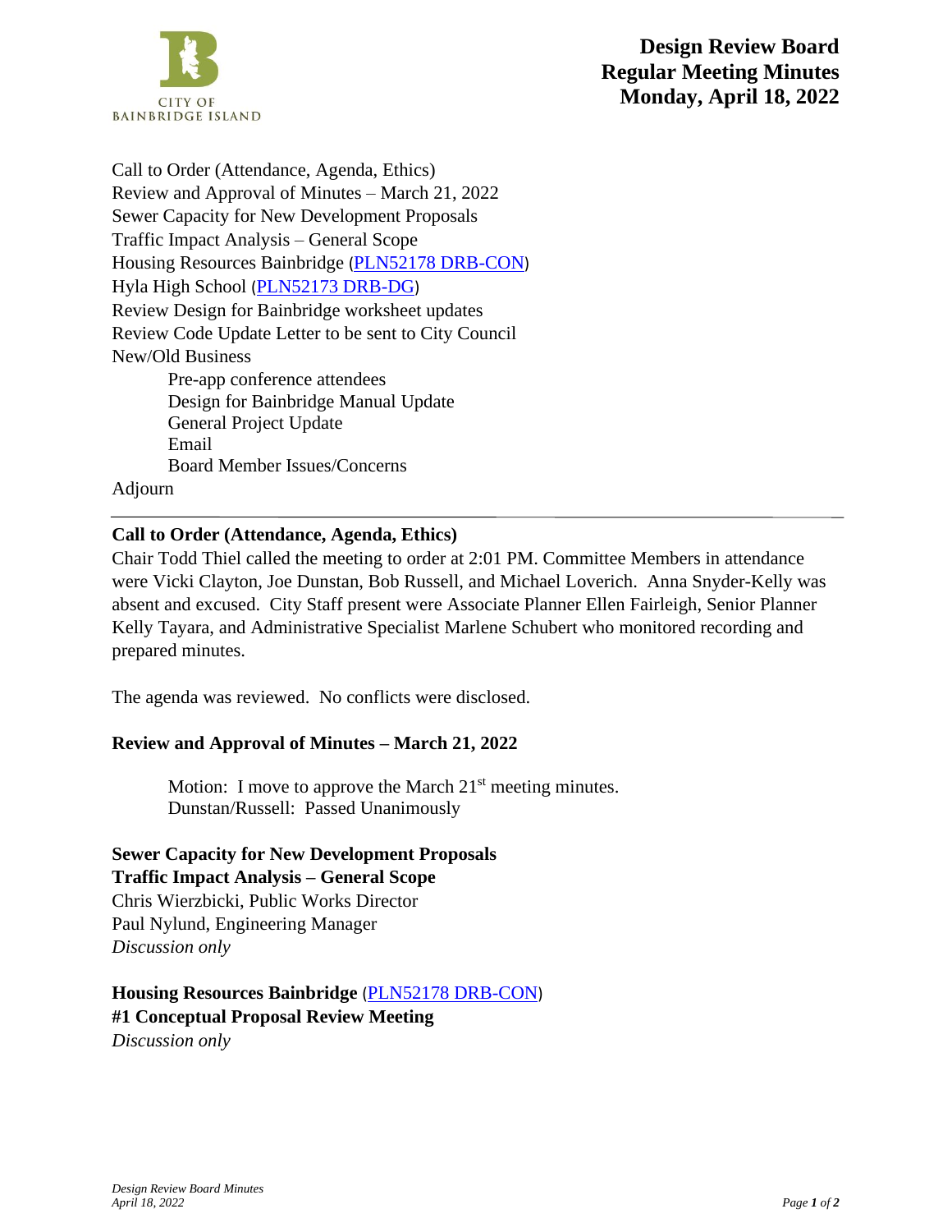# Design Review Board Regular Meeting Minutes Monday, April 18, 2022

CITY OF BAINBRIDGE ISLAND

Call to Order (Attendance, Agenda, Ethics)
Review and Approval of Minutes – March 21, 2022
Sewer Capacity for New Development Proposals
Traffic Impact Analysis – General Scope
Housing Resources Bainbridge (PLN52178 DRB-CON)
Hyla High School (PLN52173 DRB-DG)
Review Design for Bainbridge worksheet updates
Review Code Update Letter to be sent to City Council
New/Old Business

- Pre-app conference attendees
- Design for Bainbridge Manual Update
- General Project Update
- Email
- Board Member Issues/Concerns

Adjourn

---

**Call to Order (Attendance, Agenda, Ethics)**
Chair Todd Thiel called the meeting to order at 2:01 PM. Committee Members in attendance were Vicki Clayton, Joe Dunstan, Bob Russell, and Michael Loverich. Anna Snyder-Kelly was absent and excused. City Staff present were Associate Planner Ellen Fairleigh, Senior Planner Kelly Tayara, and Administrative Specialist Marlene Schubert who monitored recording and prepared minutes.

The agenda was reviewed. No conflicts were disclosed.

**Review and Approval of Minutes – March 21, 2022**

> Motion: I move to approve the March 21st meeting minutes.
> Dunstan/Russell: Passed Unanimously

**Sewer Capacity for New Development Proposals**
**Traffic Impact Analysis – General Scope**
Chris Wierzbicki, Public Works Director
Paul Nylund, Engineering Manager
*Discussion only*

**Housing Resources Bainbridge** (PLN52178 DRB-CON)
**#1 Conceptual Proposal Review Meeting**
*Discussion only*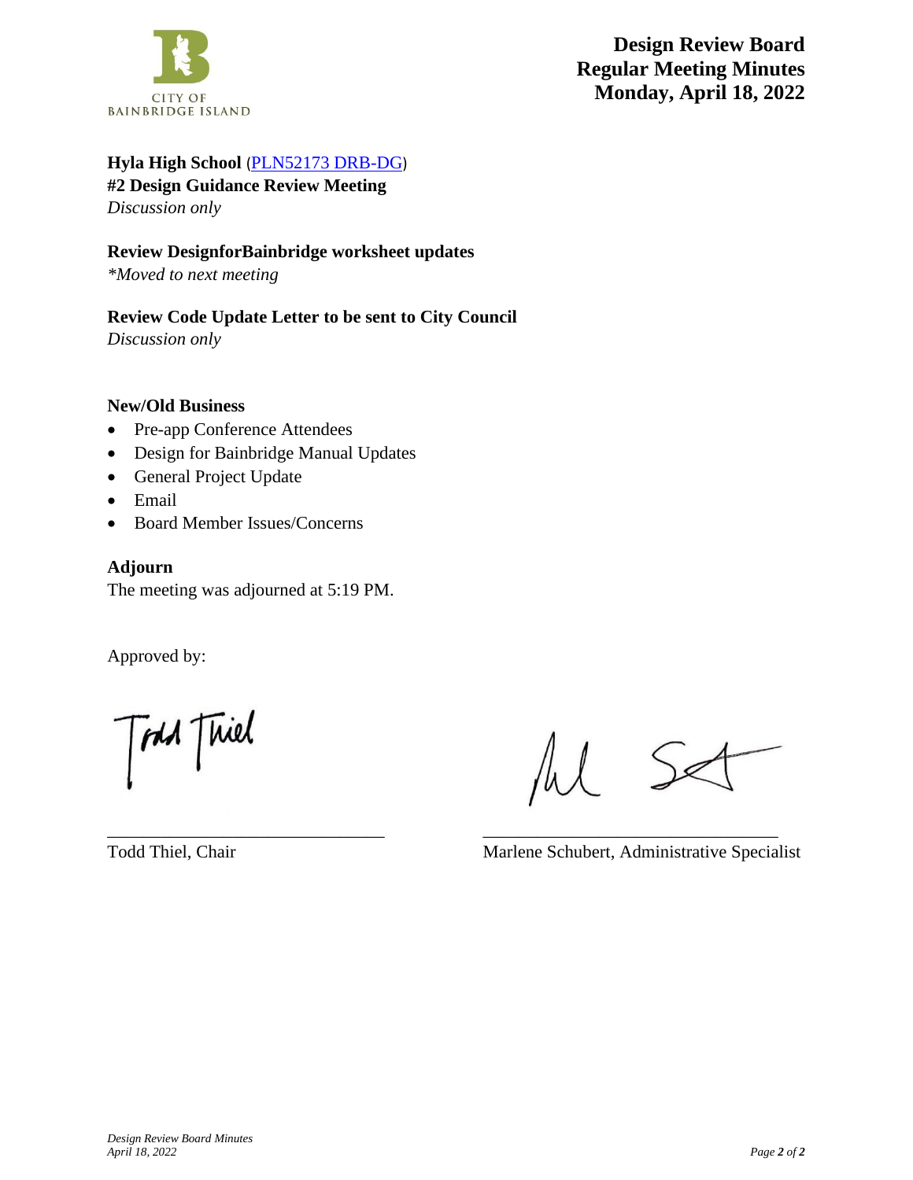**Hyla High School** (PLN52173 DRB-DG)
**#2 Design Guidance Review Meeting**
*Discussion only*

**Review DesignforBainbridge worksheet updates**
*\*Moved to next meeting*

**Review Code Update Letter to be sent to City Council**
*Discussion only*

**New/Old Business**

- Pre-app Conference Attendees
- Design for Bainbridge Manual Updates
- General Project Update
- Email
- Board Member Issues/Concerns

**Adjourn**
The meeting was adjourned at 5:19 PM.

Approved by:

_______________________________
Todd Thiel, Chair

_________________________________
Marlene Schubert, Administrative Specialist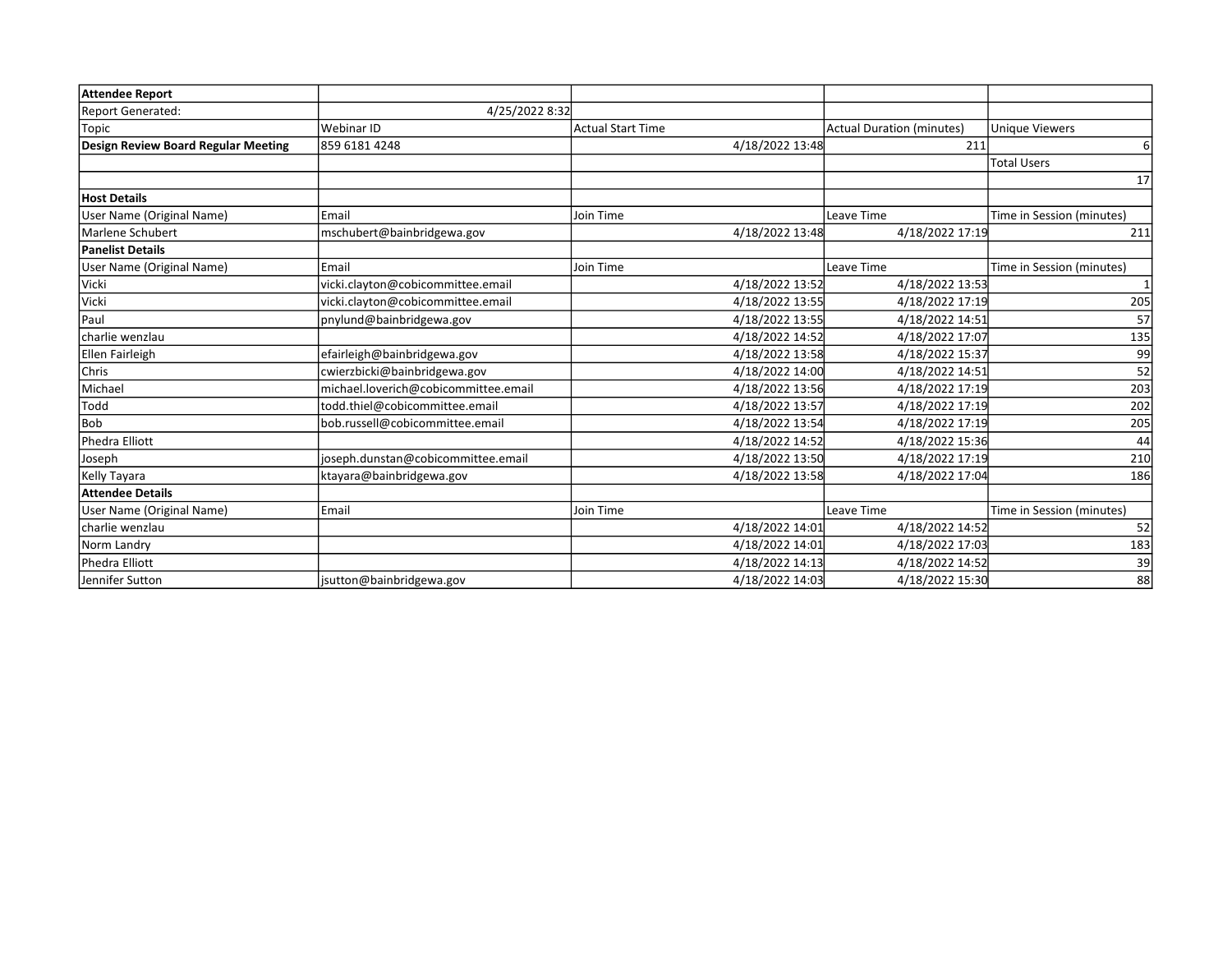| **Attendee Report** | | | | |
|---|---|---|---|---|
| Report Generated: | 4/25/2022 8:32 | | | |
| Topic | Webinar ID | Actual Start Time | Actual Duration (minutes) | Unique Viewers |
| **Design Review Board Regular Meeting** | 859 6181 4248 | 4/18/2022 13:48 | 211 | 6 |
| | | | | Total Users |
| | | | | 17 |
| **Host Details** | | | | |
| User Name (Original Name) | Email | Join Time | Leave Time | Time in Session (minutes) |
| Marlene Schubert | mschubert@bainbridgewa.gov | 4/18/2022 13:48 | 4/18/2022 17:19 | 211 |
| **Panelist Details** | | | | |
| User Name (Original Name) | Email | Join Time | Leave Time | Time in Session (minutes) |
| Vicki | vicki.clayton@cobicommittee.email | 4/18/2022 13:52 | 4/18/2022 13:53 | 1 |
| Vicki | vicki.clayton@cobicommittee.email | 4/18/2022 13:55 | 4/18/2022 17:19 | 205 |
| Paul | pnylund@bainbridgewa.gov | 4/18/2022 13:55 | 4/18/2022 14:51 | 57 |
| charlie wenzlau | | 4/18/2022 14:52 | 4/18/2022 17:07 | 135 |
| Ellen Fairleigh | efairleigh@bainbridgewa.gov | 4/18/2022 13:58 | 4/18/2022 15:37 | 99 |
| Chris | cwierzbicki@bainbridgewa.gov | 4/18/2022 14:00 | 4/18/2022 14:51 | 52 |
| Michael | michael.loverich@cobicommittee.email | 4/18/2022 13:56 | 4/18/2022 17:19 | 203 |
| Todd | todd.thiel@cobicommittee.email | 4/18/2022 13:57 | 4/18/2022 17:19 | 202 |
| Bob | bob.russell@cobicommittee.email | 4/18/2022 13:54 | 4/18/2022 17:19 | 205 |
| Phedra Elliott | | 4/18/2022 14:52 | 4/18/2022 15:36 | 44 |
| Joseph | joseph.dunstan@cobicommittee.email | 4/18/2022 13:50 | 4/18/2022 17:19 | 210 |
| Kelly Tayara | ktayara@bainbridgewa.gov | 4/18/2022 13:58 | 4/18/2022 17:04 | 186 |
| **Attendee Details** | | | | |
| User Name (Original Name) | Email | Join Time | Leave Time | Time in Session (minutes) |
| charlie wenzlau | | 4/18/2022 14:01 | 4/18/2022 14:52 | 52 |
| Norm Landry | | 4/18/2022 14:01 | 4/18/2022 17:03 | 183 |
| Phedra Elliott | | 4/18/2022 14:13 | 4/18/2022 14:52 | 39 |
| Jennifer Sutton | jsutton@bainbridgewa.gov | 4/18/2022 14:03 | 4/18/2022 15:30 | 88 |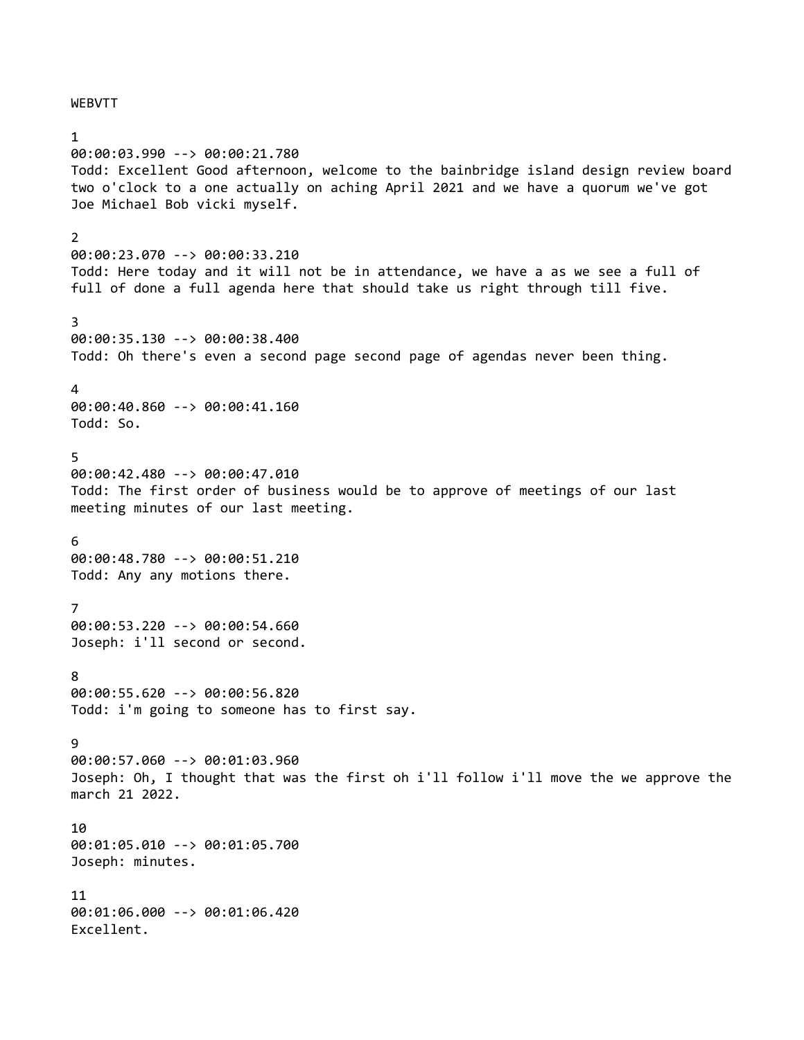WEBVTT

1
00:00:03.990 --> 00:00:21.780
Todd: Excellent Good afternoon, welcome to the bainbridge island design review board two o'clock to a one actually on aching April 2021 and we have a quorum we've got Joe Michael Bob vicki myself.

2
00:00:23.070 --> 00:00:33.210
Todd: Here today and it will not be in attendance, we have a as we see a full of full of done a full agenda here that should take us right through till five.

3
00:00:35.130 --> 00:00:38.400
Todd: Oh there's even a second page second page of agendas never been thing.

4
00:00:40.860 --> 00:00:41.160
Todd: So.

5
00:00:42.480 --> 00:00:47.010
Todd: The first order of business would be to approve of meetings of our last meeting minutes of our last meeting.

6
00:00:48.780 --> 00:00:51.210
Todd: Any any motions there.

7
00:00:53.220 --> 00:00:54.660
Joseph: i'll second or second.

8
00:00:55.620 --> 00:00:56.820
Todd: i'm going to someone has to first say.

9
00:00:57.060 --> 00:01:03.960
Joseph: Oh, I thought that was the first oh i'll follow i'll move the we approve the march 21 2022.

10
00:01:05.010 --> 00:01:05.700
Joseph: minutes.

11
00:01:06.000 --> 00:01:06.420
Excellent.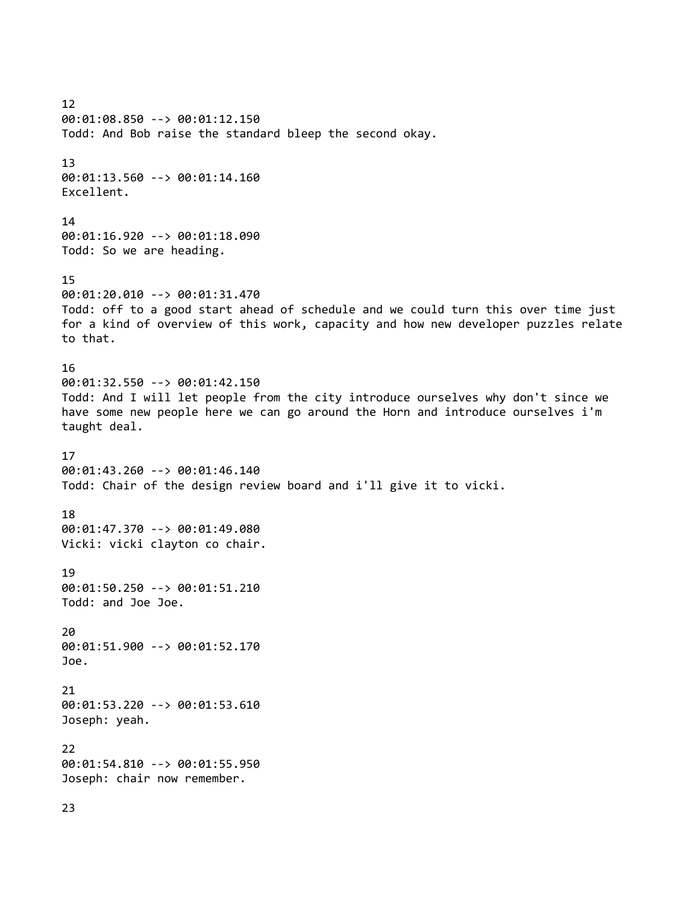12
00:01:08.850 --> 00:01:12.150
Todd: And Bob raise the standard bleep the second okay.

13
00:01:13.560 --> 00:01:14.160
Excellent.

14
00:01:16.920 --> 00:01:18.090
Todd: So we are heading.

15
00:01:20.010 --> 00:01:31.470
Todd: off to a good start ahead of schedule and we could turn this over time just for a kind of overview of this work, capacity and how new developer puzzles relate to that.

16
00:01:32.550 --> 00:01:42.150
Todd: And I will let people from the city introduce ourselves why don't since we have some new people here we can go around the Horn and introduce ourselves i'm taught deal.

17
00:01:43.260 --> 00:01:46.140
Todd: Chair of the design review board and i'll give it to vicki.

18
00:01:47.370 --> 00:01:49.080
Vicki: vicki clayton co chair.

19
00:01:50.250 --> 00:01:51.210
Todd: and Joe Joe.

20
00:01:51.900 --> 00:01:52.170
Joe.

21
00:01:53.220 --> 00:01:53.610
Joseph: yeah.

22
00:01:54.810 --> 00:01:55.950
Joseph: chair now remember.

23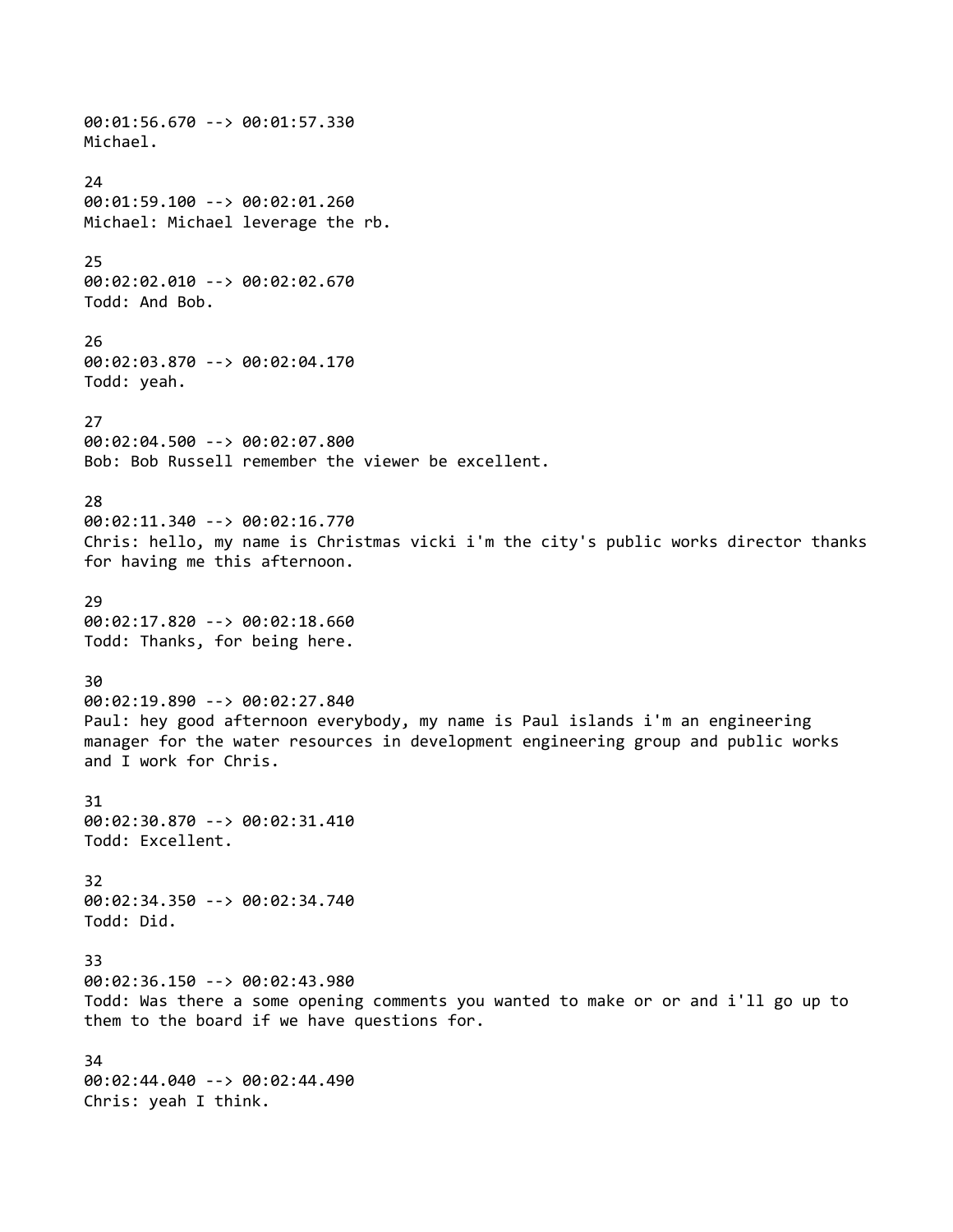00:01:56.670 --> 00:01:57.330
Michael.

24
00:01:59.100 --> 00:02:01.260
Michael: Michael leverage the rb.

25
00:02:02.010 --> 00:02:02.670
Todd: And Bob.

26
00:02:03.870 --> 00:02:04.170
Todd: yeah.

27
00:02:04.500 --> 00:02:07.800
Bob: Bob Russell remember the viewer be excellent.

28
00:02:11.340 --> 00:02:16.770
Chris: hello, my name is Christmas vicki i'm the city's public works director thanks for having me this afternoon.

29
00:02:17.820 --> 00:02:18.660
Todd: Thanks, for being here.

30
00:02:19.890 --> 00:02:27.840
Paul: hey good afternoon everybody, my name is Paul islands i'm an engineering manager for the water resources in development engineering group and public works and I work for Chris.

31
00:02:30.870 --> 00:02:31.410
Todd: Excellent.

32
00:02:34.350 --> 00:02:34.740
Todd: Did.

33
00:02:36.150 --> 00:02:43.980
Todd: Was there a some opening comments you wanted to make or or and i'll go up to them to the board if we have questions for.

34
00:02:44.040 --> 00:02:44.490
Chris: yeah I think.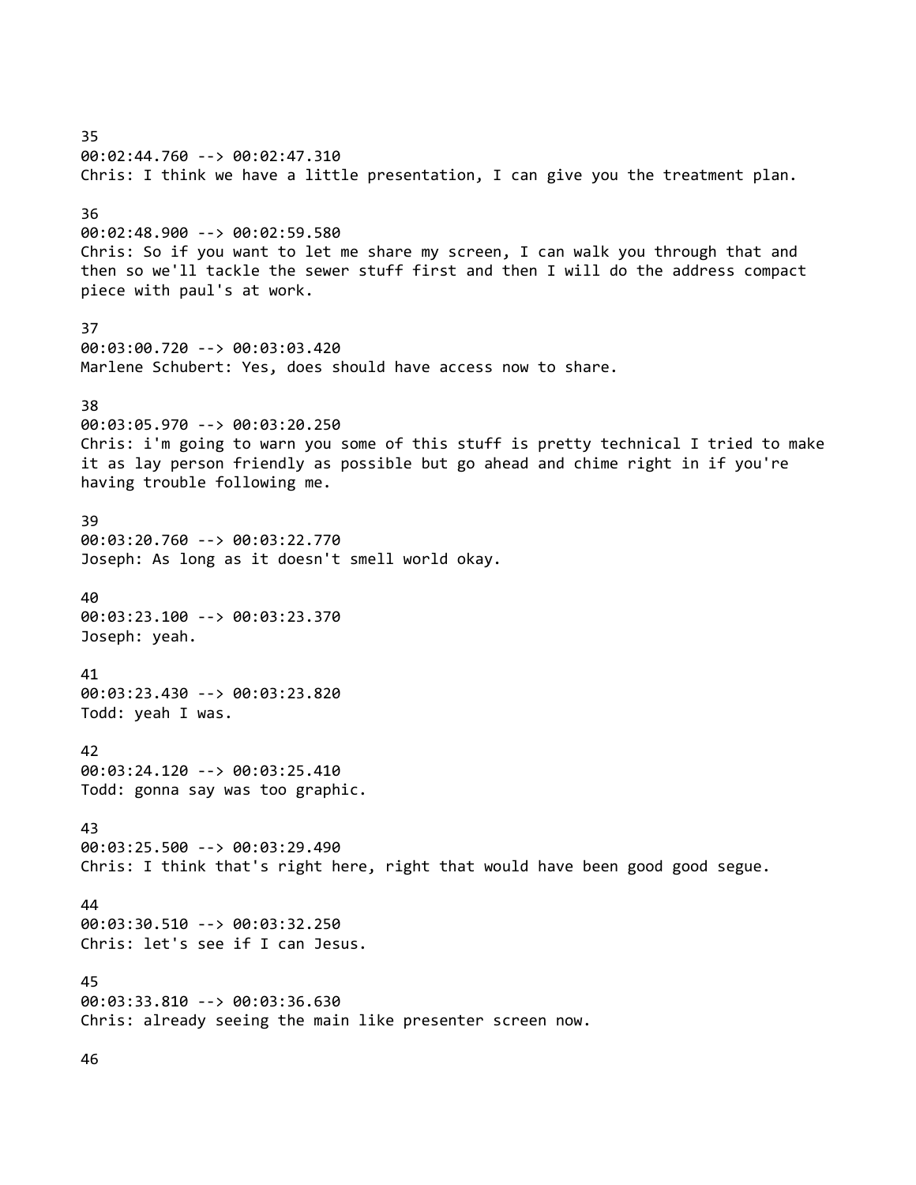35
00:02:44.760 --> 00:02:47.310
Chris: I think we have a little presentation, I can give you the treatment plan.

36
00:02:48.900 --> 00:02:59.580
Chris: So if you want to let me share my screen, I can walk you through that and then so we'll tackle the sewer stuff first and then I will do the address compact piece with paul's at work.

37
00:03:00.720 --> 00:03:03.420
Marlene Schubert: Yes, does should have access now to share.

38
00:03:05.970 --> 00:03:20.250
Chris: i'm going to warn you some of this stuff is pretty technical I tried to make it as lay person friendly as possible but go ahead and chime right in if you're having trouble following me.

39
00:03:20.760 --> 00:03:22.770
Joseph: As long as it doesn't smell world okay.

40
00:03:23.100 --> 00:03:23.370
Joseph: yeah.

41
00:03:23.430 --> 00:03:23.820
Todd: yeah I was.

42
00:03:24.120 --> 00:03:25.410
Todd: gonna say was too graphic.

43
00:03:25.500 --> 00:03:29.490
Chris: I think that's right here, right that would have been good good segue.

44
00:03:30.510 --> 00:03:32.250
Chris: let's see if I can Jesus.

45
00:03:33.810 --> 00:03:36.630
Chris: already seeing the main like presenter screen now.

46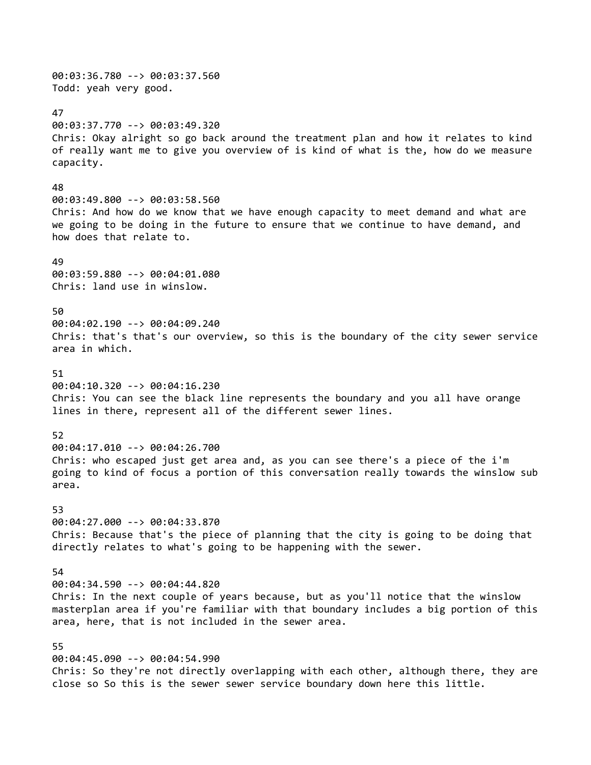00:03:36.780 --> 00:03:37.560
Todd: yeah very good.

47
00:03:37.770 --> 00:03:49.320
Chris: Okay alright so go back around the treatment plan and how it relates to kind of really want me to give you overview of is kind of what is the, how do we measure capacity.

48
00:03:49.800 --> 00:03:58.560
Chris: And how do we know that we have enough capacity to meet demand and what are we going to be doing in the future to ensure that we continue to have demand, and how does that relate to.

49
00:03:59.880 --> 00:04:01.080
Chris: land use in winslow.

50
00:04:02.190 --> 00:04:09.240
Chris: that's that's our overview, so this is the boundary of the city sewer service area in which.

51
00:04:10.320 --> 00:04:16.230
Chris: You can see the black line represents the boundary and you all have orange lines in there, represent all of the different sewer lines.

52
00:04:17.010 --> 00:04:26.700
Chris: who escaped just get area and, as you can see there's a piece of the i'm going to kind of focus a portion of this conversation really towards the winslow sub area.

53
00:04:27.000 --> 00:04:33.870
Chris: Because that's the piece of planning that the city is going to be doing that directly relates to what's going to be happening with the sewer.

54
00:04:34.590 --> 00:04:44.820
Chris: In the next couple of years because, but as you'll notice that the winslow masterplan area if you're familiar with that boundary includes a big portion of this area, here, that is not included in the sewer area.

55
00:04:45.090 --> 00:04:54.990
Chris: So they're not directly overlapping with each other, although there, they are close so So this is the sewer sewer service boundary down here this little.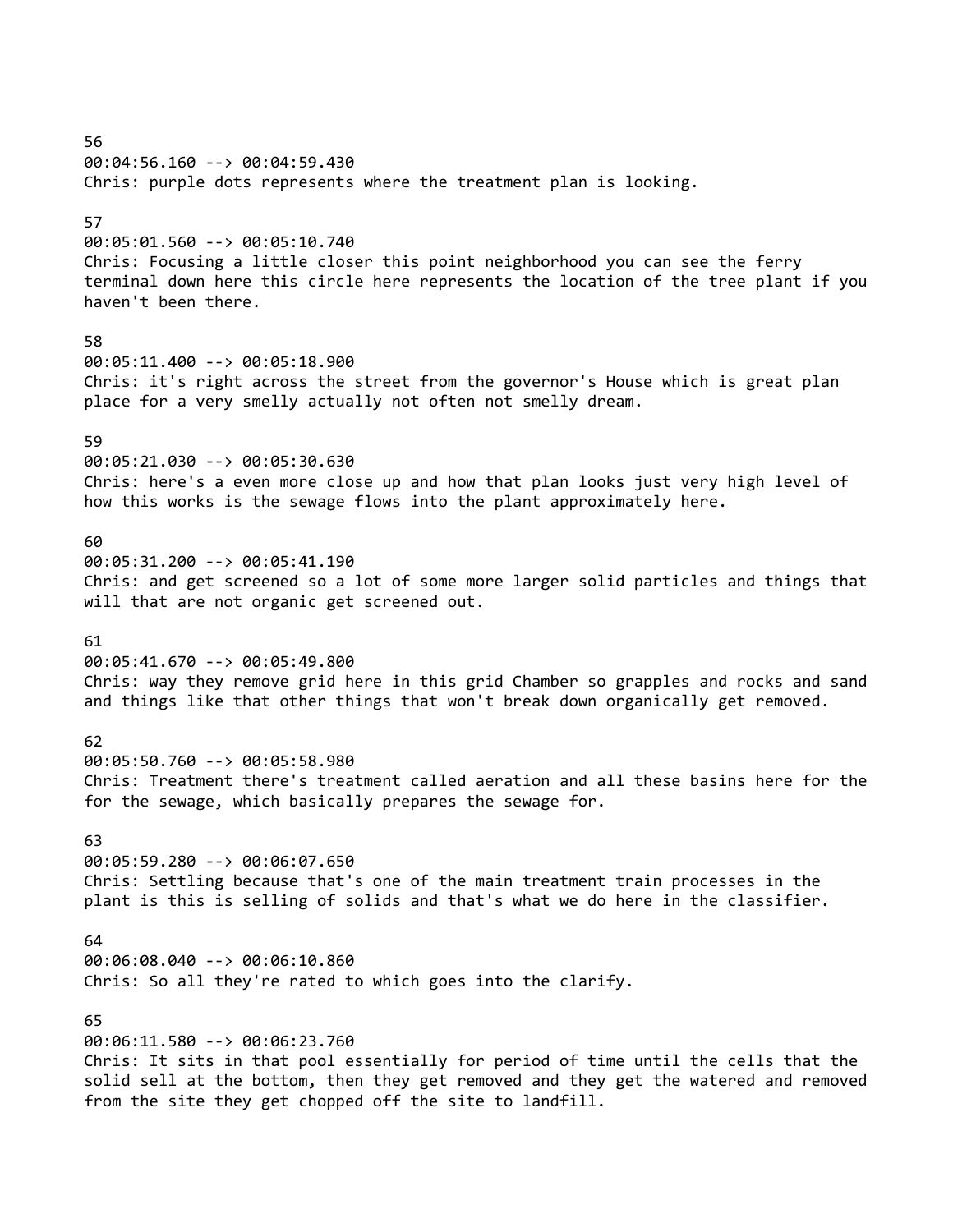56
00:04:56.160 --> 00:04:59.430
Chris: purple dots represents where the treatment plan is looking.

57
00:05:01.560 --> 00:05:10.740
Chris: Focusing a little closer this point neighborhood you can see the ferry terminal down here this circle here represents the location of the tree plant if you haven't been there.

58
00:05:11.400 --> 00:05:18.900
Chris: it's right across the street from the governor's House which is great plan place for a very smelly actually not often not smelly dream.

59
00:05:21.030 --> 00:05:30.630
Chris: here's a even more close up and how that plan looks just very high level of how this works is the sewage flows into the plant approximately here.

60
00:05:31.200 --> 00:05:41.190
Chris: and get screened so a lot of some more larger solid particles and things that will that are not organic get screened out.

61
00:05:41.670 --> 00:05:49.800
Chris: way they remove grid here in this grid Chamber so grapples and rocks and sand and things like that other things that won't break down organically get removed.

62
00:05:50.760 --> 00:05:58.980
Chris: Treatment there's treatment called aeration and all these basins here for the for the sewage, which basically prepares the sewage for.

63
00:05:59.280 --> 00:06:07.650
Chris: Settling because that's one of the main treatment train processes in the plant is this is selling of solids and that's what we do here in the classifier.

64
00:06:08.040 --> 00:06:10.860
Chris: So all they're rated to which goes into the clarify.

65
00:06:11.580 --> 00:06:23.760
Chris: It sits in that pool essentially for period of time until the cells that the solid sell at the bottom, then they get removed and they get the watered and removed from the site they get chopped off the site to landfill.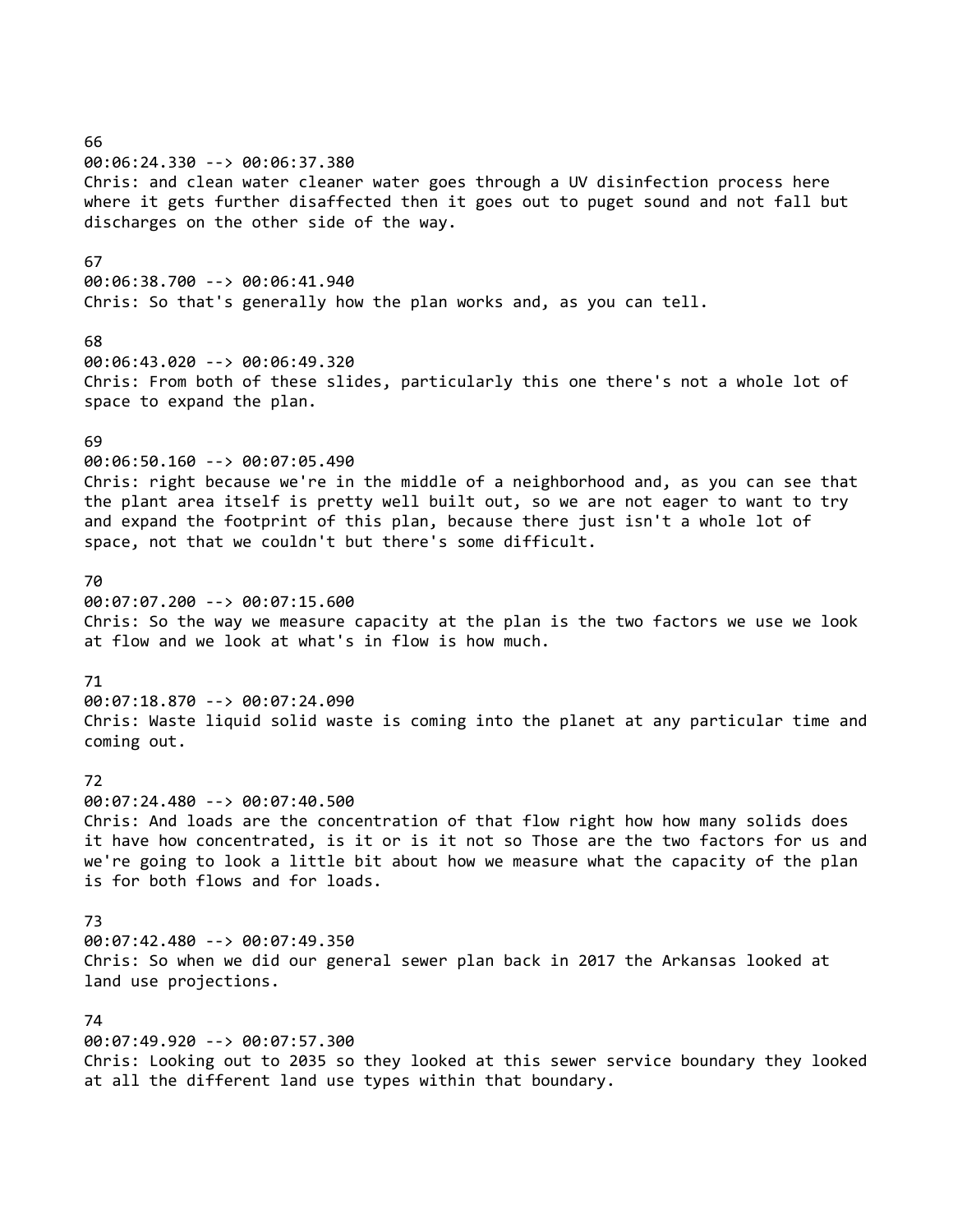66
00:06:24.330 --> 00:06:37.380
Chris: and clean water cleaner water goes through a UV disinfection process here where it gets further disaffected then it goes out to puget sound and not fall but discharges on the other side of the way.

67
00:06:38.700 --> 00:06:41.940
Chris: So that's generally how the plan works and, as you can tell.

68
00:06:43.020 --> 00:06:49.320
Chris: From both of these slides, particularly this one there's not a whole lot of space to expand the plan.

69
00:06:50.160 --> 00:07:05.490
Chris: right because we're in the middle of a neighborhood and, as you can see that the plant area itself is pretty well built out, so we are not eager to want to try and expand the footprint of this plan, because there just isn't a whole lot of space, not that we couldn't but there's some difficult.

70
00:07:07.200 --> 00:07:15.600
Chris: So the way we measure capacity at the plan is the two factors we use we look at flow and we look at what's in flow is how much.

71
00:07:18.870 --> 00:07:24.090
Chris: Waste liquid solid waste is coming into the planet at any particular time and coming out.

72
00:07:24.480 --> 00:07:40.500
Chris: And loads are the concentration of that flow right how how many solids does it have how concentrated, is it or is it not so Those are the two factors for us and we're going to look a little bit about how we measure what the capacity of the plan is for both flows and for loads.

73
00:07:42.480 --> 00:07:49.350
Chris: So when we did our general sewer plan back in 2017 the Arkansas looked at land use projections.

74
00:07:49.920 --> 00:07:57.300
Chris: Looking out to 2035 so they looked at this sewer service boundary they looked at all the different land use types within that boundary.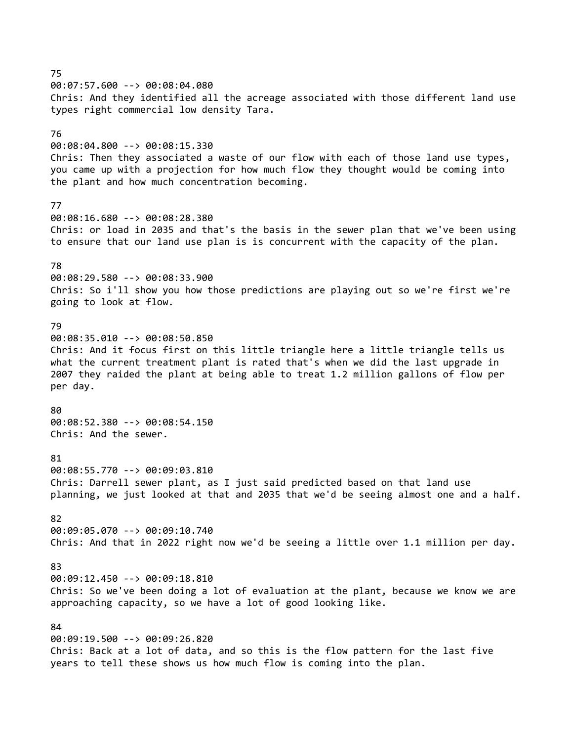75
00:07:57.600 --> 00:08:04.080
Chris: And they identified all the acreage associated with those different land use types right commercial low density Tara.

76
00:08:04.800 --> 00:08:15.330
Chris: Then they associated a waste of our flow with each of those land use types, you came up with a projection for how much flow they thought would be coming into the plant and how much concentration becoming.

77
00:08:16.680 --> 00:08:28.380
Chris: or load in 2035 and that's the basis in the sewer plan that we've been using to ensure that our land use plan is is concurrent with the capacity of the plan.

78
00:08:29.580 --> 00:08:33.900
Chris: So i'll show you how those predictions are playing out so we're first we're going to look at flow.

79
00:08:35.010 --> 00:08:50.850
Chris: And it focus first on this little triangle here a little triangle tells us what the current treatment plant is rated that's when we did the last upgrade in 2007 they raided the plant at being able to treat 1.2 million gallons of flow per per day.

80
00:08:52.380 --> 00:08:54.150
Chris: And the sewer.

81
00:08:55.770 --> 00:09:03.810
Chris: Darrell sewer plant, as I just said predicted based on that land use planning, we just looked at that and 2035 that we'd be seeing almost one and a half.

82
00:09:05.070 --> 00:09:10.740
Chris: And that in 2022 right now we'd be seeing a little over 1.1 million per day.

83
00:09:12.450 --> 00:09:18.810
Chris: So we've been doing a lot of evaluation at the plant, because we know we are approaching capacity, so we have a lot of good looking like.

84
00:09:19.500 --> 00:09:26.820
Chris: Back at a lot of data, and so this is the flow pattern for the last five years to tell these shows us how much flow is coming into the plan.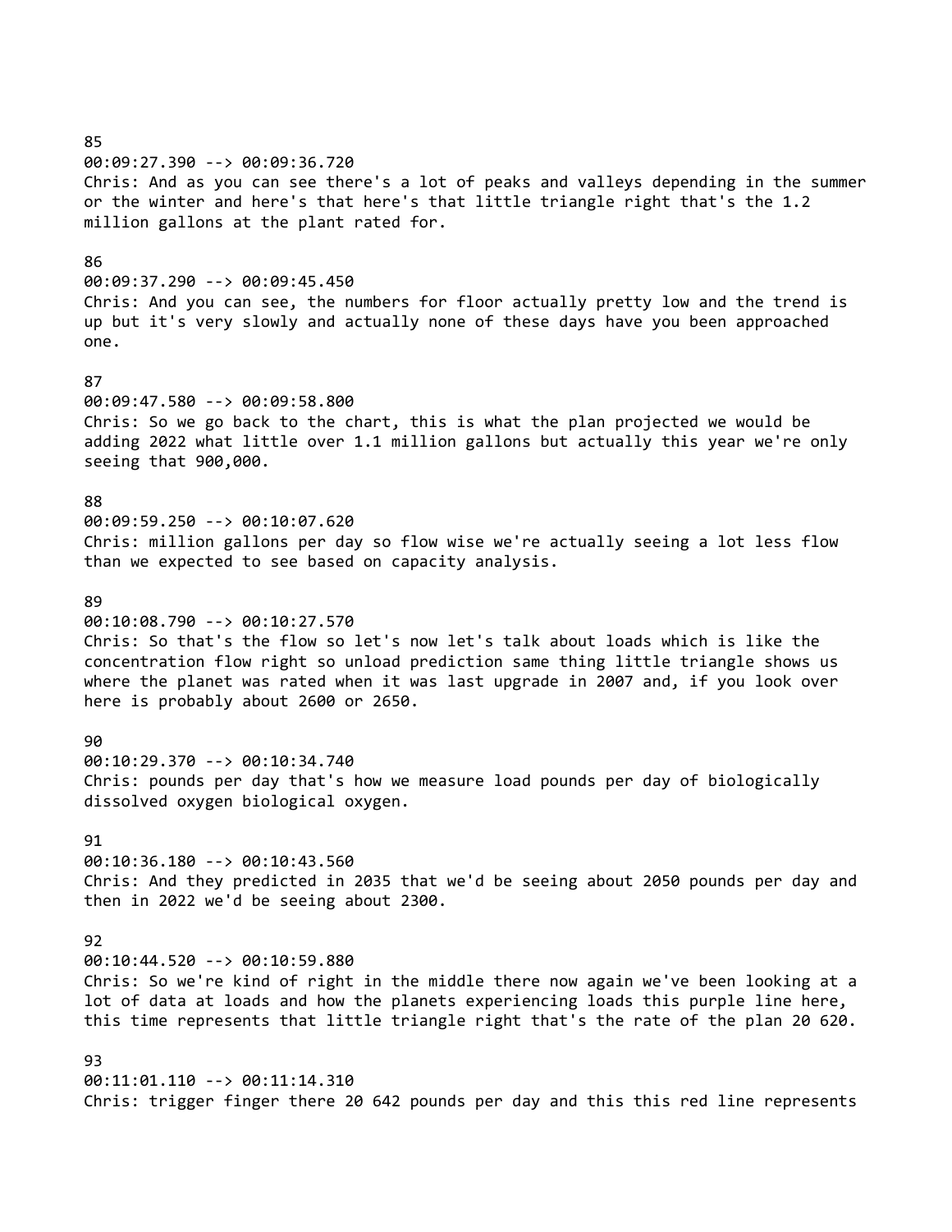85
00:09:27.390 --> 00:09:36.720
Chris: And as you can see there's a lot of peaks and valleys depending in the summer or the winter and here's that here's that little triangle right that's the 1.2 million gallons at the plant rated for.

86
00:09:37.290 --> 00:09:45.450
Chris: And you can see, the numbers for floor actually pretty low and the trend is up but it's very slowly and actually none of these days have you been approached one.

87
00:09:47.580 --> 00:09:58.800
Chris: So we go back to the chart, this is what the plan projected we would be adding 2022 what little over 1.1 million gallons but actually this year we're only seeing that 900,000.

88
00:09:59.250 --> 00:10:07.620
Chris: million gallons per day so flow wise we're actually seeing a lot less flow than we expected to see based on capacity analysis.

89
00:10:08.790 --> 00:10:27.570
Chris: So that's the flow so let's now let's talk about loads which is like the concentration flow right so unload prediction same thing little triangle shows us where the planet was rated when it was last upgrade in 2007 and, if you look over here is probably about 2600 or 2650.

90
00:10:29.370 --> 00:10:34.740
Chris: pounds per day that's how we measure load pounds per day of biologically dissolved oxygen biological oxygen.

91
00:10:36.180 --> 00:10:43.560
Chris: And they predicted in 2035 that we'd be seeing about 2050 pounds per day and then in 2022 we'd be seeing about 2300.

92
00:10:44.520 --> 00:10:59.880
Chris: So we're kind of right in the middle there now again we've been looking at a lot of data at loads and how the planets experiencing loads this purple line here, this time represents that little triangle right that's the rate of the plan 20 620.

93
00:11:01.110 --> 00:11:14.310
Chris: trigger finger there 20 642 pounds per day and this this red line represents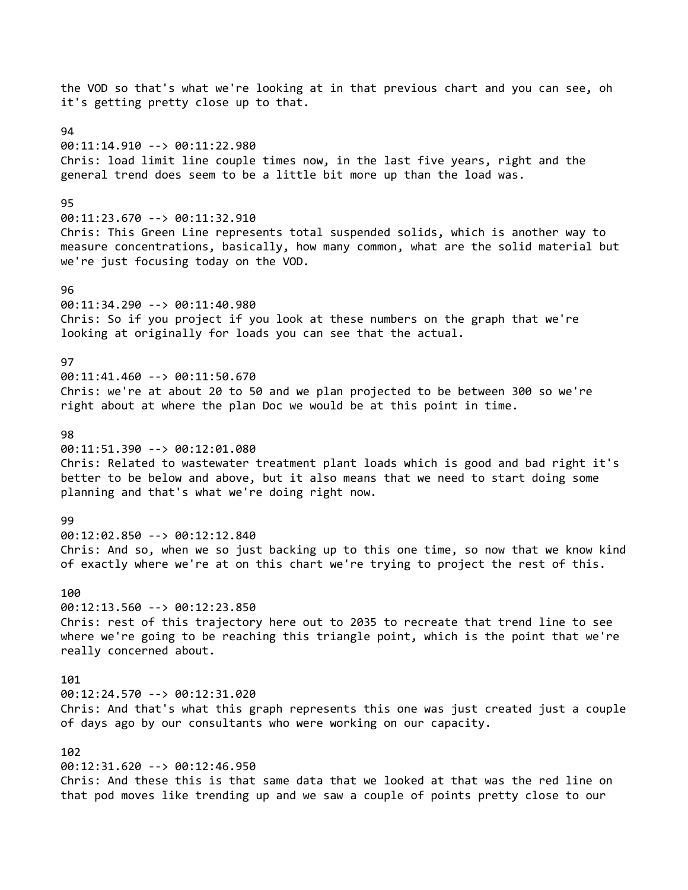the VOD so that's what we're looking at in that previous chart and you can see, oh it's getting pretty close up to that.

94
00:11:14.910 --> 00:11:22.980
Chris: load limit line couple times now, in the last five years, right and the general trend does seem to be a little bit more up than the load was.

95
00:11:23.670 --> 00:11:32.910
Chris: This Green Line represents total suspended solids, which is another way to measure concentrations, basically, how many common, what are the solid material but we're just focusing today on the VOD.

96
00:11:34.290 --> 00:11:40.980
Chris: So if you project if you look at these numbers on the graph that we're looking at originally for loads you can see that the actual.

97
00:11:41.460 --> 00:11:50.670
Chris: we're at about 20 to 50 and we plan projected to be between 300 so we're right about at where the plan Doc we would be at this point in time.

98
00:11:51.390 --> 00:12:01.080
Chris: Related to wastewater treatment plant loads which is good and bad right it's better to be below and above, but it also means that we need to start doing some planning and that's what we're doing right now.

99
00:12:02.850 --> 00:12:12.840
Chris: And so, when we so just backing up to this one time, so now that we know kind of exactly where we're at on this chart we're trying to project the rest of this.

100
00:12:13.560 --> 00:12:23.850
Chris: rest of this trajectory here out to 2035 to recreate that trend line to see where we're going to be reaching this triangle point, which is the point that we're really concerned about.

101
00:12:24.570 --> 00:12:31.020
Chris: And that's what this graph represents this one was just created just a couple of days ago by our consultants who were working on our capacity.

102
00:12:31.620 --> 00:12:46.950
Chris: And these this is that same data that we looked at that was the red line on that pod moves like trending up and we saw a couple of points pretty close to our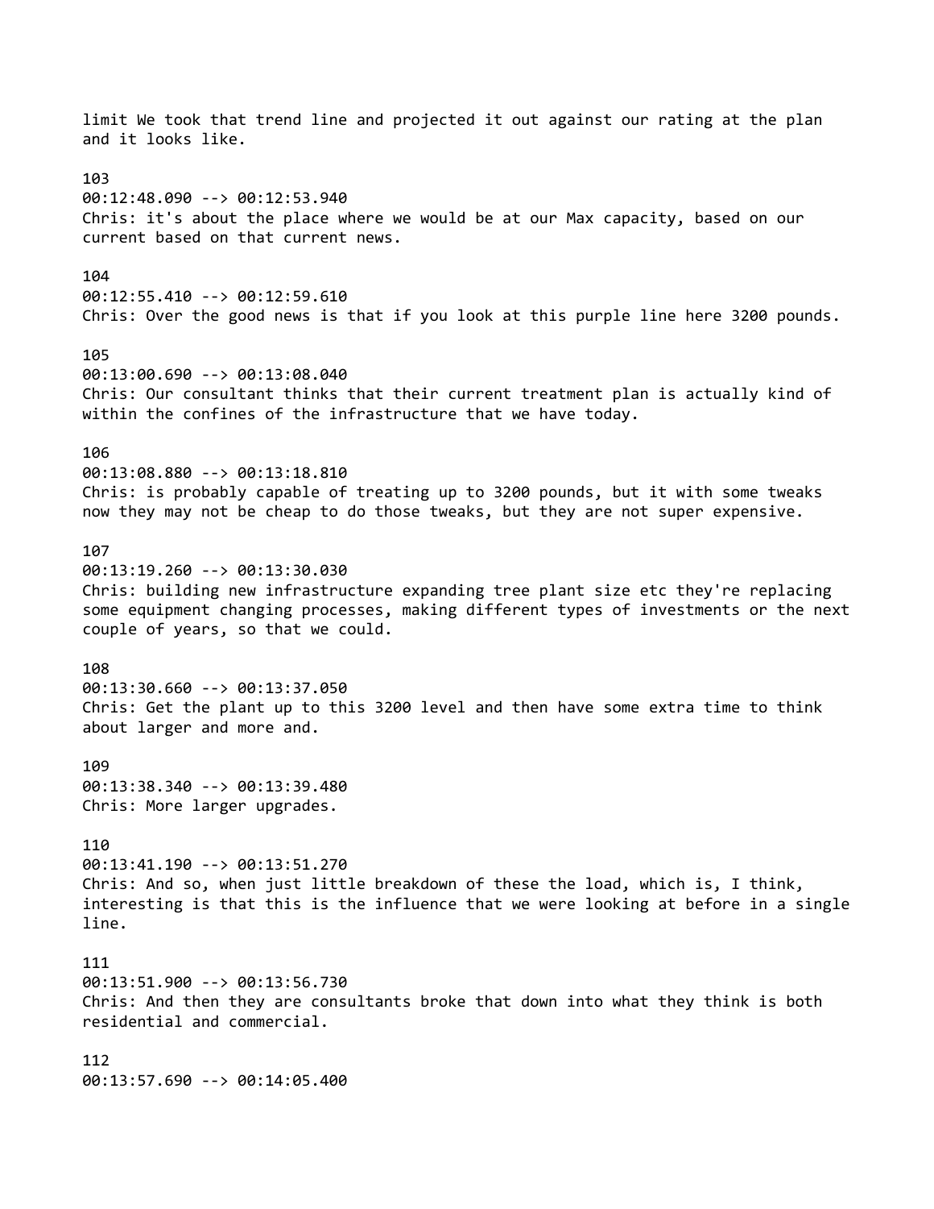limit We took that trend line and projected it out against our rating at the plan and it looks like.

103
00:12:48.090 --> 00:12:53.940
Chris: it's about the place where we would be at our Max capacity, based on our current based on that current news.

104
00:12:55.410 --> 00:12:59.610
Chris: Over the good news is that if you look at this purple line here 3200 pounds.

105
00:13:00.690 --> 00:13:08.040
Chris: Our consultant thinks that their current treatment plan is actually kind of within the confines of the infrastructure that we have today.

106
00:13:08.880 --> 00:13:18.810
Chris: is probably capable of treating up to 3200 pounds, but it with some tweaks now they may not be cheap to do those tweaks, but they are not super expensive.

107
00:13:19.260 --> 00:13:30.030
Chris: building new infrastructure expanding tree plant size etc they're replacing some equipment changing processes, making different types of investments or the next couple of years, so that we could.

108
00:13:30.660 --> 00:13:37.050
Chris: Get the plant up to this 3200 level and then have some extra time to think about larger and more and.

109
00:13:38.340 --> 00:13:39.480
Chris: More larger upgrades.

110
00:13:41.190 --> 00:13:51.270
Chris: And so, when just little breakdown of these the load, which is, I think, interesting is that this is the influence that we were looking at before in a single line.

111
00:13:51.900 --> 00:13:56.730
Chris: And then they are consultants broke that down into what they think is both residential and commercial.

112
00:13:57.690 --> 00:14:05.400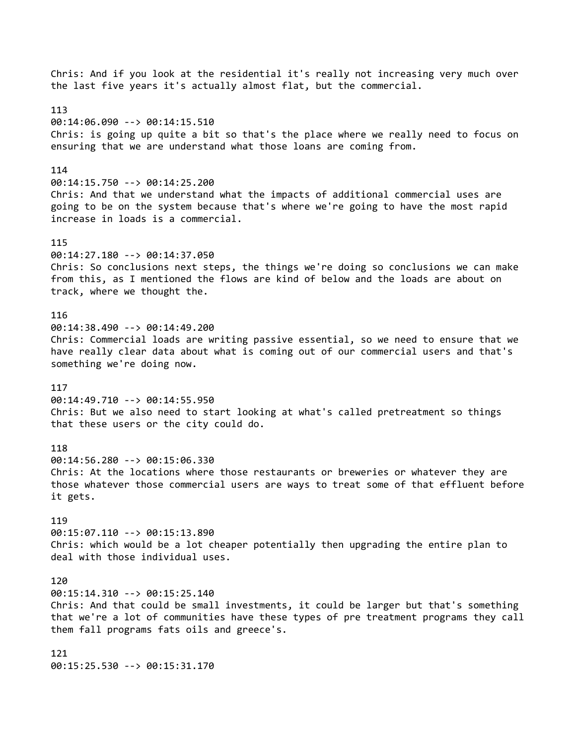Chris: And if you look at the residential it's really not increasing very much over the last five years it's actually almost flat, but the commercial.

113
00:14:06.090 --> 00:14:15.510
Chris: is going up quite a bit so that's the place where we really need to focus on ensuring that we are understand what those loans are coming from.

114
00:14:15.750 --> 00:14:25.200
Chris: And that we understand what the impacts of additional commercial uses are going to be on the system because that's where we're going to have the most rapid increase in loads is a commercial.

115
00:14:27.180 --> 00:14:37.050
Chris: So conclusions next steps, the things we're doing so conclusions we can make from this, as I mentioned the flows are kind of below and the loads are about on track, where we thought the.

116
00:14:38.490 --> 00:14:49.200
Chris: Commercial loads are writing passive essential, so we need to ensure that we have really clear data about what is coming out of our commercial users and that's something we're doing now.

117
00:14:49.710 --> 00:14:55.950
Chris: But we also need to start looking at what's called pretreatment so things that these users or the city could do.

118
00:14:56.280 --> 00:15:06.330
Chris: At the locations where those restaurants or breweries or whatever they are those whatever those commercial users are ways to treat some of that effluent before it gets.

119
00:15:07.110 --> 00:15:13.890
Chris: which would be a lot cheaper potentially then upgrading the entire plan to deal with those individual uses.

120
00:15:14.310 --> 00:15:25.140
Chris: And that could be small investments, it could be larger but that's something that we're a lot of communities have these types of pre treatment programs they call them fall programs fats oils and greece's.

121
00:15:25.530 --> 00:15:31.170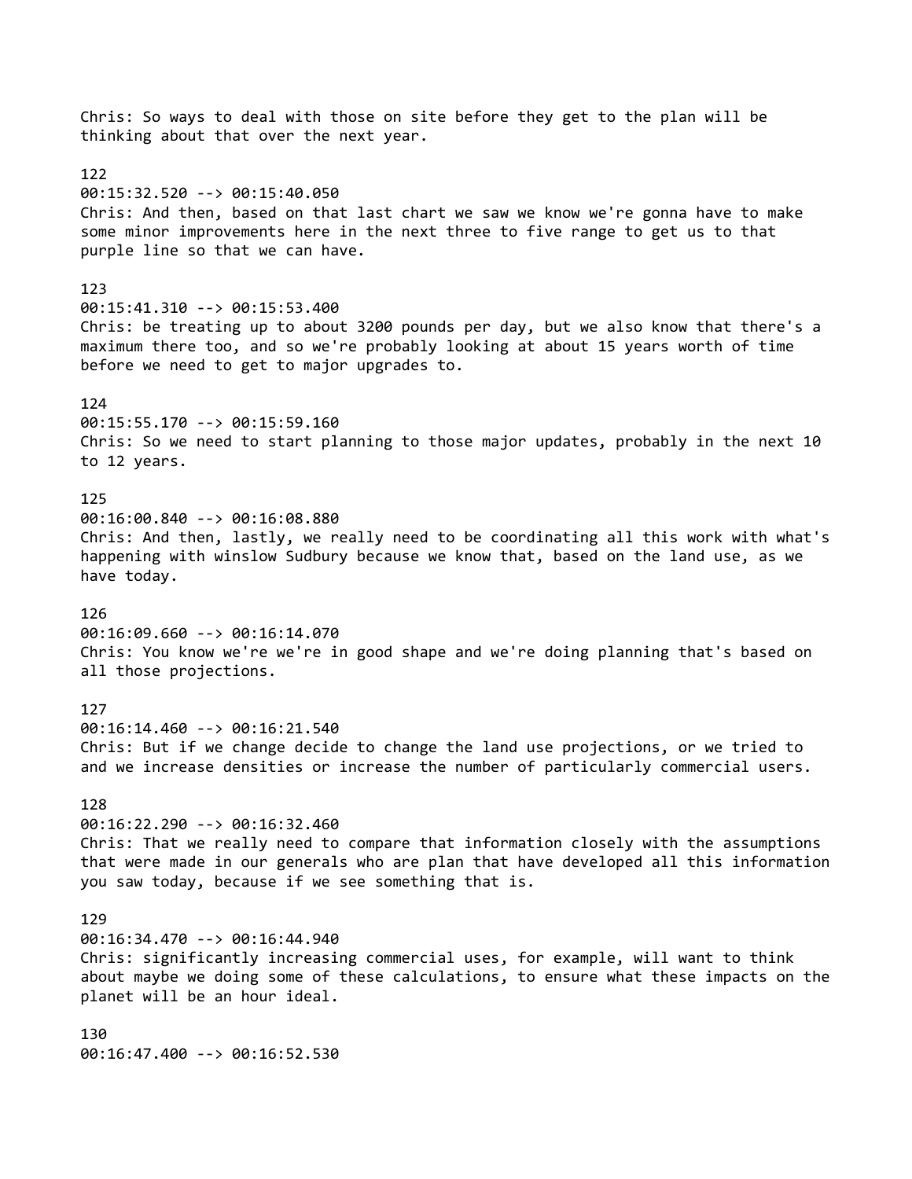Chris: So ways to deal with those on site before they get to the plan will be thinking about that over the next year.

122
00:15:32.520 --> 00:15:40.050
Chris: And then, based on that last chart we saw we know we're gonna have to make some minor improvements here in the next three to five range to get us to that purple line so that we can have.

123
00:15:41.310 --> 00:15:53.400
Chris: be treating up to about 3200 pounds per day, but we also know that there's a maximum there too, and so we're probably looking at about 15 years worth of time before we need to get to major upgrades to.

124
00:15:55.170 --> 00:15:59.160
Chris: So we need to start planning to those major updates, probably in the next 10 to 12 years.

125
00:16:00.840 --> 00:16:08.880
Chris: And then, lastly, we really need to be coordinating all this work with what's happening with winslow Sudbury because we know that, based on the land use, as we have today.

126
00:16:09.660 --> 00:16:14.070
Chris: You know we're we're in good shape and we're doing planning that's based on all those projections.

127
00:16:14.460 --> 00:16:21.540
Chris: But if we change decide to change the land use projections, or we tried to and we increase densities or increase the number of particularly commercial users.

128
00:16:22.290 --> 00:16:32.460
Chris: That we really need to compare that information closely with the assumptions that were made in our generals who are plan that have developed all this information you saw today, because if we see something that is.

129
00:16:34.470 --> 00:16:44.940
Chris: significantly increasing commercial uses, for example, will want to think about maybe we doing some of these calculations, to ensure what these impacts on the planet will be an hour ideal.

130
00:16:47.400 --> 00:16:52.530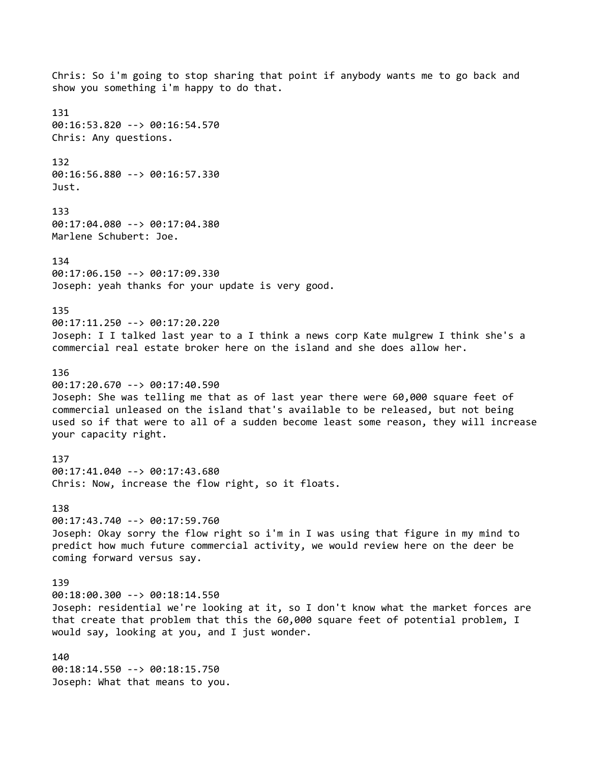Chris: So i'm going to stop sharing that point if anybody wants me to go back and show you something i'm happy to do that.

131
00:16:53.820 --> 00:16:54.570
Chris: Any questions.

132
00:16:56.880 --> 00:16:57.330
Just.

133
00:17:04.080 --> 00:17:04.380
Marlene Schubert: Joe.

134
00:17:06.150 --> 00:17:09.330
Joseph: yeah thanks for your update is very good.

135
00:17:11.250 --> 00:17:20.220
Joseph: I I talked last year to a I think a news corp Kate mulgrew I think she's a commercial real estate broker here on the island and she does allow her.

136
00:17:20.670 --> 00:17:40.590
Joseph: She was telling me that as of last year there were 60,000 square feet of commercial unleased on the island that's available to be released, but not being used so if that were to all of a sudden become least some reason, they will increase your capacity right.

137
00:17:41.040 --> 00:17:43.680
Chris: Now, increase the flow right, so it floats.

138
00:17:43.740 --> 00:17:59.760
Joseph: Okay sorry the flow right so i'm in I was using that figure in my mind to predict how much future commercial activity, we would review here on the deer be coming forward versus say.

139
00:18:00.300 --> 00:18:14.550
Joseph: residential we're looking at it, so I don't know what the market forces are that create that problem that this the 60,000 square feet of potential problem, I would say, looking at you, and I just wonder.

140
00:18:14.550 --> 00:18:15.750
Joseph: What that means to you.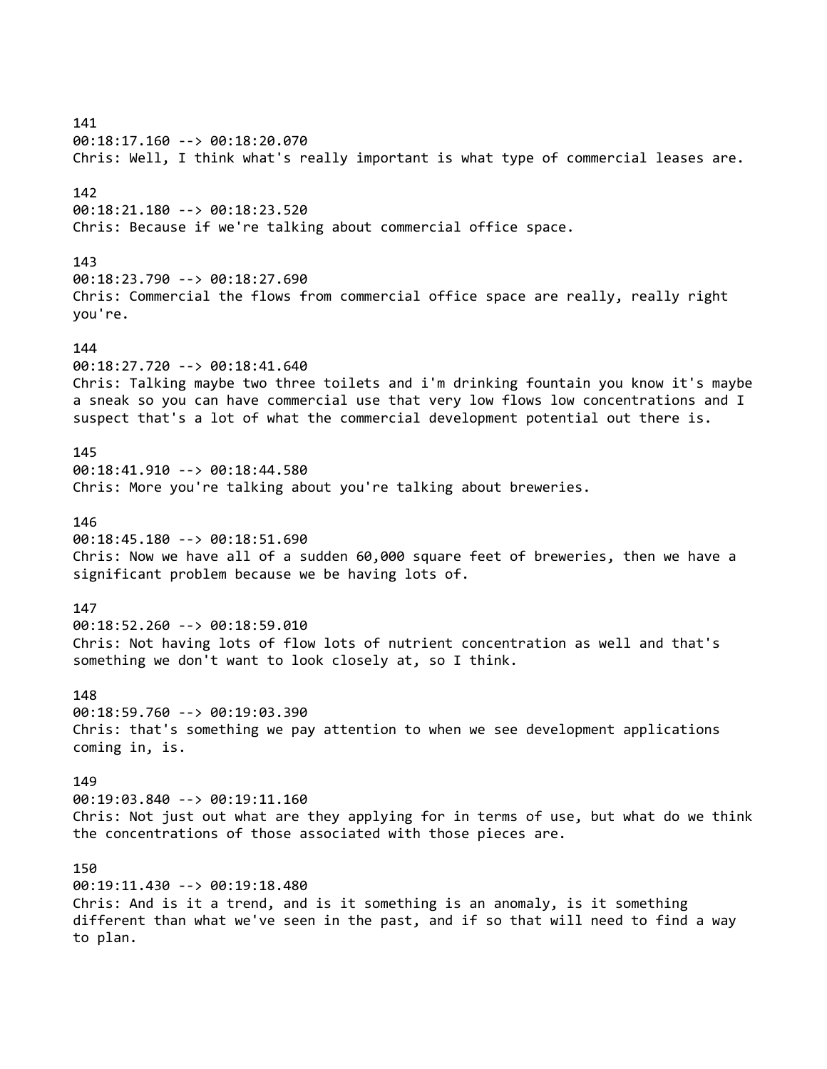141
00:18:17.160 --> 00:18:20.070
Chris: Well, I think what's really important is what type of commercial leases are.

142
00:18:21.180 --> 00:18:23.520
Chris: Because if we're talking about commercial office space.

143
00:18:23.790 --> 00:18:27.690
Chris: Commercial the flows from commercial office space are really, really right you're.

144
00:18:27.720 --> 00:18:41.640
Chris: Talking maybe two three toilets and i'm drinking fountain you know it's maybe a sneak so you can have commercial use that very low flows low concentrations and I suspect that's a lot of what the commercial development potential out there is.

145
00:18:41.910 --> 00:18:44.580
Chris: More you're talking about you're talking about breweries.

146
00:18:45.180 --> 00:18:51.690
Chris: Now we have all of a sudden 60,000 square feet of breweries, then we have a significant problem because we be having lots of.

147
00:18:52.260 --> 00:18:59.010
Chris: Not having lots of flow lots of nutrient concentration as well and that's something we don't want to look closely at, so I think.

148
00:18:59.760 --> 00:19:03.390
Chris: that's something we pay attention to when we see development applications coming in, is.

149
00:19:03.840 --> 00:19:11.160
Chris: Not just out what are they applying for in terms of use, but what do we think the concentrations of those associated with those pieces are.

150
00:19:11.430 --> 00:19:18.480
Chris: And is it a trend, and is it something is an anomaly, is it something different than what we've seen in the past, and if so that will need to find a way to plan.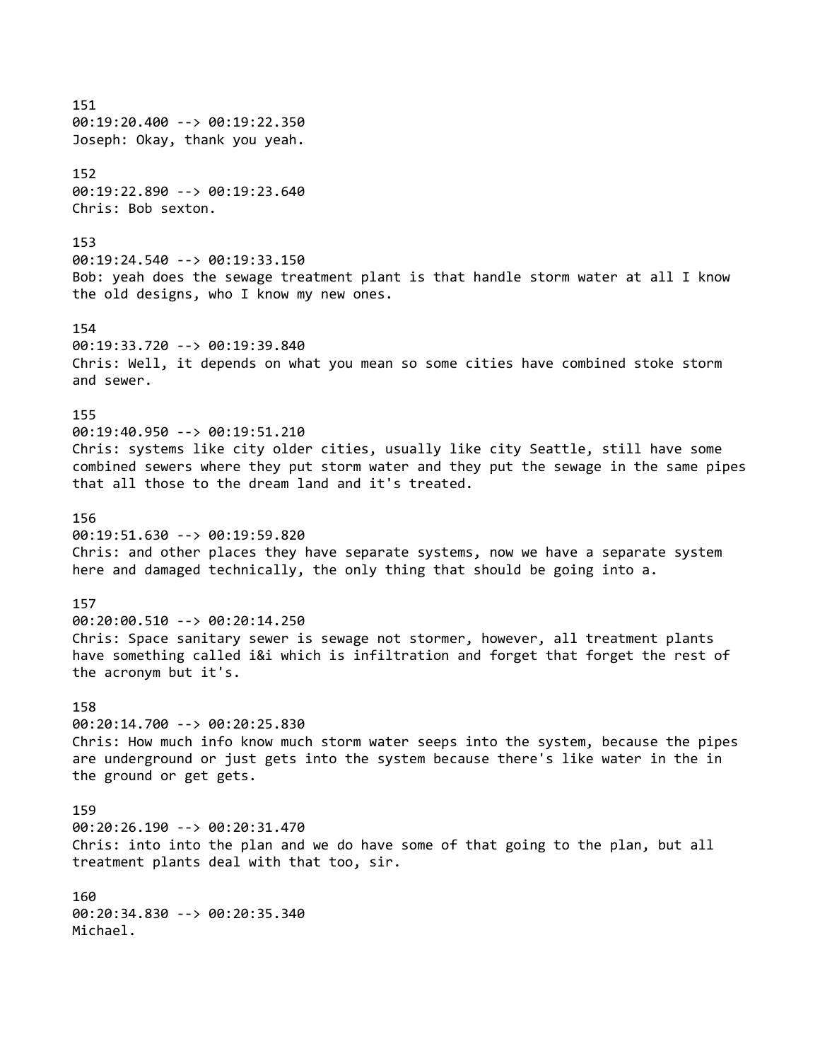151
00:19:20.400 --> 00:19:22.350
Joseph: Okay, thank you yeah.

152
00:19:22.890 --> 00:19:23.640
Chris: Bob sexton.

153
00:19:24.540 --> 00:19:33.150
Bob: yeah does the sewage treatment plant is that handle storm water at all I know the old designs, who I know my new ones.

154
00:19:33.720 --> 00:19:39.840
Chris: Well, it depends on what you mean so some cities have combined stoke storm and sewer.

155
00:19:40.950 --> 00:19:51.210
Chris: systems like city older cities, usually like city Seattle, still have some combined sewers where they put storm water and they put the sewage in the same pipes that all those to the dream land and it's treated.

156
00:19:51.630 --> 00:19:59.820
Chris: and other places they have separate systems, now we have a separate system here and damaged technically, the only thing that should be going into a.

157
00:20:00.510 --> 00:20:14.250
Chris: Space sanitary sewer is sewage not stormer, however, all treatment plants have something called i&i which is infiltration and forget that forget the rest of the acronym but it's.

158
00:20:14.700 --> 00:20:25.830
Chris: How much info know much storm water seeps into the system, because the pipes are underground or just gets into the system because there's like water in the in the ground or get gets.

159
00:20:26.190 --> 00:20:31.470
Chris: into into the plan and we do have some of that going to the plan, but all treatment plants deal with that too, sir.

160
00:20:34.830 --> 00:20:35.340
Michael.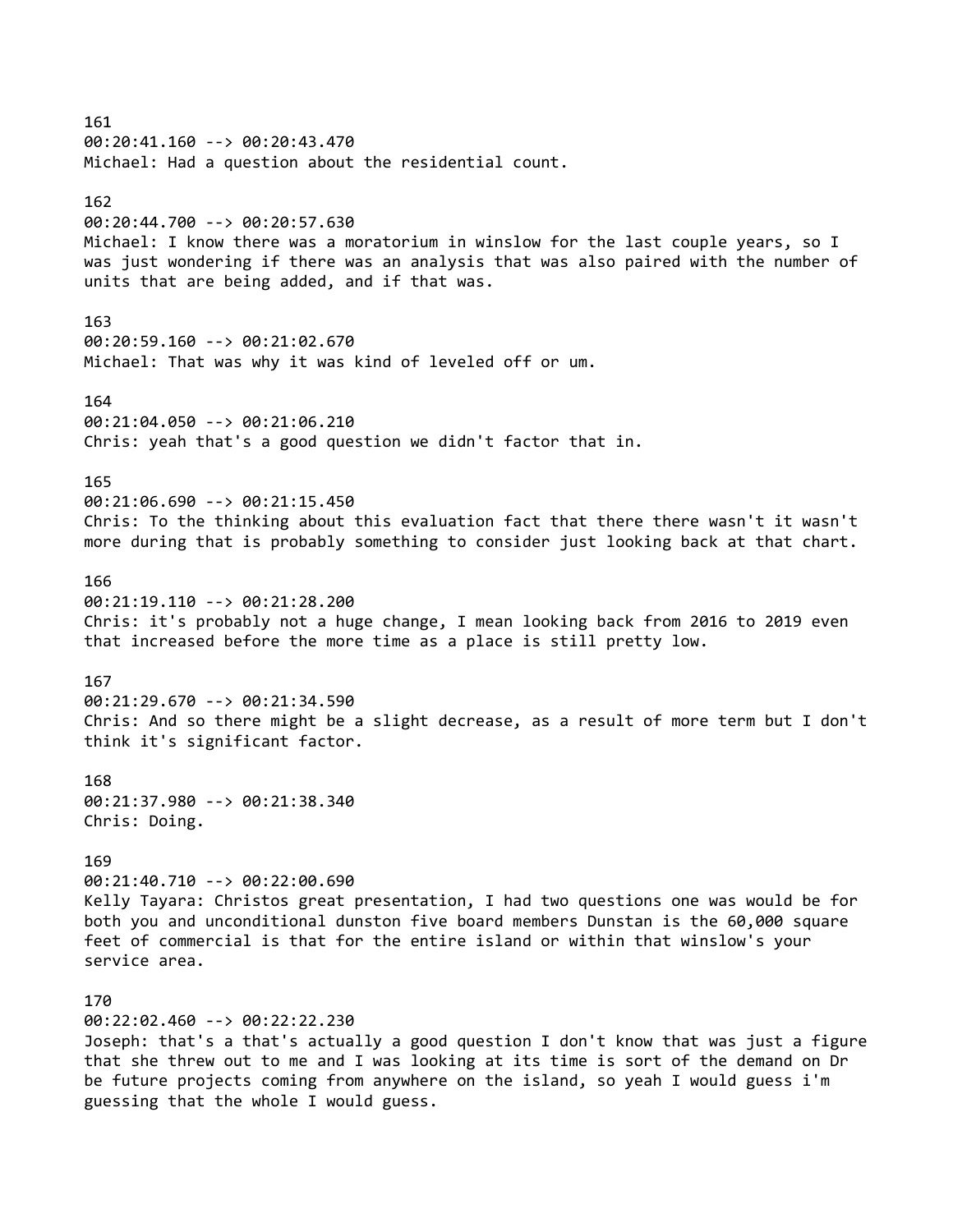161
00:20:41.160 --> 00:20:43.470
Michael: Had a question about the residential count.

162
00:20:44.700 --> 00:20:57.630
Michael: I know there was a moratorium in winslow for the last couple years, so I was just wondering if there was an analysis that was also paired with the number of units that are being added, and if that was.

163
00:20:59.160 --> 00:21:02.670
Michael: That was why it was kind of leveled off or um.

164
00:21:04.050 --> 00:21:06.210
Chris: yeah that's a good question we didn't factor that in.

165
00:21:06.690 --> 00:21:15.450
Chris: To the thinking about this evaluation fact that there there wasn't it wasn't more during that is probably something to consider just looking back at that chart.

166
00:21:19.110 --> 00:21:28.200
Chris: it's probably not a huge change, I mean looking back from 2016 to 2019 even that increased before the more time as a place is still pretty low.

167
00:21:29.670 --> 00:21:34.590
Chris: And so there might be a slight decrease, as a result of more term but I don't think it's significant factor.

168
00:21:37.980 --> 00:21:38.340
Chris: Doing.

169
00:21:40.710 --> 00:22:00.690
Kelly Tayara: Christos great presentation, I had two questions one was would be for both you and unconditional dunston five board members Dunstan is the 60,000 square feet of commercial is that for the entire island or within that winslow's your service area.

170
00:22:02.460 --> 00:22:22.230
Joseph: that's a that's actually a good question I don't know that was just a figure that she threw out to me and I was looking at its time is sort of the demand on Dr be future projects coming from anywhere on the island, so yeah I would guess i'm guessing that the whole I would guess.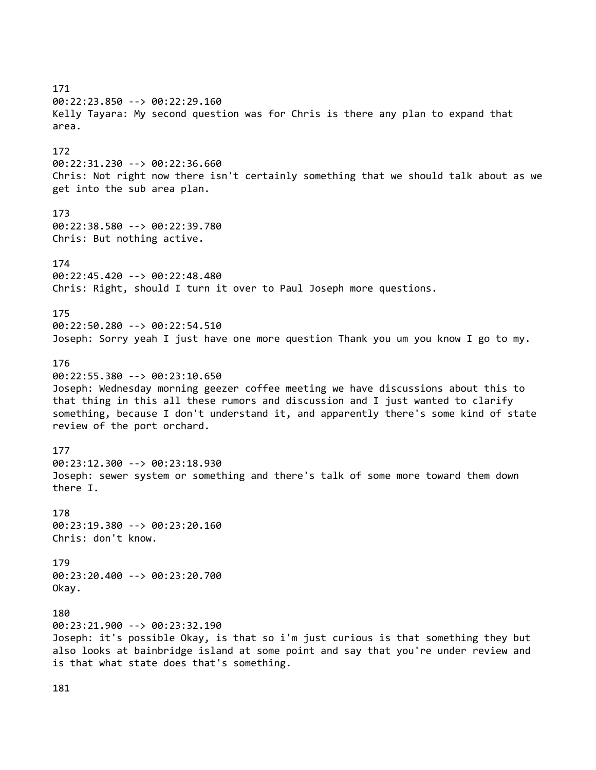171
00:22:23.850 --> 00:22:29.160
Kelly Tayara: My second question was for Chris is there any plan to expand that area.

172
00:22:31.230 --> 00:22:36.660
Chris: Not right now there isn't certainly something that we should talk about as we get into the sub area plan.

173
00:22:38.580 --> 00:22:39.780
Chris: But nothing active.

174
00:22:45.420 --> 00:22:48.480
Chris: Right, should I turn it over to Paul Joseph more questions.

175
00:22:50.280 --> 00:22:54.510
Joseph: Sorry yeah I just have one more question Thank you um you know I go to my.

176
00:22:55.380 --> 00:23:10.650
Joseph: Wednesday morning geezer coffee meeting we have discussions about this to that thing in this all these rumors and discussion and I just wanted to clarify something, because I don't understand it, and apparently there's some kind of state review of the port orchard.

177
00:23:12.300 --> 00:23:18.930
Joseph: sewer system or something and there's talk of some more toward them down there I.

178
00:23:19.380 --> 00:23:20.160
Chris: don't know.

179
00:23:20.400 --> 00:23:20.700
Okay.

180
00:23:21.900 --> 00:23:32.190
Joseph: it's possible Okay, is that so i'm just curious is that something they but also looks at bainbridge island at some point and say that you're under review and is that what state does that's something.

181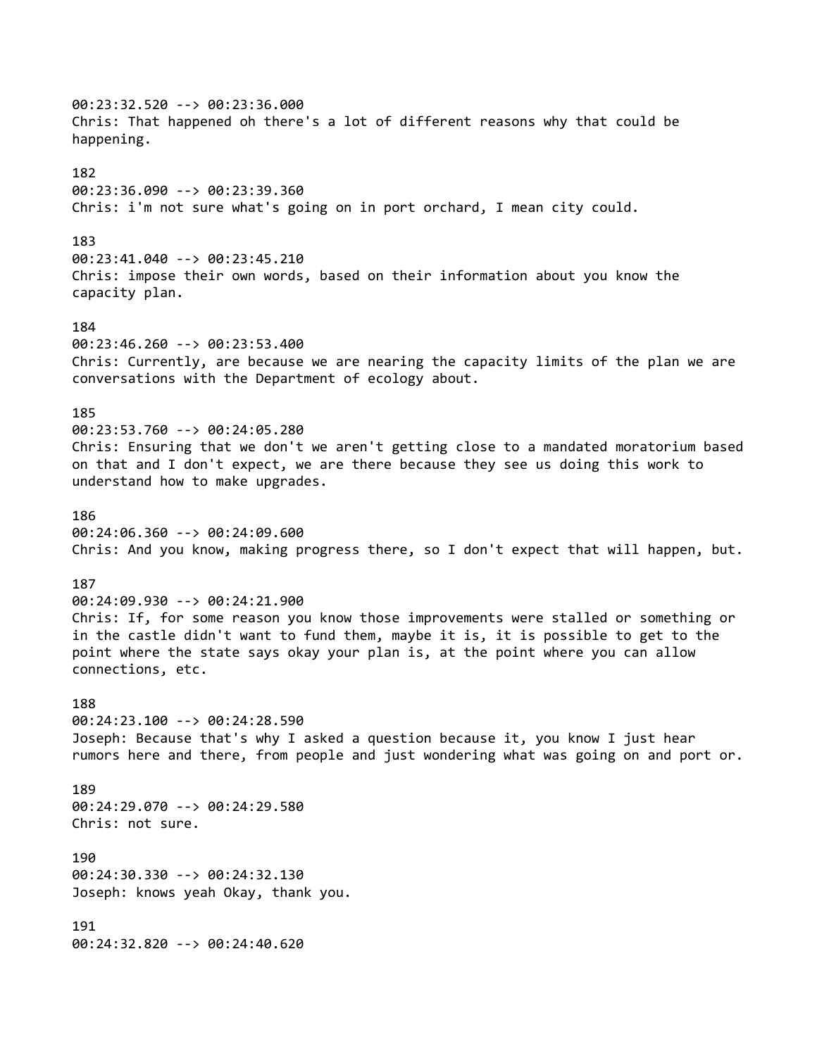00:23:32.520 --> 00:23:36.000
Chris: That happened oh there's a lot of different reasons why that could be happening.

182
00:23:36.090 --> 00:23:39.360
Chris: i'm not sure what's going on in port orchard, I mean city could.

183
00:23:41.040 --> 00:23:45.210
Chris: impose their own words, based on their information about you know the capacity plan.

184
00:23:46.260 --> 00:23:53.400
Chris: Currently, are because we are nearing the capacity limits of the plan we are conversations with the Department of ecology about.

185
00:23:53.760 --> 00:24:05.280
Chris: Ensuring that we don't we aren't getting close to a mandated moratorium based on that and I don't expect, we are there because they see us doing this work to understand how to make upgrades.

186
00:24:06.360 --> 00:24:09.600
Chris: And you know, making progress there, so I don't expect that will happen, but.

187
00:24:09.930 --> 00:24:21.900
Chris: If, for some reason you know those improvements were stalled or something or in the castle didn't want to fund them, maybe it is, it is possible to get to the point where the state says okay your plan is, at the point where you can allow connections, etc.

188
00:24:23.100 --> 00:24:28.590
Joseph: Because that's why I asked a question because it, you know I just hear rumors here and there, from people and just wondering what was going on and port or.

189
00:24:29.070 --> 00:24:29.580
Chris: not sure.

190
00:24:30.330 --> 00:24:32.130
Joseph: knows yeah Okay, thank you.

191
00:24:32.820 --> 00:24:40.620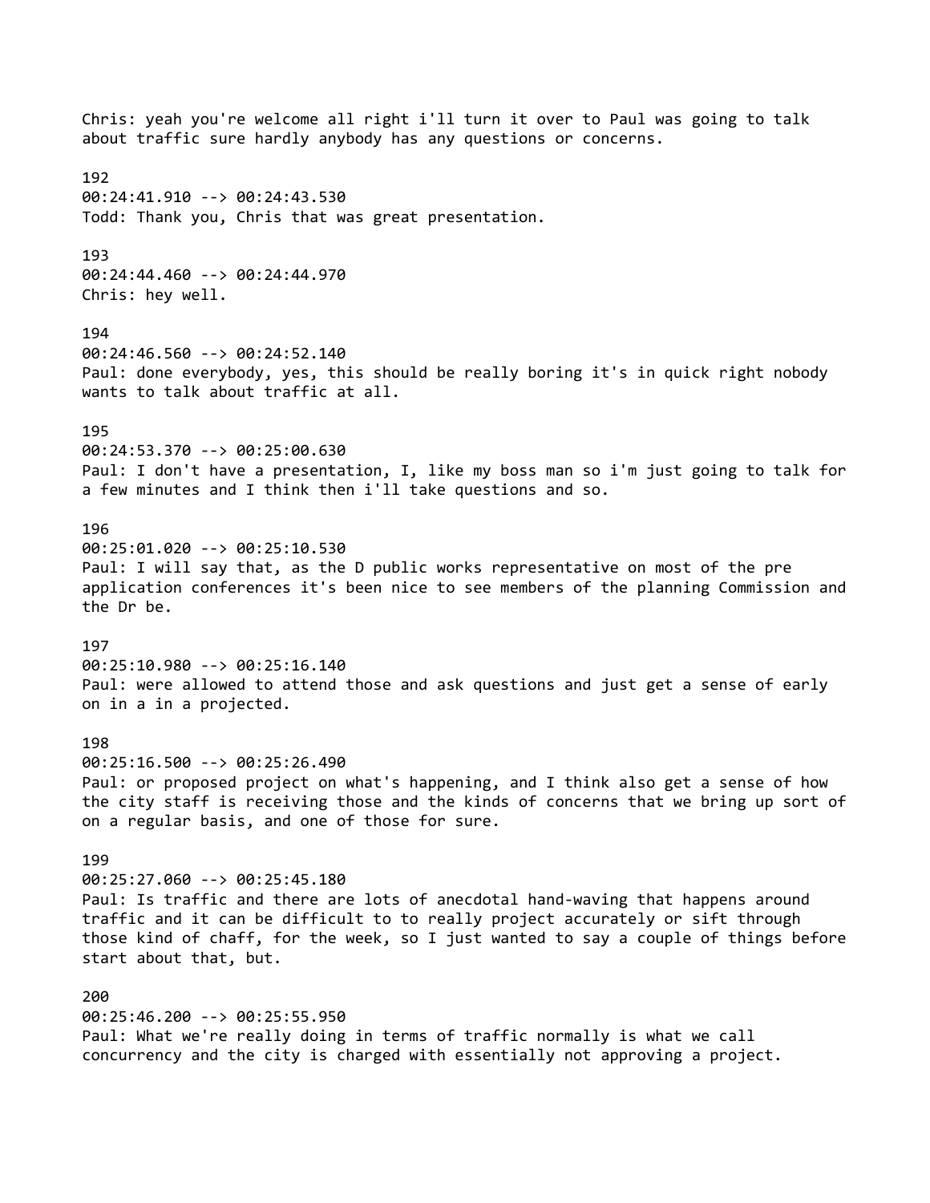Chris: yeah you're welcome all right i'll turn it over to Paul was going to talk about traffic sure hardly anybody has any questions or concerns.

192
00:24:41.910 --> 00:24:43.530
Todd: Thank you, Chris that was great presentation.

193
00:24:44.460 --> 00:24:44.970
Chris: hey well.

194
00:24:46.560 --> 00:24:52.140
Paul: done everybody, yes, this should be really boring it's in quick right nobody wants to talk about traffic at all.

195
00:24:53.370 --> 00:25:00.630
Paul: I don't have a presentation, I, like my boss man so i'm just going to talk for a few minutes and I think then i'll take questions and so.

196
00:25:01.020 --> 00:25:10.530
Paul: I will say that, as the D public works representative on most of the pre application conferences it's been nice to see members of the planning Commission and the Dr be.

197
00:25:10.980 --> 00:25:16.140
Paul: were allowed to attend those and ask questions and just get a sense of early on in a in a projected.

198
00:25:16.500 --> 00:25:26.490
Paul: or proposed project on what's happening, and I think also get a sense of how the city staff is receiving those and the kinds of concerns that we bring up sort of on a regular basis, and one of those for sure.

199
00:25:27.060 --> 00:25:45.180
Paul: Is traffic and there are lots of anecdotal hand-waving that happens around traffic and it can be difficult to to really project accurately or sift through those kind of chaff, for the week, so I just wanted to say a couple of things before start about that, but.

200
00:25:46.200 --> 00:25:55.950
Paul: What we're really doing in terms of traffic normally is what we call concurrency and the city is charged with essentially not approving a project.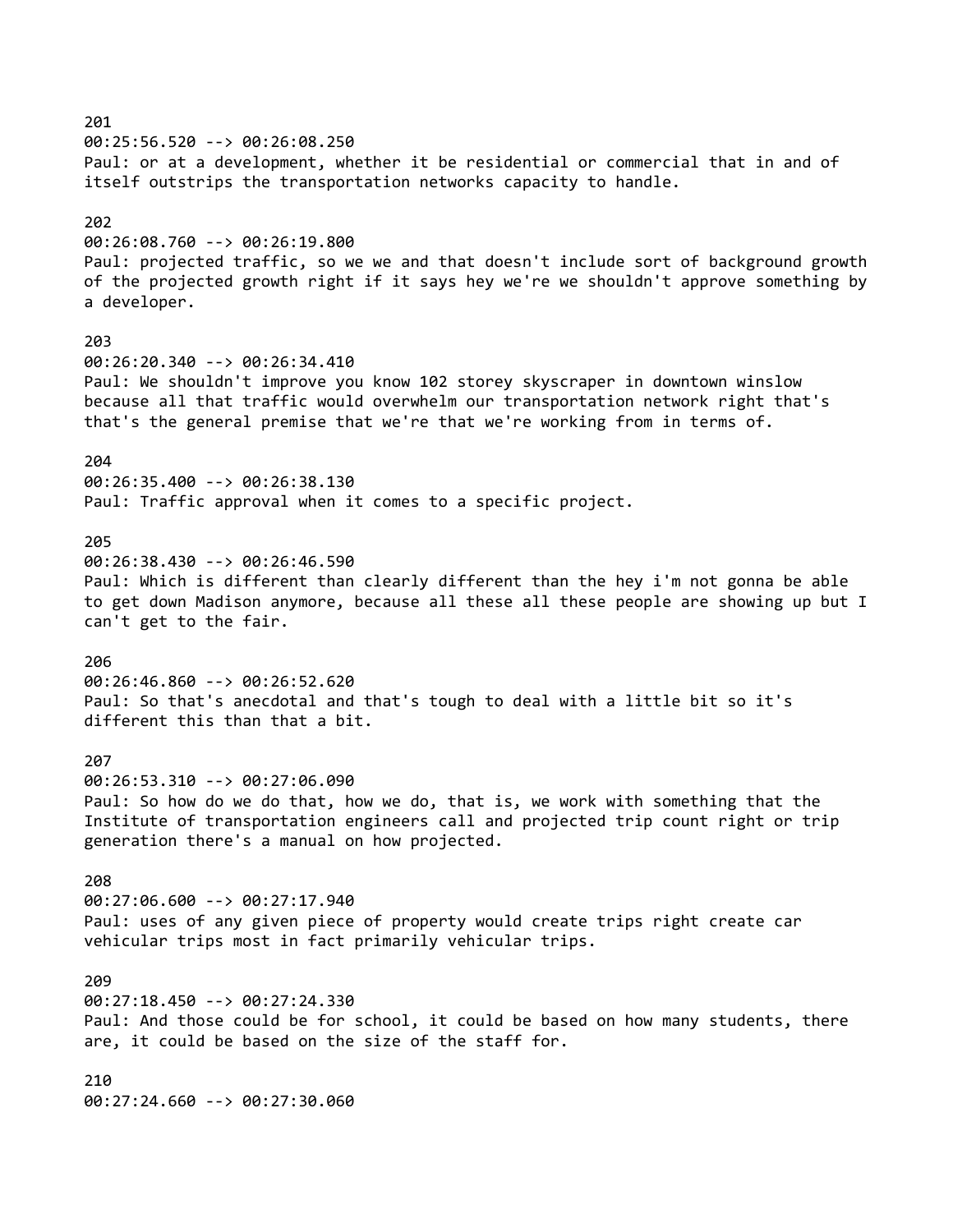201
00:25:56.520 --> 00:26:08.250
Paul: or at a development, whether it be residential or commercial that in and of itself outstrips the transportation networks capacity to handle.

202
00:26:08.760 --> 00:26:19.800
Paul: projected traffic, so we we and that doesn't include sort of background growth of the projected growth right if it says hey we're we shouldn't approve something by a developer.

203
00:26:20.340 --> 00:26:34.410
Paul: We shouldn't improve you know 102 storey skyscraper in downtown winslow because all that traffic would overwhelm our transportation network right that's that's the general premise that we're that we're working from in terms of.

204
00:26:35.400 --> 00:26:38.130
Paul: Traffic approval when it comes to a specific project.

205
00:26:38.430 --> 00:26:46.590
Paul: Which is different than clearly different than the hey i'm not gonna be able to get down Madison anymore, because all these all these people are showing up but I can't get to the fair.

206
00:26:46.860 --> 00:26:52.620
Paul: So that's anecdotal and that's tough to deal with a little bit so it's different this than that a bit.

207
00:26:53.310 --> 00:27:06.090
Paul: So how do we do that, how we do, that is, we work with something that the Institute of transportation engineers call and projected trip count right or trip generation there's a manual on how projected.

208
00:27:06.600 --> 00:27:17.940
Paul: uses of any given piece of property would create trips right create car vehicular trips most in fact primarily vehicular trips.

209
00:27:18.450 --> 00:27:24.330
Paul: And those could be for school, it could be based on how many students, there are, it could be based on the size of the staff for.

210
00:27:24.660 --> 00:27:30.060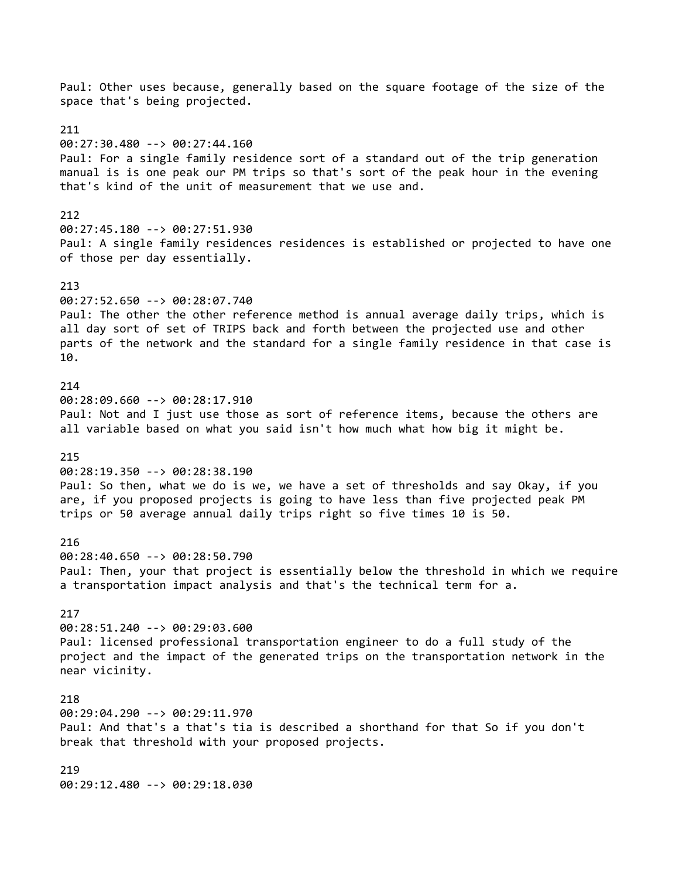Paul: Other uses because, generally based on the square footage of the size of the space that's being projected.

211
00:27:30.480 --> 00:27:44.160
Paul: For a single family residence sort of a standard out of the trip generation manual is is one peak our PM trips so that's sort of the peak hour in the evening that's kind of the unit of measurement that we use and.

212
00:27:45.180 --> 00:27:51.930
Paul: A single family residences residences is established or projected to have one of those per day essentially.

213
00:27:52.650 --> 00:28:07.740
Paul: The other the other reference method is annual average daily trips, which is all day sort of set of TRIPS back and forth between the projected use and other parts of the network and the standard for a single family residence in that case is 10.

214
00:28:09.660 --> 00:28:17.910
Paul: Not and I just use those as sort of reference items, because the others are all variable based on what you said isn't how much what how big it might be.

215
00:28:19.350 --> 00:28:38.190
Paul: So then, what we do is we, we have a set of thresholds and say Okay, if you are, if you proposed projects is going to have less than five projected peak PM trips or 50 average annual daily trips right so five times 10 is 50.

216
00:28:40.650 --> 00:28:50.790
Paul: Then, your that project is essentially below the threshold in which we require a transportation impact analysis and that's the technical term for a.

217
00:28:51.240 --> 00:29:03.600
Paul: licensed professional transportation engineer to do a full study of the project and the impact of the generated trips on the transportation network in the near vicinity.

218
00:29:04.290 --> 00:29:11.970
Paul: And that's a that's tia is described a shorthand for that So if you don't break that threshold with your proposed projects.

219
00:29:12.480 --> 00:29:18.030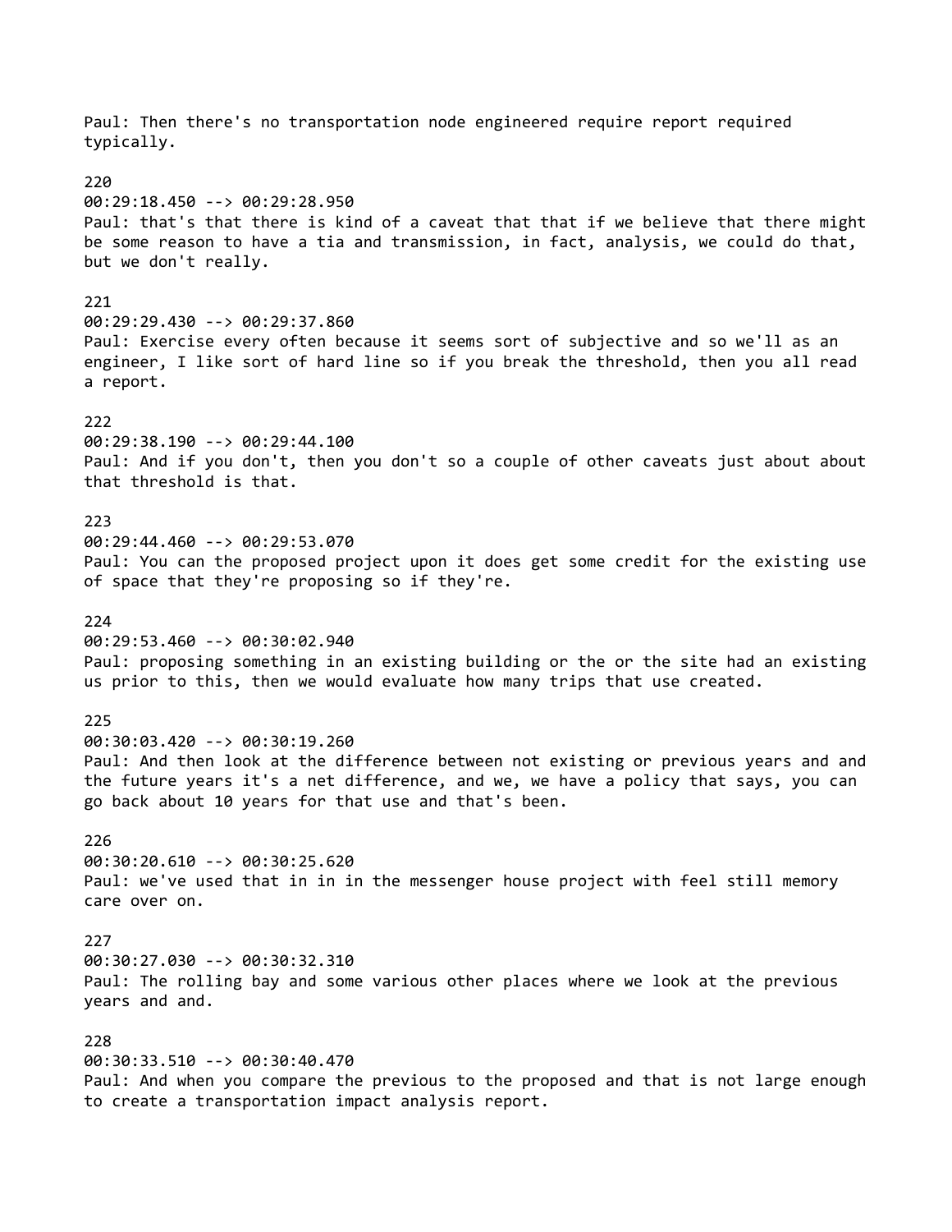Paul: Then there's no transportation node engineered require report required typically.

220
00:29:18.450 --> 00:29:28.950
Paul: that's that there is kind of a caveat that that if we believe that there might be some reason to have a tia and transmission, in fact, analysis, we could do that, but we don't really.

221
00:29:29.430 --> 00:29:37.860
Paul: Exercise every often because it seems sort of subjective and so we'll as an engineer, I like sort of hard line so if you break the threshold, then you all read a report.

222
00:29:38.190 --> 00:29:44.100
Paul: And if you don't, then you don't so a couple of other caveats just about about that threshold is that.

223
00:29:44.460 --> 00:29:53.070
Paul: You can the proposed project upon it does get some credit for the existing use of space that they're proposing so if they're.

224
00:29:53.460 --> 00:30:02.940
Paul: proposing something in an existing building or the or the site had an existing us prior to this, then we would evaluate how many trips that use created.

225
00:30:03.420 --> 00:30:19.260
Paul: And then look at the difference between not existing or previous years and and the future years it's a net difference, and we, we have a policy that says, you can go back about 10 years for that use and that's been.

226
00:30:20.610 --> 00:30:25.620
Paul: we've used that in in in the messenger house project with feel still memory care over on.

227
00:30:27.030 --> 00:30:32.310
Paul: The rolling bay and some various other places where we look at the previous years and and.

228
00:30:33.510 --> 00:30:40.470
Paul: And when you compare the previous to the proposed and that is not large enough to create a transportation impact analysis report.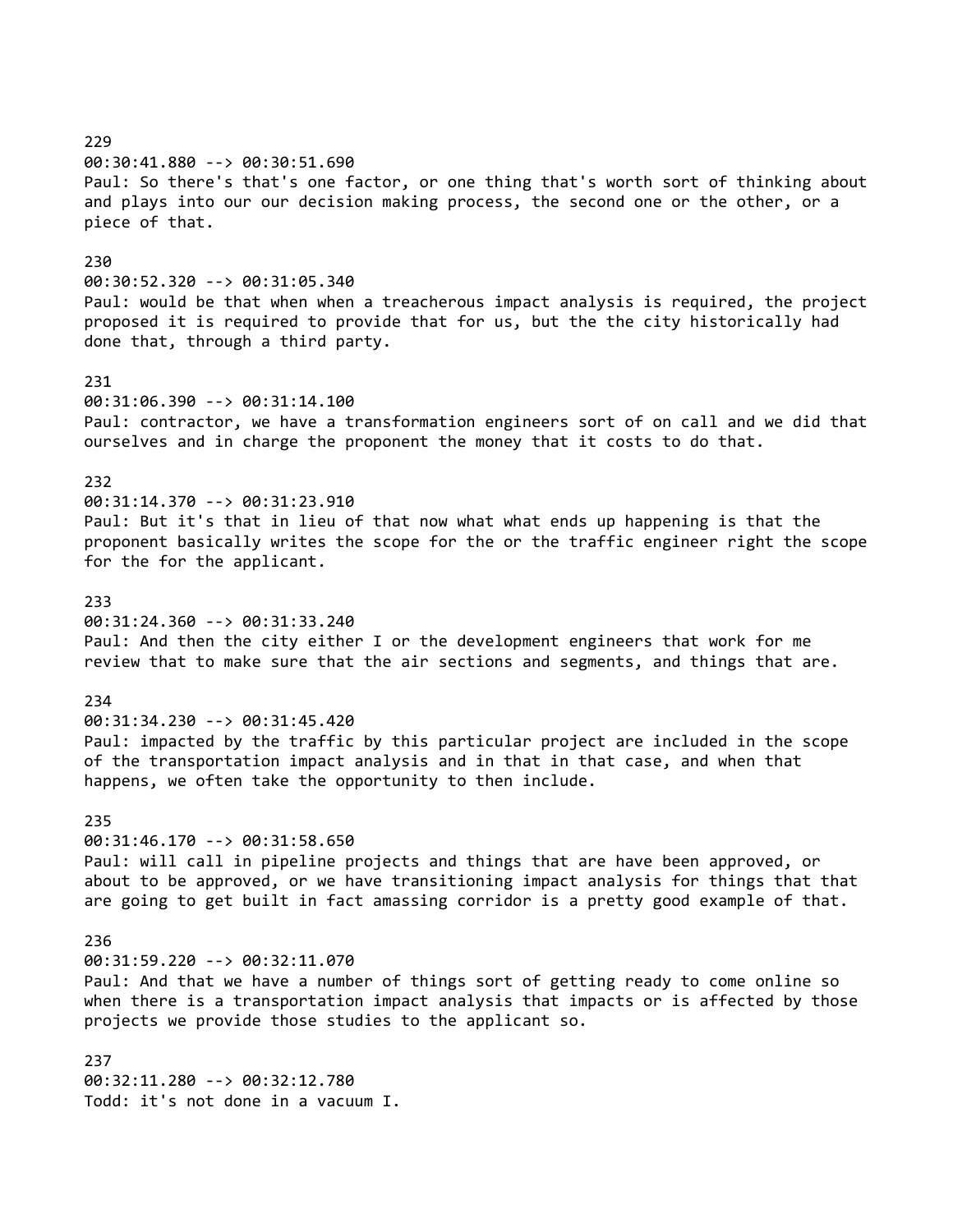229
00:30:41.880 --> 00:30:51.690
Paul: So there's that's one factor, or one thing that's worth sort of thinking about and plays into our our decision making process, the second one or the other, or a piece of that.

230
00:30:52.320 --> 00:31:05.340
Paul: would be that when when a treacherous impact analysis is required, the project proposed it is required to provide that for us, but the the city historically had done that, through a third party.

231
00:31:06.390 --> 00:31:14.100
Paul: contractor, we have a transformation engineers sort of on call and we did that ourselves and in charge the proponent the money that it costs to do that.

232
00:31:14.370 --> 00:31:23.910
Paul: But it's that in lieu of that now what what ends up happening is that the proponent basically writes the scope for the or the traffic engineer right the scope for the for the applicant.

233
00:31:24.360 --> 00:31:33.240
Paul: And then the city either I or the development engineers that work for me review that to make sure that the air sections and segments, and things that are.

234
00:31:34.230 --> 00:31:45.420
Paul: impacted by the traffic by this particular project are included in the scope of the transportation impact analysis and in that in that case, and when that happens, we often take the opportunity to then include.

235
00:31:46.170 --> 00:31:58.650
Paul: will call in pipeline projects and things that are have been approved, or about to be approved, or we have transitioning impact analysis for things that that are going to get built in fact amassing corridor is a pretty good example of that.

236
00:31:59.220 --> 00:32:11.070
Paul: And that we have a number of things sort of getting ready to come online so when there is a transportation impact analysis that impacts or is affected by those projects we provide those studies to the applicant so.

237
00:32:11.280 --> 00:32:12.780
Todd: it's not done in a vacuum I.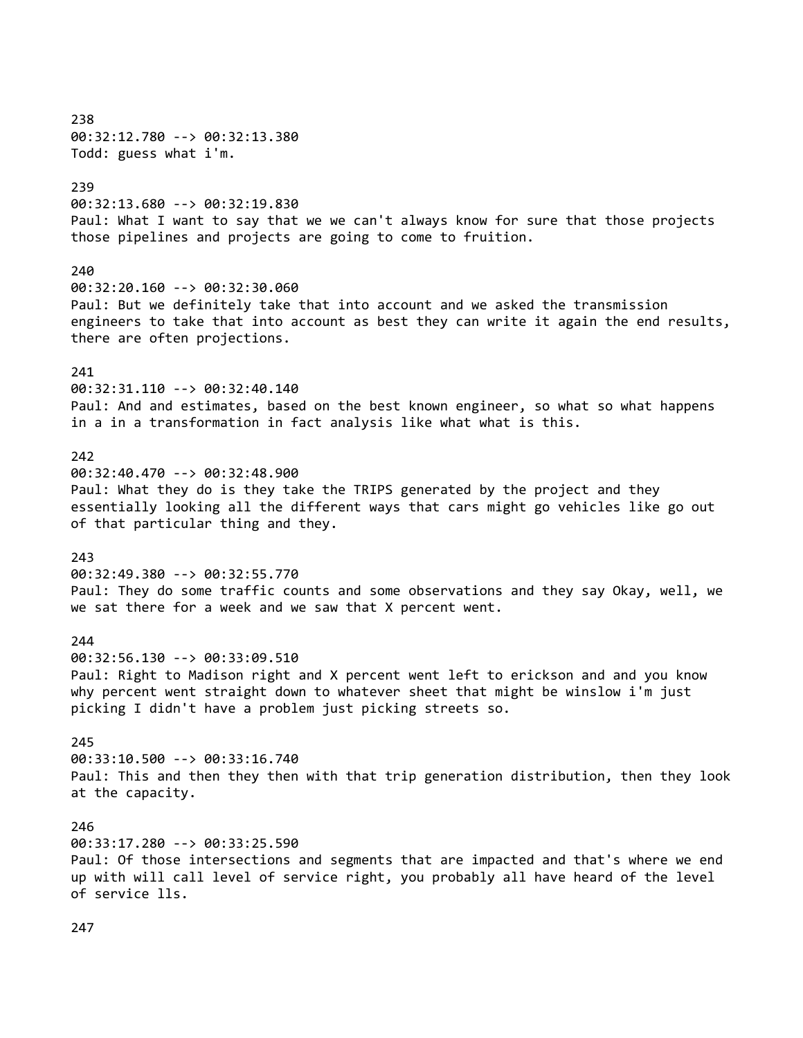238
00:32:12.780 --> 00:32:13.380
Todd: guess what i'm.

239
00:32:13.680 --> 00:32:19.830
Paul: What I want to say that we we can't always know for sure that those projects those pipelines and projects are going to come to fruition.

240
00:32:20.160 --> 00:32:30.060
Paul: But we definitely take that into account and we asked the transmission engineers to take that into account as best they can write it again the end results, there are often projections.

241
00:32:31.110 --> 00:32:40.140
Paul: And and estimates, based on the best known engineer, so what so what happens in a in a transformation in fact analysis like what what is this.

242
00:32:40.470 --> 00:32:48.900
Paul: What they do is they take the TRIPS generated by the project and they essentially looking all the different ways that cars might go vehicles like go out of that particular thing and they.

243
00:32:49.380 --> 00:32:55.770
Paul: They do some traffic counts and some observations and they say Okay, well, we we sat there for a week and we saw that X percent went.

244
00:32:56.130 --> 00:33:09.510
Paul: Right to Madison right and X percent went left to erickson and and you know why percent went straight down to whatever sheet that might be winslow i'm just picking I didn't have a problem just picking streets so.

245
00:33:10.500 --> 00:33:16.740
Paul: This and then they then with that trip generation distribution, then they look at the capacity.

246
00:33:17.280 --> 00:33:25.590
Paul: Of those intersections and segments that are impacted and that's where we end up with will call level of service right, you probably all have heard of the level of service lls.

247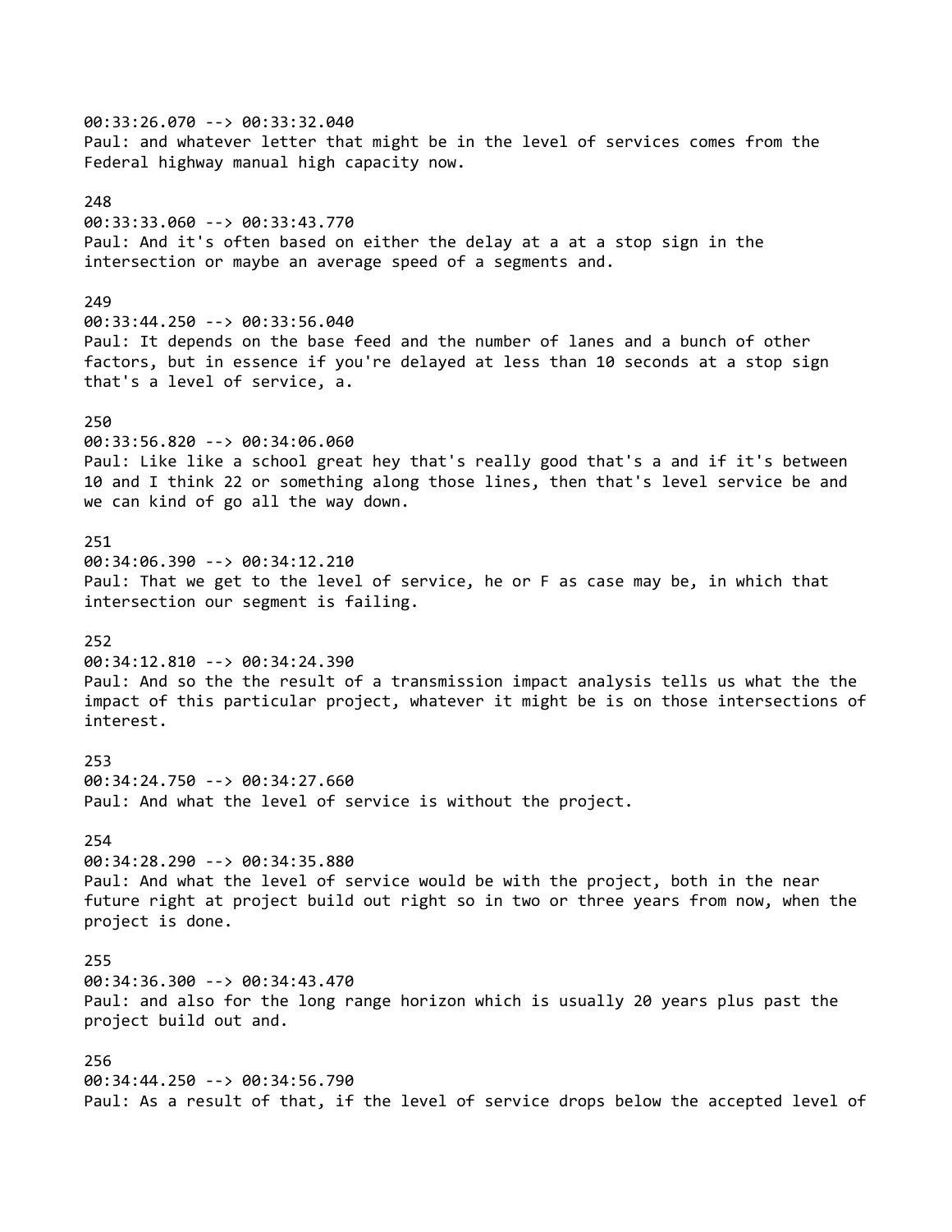00:33:26.070 --> 00:33:32.040
Paul: and whatever letter that might be in the level of services comes from the Federal highway manual high capacity now.

248
00:33:33.060 --> 00:33:43.770
Paul: And it's often based on either the delay at a at a stop sign in the intersection or maybe an average speed of a segments and.

249
00:33:44.250 --> 00:33:56.040
Paul: It depends on the base feed and the number of lanes and a bunch of other factors, but in essence if you're delayed at less than 10 seconds at a stop sign that's a level of service, a.

250
00:33:56.820 --> 00:34:06.060
Paul: Like like a school great hey that's really good that's a and if it's between 10 and I think 22 or something along those lines, then that's level service be and we can kind of go all the way down.

251
00:34:06.390 --> 00:34:12.210
Paul: That we get to the level of service, he or F as case may be, in which that intersection our segment is failing.

252
00:34:12.810 --> 00:34:24.390
Paul: And so the the result of a transmission impact analysis tells us what the the impact of this particular project, whatever it might be is on those intersections of interest.

253
00:34:24.750 --> 00:34:27.660
Paul: And what the level of service is without the project.

254
00:34:28.290 --> 00:34:35.880
Paul: And what the level of service would be with the project, both in the near future right at project build out right so in two or three years from now, when the project is done.

255
00:34:36.300 --> 00:34:43.470
Paul: and also for the long range horizon which is usually 20 years plus past the project build out and.

256
00:34:44.250 --> 00:34:56.790
Paul: As a result of that, if the level of service drops below the accepted level of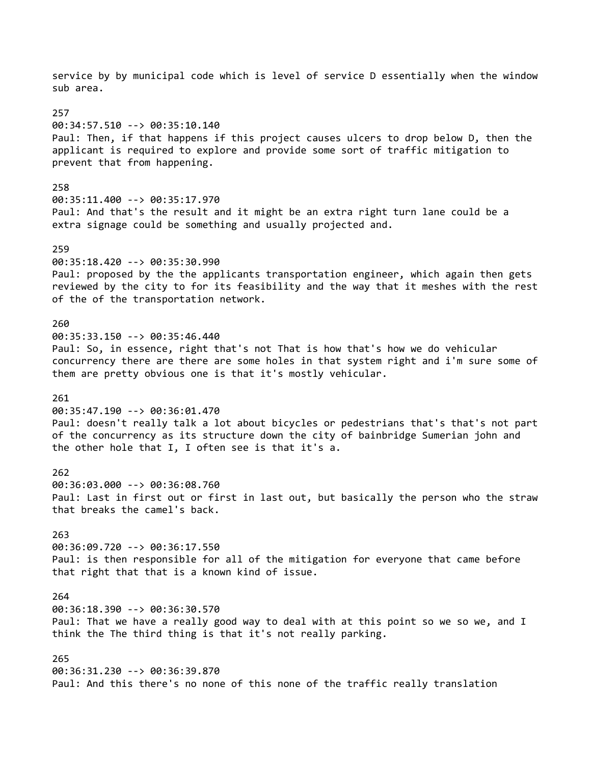service by by municipal code which is level of service D essentially when the window sub area.

257
00:34:57.510 --> 00:35:10.140
Paul: Then, if that happens if this project causes ulcers to drop below D, then the applicant is required to explore and provide some sort of traffic mitigation to prevent that from happening.

258
00:35:11.400 --> 00:35:17.970
Paul: And that's the result and it might be an extra right turn lane could be a extra signage could be something and usually projected and.

259
00:35:18.420 --> 00:35:30.990
Paul: proposed by the the applicants transportation engineer, which again then gets reviewed by the city to for its feasibility and the way that it meshes with the rest of the of the transportation network.

260
00:35:33.150 --> 00:35:46.440
Paul: So, in essence, right that's not That is how that's how we do vehicular concurrency there are there are some holes in that system right and i'm sure some of them are pretty obvious one is that it's mostly vehicular.

261
00:35:47.190 --> 00:36:01.470
Paul: doesn't really talk a lot about bicycles or pedestrians that's that's not part of the concurrency as its structure down the city of bainbridge Sumerian john and the other hole that I, I often see is that it's a.

262
00:36:03.000 --> 00:36:08.760
Paul: Last in first out or first in last out, but basically the person who the straw that breaks the camel's back.

263
00:36:09.720 --> 00:36:17.550
Paul: is then responsible for all of the mitigation for everyone that came before that right that that is a known kind of issue.

264
00:36:18.390 --> 00:36:30.570
Paul: That we have a really good way to deal with at this point so we so we, and I think the The third thing is that it's not really parking.

265
00:36:31.230 --> 00:36:39.870
Paul: And this there's no none of this none of the traffic really translation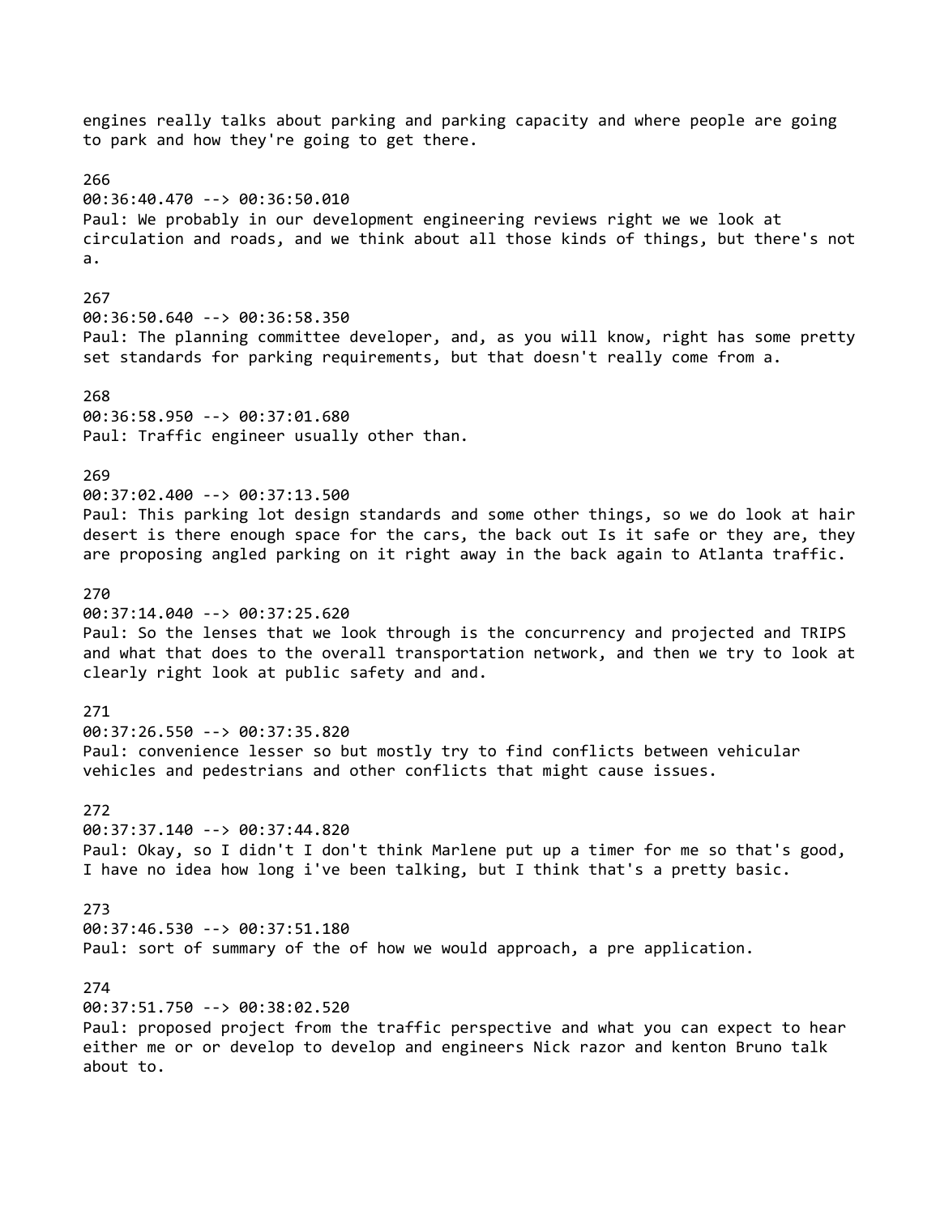engines really talks about parking and parking capacity and where people are going to park and how they're going to get there.

266
00:36:40.470 --> 00:36:50.010
Paul: We probably in our development engineering reviews right we we look at circulation and roads, and we think about all those kinds of things, but there's not a.

267
00:36:50.640 --> 00:36:58.350
Paul: The planning committee developer, and, as you will know, right has some pretty set standards for parking requirements, but that doesn't really come from a.

268
00:36:58.950 --> 00:37:01.680
Paul: Traffic engineer usually other than.

269
00:37:02.400 --> 00:37:13.500
Paul: This parking lot design standards and some other things, so we do look at hair desert is there enough space for the cars, the back out Is it safe or they are, they are proposing angled parking on it right away in the back again to Atlanta traffic.

270
00:37:14.040 --> 00:37:25.620
Paul: So the lenses that we look through is the concurrency and projected and TRIPS and what that does to the overall transportation network, and then we try to look at clearly right look at public safety and and.

271
00:37:26.550 --> 00:37:35.820
Paul: convenience lesser so but mostly try to find conflicts between vehicular vehicles and pedestrians and other conflicts that might cause issues.

272
00:37:37.140 --> 00:37:44.820
Paul: Okay, so I didn't I don't think Marlene put up a timer for me so that's good, I have no idea how long i've been talking, but I think that's a pretty basic.

273
00:37:46.530 --> 00:37:51.180
Paul: sort of summary of the of how we would approach, a pre application.

274
00:37:51.750 --> 00:38:02.520
Paul: proposed project from the traffic perspective and what you can expect to hear either me or or develop to develop and engineers Nick razor and kenton Bruno talk about to.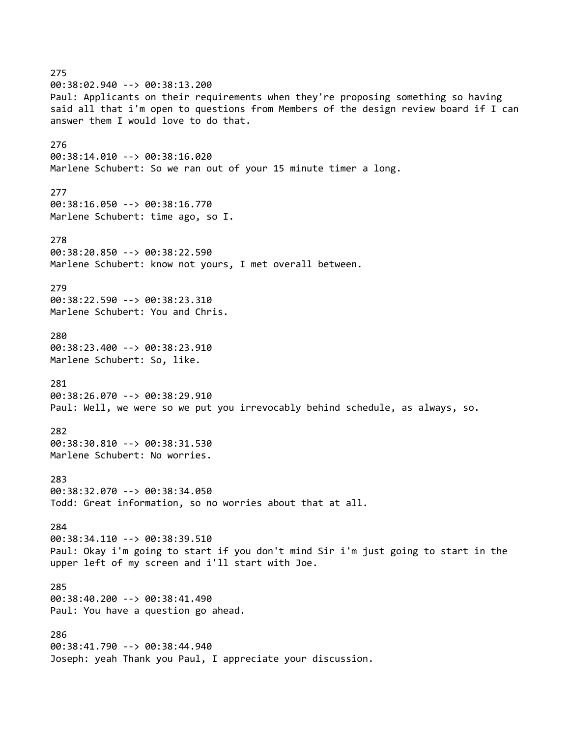275
00:38:02.940 --> 00:38:13.200
Paul: Applicants on their requirements when they're proposing something so having said all that i'm open to questions from Members of the design review board if I can answer them I would love to do that.

276
00:38:14.010 --> 00:38:16.020
Marlene Schubert: So we ran out of your 15 minute timer a long.

277
00:38:16.050 --> 00:38:16.770
Marlene Schubert: time ago, so I.

278
00:38:20.850 --> 00:38:22.590
Marlene Schubert: know not yours, I met overall between.

279
00:38:22.590 --> 00:38:23.310
Marlene Schubert: You and Chris.

280
00:38:23.400 --> 00:38:23.910
Marlene Schubert: So, like.

281
00:38:26.070 --> 00:38:29.910
Paul: Well, we were so we put you irrevocably behind schedule, as always, so.

282
00:38:30.810 --> 00:38:31.530
Marlene Schubert: No worries.

283
00:38:32.070 --> 00:38:34.050
Todd: Great information, so no worries about that at all.

284
00:38:34.110 --> 00:38:39.510
Paul: Okay i'm going to start if you don't mind Sir i'm just going to start in the upper left of my screen and i'll start with Joe.

285
00:38:40.200 --> 00:38:41.490
Paul: You have a question go ahead.

286
00:38:41.790 --> 00:38:44.940
Joseph: yeah Thank you Paul, I appreciate your discussion.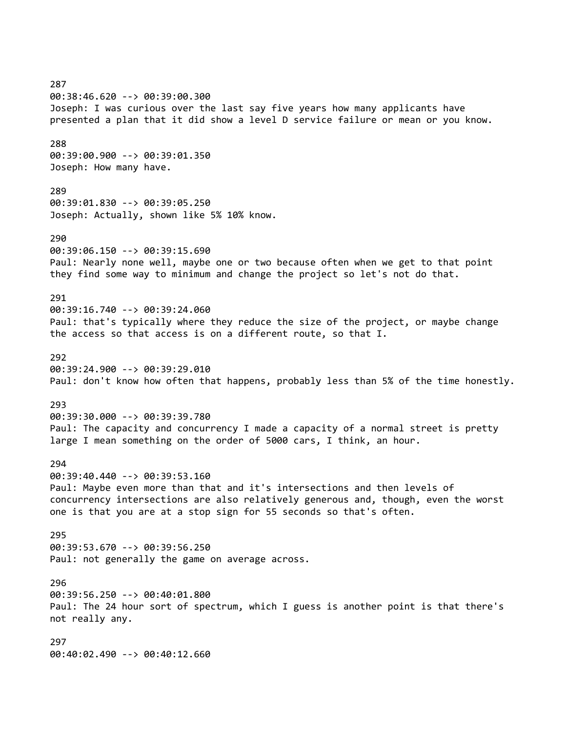287
00:38:46.620 --> 00:39:00.300
Joseph: I was curious over the last say five years how many applicants have presented a plan that it did show a level D service failure or mean or you know.

288
00:39:00.900 --> 00:39:01.350
Joseph: How many have.

289
00:39:01.830 --> 00:39:05.250
Joseph: Actually, shown like 5% 10% know.

290
00:39:06.150 --> 00:39:15.690
Paul: Nearly none well, maybe one or two because often when we get to that point they find some way to minimum and change the project so let's not do that.

291
00:39:16.740 --> 00:39:24.060
Paul: that's typically where they reduce the size of the project, or maybe change the access so that access is on a different route, so that I.

292
00:39:24.900 --> 00:39:29.010
Paul: don't know how often that happens, probably less than 5% of the time honestly.

293
00:39:30.000 --> 00:39:39.780
Paul: The capacity and concurrency I made a capacity of a normal street is pretty large I mean something on the order of 5000 cars, I think, an hour.

294
00:39:40.440 --> 00:39:53.160
Paul: Maybe even more than that and it's intersections and then levels of concurrency intersections are also relatively generous and, though, even the worst one is that you are at a stop sign for 55 seconds so that's often.

295
00:39:53.670 --> 00:39:56.250
Paul: not generally the game on average across.

296
00:39:56.250 --> 00:40:01.800
Paul: The 24 hour sort of spectrum, which I guess is another point is that there's not really any.

297
00:40:02.490 --> 00:40:12.660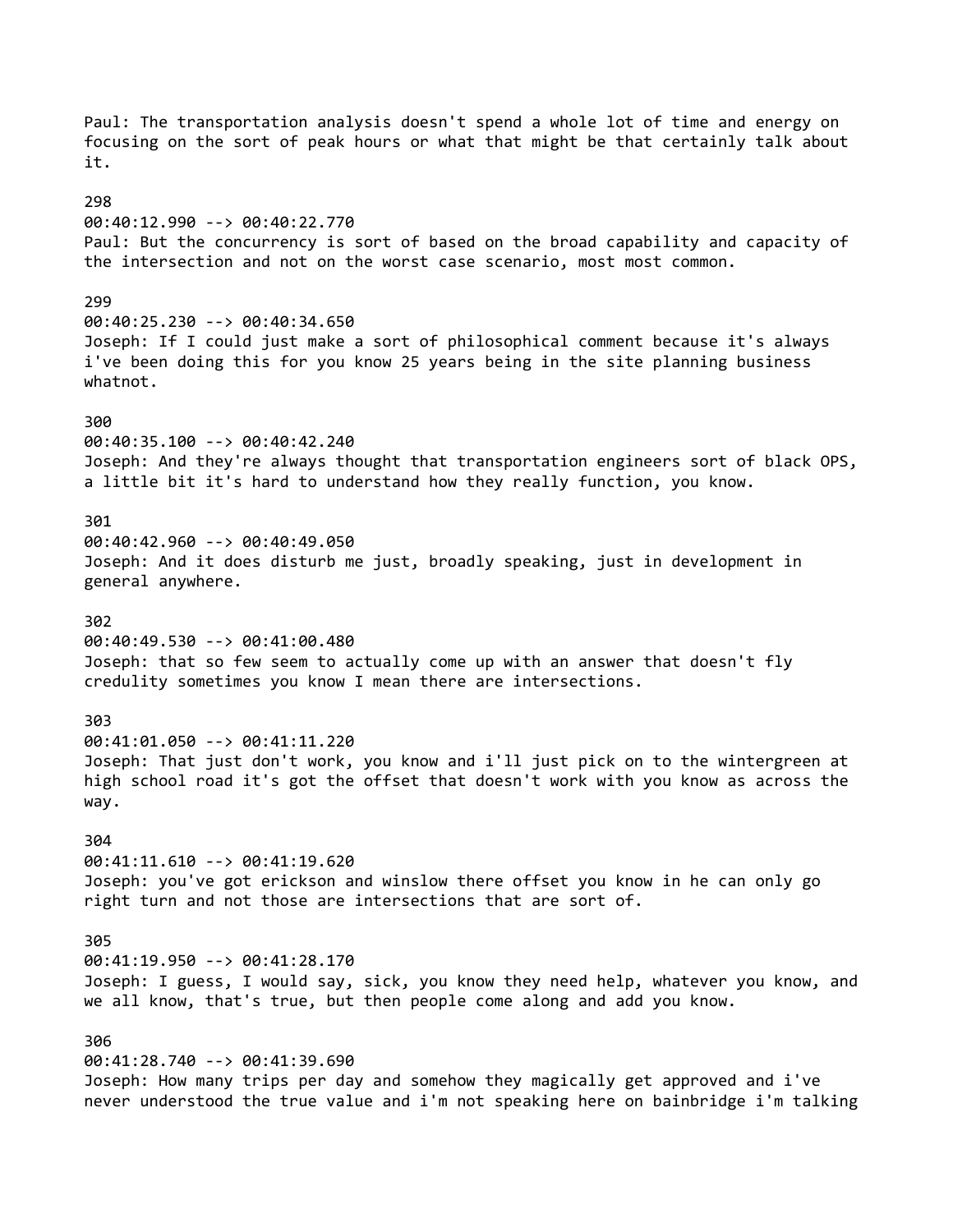Paul: The transportation analysis doesn't spend a whole lot of time and energy on focusing on the sort of peak hours or what that might be that certainly talk about it.

298
00:40:12.990 --> 00:40:22.770
Paul: But the concurrency is sort of based on the broad capability and capacity of the intersection and not on the worst case scenario, most most common.

299
00:40:25.230 --> 00:40:34.650
Joseph: If I could just make a sort of philosophical comment because it's always i've been doing this for you know 25 years being in the site planning business whatnot.

300
00:40:35.100 --> 00:40:42.240
Joseph: And they're always thought that transportation engineers sort of black OPS, a little bit it's hard to understand how they really function, you know.

301
00:40:42.960 --> 00:40:49.050
Joseph: And it does disturb me just, broadly speaking, just in development in general anywhere.

302
00:40:49.530 --> 00:41:00.480
Joseph: that so few seem to actually come up with an answer that doesn't fly credulity sometimes you know I mean there are intersections.

303
00:41:01.050 --> 00:41:11.220
Joseph: That just don't work, you know and i'll just pick on to the wintergreen at high school road it's got the offset that doesn't work with you know as across the way.

304
00:41:11.610 --> 00:41:19.620
Joseph: you've got erickson and winslow there offset you know in he can only go right turn and not those are intersections that are sort of.

305
00:41:19.950 --> 00:41:28.170
Joseph: I guess, I would say, sick, you know they need help, whatever you know, and we all know, that's true, but then people come along and add you know.

306
00:41:28.740 --> 00:41:39.690
Joseph: How many trips per day and somehow they magically get approved and i've never understood the true value and i'm not speaking here on bainbridge i'm talking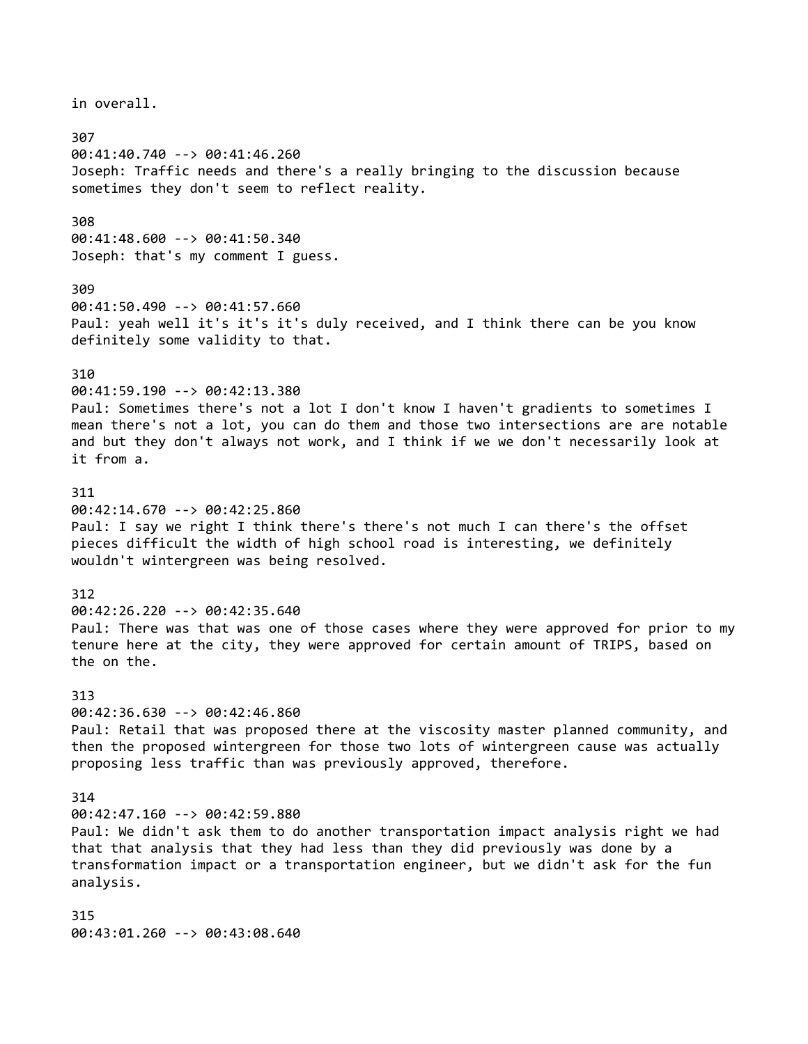in overall.

307
00:41:40.740 --> 00:41:46.260
Joseph: Traffic needs and there's a really bringing to the discussion because sometimes they don't seem to reflect reality.

308
00:41:48.600 --> 00:41:50.340
Joseph: that's my comment I guess.

309
00:41:50.490 --> 00:41:57.660
Paul: yeah well it's it's it's duly received, and I think there can be you know definitely some validity to that.

310
00:41:59.190 --> 00:42:13.380
Paul: Sometimes there's not a lot I don't know I haven't gradients to sometimes I mean there's not a lot, you can do them and those two intersections are are notable and but they don't always not work, and I think if we we don't necessarily look at it from a.

311
00:42:14.670 --> 00:42:25.860
Paul: I say we right I think there's there's not much I can there's the offset pieces difficult the width of high school road is interesting, we definitely wouldn't wintergreen was being resolved.

312
00:42:26.220 --> 00:42:35.640
Paul: There was that was one of those cases where they were approved for prior to my tenure here at the city, they were approved for certain amount of TRIPS, based on the on the.

313
00:42:36.630 --> 00:42:46.860
Paul: Retail that was proposed there at the viscosity master planned community, and then the proposed wintergreen for those two lots of wintergreen cause was actually proposing less traffic than was previously approved, therefore.

314
00:42:47.160 --> 00:42:59.880
Paul: We didn't ask them to do another transportation impact analysis right we had that that analysis that they had less than they did previously was done by a transformation impact or a transportation engineer, but we didn't ask for the fun analysis.

315
00:43:01.260 --> 00:43:08.640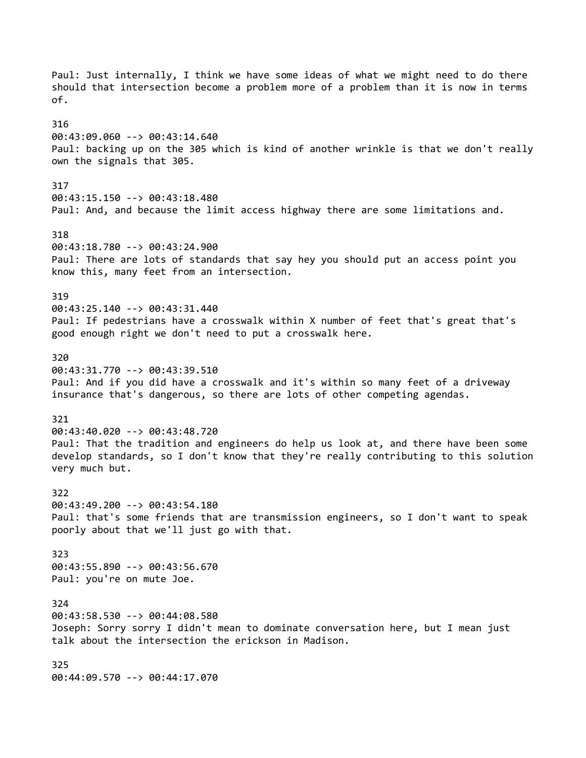Paul: Just internally, I think we have some ideas of what we might need to do there should that intersection become a problem more of a problem than it is now in terms of.

316
00:43:09.060 --> 00:43:14.640
Paul: backing up on the 305 which is kind of another wrinkle is that we don't really own the signals that 305.

317
00:43:15.150 --> 00:43:18.480
Paul: And, and because the limit access highway there are some limitations and.

318
00:43:18.780 --> 00:43:24.900
Paul: There are lots of standards that say hey you should put an access point you know this, many feet from an intersection.

319
00:43:25.140 --> 00:43:31.440
Paul: If pedestrians have a crosswalk within X number of feet that's great that's good enough right we don't need to put a crosswalk here.

320
00:43:31.770 --> 00:43:39.510
Paul: And if you did have a crosswalk and it's within so many feet of a driveway insurance that's dangerous, so there are lots of other competing agendas.

321
00:43:40.020 --> 00:43:48.720
Paul: That the tradition and engineers do help us look at, and there have been some develop standards, so I don't know that they're really contributing to this solution very much but.

322
00:43:49.200 --> 00:43:54.180
Paul: that's some friends that are transmission engineers, so I don't want to speak poorly about that we'll just go with that.

323
00:43:55.890 --> 00:43:56.670
Paul: you're on mute Joe.

324
00:43:58.530 --> 00:44:08.580
Joseph: Sorry sorry I didn't mean to dominate conversation here, but I mean just talk about the intersection the erickson in Madison.

325
00:44:09.570 --> 00:44:17.070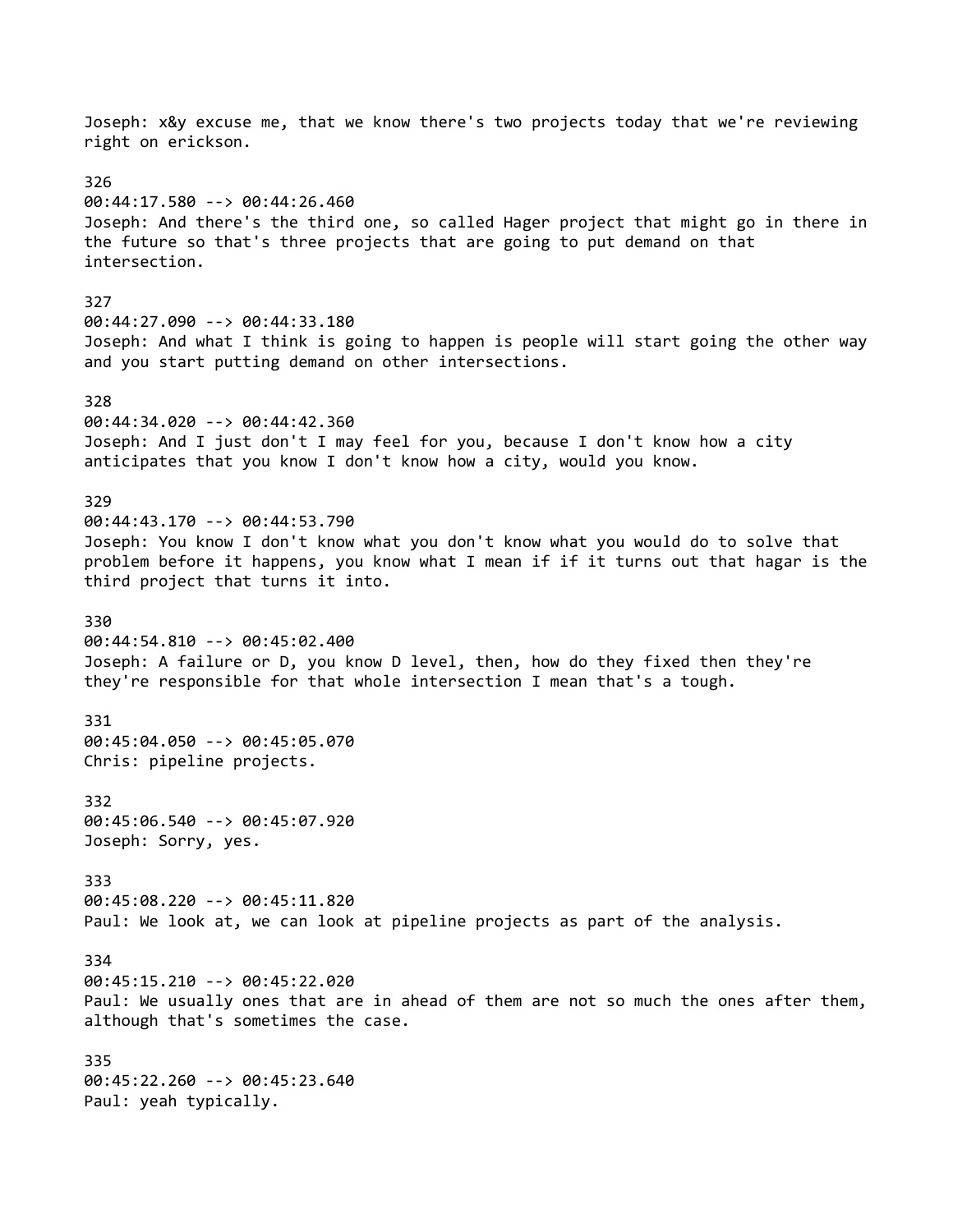Joseph: x&y excuse me, that we know there's two projects today that we're reviewing right on erickson.

326
00:44:17.580 --> 00:44:26.460
Joseph: And there's the third one, so called Hager project that might go in there in the future so that's three projects that are going to put demand on that intersection.

327
00:44:27.090 --> 00:44:33.180
Joseph: And what I think is going to happen is people will start going the other way and you start putting demand on other intersections.

328
00:44:34.020 --> 00:44:42.360
Joseph: And I just don't I may feel for you, because I don't know how a city anticipates that you know I don't know how a city, would you know.

329
00:44:43.170 --> 00:44:53.790
Joseph: You know I don't know what you don't know what you would do to solve that problem before it happens, you know what I mean if if it turns out that hagar is the third project that turns it into.

330
00:44:54.810 --> 00:45:02.400
Joseph: A failure or D, you know D level, then, how do they fixed then they're they're responsible for that whole intersection I mean that's a tough.

331
00:45:04.050 --> 00:45:05.070
Chris: pipeline projects.

332
00:45:06.540 --> 00:45:07.920
Joseph: Sorry, yes.

333
00:45:08.220 --> 00:45:11.820
Paul: We look at, we can look at pipeline projects as part of the analysis.

334
00:45:15.210 --> 00:45:22.020
Paul: We usually ones that are in ahead of them are not so much the ones after them, although that's sometimes the case.

335
00:45:22.260 --> 00:45:23.640
Paul: yeah typically.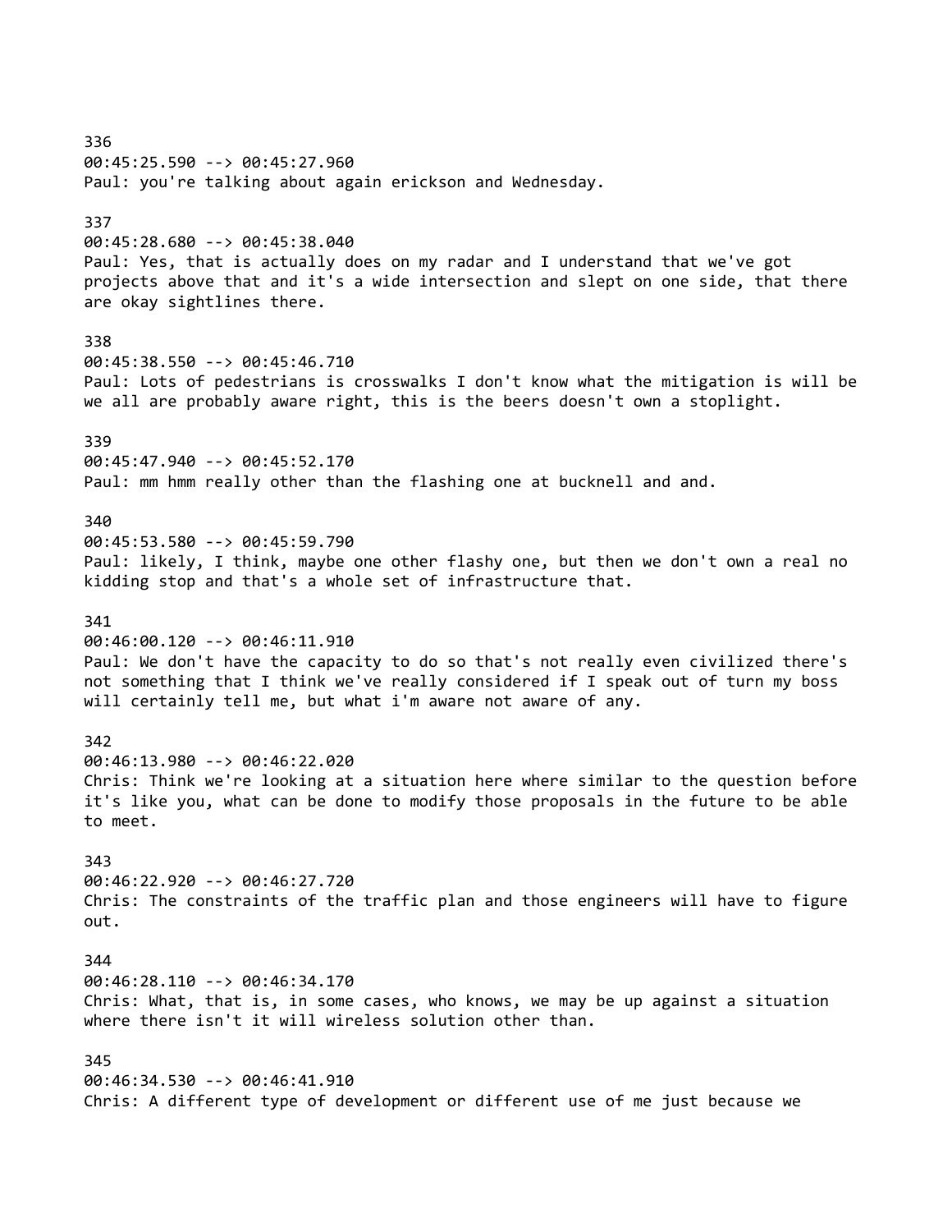336
00:45:25.590 --> 00:45:27.960
Paul: you're talking about again erickson and Wednesday.

337
00:45:28.680 --> 00:45:38.040
Paul: Yes, that is actually does on my radar and I understand that we've got projects above that and it's a wide intersection and slept on one side, that there are okay sightlines there.

338
00:45:38.550 --> 00:45:46.710
Paul: Lots of pedestrians is crosswalks I don't know what the mitigation is will be we all are probably aware right, this is the beers doesn't own a stoplight.

339
00:45:47.940 --> 00:45:52.170
Paul: mm hmm really other than the flashing one at bucknell and and.

340
00:45:53.580 --> 00:45:59.790
Paul: likely, I think, maybe one other flashy one, but then we don't own a real no kidding stop and that's a whole set of infrastructure that.

341
00:46:00.120 --> 00:46:11.910
Paul: We don't have the capacity to do so that's not really even civilized there's not something that I think we've really considered if I speak out of turn my boss will certainly tell me, but what i'm aware not aware of any.

342
00:46:13.980 --> 00:46:22.020
Chris: Think we're looking at a situation here where similar to the question before it's like you, what can be done to modify those proposals in the future to be able to meet.

343
00:46:22.920 --> 00:46:27.720
Chris: The constraints of the traffic plan and those engineers will have to figure out.

344
00:46:28.110 --> 00:46:34.170
Chris: What, that is, in some cases, who knows, we may be up against a situation where there isn't it will wireless solution other than.

345
00:46:34.530 --> 00:46:41.910
Chris: A different type of development or different use of me just because we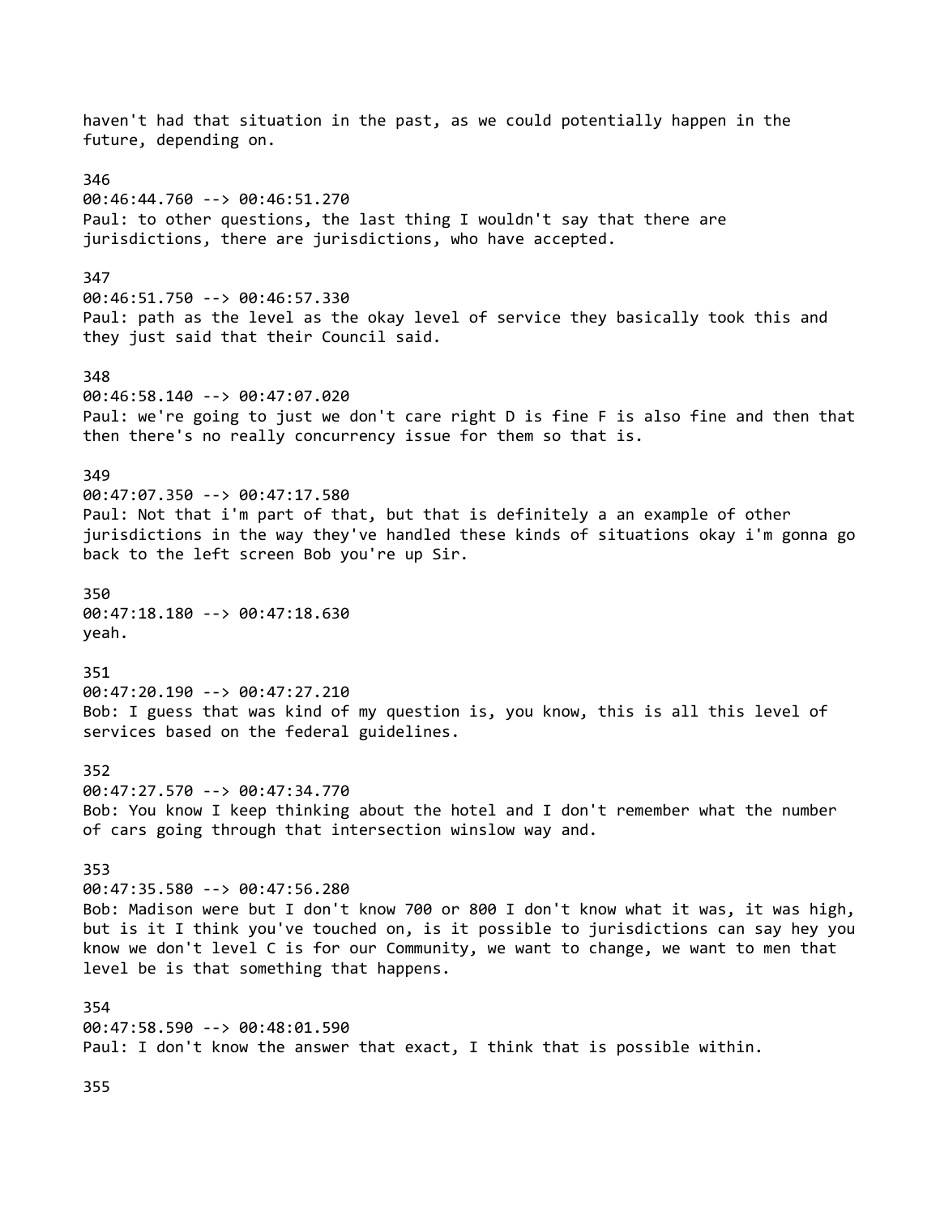haven't had that situation in the past, as we could potentially happen in the future, depending on.

346
00:46:44.760 --> 00:46:51.270
Paul: to other questions, the last thing I wouldn't say that there are jurisdictions, there are jurisdictions, who have accepted.

347
00:46:51.750 --> 00:46:57.330
Paul: path as the level as the okay level of service they basically took this and they just said that their Council said.

348
00:46:58.140 --> 00:47:07.020
Paul: we're going to just we don't care right D is fine F is also fine and then that then there's no really concurrency issue for them so that is.

349
00:47:07.350 --> 00:47:17.580
Paul: Not that i'm part of that, but that is definitely a an example of other jurisdictions in the way they've handled these kinds of situations okay i'm gonna go back to the left screen Bob you're up Sir.

350
00:47:18.180 --> 00:47:18.630
yeah.

351
00:47:20.190 --> 00:47:27.210
Bob: I guess that was kind of my question is, you know, this is all this level of services based on the federal guidelines.

352
00:47:27.570 --> 00:47:34.770
Bob: You know I keep thinking about the hotel and I don't remember what the number of cars going through that intersection winslow way and.

353
00:47:35.580 --> 00:47:56.280
Bob: Madison were but I don't know 700 or 800 I don't know what it was, it was high, but is it I think you've touched on, is it possible to jurisdictions can say hey you know we don't level C is for our Community, we want to change, we want to men that level be is that something that happens.

354
00:47:58.590 --> 00:48:01.590
Paul: I don't know the answer that exact, I think that is possible within.

355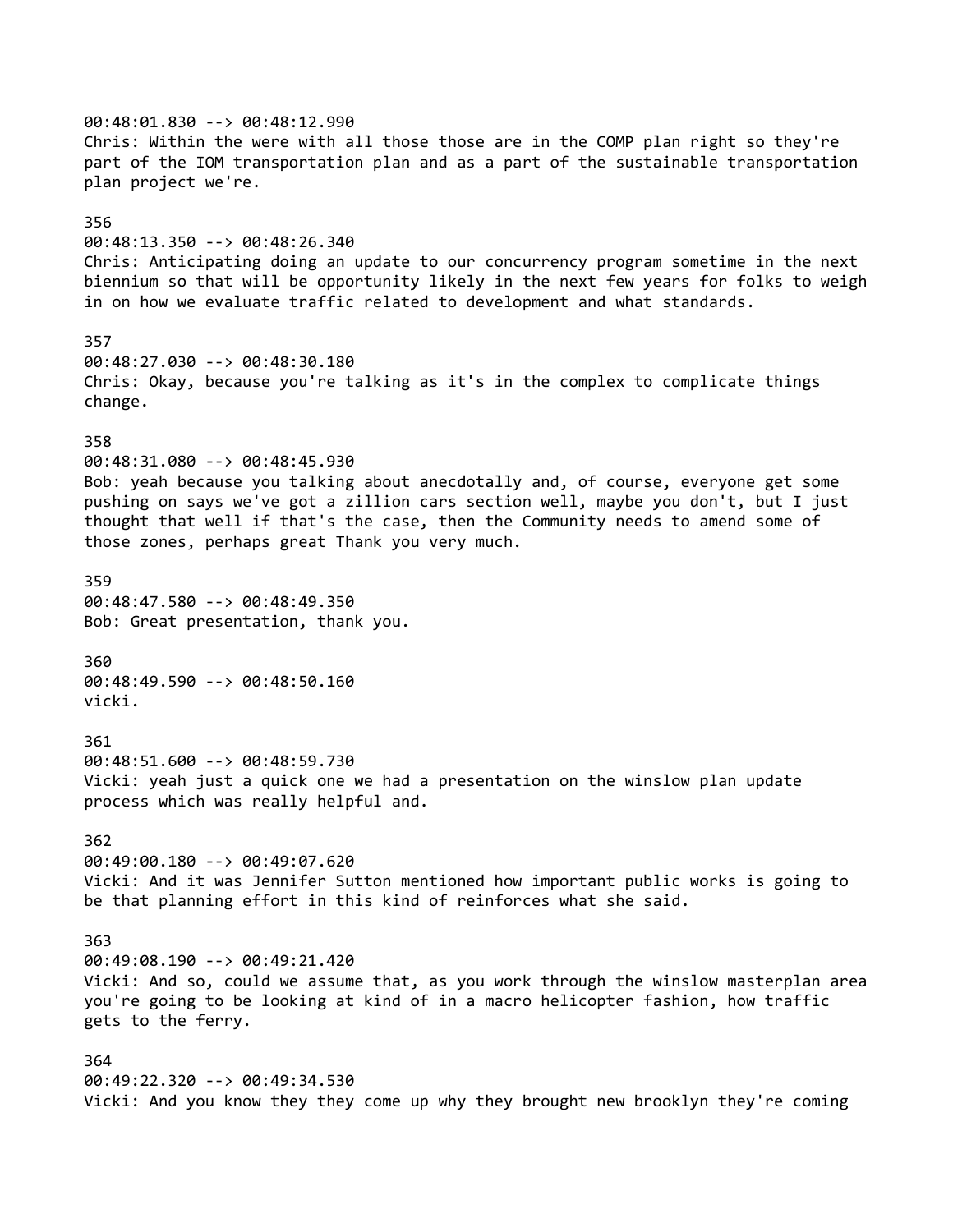00:48:01.830 --> 00:48:12.990
Chris: Within the were with all those those are in the COMP plan right so they're part of the IOM transportation plan and as a part of the sustainable transportation plan project we're.

356
00:48:13.350 --> 00:48:26.340
Chris: Anticipating doing an update to our concurrency program sometime in the next biennium so that will be opportunity likely in the next few years for folks to weigh in on how we evaluate traffic related to development and what standards.

357
00:48:27.030 --> 00:48:30.180
Chris: Okay, because you're talking as it's in the complex to complicate things change.

358
00:48:31.080 --> 00:48:45.930
Bob: yeah because you talking about anecdotally and, of course, everyone get some pushing on says we've got a zillion cars section well, maybe you don't, but I just thought that well if that's the case, then the Community needs to amend some of those zones, perhaps great Thank you very much.

359
00:48:47.580 --> 00:48:49.350
Bob: Great presentation, thank you.

360
00:48:49.590 --> 00:48:50.160
vicki.

361
00:48:51.600 --> 00:48:59.730
Vicki: yeah just a quick one we had a presentation on the winslow plan update process which was really helpful and.

362
00:49:00.180 --> 00:49:07.620
Vicki: And it was Jennifer Sutton mentioned how important public works is going to be that planning effort in this kind of reinforces what she said.

363
00:49:08.190 --> 00:49:21.420
Vicki: And so, could we assume that, as you work through the winslow masterplan area you're going to be looking at kind of in a macro helicopter fashion, how traffic gets to the ferry.

364
00:49:22.320 --> 00:49:34.530
Vicki: And you know they they come up why they brought new brooklyn they're coming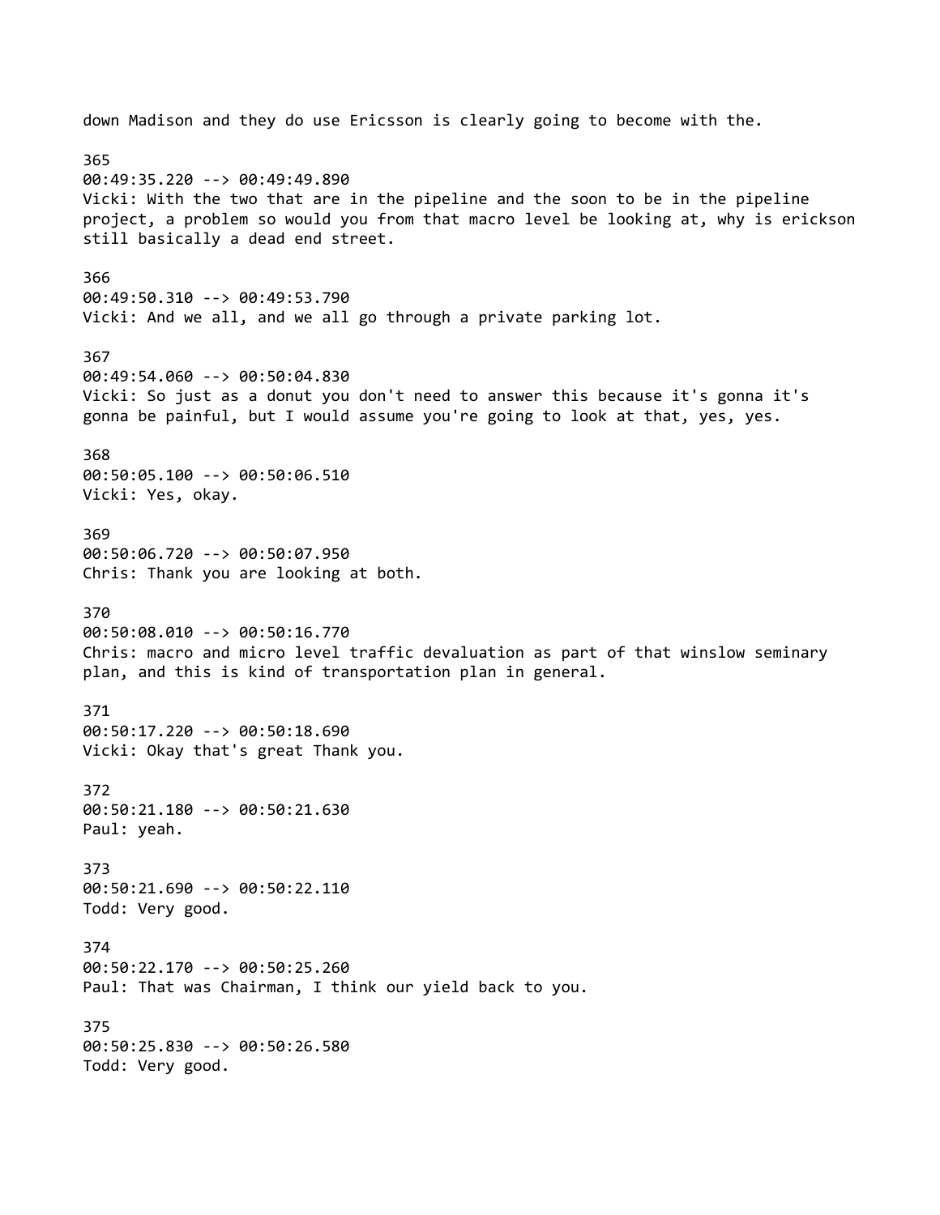down Madison and they do use Ericsson is clearly going to become with the.

365
00:49:35.220 --> 00:49:49.890
Vicki: With the two that are in the pipeline and the soon to be in the pipeline project, a problem so would you from that macro level be looking at, why is erickson still basically a dead end street.

366
00:49:50.310 --> 00:49:53.790
Vicki: And we all, and we all go through a private parking lot.

367
00:49:54.060 --> 00:50:04.830
Vicki: So just as a donut you don't need to answer this because it's gonna it's gonna be painful, but I would assume you're going to look at that, yes, yes.

368
00:50:05.100 --> 00:50:06.510
Vicki: Yes, okay.

369
00:50:06.720 --> 00:50:07.950
Chris: Thank you are looking at both.

370
00:50:08.010 --> 00:50:16.770
Chris: macro and micro level traffic devaluation as part of that winslow seminary plan, and this is kind of transportation plan in general.

371
00:50:17.220 --> 00:50:18.690
Vicki: Okay that's great Thank you.

372
00:50:21.180 --> 00:50:21.630
Paul: yeah.

373
00:50:21.690 --> 00:50:22.110
Todd: Very good.

374
00:50:22.170 --> 00:50:25.260
Paul: That was Chairman, I think our yield back to you.

375
00:50:25.830 --> 00:50:26.580
Todd: Very good.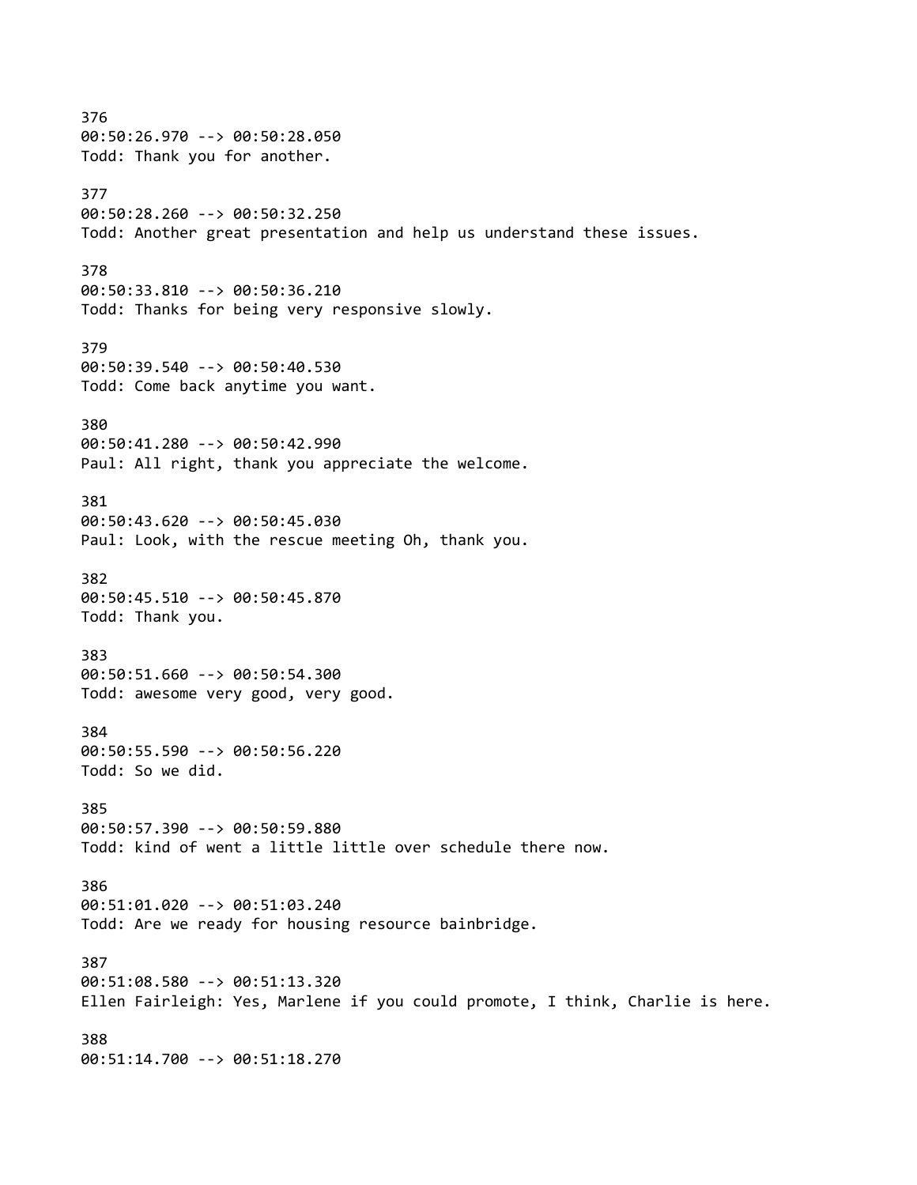376
00:50:26.970 --> 00:50:28.050
Todd: Thank you for another.

377
00:50:28.260 --> 00:50:32.250
Todd: Another great presentation and help us understand these issues.

378
00:50:33.810 --> 00:50:36.210
Todd: Thanks for being very responsive slowly.

379
00:50:39.540 --> 00:50:40.530
Todd: Come back anytime you want.

380
00:50:41.280 --> 00:50:42.990
Paul: All right, thank you appreciate the welcome.

381
00:50:43.620 --> 00:50:45.030
Paul: Look, with the rescue meeting Oh, thank you.

382
00:50:45.510 --> 00:50:45.870
Todd: Thank you.

383
00:50:51.660 --> 00:50:54.300
Todd: awesome very good, very good.

384
00:50:55.590 --> 00:50:56.220
Todd: So we did.

385
00:50:57.390 --> 00:50:59.880
Todd: kind of went a little little over schedule there now.

386
00:51:01.020 --> 00:51:03.240
Todd: Are we ready for housing resource bainbridge.

387
00:51:08.580 --> 00:51:13.320
Ellen Fairleigh: Yes, Marlene if you could promote, I think, Charlie is here.

388
00:51:14.700 --> 00:51:18.270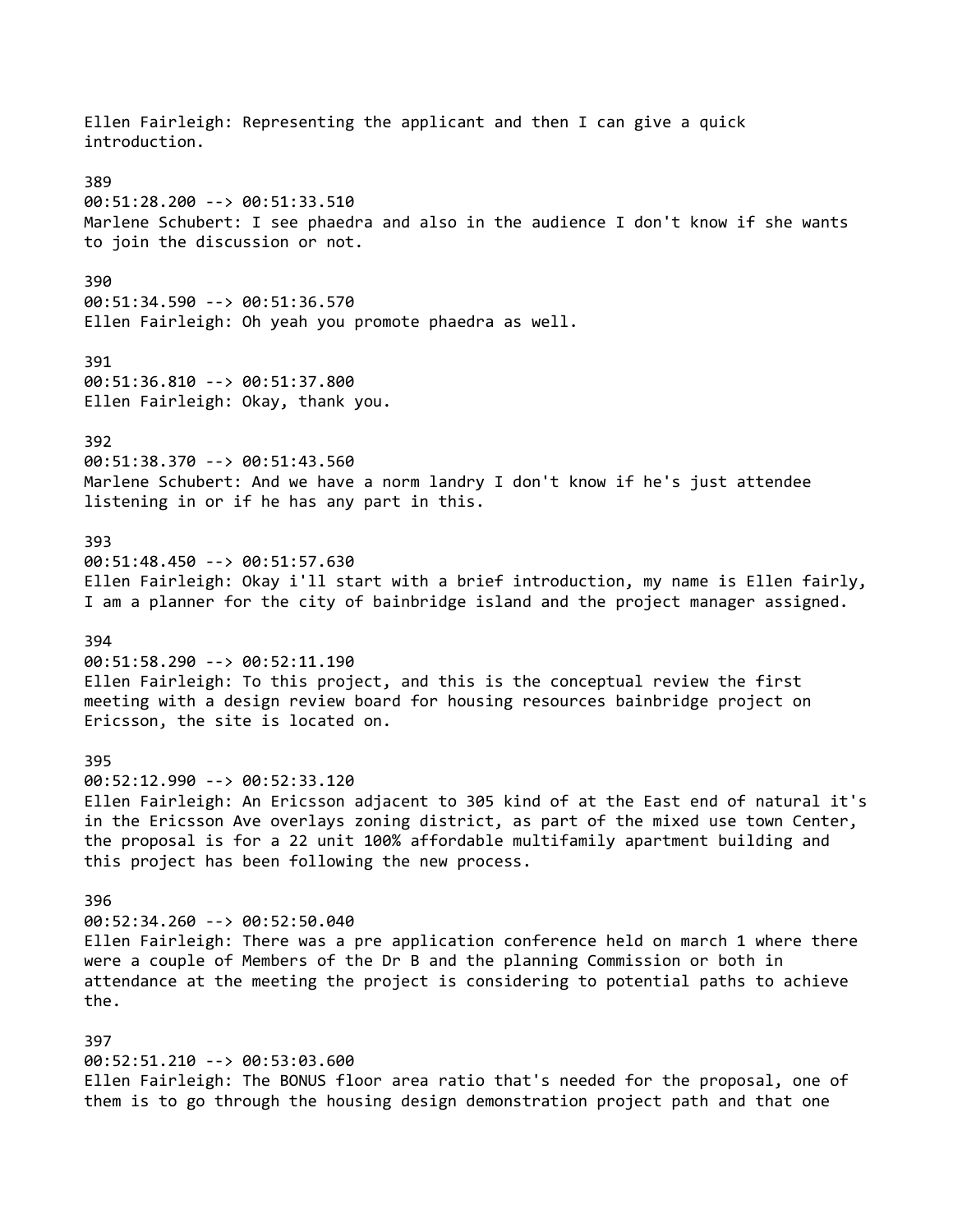Ellen Fairleigh: Representing the applicant and then I can give a quick introduction.

389
00:51:28.200 --> 00:51:33.510
Marlene Schubert: I see phaedra and also in the audience I don't know if she wants to join the discussion or not.

390
00:51:34.590 --> 00:51:36.570
Ellen Fairleigh: Oh yeah you promote phaedra as well.

391
00:51:36.810 --> 00:51:37.800
Ellen Fairleigh: Okay, thank you.

392
00:51:38.370 --> 00:51:43.560
Marlene Schubert: And we have a norm landry I don't know if he's just attendee listening in or if he has any part in this.

393
00:51:48.450 --> 00:51:57.630
Ellen Fairleigh: Okay i'll start with a brief introduction, my name is Ellen fairly, I am a planner for the city of bainbridge island and the project manager assigned.

394
00:51:58.290 --> 00:52:11.190
Ellen Fairleigh: To this project, and this is the conceptual review the first meeting with a design review board for housing resources bainbridge project on Ericsson, the site is located on.

395
00:52:12.990 --> 00:52:33.120
Ellen Fairleigh: An Ericsson adjacent to 305 kind of at the East end of natural it's in the Ericsson Ave overlays zoning district, as part of the mixed use town Center, the proposal is for a 22 unit 100% affordable multifamily apartment building and this project has been following the new process.

396
00:52:34.260 --> 00:52:50.040
Ellen Fairleigh: There was a pre application conference held on march 1 where there were a couple of Members of the Dr B and the planning Commission or both in attendance at the meeting the project is considering to potential paths to achieve the.

397
00:52:51.210 --> 00:53:03.600
Ellen Fairleigh: The BONUS floor area ratio that's needed for the proposal, one of them is to go through the housing design demonstration project path and that one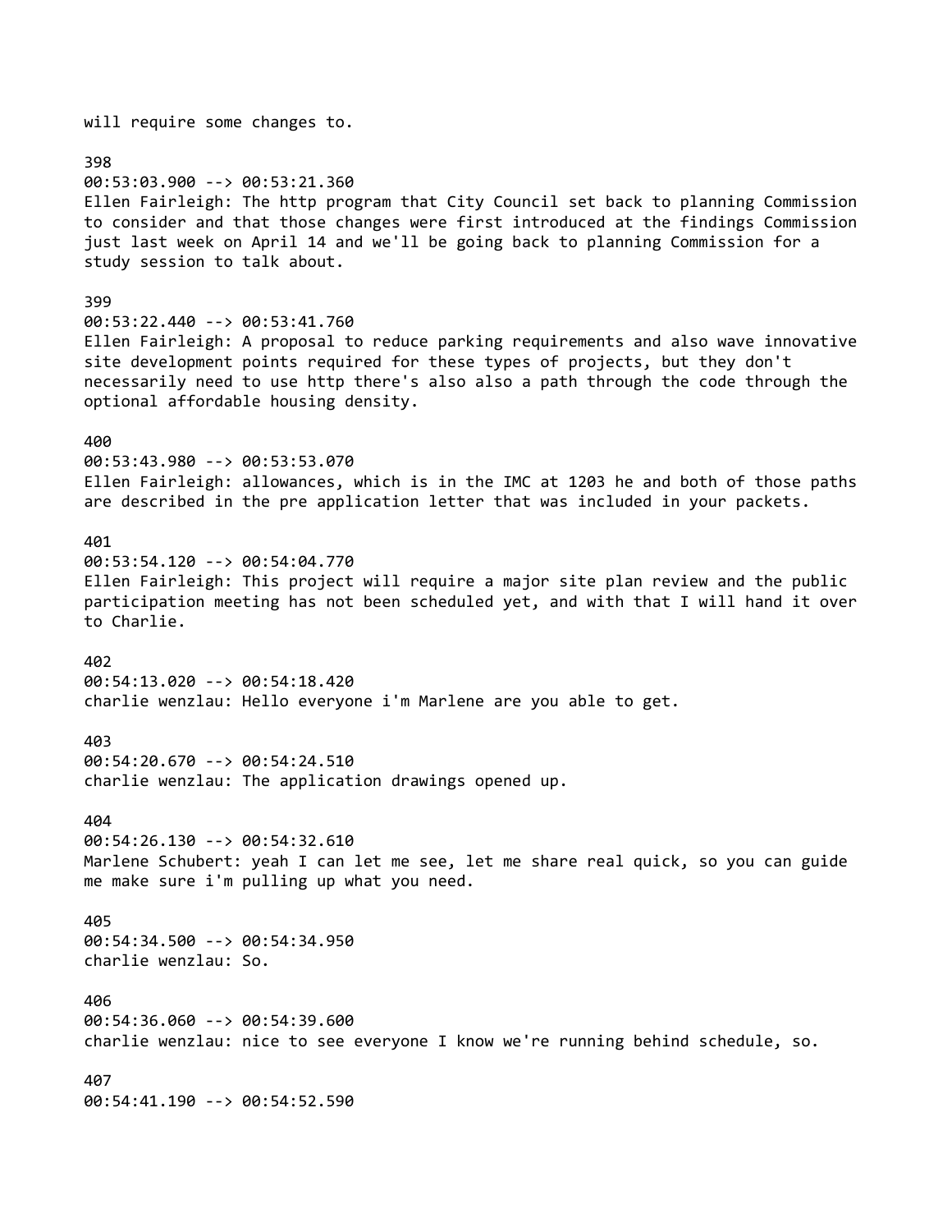will require some changes to.

398
00:53:03.900 --> 00:53:21.360
Ellen Fairleigh: The http program that City Council set back to planning Commission to consider and that those changes were first introduced at the findings Commission just last week on April 14 and we'll be going back to planning Commission for a study session to talk about.

399
00:53:22.440 --> 00:53:41.760
Ellen Fairleigh: A proposal to reduce parking requirements and also wave innovative site development points required for these types of projects, but they don't necessarily need to use http there's also also a path through the code through the optional affordable housing density.

400
00:53:43.980 --> 00:53:53.070
Ellen Fairleigh: allowances, which is in the IMC at 1203 he and both of those paths are described in the pre application letter that was included in your packets.

401
00:53:54.120 --> 00:54:04.770
Ellen Fairleigh: This project will require a major site plan review and the public participation meeting has not been scheduled yet, and with that I will hand it over to Charlie.

402
00:54:13.020 --> 00:54:18.420
charlie wenzlau: Hello everyone i'm Marlene are you able to get.

403
00:54:20.670 --> 00:54:24.510
charlie wenzlau: The application drawings opened up.

404
00:54:26.130 --> 00:54:32.610
Marlene Schubert: yeah I can let me see, let me share real quick, so you can guide me make sure i'm pulling up what you need.

405
00:54:34.500 --> 00:54:34.950
charlie wenzlau: So.

406
00:54:36.060 --> 00:54:39.600
charlie wenzlau: nice to see everyone I know we're running behind schedule, so.

407
00:54:41.190 --> 00:54:52.590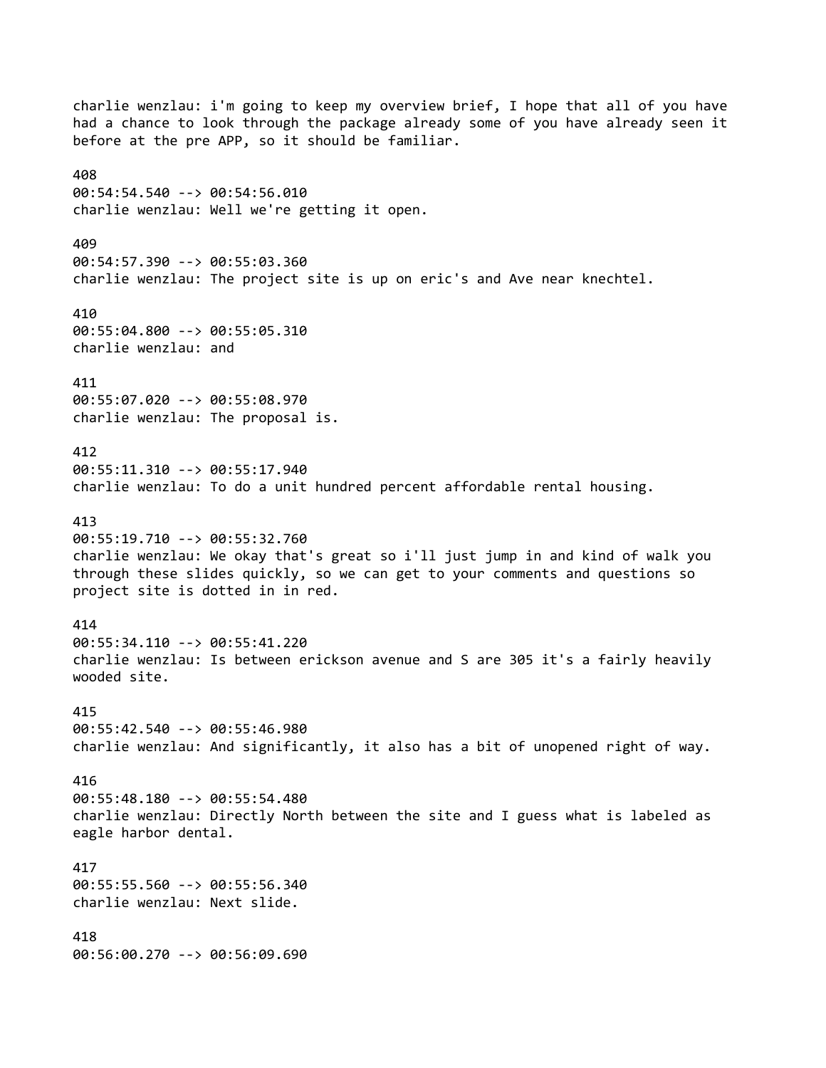charlie wenzlau: i'm going to keep my overview brief, I hope that all of you have had a chance to look through the package already some of you have already seen it before at the pre APP, so it should be familiar.

408
00:54:54.540 --> 00:54:56.010
charlie wenzlau: Well we're getting it open.

409
00:54:57.390 --> 00:55:03.360
charlie wenzlau: The project site is up on eric's and Ave near knechtel.

410
00:55:04.800 --> 00:55:05.310
charlie wenzlau: and

411
00:55:07.020 --> 00:55:08.970
charlie wenzlau: The proposal is.

412
00:55:11.310 --> 00:55:17.940
charlie wenzlau: To do a unit hundred percent affordable rental housing.

413
00:55:19.710 --> 00:55:32.760
charlie wenzlau: We okay that's great so i'll just jump in and kind of walk you through these slides quickly, so we can get to your comments and questions so project site is dotted in in red.

414
00:55:34.110 --> 00:55:41.220
charlie wenzlau: Is between erickson avenue and S are 305 it's a fairly heavily wooded site.

415
00:55:42.540 --> 00:55:46.980
charlie wenzlau: And significantly, it also has a bit of unopened right of way.

416
00:55:48.180 --> 00:55:54.480
charlie wenzlau: Directly North between the site and I guess what is labeled as eagle harbor dental.

417
00:55:55.560 --> 00:55:56.340
charlie wenzlau: Next slide.

418
00:56:00.270 --> 00:56:09.690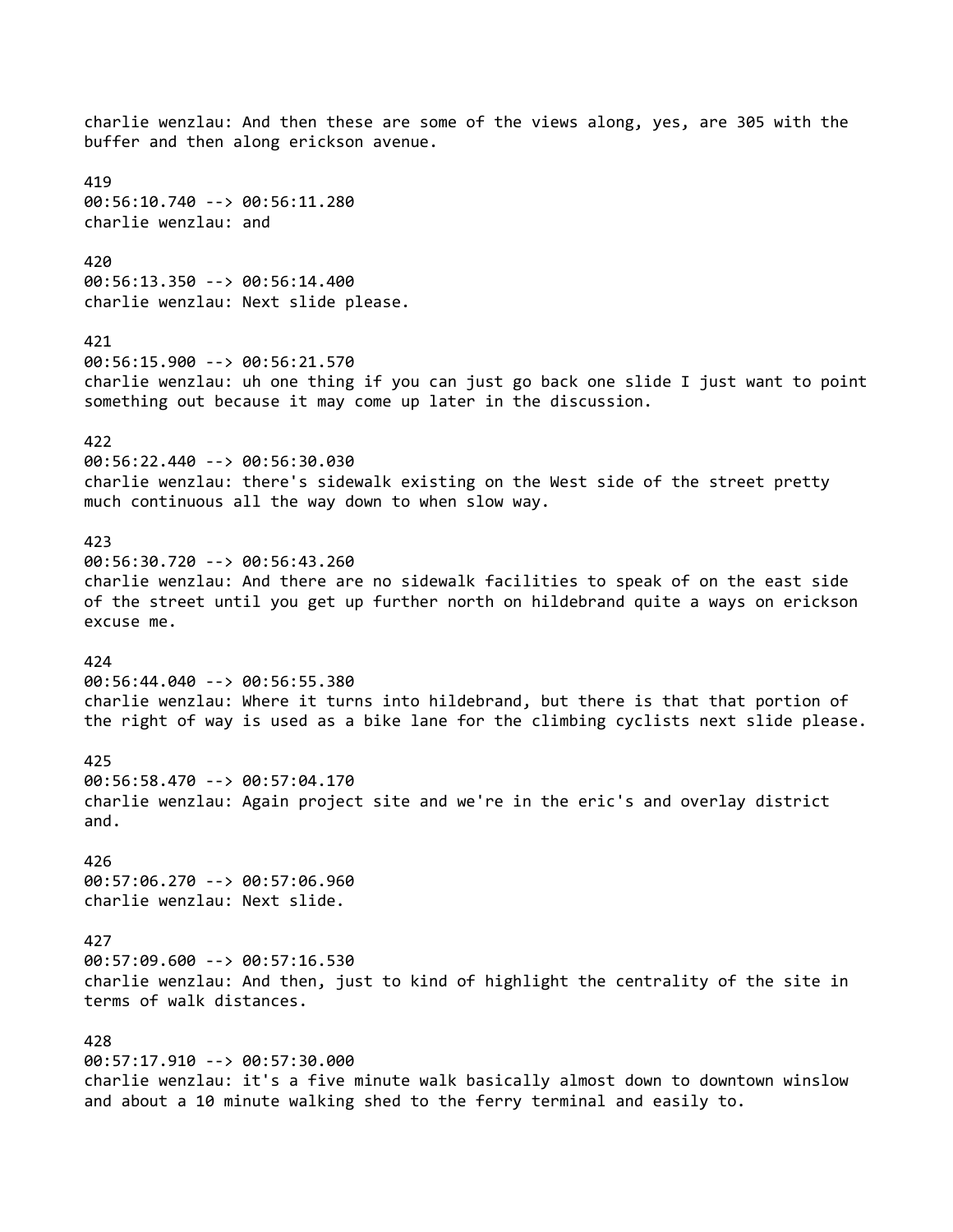charlie wenzlau: And then these are some of the views along, yes, are 305 with the buffer and then along erickson avenue.

419
00:56:10.740 --> 00:56:11.280
charlie wenzlau: and

420
00:56:13.350 --> 00:56:14.400
charlie wenzlau: Next slide please.

421
00:56:15.900 --> 00:56:21.570
charlie wenzlau: uh one thing if you can just go back one slide I just want to point something out because it may come up later in the discussion.

422
00:56:22.440 --> 00:56:30.030
charlie wenzlau: there's sidewalk existing on the West side of the street pretty much continuous all the way down to when slow way.

423
00:56:30.720 --> 00:56:43.260
charlie wenzlau: And there are no sidewalk facilities to speak of on the east side of the street until you get up further north on hildebrand quite a ways on erickson excuse me.

424
00:56:44.040 --> 00:56:55.380
charlie wenzlau: Where it turns into hildebrand, but there is that that portion of the right of way is used as a bike lane for the climbing cyclists next slide please.

425
00:56:58.470 --> 00:57:04.170
charlie wenzlau: Again project site and we're in the eric's and overlay district and.

426
00:57:06.270 --> 00:57:06.960
charlie wenzlau: Next slide.

427
00:57:09.600 --> 00:57:16.530
charlie wenzlau: And then, just to kind of highlight the centrality of the site in terms of walk distances.

428
00:57:17.910 --> 00:57:30.000
charlie wenzlau: it's a five minute walk basically almost down to downtown winslow and about a 10 minute walking shed to the ferry terminal and easily to.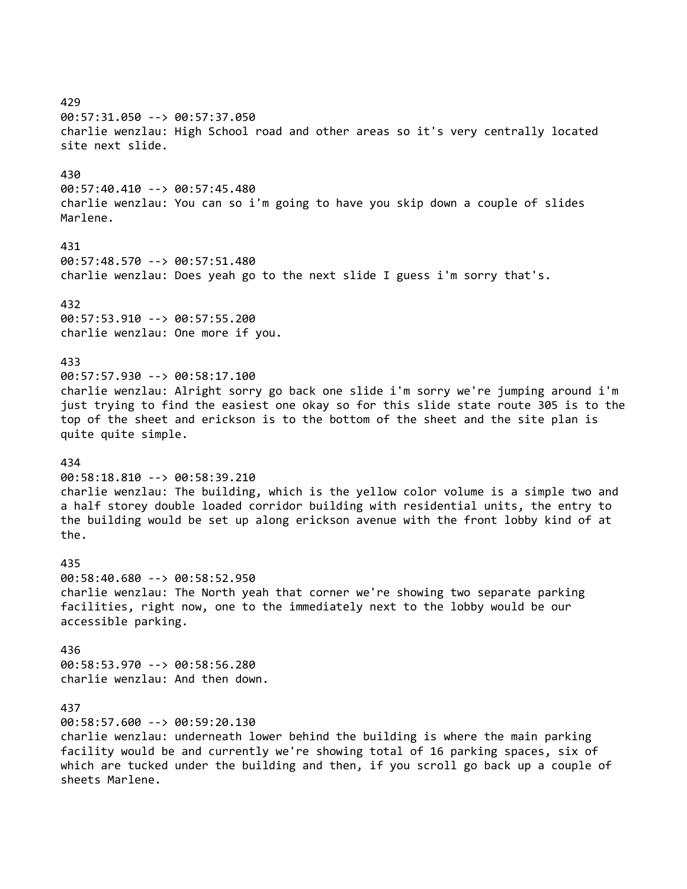429
00:57:31.050 --> 00:57:37.050
charlie wenzlau: High School road and other areas so it's very centrally located site next slide.

430
00:57:40.410 --> 00:57:45.480
charlie wenzlau: You can so i'm going to have you skip down a couple of slides Marlene.

431
00:57:48.570 --> 00:57:51.480
charlie wenzlau: Does yeah go to the next slide I guess i'm sorry that's.

432
00:57:53.910 --> 00:57:55.200
charlie wenzlau: One more if you.

433
00:57:57.930 --> 00:58:17.100
charlie wenzlau: Alright sorry go back one slide i'm sorry we're jumping around i'm just trying to find the easiest one okay so for this slide state route 305 is to the top of the sheet and erickson is to the bottom of the sheet and the site plan is quite quite simple.

434
00:58:18.810 --> 00:58:39.210
charlie wenzlau: The building, which is the yellow color volume is a simple two and a half storey double loaded corridor building with residential units, the entry to the building would be set up along erickson avenue with the front lobby kind of at the.

435
00:58:40.680 --> 00:58:52.950
charlie wenzlau: The North yeah that corner we're showing two separate parking facilities, right now, one to the immediately next to the lobby would be our accessible parking.

436
00:58:53.970 --> 00:58:56.280
charlie wenzlau: And then down.

437
00:58:57.600 --> 00:59:20.130
charlie wenzlau: underneath lower behind the building is where the main parking facility would be and currently we're showing total of 16 parking spaces, six of which are tucked under the building and then, if you scroll go back up a couple of sheets Marlene.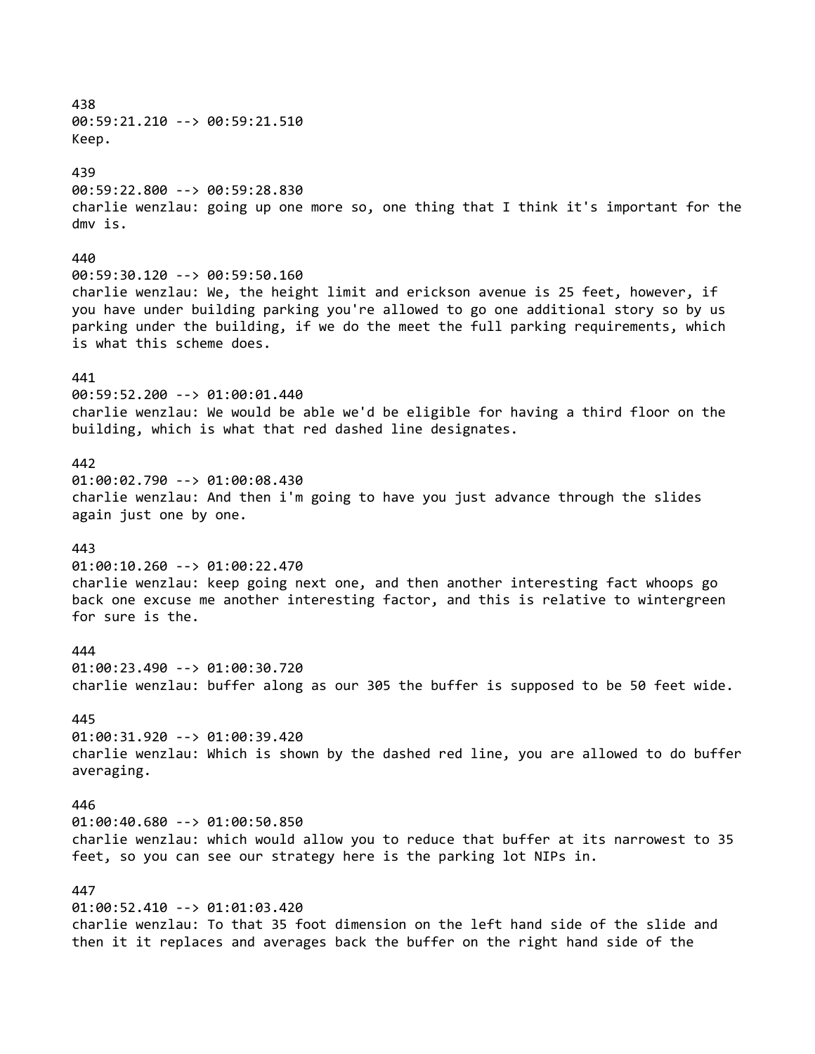438
00:59:21.210 --> 00:59:21.510
Keep.

439
00:59:22.800 --> 00:59:28.830
charlie wenzlau: going up one more so, one thing that I think it's important for the dmv is.

440
00:59:30.120 --> 00:59:50.160
charlie wenzlau: We, the height limit and erickson avenue is 25 feet, however, if you have under building parking you're allowed to go one additional story so by us parking under the building, if we do the meet the full parking requirements, which is what this scheme does.

441
00:59:52.200 --> 01:00:01.440
charlie wenzlau: We would be able we'd be eligible for having a third floor on the building, which is what that red dashed line designates.

442
01:00:02.790 --> 01:00:08.430
charlie wenzlau: And then i'm going to have you just advance through the slides again just one by one.

443
01:00:10.260 --> 01:00:22.470
charlie wenzlau: keep going next one, and then another interesting fact whoops go back one excuse me another interesting factor, and this is relative to wintergreen for sure is the.

444
01:00:23.490 --> 01:00:30.720
charlie wenzlau: buffer along as our 305 the buffer is supposed to be 50 feet wide.

445
01:00:31.920 --> 01:00:39.420
charlie wenzlau: Which is shown by the dashed red line, you are allowed to do buffer averaging.

446
01:00:40.680 --> 01:00:50.850
charlie wenzlau: which would allow you to reduce that buffer at its narrowest to 35 feet, so you can see our strategy here is the parking lot NIPs in.

447
01:00:52.410 --> 01:01:03.420
charlie wenzlau: To that 35 foot dimension on the left hand side of the slide and then it it replaces and averages back the buffer on the right hand side of the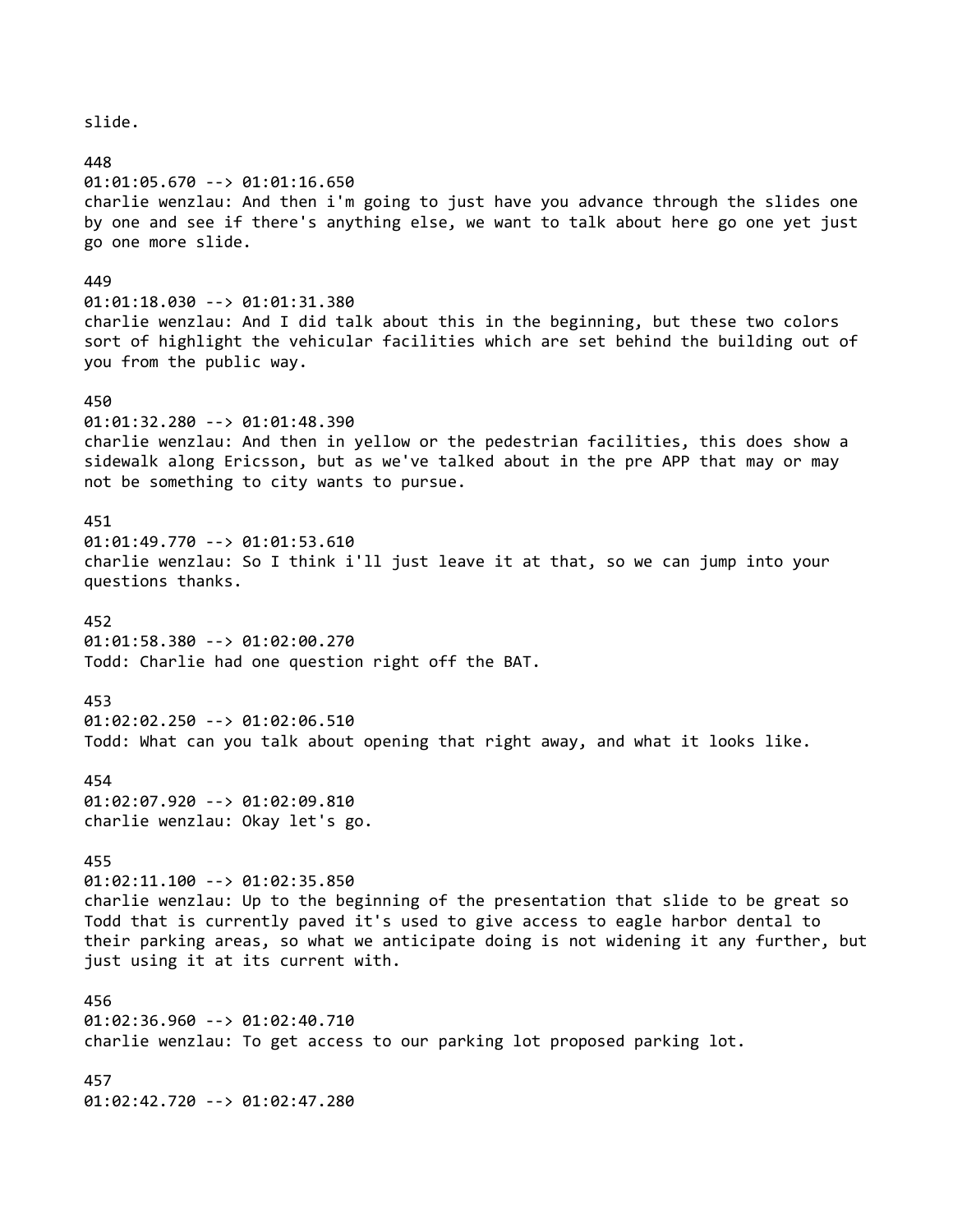slide.

448
01:01:05.670 --> 01:01:16.650
charlie wenzlau: And then i'm going to just have you advance through the slides one by one and see if there's anything else, we want to talk about here go one yet just go one more slide.

449
01:01:18.030 --> 01:01:31.380
charlie wenzlau: And I did talk about this in the beginning, but these two colors sort of highlight the vehicular facilities which are set behind the building out of you from the public way.

450
01:01:32.280 --> 01:01:48.390
charlie wenzlau: And then in yellow or the pedestrian facilities, this does show a sidewalk along Ericsson, but as we've talked about in the pre APP that may or may not be something to city wants to pursue.

451
01:01:49.770 --> 01:01:53.610
charlie wenzlau: So I think i'll just leave it at that, so we can jump into your questions thanks.

452
01:01:58.380 --> 01:02:00.270
Todd: Charlie had one question right off the BAT.

453
01:02:02.250 --> 01:02:06.510
Todd: What can you talk about opening that right away, and what it looks like.

454
01:02:07.920 --> 01:02:09.810
charlie wenzlau: Okay let's go.

455
01:02:11.100 --> 01:02:35.850
charlie wenzlau: Up to the beginning of the presentation that slide to be great so Todd that is currently paved it's used to give access to eagle harbor dental to their parking areas, so what we anticipate doing is not widening it any further, but just using it at its current with.

456
01:02:36.960 --> 01:02:40.710
charlie wenzlau: To get access to our parking lot proposed parking lot.

457
01:02:42.720 --> 01:02:47.280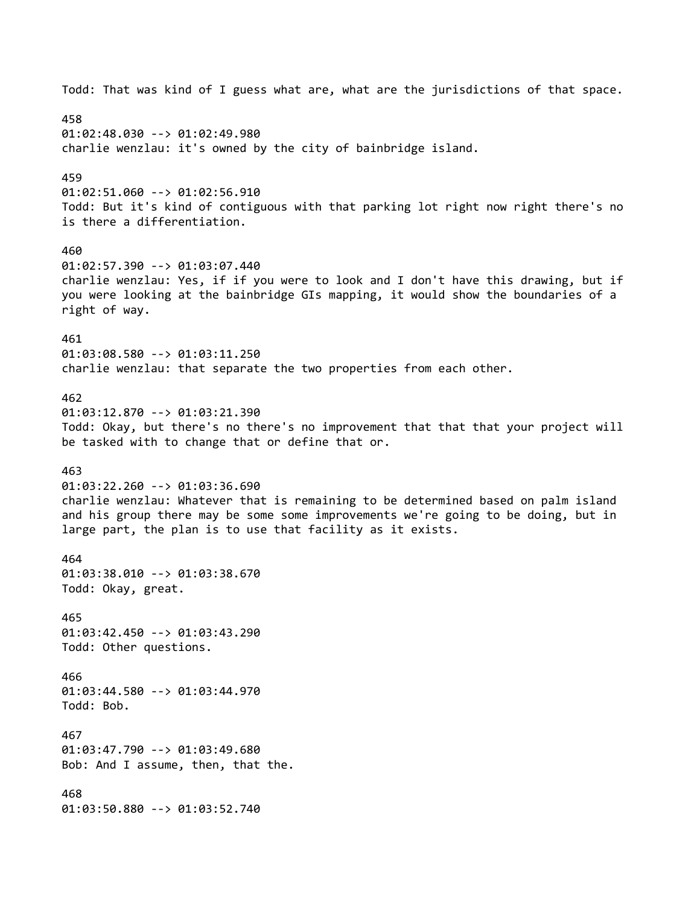Todd: That was kind of I guess what are, what are the jurisdictions of that space.

458
01:02:48.030 --> 01:02:49.980
charlie wenzlau: it's owned by the city of bainbridge island.

459
01:02:51.060 --> 01:02:56.910
Todd: But it's kind of contiguous with that parking lot right now right there's no is there a differentiation.

460
01:02:57.390 --> 01:03:07.440
charlie wenzlau: Yes, if if you were to look and I don't have this drawing, but if you were looking at the bainbridge GIs mapping, it would show the boundaries of a right of way.

461
01:03:08.580 --> 01:03:11.250
charlie wenzlau: that separate the two properties from each other.

462
01:03:12.870 --> 01:03:21.390
Todd: Okay, but there's no there's no improvement that that that your project will be tasked with to change that or define that or.

463
01:03:22.260 --> 01:03:36.690
charlie wenzlau: Whatever that is remaining to be determined based on palm island and his group there may be some some improvements we're going to be doing, but in large part, the plan is to use that facility as it exists.

464
01:03:38.010 --> 01:03:38.670
Todd: Okay, great.

465
01:03:42.450 --> 01:03:43.290
Todd: Other questions.

466
01:03:44.580 --> 01:03:44.970
Todd: Bob.

467
01:03:47.790 --> 01:03:49.680
Bob: And I assume, then, that the.

468
01:03:50.880 --> 01:03:52.740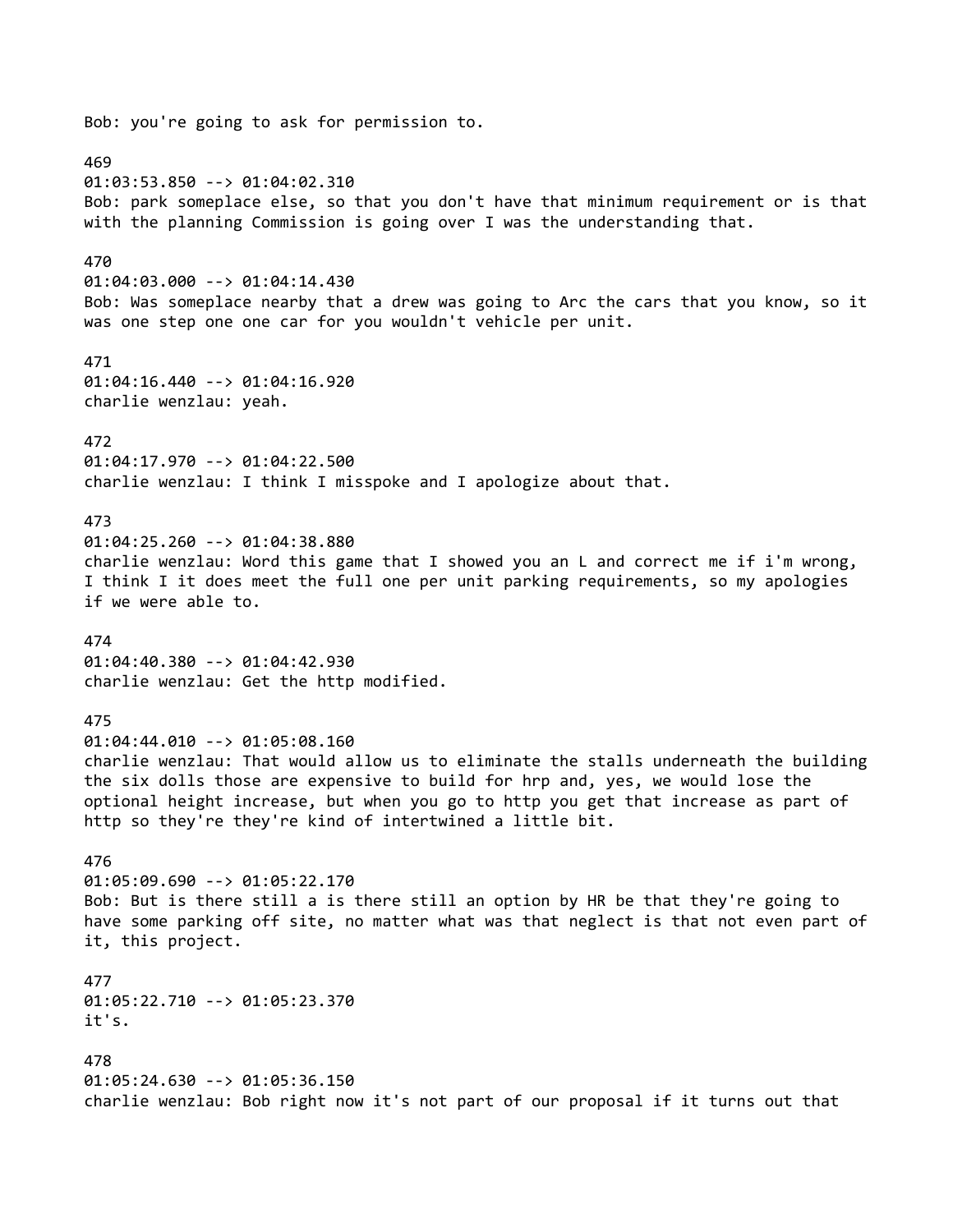Bob: you're going to ask for permission to.

469
01:03:53.850 --> 01:04:02.310
Bob: park someplace else, so that you don't have that minimum requirement or is that with the planning Commission is going over I was the understanding that.

470
01:04:03.000 --> 01:04:14.430
Bob: Was someplace nearby that a drew was going to Arc the cars that you know, so it was one step one one car for you wouldn't vehicle per unit.

471
01:04:16.440 --> 01:04:16.920
charlie wenzlau: yeah.

472
01:04:17.970 --> 01:04:22.500
charlie wenzlau: I think I misspoke and I apologize about that.

473
01:04:25.260 --> 01:04:38.880
charlie wenzlau: Word this game that I showed you an L and correct me if i'm wrong, I think I it does meet the full one per unit parking requirements, so my apologies if we were able to.

474
01:04:40.380 --> 01:04:42.930
charlie wenzlau: Get the http modified.

475
01:04:44.010 --> 01:05:08.160
charlie wenzlau: That would allow us to eliminate the stalls underneath the building the six dolls those are expensive to build for hrp and, yes, we would lose the optional height increase, but when you go to http you get that increase as part of http so they're they're kind of intertwined a little bit.

476
01:05:09.690 --> 01:05:22.170
Bob: But is there still a is there still an option by HR be that they're going to have some parking off site, no matter what was that neglect is that not even part of it, this project.

477
01:05:22.710 --> 01:05:23.370
it's.

478
01:05:24.630 --> 01:05:36.150
charlie wenzlau: Bob right now it's not part of our proposal if it turns out that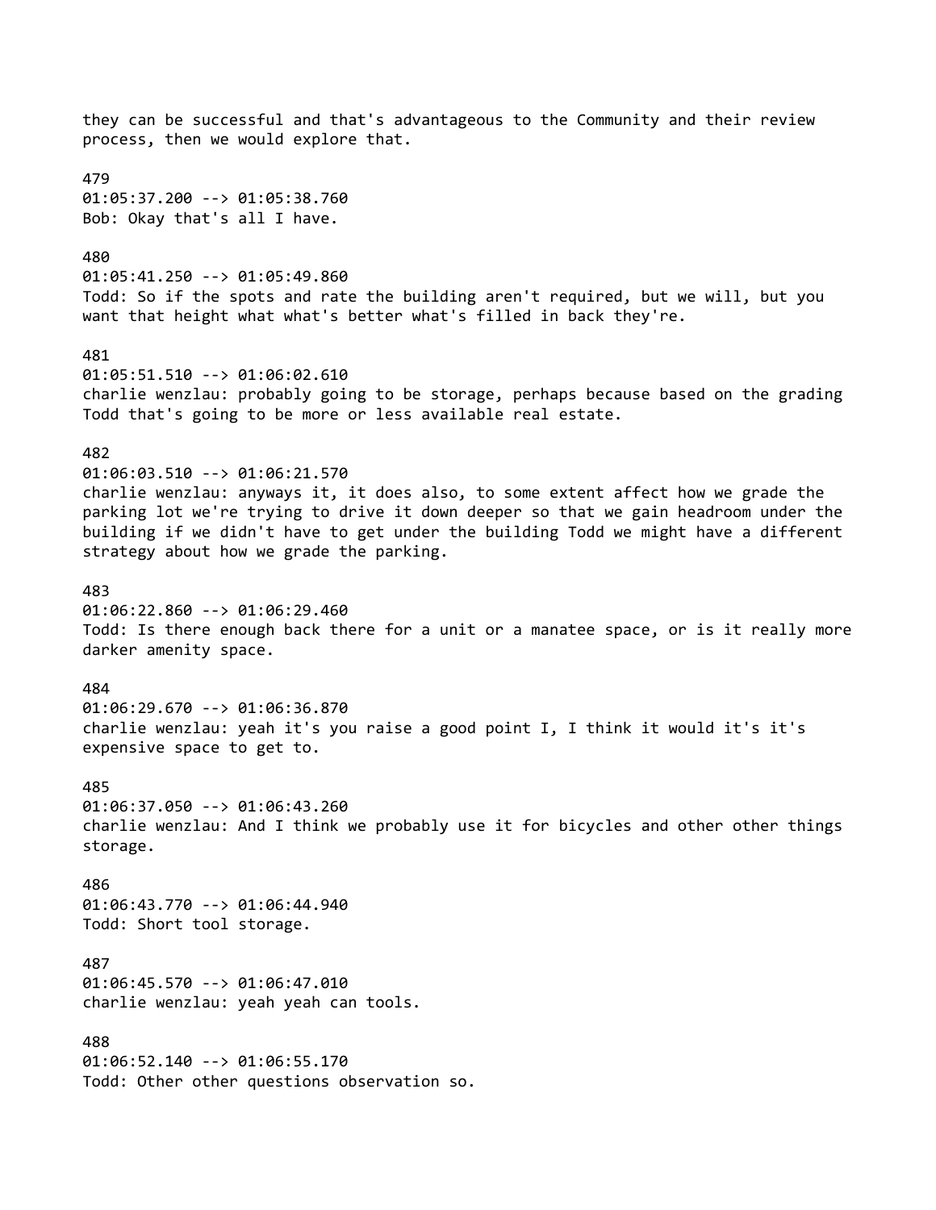they can be successful and that's advantageous to the Community and their review process, then we would explore that.

479
01:05:37.200 --> 01:05:38.760
Bob: Okay that's all I have.

480
01:05:41.250 --> 01:05:49.860
Todd: So if the spots and rate the building aren't required, but we will, but you want that height what what's better what's filled in back they're.

481
01:05:51.510 --> 01:06:02.610
charlie wenzlau: probably going to be storage, perhaps because based on the grading Todd that's going to be more or less available real estate.

482
01:06:03.510 --> 01:06:21.570
charlie wenzlau: anyways it, it does also, to some extent affect how we grade the parking lot we're trying to drive it down deeper so that we gain headroom under the building if we didn't have to get under the building Todd we might have a different strategy about how we grade the parking.

483
01:06:22.860 --> 01:06:29.460
Todd: Is there enough back there for a unit or a manatee space, or is it really more darker amenity space.

484
01:06:29.670 --> 01:06:36.870
charlie wenzlau: yeah it's you raise a good point I, I think it would it's it's expensive space to get to.

485
01:06:37.050 --> 01:06:43.260
charlie wenzlau: And I think we probably use it for bicycles and other other things storage.

486
01:06:43.770 --> 01:06:44.940
Todd: Short tool storage.

487
01:06:45.570 --> 01:06:47.010
charlie wenzlau: yeah yeah can tools.

488
01:06:52.140 --> 01:06:55.170
Todd: Other other questions observation so.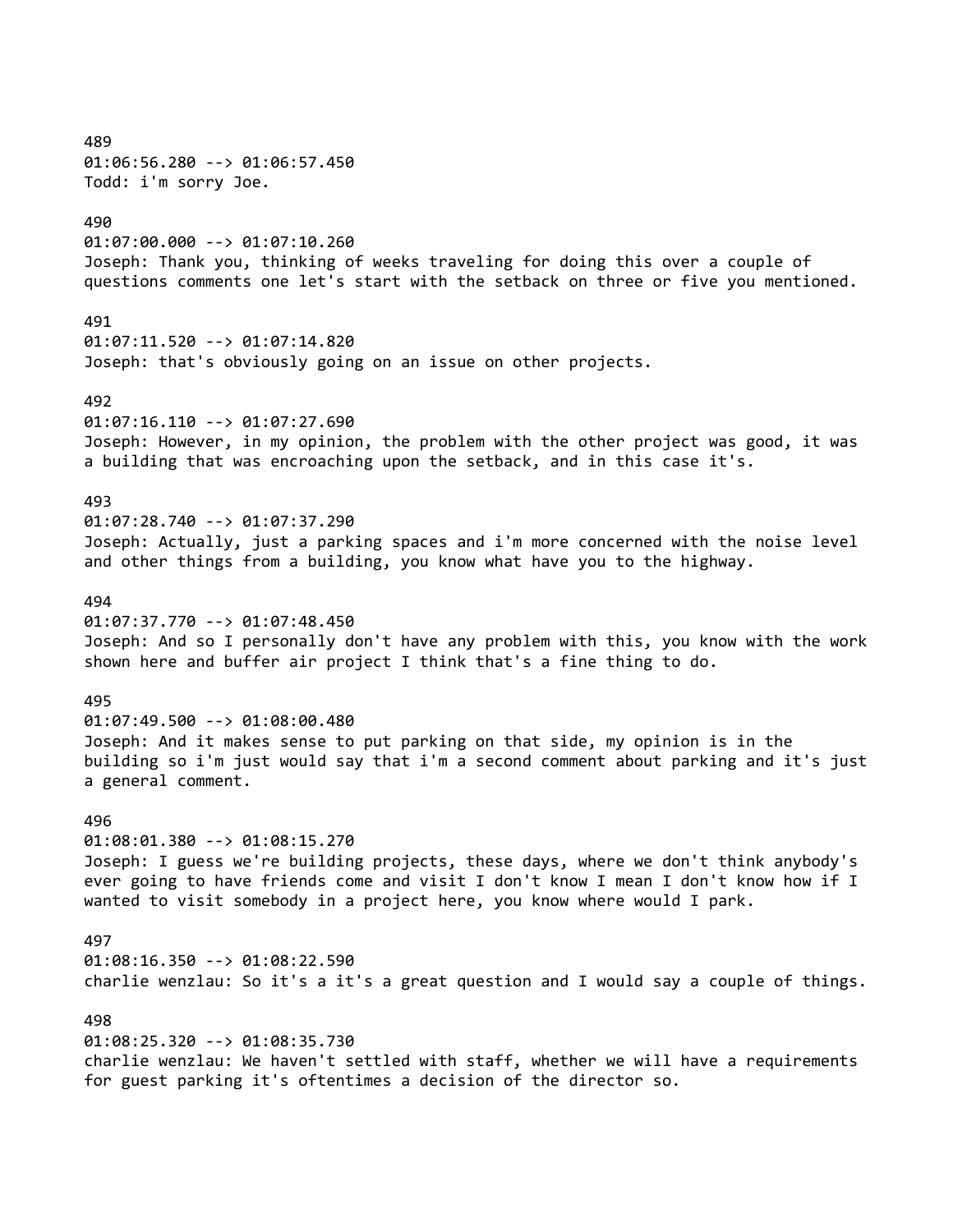489
01:06:56.280 --> 01:06:57.450
Todd: i'm sorry Joe.

490
01:07:00.000 --> 01:07:10.260
Joseph: Thank you, thinking of weeks traveling for doing this over a couple of questions comments one let's start with the setback on three or five you mentioned.

491
01:07:11.520 --> 01:07:14.820
Joseph: that's obviously going on an issue on other projects.

492
01:07:16.110 --> 01:07:27.690
Joseph: However, in my opinion, the problem with the other project was good, it was a building that was encroaching upon the setback, and in this case it's.

493
01:07:28.740 --> 01:07:37.290
Joseph: Actually, just a parking spaces and i'm more concerned with the noise level and other things from a building, you know what have you to the highway.

494
01:07:37.770 --> 01:07:48.450
Joseph: And so I personally don't have any problem with this, you know with the work shown here and buffer air project I think that's a fine thing to do.

495
01:07:49.500 --> 01:08:00.480
Joseph: And it makes sense to put parking on that side, my opinion is in the building so i'm just would say that i'm a second comment about parking and it's just a general comment.

496
01:08:01.380 --> 01:08:15.270
Joseph: I guess we're building projects, these days, where we don't think anybody's ever going to have friends come and visit I don't know I mean I don't know how if I wanted to visit somebody in a project here, you know where would I park.

497
01:08:16.350 --> 01:08:22.590
charlie wenzlau: So it's a it's a great question and I would say a couple of things.

498
01:08:25.320 --> 01:08:35.730
charlie wenzlau: We haven't settled with staff, whether we will have a requirements for guest parking it's oftentimes a decision of the director so.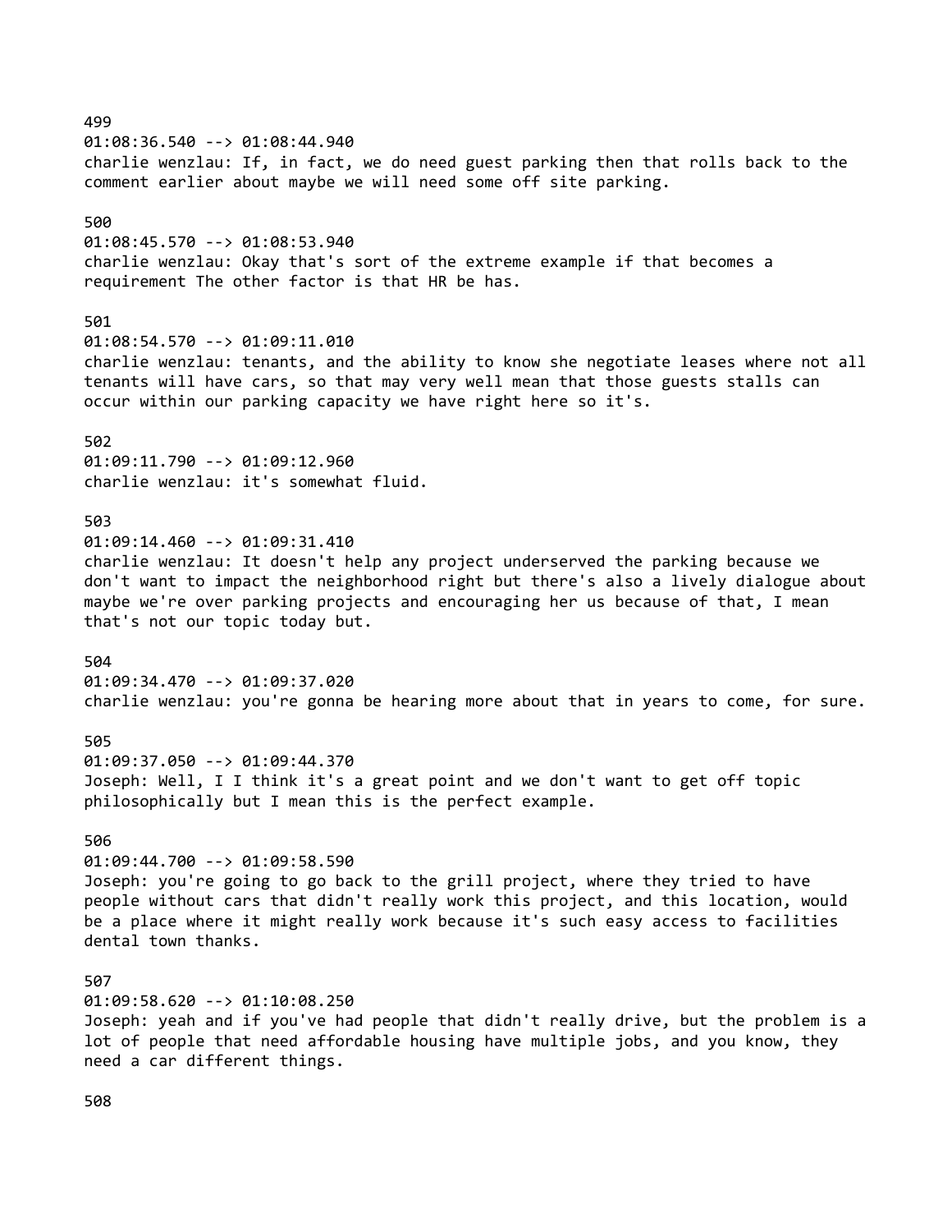499
01:08:36.540 --> 01:08:44.940
charlie wenzlau: If, in fact, we do need guest parking then that rolls back to the comment earlier about maybe we will need some off site parking.

500
01:08:45.570 --> 01:08:53.940
charlie wenzlau: Okay that's sort of the extreme example if that becomes a requirement The other factor is that HR be has.

501
01:08:54.570 --> 01:09:11.010
charlie wenzlau: tenants, and the ability to know she negotiate leases where not all tenants will have cars, so that may very well mean that those guests stalls can occur within our parking capacity we have right here so it's.

502
01:09:11.790 --> 01:09:12.960
charlie wenzlau: it's somewhat fluid.

503
01:09:14.460 --> 01:09:31.410
charlie wenzlau: It doesn't help any project underserved the parking because we don't want to impact the neighborhood right but there's also a lively dialogue about maybe we're over parking projects and encouraging her us because of that, I mean that's not our topic today but.

504
01:09:34.470 --> 01:09:37.020
charlie wenzlau: you're gonna be hearing more about that in years to come, for sure.

505
01:09:37.050 --> 01:09:44.370
Joseph: Well, I I think it's a great point and we don't want to get off topic philosophically but I mean this is the perfect example.

506
01:09:44.700 --> 01:09:58.590
Joseph: you're going to go back to the grill project, where they tried to have people without cars that didn't really work this project, and this location, would be a place where it might really work because it's such easy access to facilities dental town thanks.

507
01:09:58.620 --> 01:10:08.250
Joseph: yeah and if you've had people that didn't really drive, but the problem is a lot of people that need affordable housing have multiple jobs, and you know, they need a car different things.

508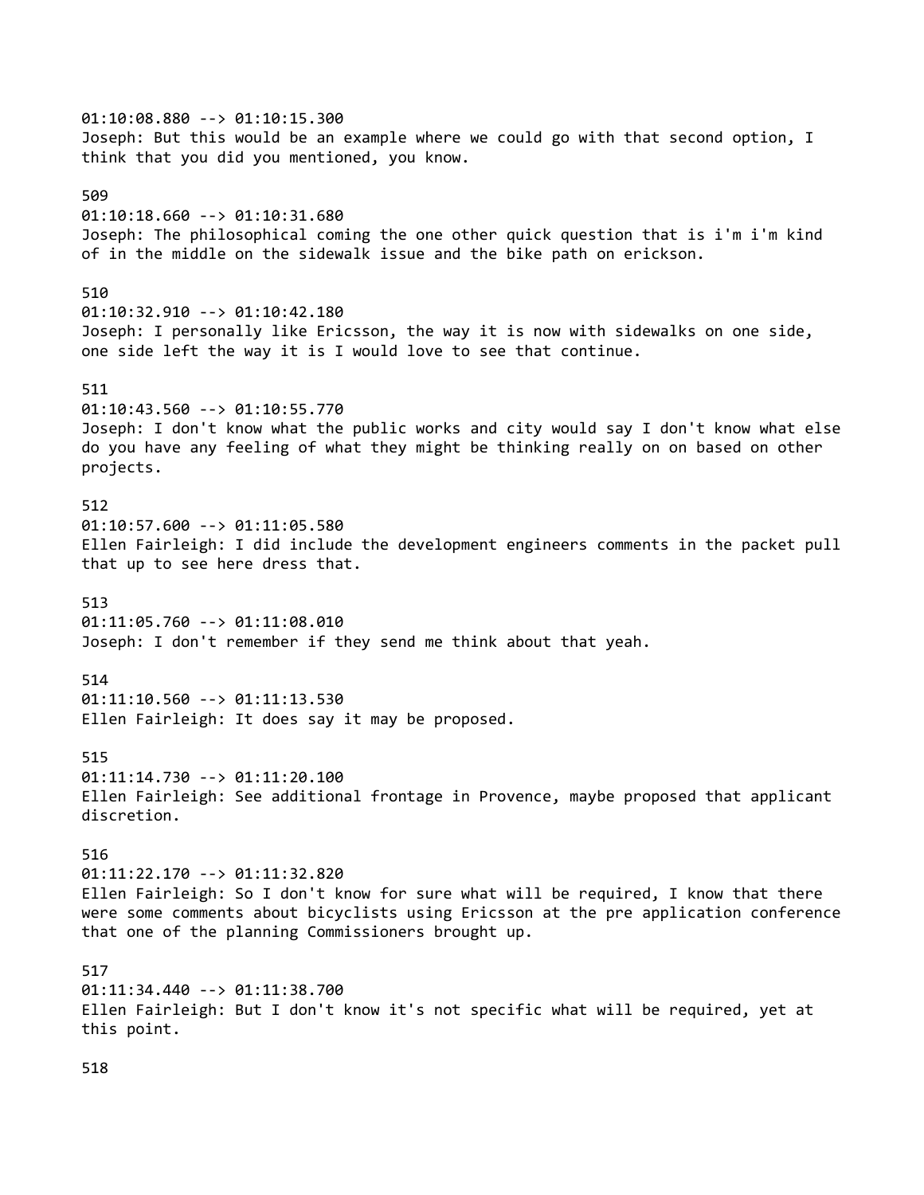01:10:08.880 --> 01:10:15.300
Joseph: But this would be an example where we could go with that second option, I think that you did you mentioned, you know.

509
01:10:18.660 --> 01:10:31.680
Joseph: The philosophical coming the one other quick question that is i'm i'm kind of in the middle on the sidewalk issue and the bike path on erickson.

510
01:10:32.910 --> 01:10:42.180
Joseph: I personally like Ericsson, the way it is now with sidewalks on one side, one side left the way it is I would love to see that continue.

511
01:10:43.560 --> 01:10:55.770
Joseph: I don't know what the public works and city would say I don't know what else do you have any feeling of what they might be thinking really on on based on other projects.

512
01:10:57.600 --> 01:11:05.580
Ellen Fairleigh: I did include the development engineers comments in the packet pull that up to see here dress that.

513
01:11:05.760 --> 01:11:08.010
Joseph: I don't remember if they send me think about that yeah.

514
01:11:10.560 --> 01:11:13.530
Ellen Fairleigh: It does say it may be proposed.

515
01:11:14.730 --> 01:11:20.100
Ellen Fairleigh: See additional frontage in Provence, maybe proposed that applicant discretion.

516
01:11:22.170 --> 01:11:32.820
Ellen Fairleigh: So I don't know for sure what will be required, I know that there were some comments about bicyclists using Ericsson at the pre application conference that one of the planning Commissioners brought up.

517
01:11:34.440 --> 01:11:38.700
Ellen Fairleigh: But I don't know it's not specific what will be required, yet at this point.

518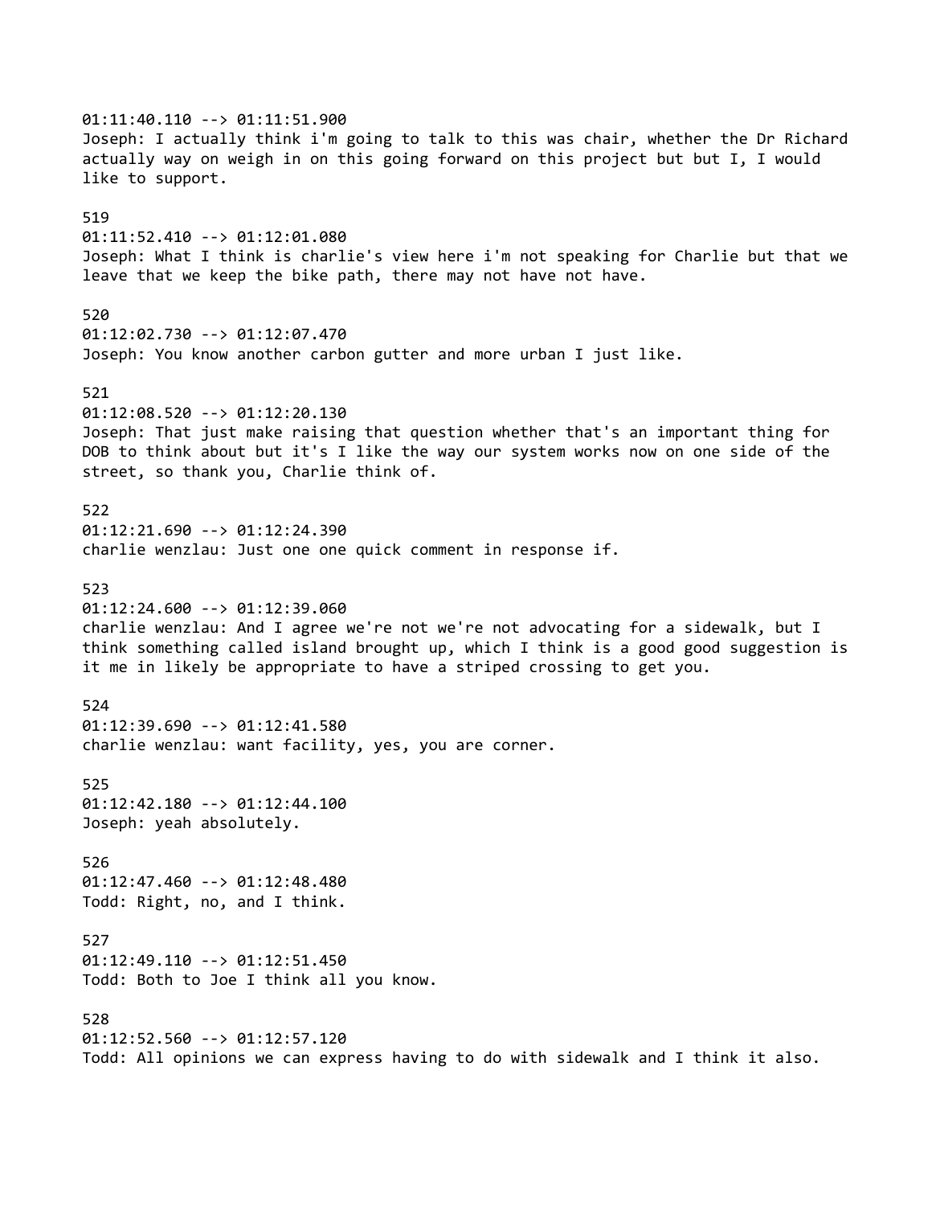01:11:40.110 --> 01:11:51.900
Joseph: I actually think i'm going to talk to this was chair, whether the Dr Richard actually way on weigh in on this going forward on this project but but I, I would like to support.

519
01:11:52.410 --> 01:12:01.080
Joseph: What I think is charlie's view here i'm not speaking for Charlie but that we leave that we keep the bike path, there may not have not have.

520
01:12:02.730 --> 01:12:07.470
Joseph: You know another carbon gutter and more urban I just like.

521
01:12:08.520 --> 01:12:20.130
Joseph: That just make raising that question whether that's an important thing for DOB to think about but it's I like the way our system works now on one side of the street, so thank you, Charlie think of.

522
01:12:21.690 --> 01:12:24.390
charlie wenzlau: Just one one quick comment in response if.

523
01:12:24.600 --> 01:12:39.060
charlie wenzlau: And I agree we're not we're not advocating for a sidewalk, but I think something called island brought up, which I think is a good good suggestion is it me in likely be appropriate to have a striped crossing to get you.

524
01:12:39.690 --> 01:12:41.580
charlie wenzlau: want facility, yes, you are corner.

525
01:12:42.180 --> 01:12:44.100
Joseph: yeah absolutely.

526
01:12:47.460 --> 01:12:48.480
Todd: Right, no, and I think.

527
01:12:49.110 --> 01:12:51.450
Todd: Both to Joe I think all you know.

528
01:12:52.560 --> 01:12:57.120
Todd: All opinions we can express having to do with sidewalk and I think it also.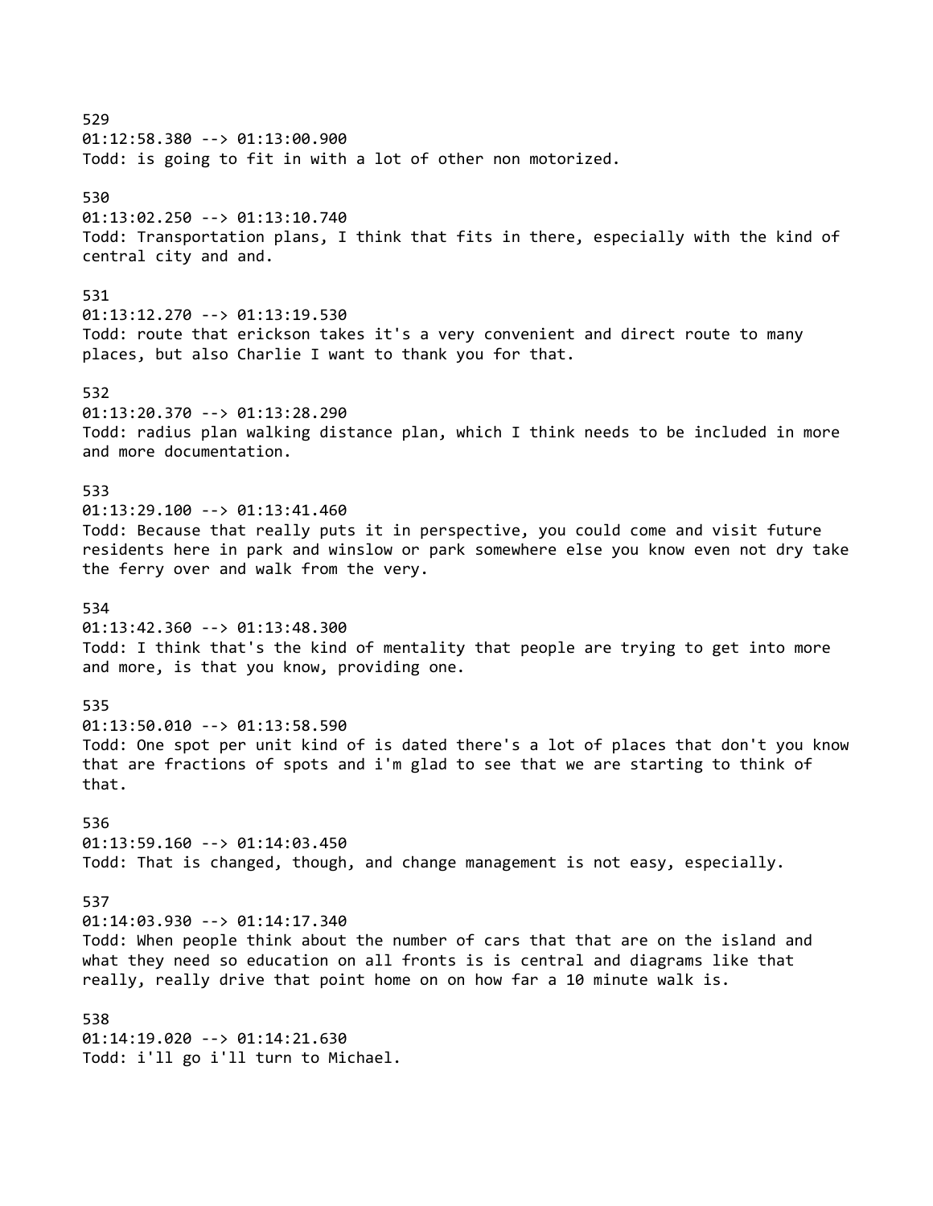529
01:12:58.380 --> 01:13:00.900
Todd: is going to fit in with a lot of other non motorized.

530
01:13:02.250 --> 01:13:10.740
Todd: Transportation plans, I think that fits in there, especially with the kind of central city and and.

531
01:13:12.270 --> 01:13:19.530
Todd: route that erickson takes it's a very convenient and direct route to many places, but also Charlie I want to thank you for that.

532
01:13:20.370 --> 01:13:28.290
Todd: radius plan walking distance plan, which I think needs to be included in more and more documentation.

533
01:13:29.100 --> 01:13:41.460
Todd: Because that really puts it in perspective, you could come and visit future residents here in park and winslow or park somewhere else you know even not dry take the ferry over and walk from the very.

534
01:13:42.360 --> 01:13:48.300
Todd: I think that's the kind of mentality that people are trying to get into more and more, is that you know, providing one.

535
01:13:50.010 --> 01:13:58.590
Todd: One spot per unit kind of is dated there's a lot of places that don't you know that are fractions of spots and i'm glad to see that we are starting to think of that.

536
01:13:59.160 --> 01:14:03.450
Todd: That is changed, though, and change management is not easy, especially.

537
01:14:03.930 --> 01:14:17.340
Todd: When people think about the number of cars that that are on the island and what they need so education on all fronts is is central and diagrams like that really, really drive that point home on on how far a 10 minute walk is.

538
01:14:19.020 --> 01:14:21.630
Todd: i'll go i'll turn to Michael.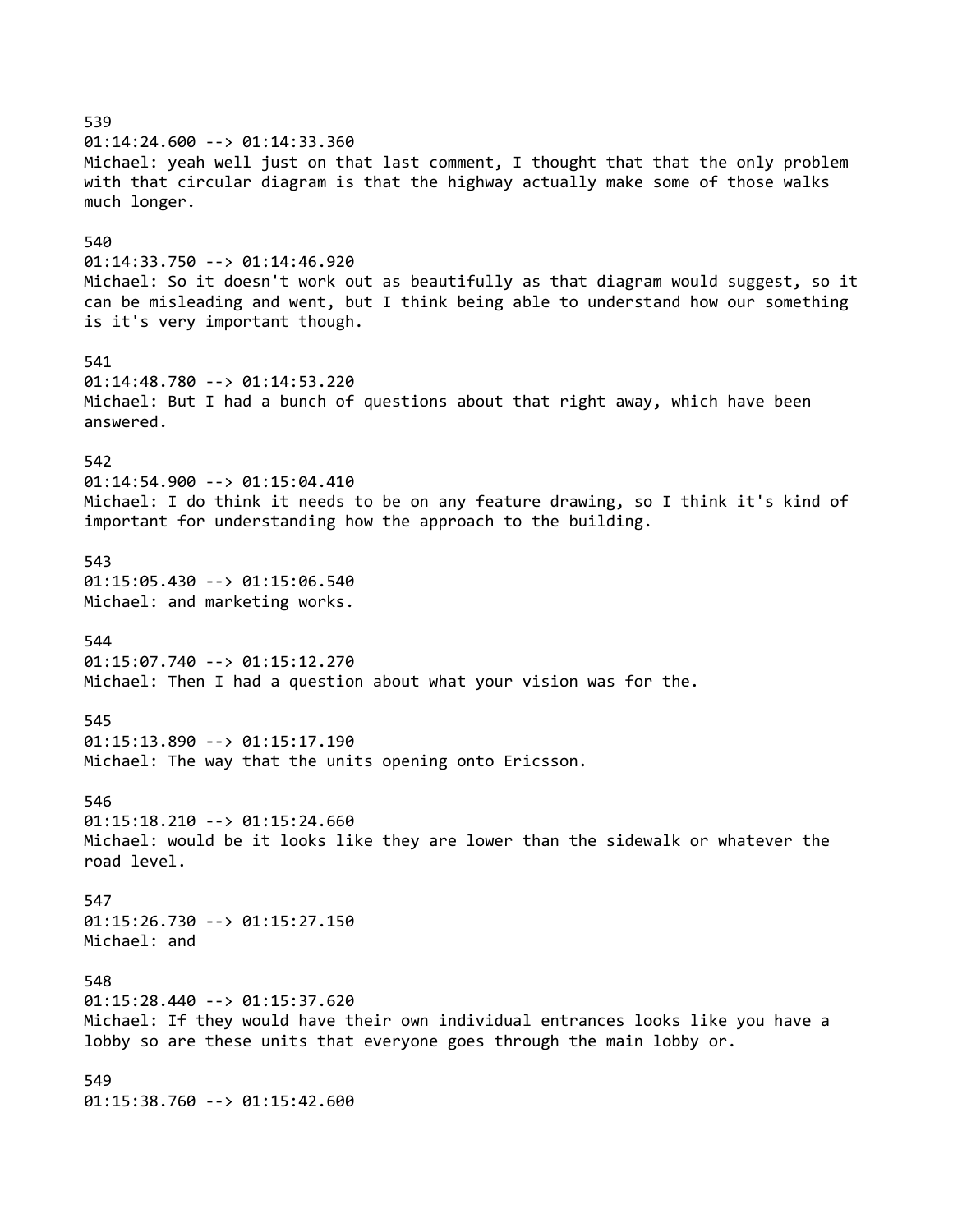539
01:14:24.600 --> 01:14:33.360
Michael: yeah well just on that last comment, I thought that that the only problem with that circular diagram is that the highway actually make some of those walks much longer.

540
01:14:33.750 --> 01:14:46.920
Michael: So it doesn't work out as beautifully as that diagram would suggest, so it can be misleading and went, but I think being able to understand how our something is it's very important though.

541
01:14:48.780 --> 01:14:53.220
Michael: But I had a bunch of questions about that right away, which have been answered.

542
01:14:54.900 --> 01:15:04.410
Michael: I do think it needs to be on any feature drawing, so I think it's kind of important for understanding how the approach to the building.

543
01:15:05.430 --> 01:15:06.540
Michael: and marketing works.

544
01:15:07.740 --> 01:15:12.270
Michael: Then I had a question about what your vision was for the.

545
01:15:13.890 --> 01:15:17.190
Michael: The way that the units opening onto Ericsson.

546
01:15:18.210 --> 01:15:24.660
Michael: would be it looks like they are lower than the sidewalk or whatever the road level.

547
01:15:26.730 --> 01:15:27.150
Michael: and

548
01:15:28.440 --> 01:15:37.620
Michael: If they would have their own individual entrances looks like you have a lobby so are these units that everyone goes through the main lobby or.

549
01:15:38.760 --> 01:15:42.600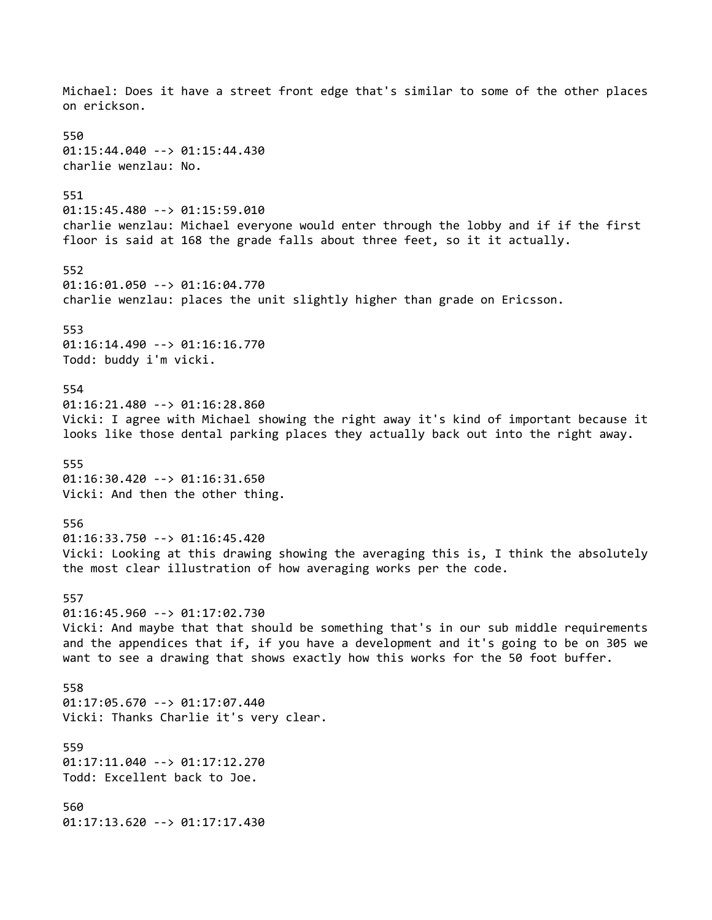Michael: Does it have a street front edge that's similar to some of the other places on erickson.

550
01:15:44.040 --> 01:15:44.430
charlie wenzlau: No.

551
01:15:45.480 --> 01:15:59.010
charlie wenzlau: Michael everyone would enter through the lobby and if if the first floor is said at 168 the grade falls about three feet, so it it actually.

552
01:16:01.050 --> 01:16:04.770
charlie wenzlau: places the unit slightly higher than grade on Ericsson.

553
01:16:14.490 --> 01:16:16.770
Todd: buddy i'm vicki.

554
01:16:21.480 --> 01:16:28.860
Vicki: I agree with Michael showing the right away it's kind of important because it looks like those dental parking places they actually back out into the right away.

555
01:16:30.420 --> 01:16:31.650
Vicki: And then the other thing.

556
01:16:33.750 --> 01:16:45.420
Vicki: Looking at this drawing showing the averaging this is, I think the absolutely the most clear illustration of how averaging works per the code.

557
01:16:45.960 --> 01:17:02.730
Vicki: And maybe that that should be something that's in our sub middle requirements and the appendices that if, if you have a development and it's going to be on 305 we want to see a drawing that shows exactly how this works for the 50 foot buffer.

558
01:17:05.670 --> 01:17:07.440
Vicki: Thanks Charlie it's very clear.

559
01:17:11.040 --> 01:17:12.270
Todd: Excellent back to Joe.

560
01:17:13.620 --> 01:17:17.430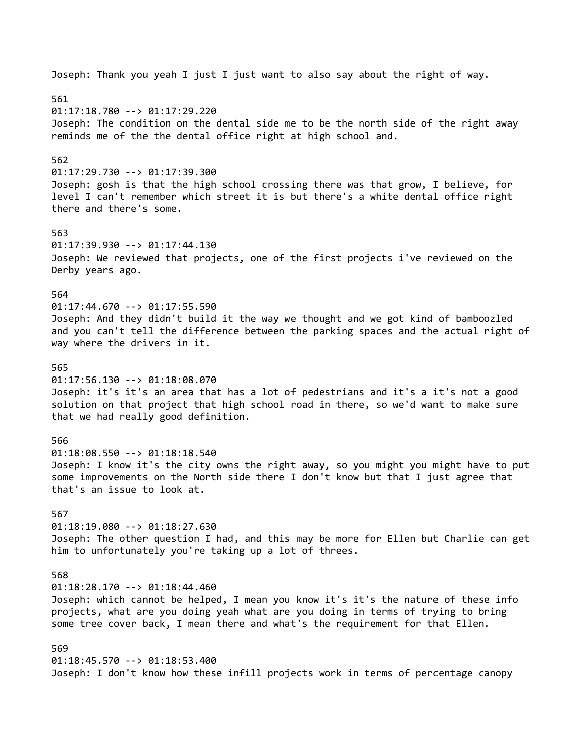Joseph: Thank you yeah I just I just want to also say about the right of way.

561
01:17:18.780 --> 01:17:29.220
Joseph: The condition on the dental side me to be the north side of the right away reminds me of the the dental office right at high school and.

562
01:17:29.730 --> 01:17:39.300
Joseph: gosh is that the high school crossing there was that grow, I believe, for level I can't remember which street it is but there's a white dental office right there and there's some.

563
01:17:39.930 --> 01:17:44.130
Joseph: We reviewed that projects, one of the first projects i've reviewed on the Derby years ago.

564
01:17:44.670 --> 01:17:55.590
Joseph: And they didn't build it the way we thought and we got kind of bamboozled and you can't tell the difference between the parking spaces and the actual right of way where the drivers in it.

565
01:17:56.130 --> 01:18:08.070
Joseph: it's it's an area that has a lot of pedestrians and it's a it's not a good solution on that project that high school road in there, so we'd want to make sure that we had really good definition.

566
01:18:08.550 --> 01:18:18.540
Joseph: I know it's the city owns the right away, so you might you might have to put some improvements on the North side there I don't know but that I just agree that that's an issue to look at.

567
01:18:19.080 --> 01:18:27.630
Joseph: The other question I had, and this may be more for Ellen but Charlie can get him to unfortunately you're taking up a lot of threes.

568
01:18:28.170 --> 01:18:44.460
Joseph: which cannot be helped, I mean you know it's it's the nature of these info projects, what are you doing yeah what are you doing in terms of trying to bring some tree cover back, I mean there and what's the requirement for that Ellen.

569
01:18:45.570 --> 01:18:53.400
Joseph: I don't know how these infill projects work in terms of percentage canopy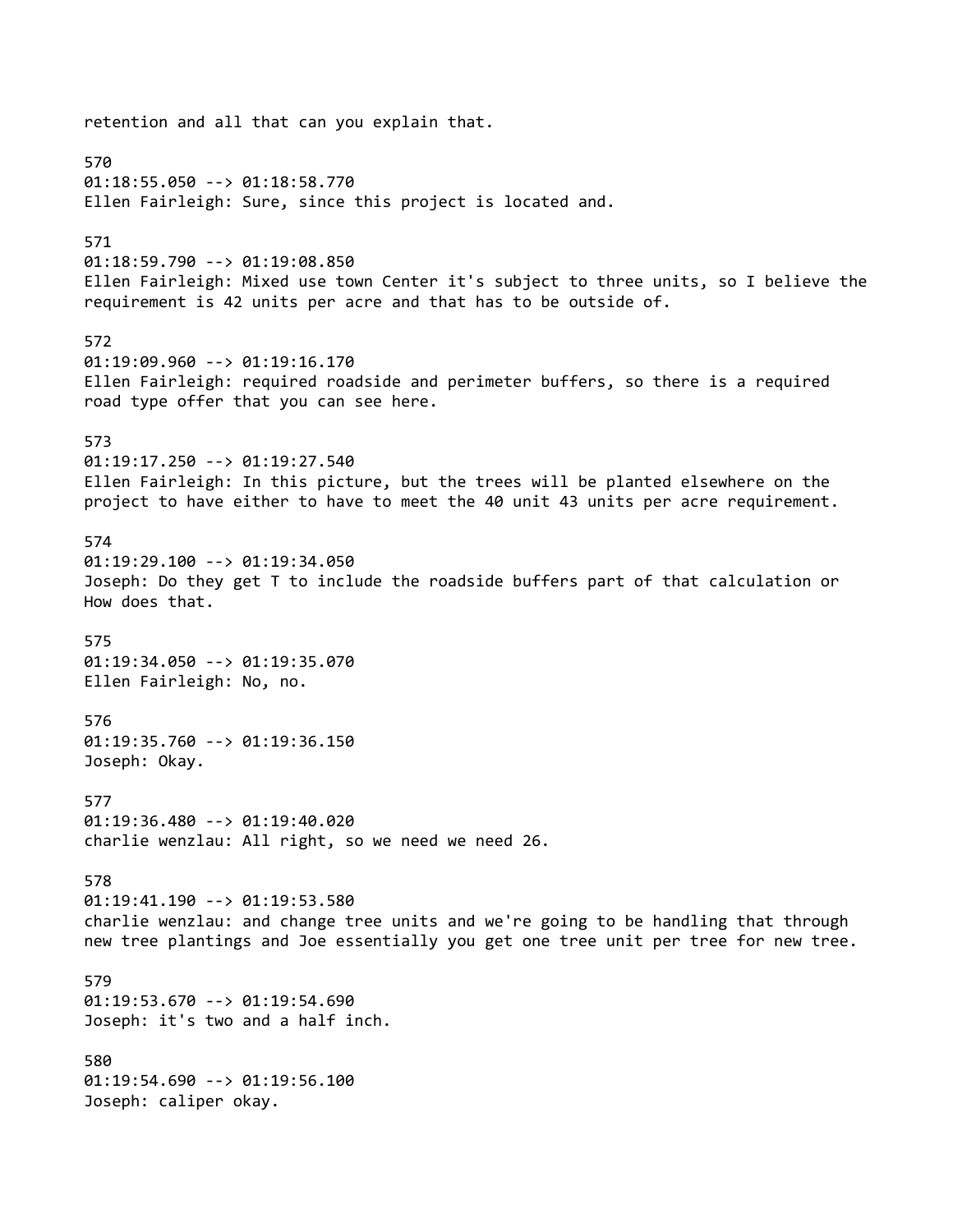retention and all that can you explain that.

570
01:18:55.050 --> 01:18:58.770
Ellen Fairleigh: Sure, since this project is located and.

571
01:18:59.790 --> 01:19:08.850
Ellen Fairleigh: Mixed use town Center it's subject to three units, so I believe the requirement is 42 units per acre and that has to be outside of.

572
01:19:09.960 --> 01:19:16.170
Ellen Fairleigh: required roadside and perimeter buffers, so there is a required road type offer that you can see here.

573
01:19:17.250 --> 01:19:27.540
Ellen Fairleigh: In this picture, but the trees will be planted elsewhere on the project to have either to have to meet the 40 unit 43 units per acre requirement.

574
01:19:29.100 --> 01:19:34.050
Joseph: Do they get T to include the roadside buffers part of that calculation or How does that.

575
01:19:34.050 --> 01:19:35.070
Ellen Fairleigh: No, no.

576
01:19:35.760 --> 01:19:36.150
Joseph: Okay.

577
01:19:36.480 --> 01:19:40.020
charlie wenzlau: All right, so we need we need 26.

578
01:19:41.190 --> 01:19:53.580
charlie wenzlau: and change tree units and we're going to be handling that through new tree plantings and Joe essentially you get one tree unit per tree for new tree.

579
01:19:53.670 --> 01:19:54.690
Joseph: it's two and a half inch.

580
01:19:54.690 --> 01:19:56.100
Joseph: caliper okay.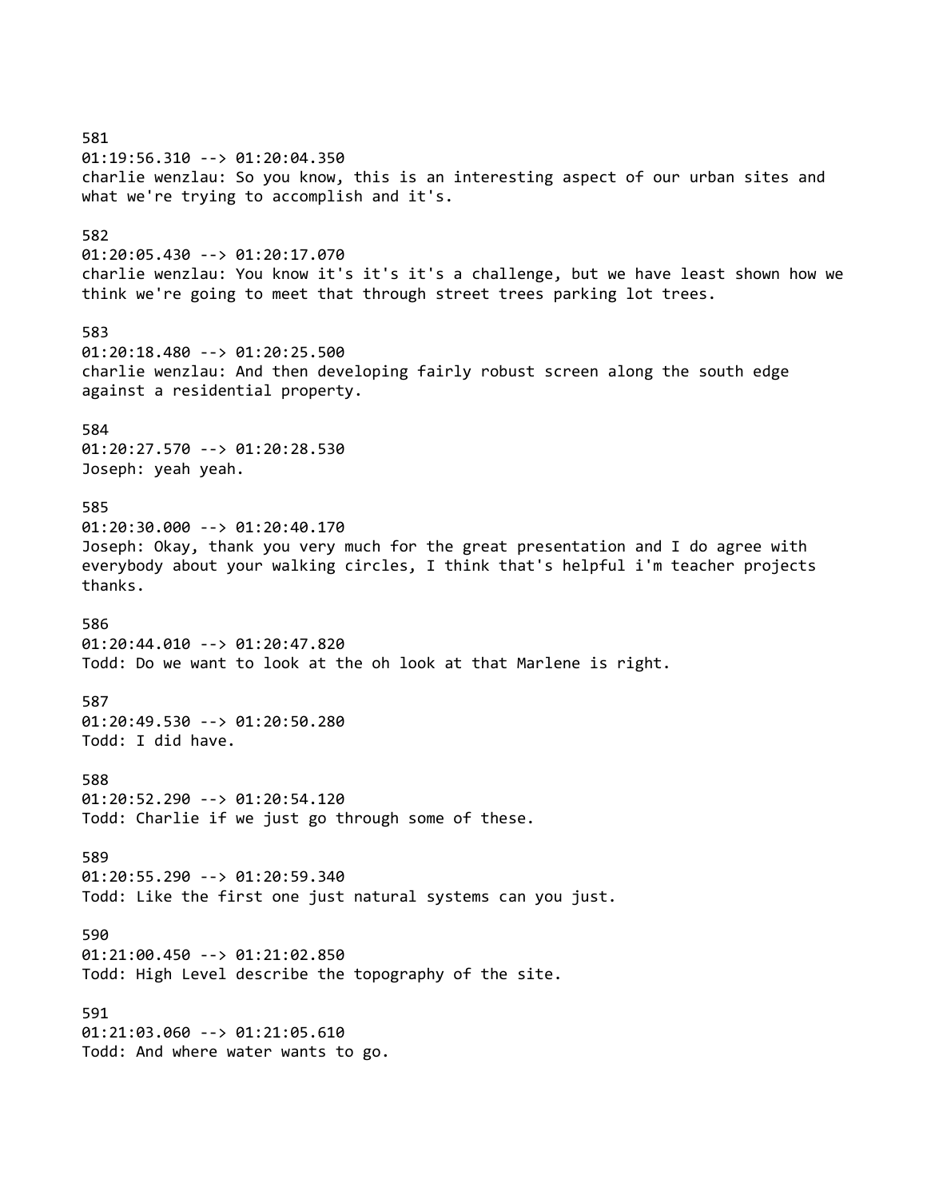581
01:19:56.310 --> 01:20:04.350
charlie wenzlau: So you know, this is an interesting aspect of our urban sites and what we're trying to accomplish and it's.

582
01:20:05.430 --> 01:20:17.070
charlie wenzlau: You know it's it's it's a challenge, but we have least shown how we think we're going to meet that through street trees parking lot trees.

583
01:20:18.480 --> 01:20:25.500
charlie wenzlau: And then developing fairly robust screen along the south edge against a residential property.

584
01:20:27.570 --> 01:20:28.530
Joseph: yeah yeah.

585
01:20:30.000 --> 01:20:40.170
Joseph: Okay, thank you very much for the great presentation and I do agree with everybody about your walking circles, I think that's helpful i'm teacher projects thanks.

586
01:20:44.010 --> 01:20:47.820
Todd: Do we want to look at the oh look at that Marlene is right.

587
01:20:49.530 --> 01:20:50.280
Todd: I did have.

588
01:20:52.290 --> 01:20:54.120
Todd: Charlie if we just go through some of these.

589
01:20:55.290 --> 01:20:59.340
Todd: Like the first one just natural systems can you just.

590
01:21:00.450 --> 01:21:02.850
Todd: High Level describe the topography of the site.

591
01:21:03.060 --> 01:21:05.610
Todd: And where water wants to go.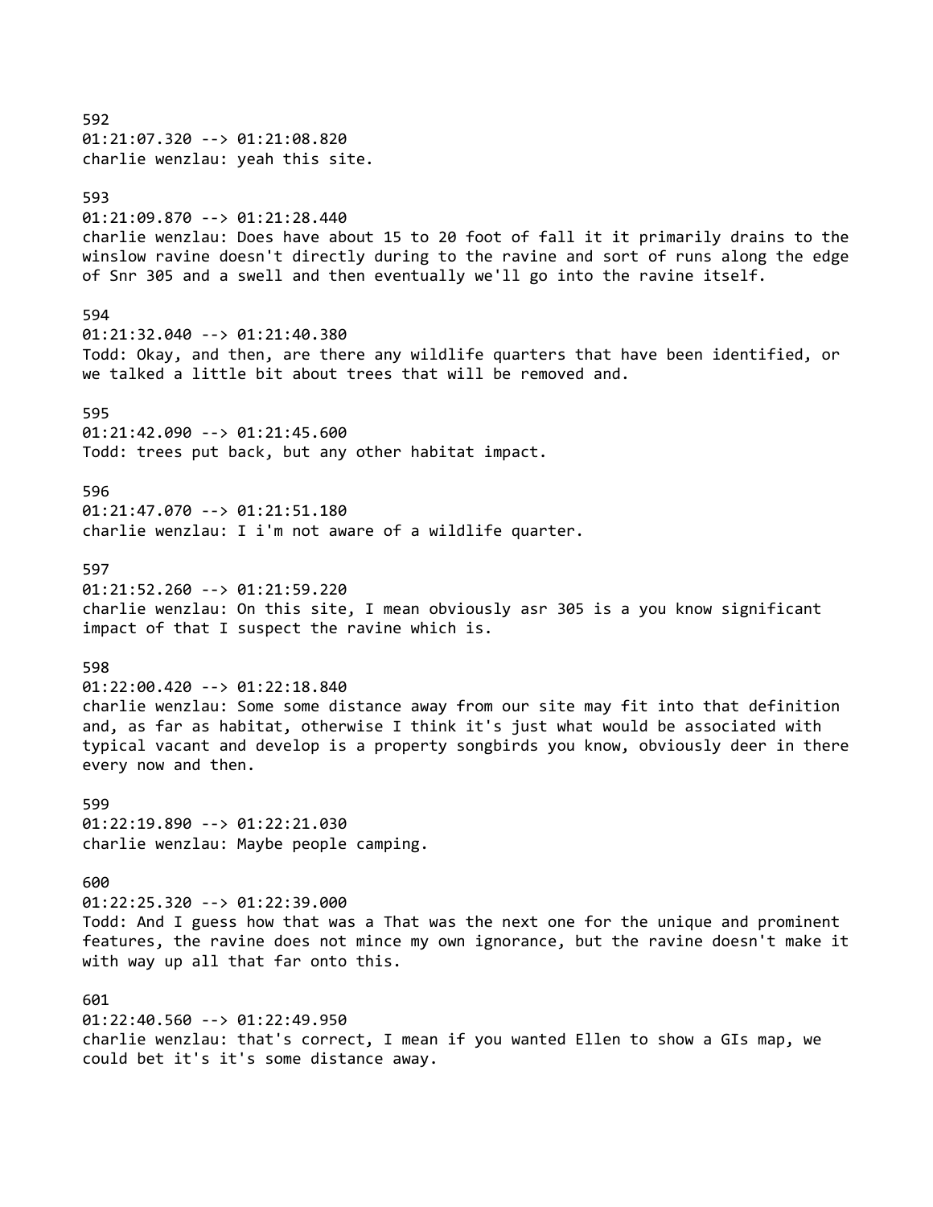592
01:21:07.320 --> 01:21:08.820
charlie wenzlau: yeah this site.

593
01:21:09.870 --> 01:21:28.440
charlie wenzlau: Does have about 15 to 20 foot of fall it it primarily drains to the winslow ravine doesn't directly during to the ravine and sort of runs along the edge of Snr 305 and a swell and then eventually we'll go into the ravine itself.

594
01:21:32.040 --> 01:21:40.380
Todd: Okay, and then, are there any wildlife quarters that have been identified, or we talked a little bit about trees that will be removed and.

595
01:21:42.090 --> 01:21:45.600
Todd: trees put back, but any other habitat impact.

596
01:21:47.070 --> 01:21:51.180
charlie wenzlau: I i'm not aware of a wildlife quarter.

597
01:21:52.260 --> 01:21:59.220
charlie wenzlau: On this site, I mean obviously asr 305 is a you know significant impact of that I suspect the ravine which is.

598
01:22:00.420 --> 01:22:18.840
charlie wenzlau: Some some distance away from our site may fit into that definition and, as far as habitat, otherwise I think it's just what would be associated with typical vacant and develop is a property songbirds you know, obviously deer in there every now and then.

599
01:22:19.890 --> 01:22:21.030
charlie wenzlau: Maybe people camping.

600
01:22:25.320 --> 01:22:39.000
Todd: And I guess how that was a That was the next one for the unique and prominent features, the ravine does not mince my own ignorance, but the ravine doesn't make it with way up all that far onto this.

601
01:22:40.560 --> 01:22:49.950
charlie wenzlau: that's correct, I mean if you wanted Ellen to show a GIs map, we could bet it's it's some distance away.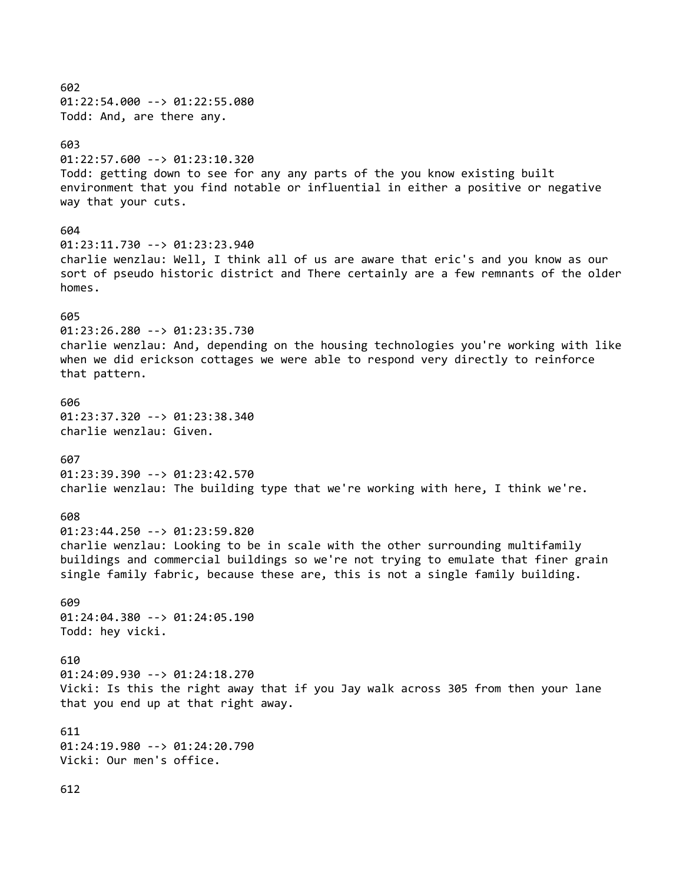602
01:22:54.000 --> 01:22:55.080
Todd: And, are there any.

603
01:22:57.600 --> 01:23:10.320
Todd: getting down to see for any any parts of the you know existing built environment that you find notable or influential in either a positive or negative way that your cuts.

604
01:23:11.730 --> 01:23:23.940
charlie wenzlau: Well, I think all of us are aware that eric's and you know as our sort of pseudo historic district and There certainly are a few remnants of the older homes.

605
01:23:26.280 --> 01:23:35.730
charlie wenzlau: And, depending on the housing technologies you're working with like when we did erickson cottages we were able to respond very directly to reinforce that pattern.

606
01:23:37.320 --> 01:23:38.340
charlie wenzlau: Given.

607
01:23:39.390 --> 01:23:42.570
charlie wenzlau: The building type that we're working with here, I think we're.

608
01:23:44.250 --> 01:23:59.820
charlie wenzlau: Looking to be in scale with the other surrounding multifamily buildings and commercial buildings so we're not trying to emulate that finer grain single family fabric, because these are, this is not a single family building.

609
01:24:04.380 --> 01:24:05.190
Todd: hey vicki.

610
01:24:09.930 --> 01:24:18.270
Vicki: Is this the right away that if you Jay walk across 305 from then your lane that you end up at that right away.

611
01:24:19.980 --> 01:24:20.790
Vicki: Our men's office.

612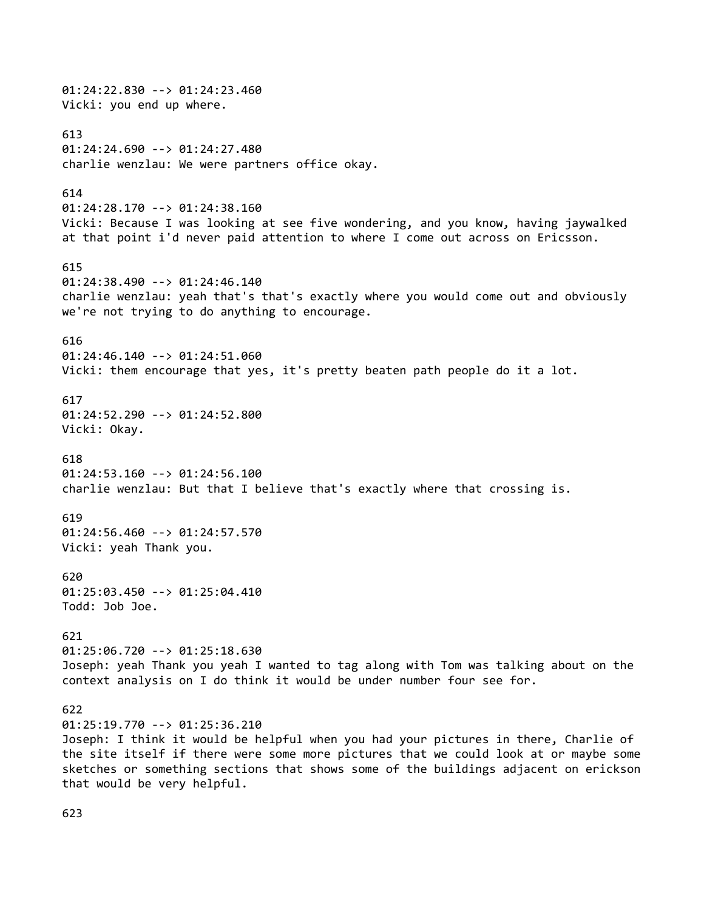01:24:22.830 --> 01:24:23.460
Vicki: you end up where.

613
01:24:24.690 --> 01:24:27.480
charlie wenzlau: We were partners office okay.

614
01:24:28.170 --> 01:24:38.160
Vicki: Because I was looking at see five wondering, and you know, having jaywalked at that point i'd never paid attention to where I come out across on Ericsson.

615
01:24:38.490 --> 01:24:46.140
charlie wenzlau: yeah that's that's exactly where you would come out and obviously we're not trying to do anything to encourage.

616
01:24:46.140 --> 01:24:51.060
Vicki: them encourage that yes, it's pretty beaten path people do it a lot.

617
01:24:52.290 --> 01:24:52.800
Vicki: Okay.

618
01:24:53.160 --> 01:24:56.100
charlie wenzlau: But that I believe that's exactly where that crossing is.

619
01:24:56.460 --> 01:24:57.570
Vicki: yeah Thank you.

620
01:25:03.450 --> 01:25:04.410
Todd: Job Joe.

621
01:25:06.720 --> 01:25:18.630
Joseph: yeah Thank you yeah I wanted to tag along with Tom was talking about on the context analysis on I do think it would be under number four see for.

622
01:25:19.770 --> 01:25:36.210
Joseph: I think it would be helpful when you had your pictures in there, Charlie of the site itself if there were some more pictures that we could look at or maybe some sketches or something sections that shows some of the buildings adjacent on erickson that would be very helpful.

623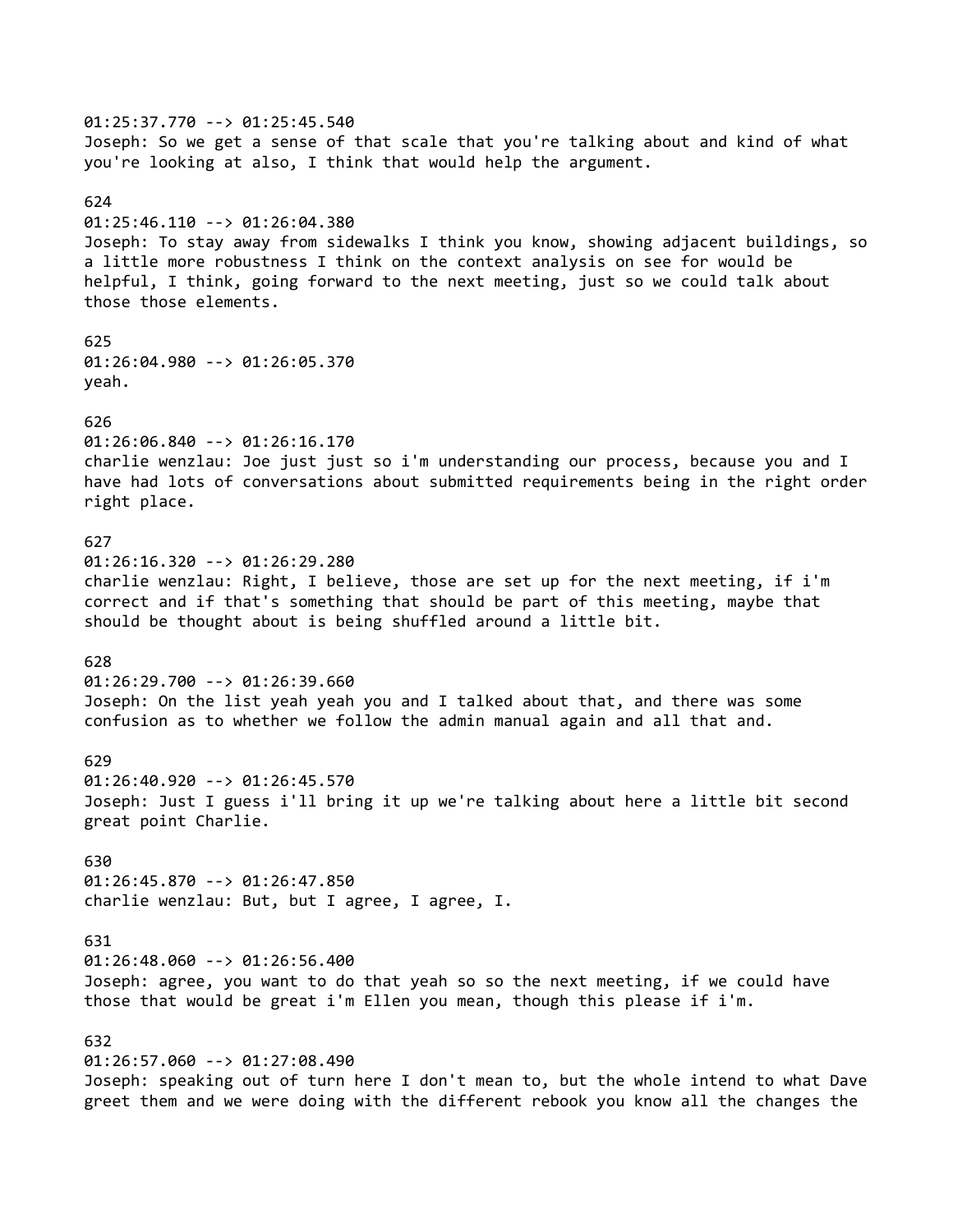01:25:37.770 --> 01:25:45.540
Joseph: So we get a sense of that scale that you're talking about and kind of what you're looking at also, I think that would help the argument.

624
01:25:46.110 --> 01:26:04.380
Joseph: To stay away from sidewalks I think you know, showing adjacent buildings, so a little more robustness I think on the context analysis on see for would be helpful, I think, going forward to the next meeting, just so we could talk about those those elements.

625
01:26:04.980 --> 01:26:05.370
yeah.

626
01:26:06.840 --> 01:26:16.170
charlie wenzlau: Joe just just so i'm understanding our process, because you and I have had lots of conversations about submitted requirements being in the right order right place.

627
01:26:16.320 --> 01:26:29.280
charlie wenzlau: Right, I believe, those are set up for the next meeting, if i'm correct and if that's something that should be part of this meeting, maybe that should be thought about is being shuffled around a little bit.

628
01:26:29.700 --> 01:26:39.660
Joseph: On the list yeah yeah you and I talked about that, and there was some confusion as to whether we follow the admin manual again and all that and.

629
01:26:40.920 --> 01:26:45.570
Joseph: Just I guess i'll bring it up we're talking about here a little bit second great point Charlie.

630
01:26:45.870 --> 01:26:47.850
charlie wenzlau: But, but I agree, I agree, I.

631
01:26:48.060 --> 01:26:56.400
Joseph: agree, you want to do that yeah so so the next meeting, if we could have those that would be great i'm Ellen you mean, though this please if i'm.

632
01:26:57.060 --> 01:27:08.490
Joseph: speaking out of turn here I don't mean to, but the whole intend to what Dave greet them and we were doing with the different rebook you know all the changes the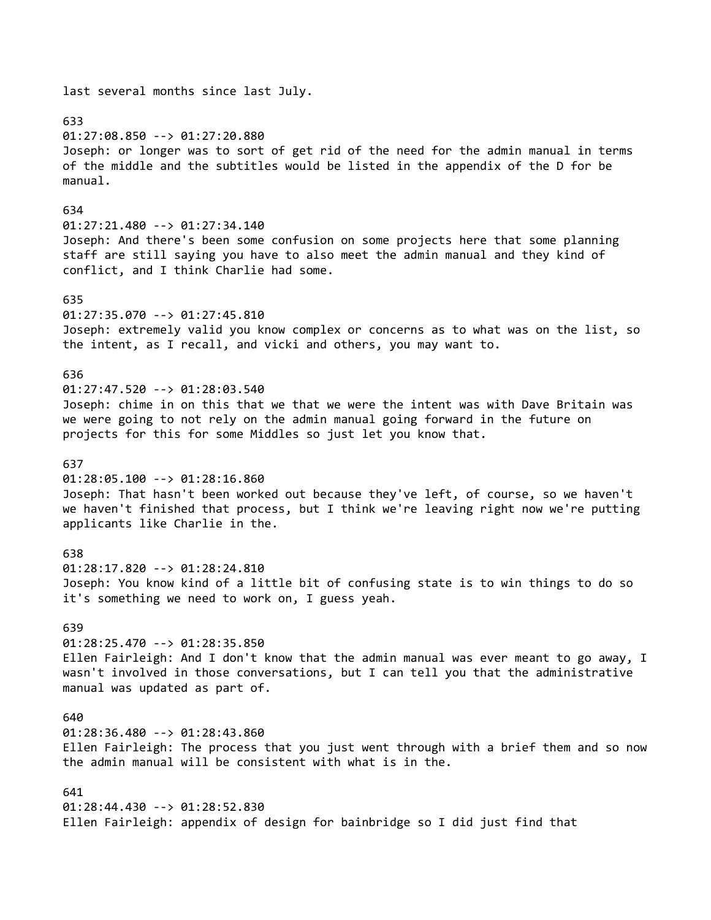last several months since last July.

633
01:27:08.850 --> 01:27:20.880
Joseph: or longer was to sort of get rid of the need for the admin manual in terms of the middle and the subtitles would be listed in the appendix of the D for be manual.

634
01:27:21.480 --> 01:27:34.140
Joseph: And there's been some confusion on some projects here that some planning staff are still saying you have to also meet the admin manual and they kind of conflict, and I think Charlie had some.

635
01:27:35.070 --> 01:27:45.810
Joseph: extremely valid you know complex or concerns as to what was on the list, so the intent, as I recall, and vicki and others, you may want to.

636
01:27:47.520 --> 01:28:03.540
Joseph: chime in on this that we that we were the intent was with Dave Britain was we were going to not rely on the admin manual going forward in the future on projects for this for some Middles so just let you know that.

637
01:28:05.100 --> 01:28:16.860
Joseph: That hasn't been worked out because they've left, of course, so we haven't we haven't finished that process, but I think we're leaving right now we're putting applicants like Charlie in the.

638
01:28:17.820 --> 01:28:24.810
Joseph: You know kind of a little bit of confusing state is to win things to do so it's something we need to work on, I guess yeah.

639
01:28:25.470 --> 01:28:35.850
Ellen Fairleigh: And I don't know that the admin manual was ever meant to go away, I wasn't involved in those conversations, but I can tell you that the administrative manual was updated as part of.

640
01:28:36.480 --> 01:28:43.860
Ellen Fairleigh: The process that you just went through with a brief them and so now the admin manual will be consistent with what is in the.

641
01:28:44.430 --> 01:28:52.830
Ellen Fairleigh: appendix of design for bainbridge so I did just find that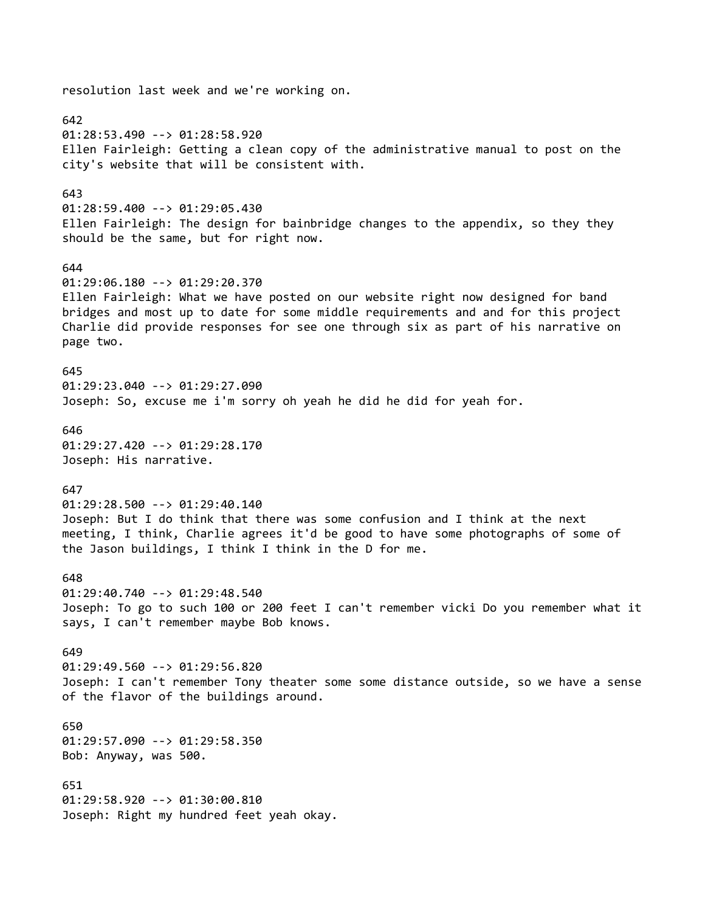resolution last week and we're working on.

642
01:28:53.490 --> 01:28:58.920
Ellen Fairleigh: Getting a clean copy of the administrative manual to post on the city's website that will be consistent with.

643
01:28:59.400 --> 01:29:05.430
Ellen Fairleigh: The design for bainbridge changes to the appendix, so they they should be the same, but for right now.

644
01:29:06.180 --> 01:29:20.370
Ellen Fairleigh: What we have posted on our website right now designed for band bridges and most up to date for some middle requirements and and for this project Charlie did provide responses for see one through six as part of his narrative on page two.

645
01:29:23.040 --> 01:29:27.090
Joseph: So, excuse me i'm sorry oh yeah he did he did for yeah for.

646
01:29:27.420 --> 01:29:28.170
Joseph: His narrative.

647
01:29:28.500 --> 01:29:40.140
Joseph: But I do think that there was some confusion and I think at the next meeting, I think, Charlie agrees it'd be good to have some photographs of some of the Jason buildings, I think I think in the D for me.

648
01:29:40.740 --> 01:29:48.540
Joseph: To go to such 100 or 200 feet I can't remember vicki Do you remember what it says, I can't remember maybe Bob knows.

649
01:29:49.560 --> 01:29:56.820
Joseph: I can't remember Tony theater some some distance outside, so we have a sense of the flavor of the buildings around.

650
01:29:57.090 --> 01:29:58.350
Bob: Anyway, was 500.

651
01:29:58.920 --> 01:30:00.810
Joseph: Right my hundred feet yeah okay.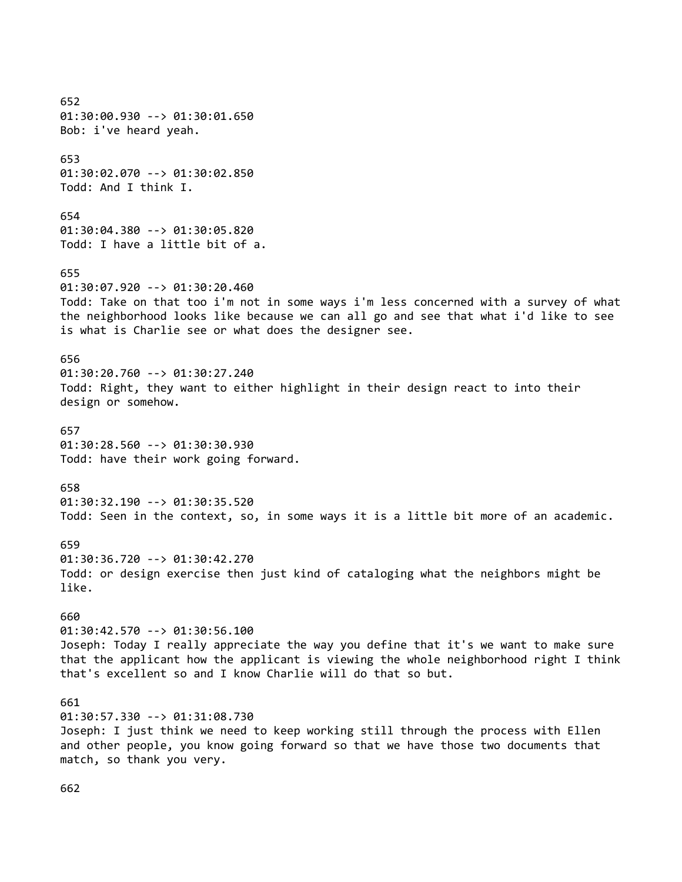652
01:30:00.930 --> 01:30:01.650
Bob: i've heard yeah.

653
01:30:02.070 --> 01:30:02.850
Todd: And I think I.

654
01:30:04.380 --> 01:30:05.820
Todd: I have a little bit of a.

655
01:30:07.920 --> 01:30:20.460
Todd: Take on that too i'm not in some ways i'm less concerned with a survey of what the neighborhood looks like because we can all go and see that what i'd like to see is what is Charlie see or what does the designer see.

656
01:30:20.760 --> 01:30:27.240
Todd: Right, they want to either highlight in their design react to into their design or somehow.

657
01:30:28.560 --> 01:30:30.930
Todd: have their work going forward.

658
01:30:32.190 --> 01:30:35.520
Todd: Seen in the context, so, in some ways it is a little bit more of an academic.

659
01:30:36.720 --> 01:30:42.270
Todd: or design exercise then just kind of cataloging what the neighbors might be like.

660
01:30:42.570 --> 01:30:56.100
Joseph: Today I really appreciate the way you define that it's we want to make sure that the applicant how the applicant is viewing the whole neighborhood right I think that's excellent so and I know Charlie will do that so but.

661
01:30:57.330 --> 01:31:08.730
Joseph: I just think we need to keep working still through the process with Ellen and other people, you know going forward so that we have those two documents that match, so thank you very.

662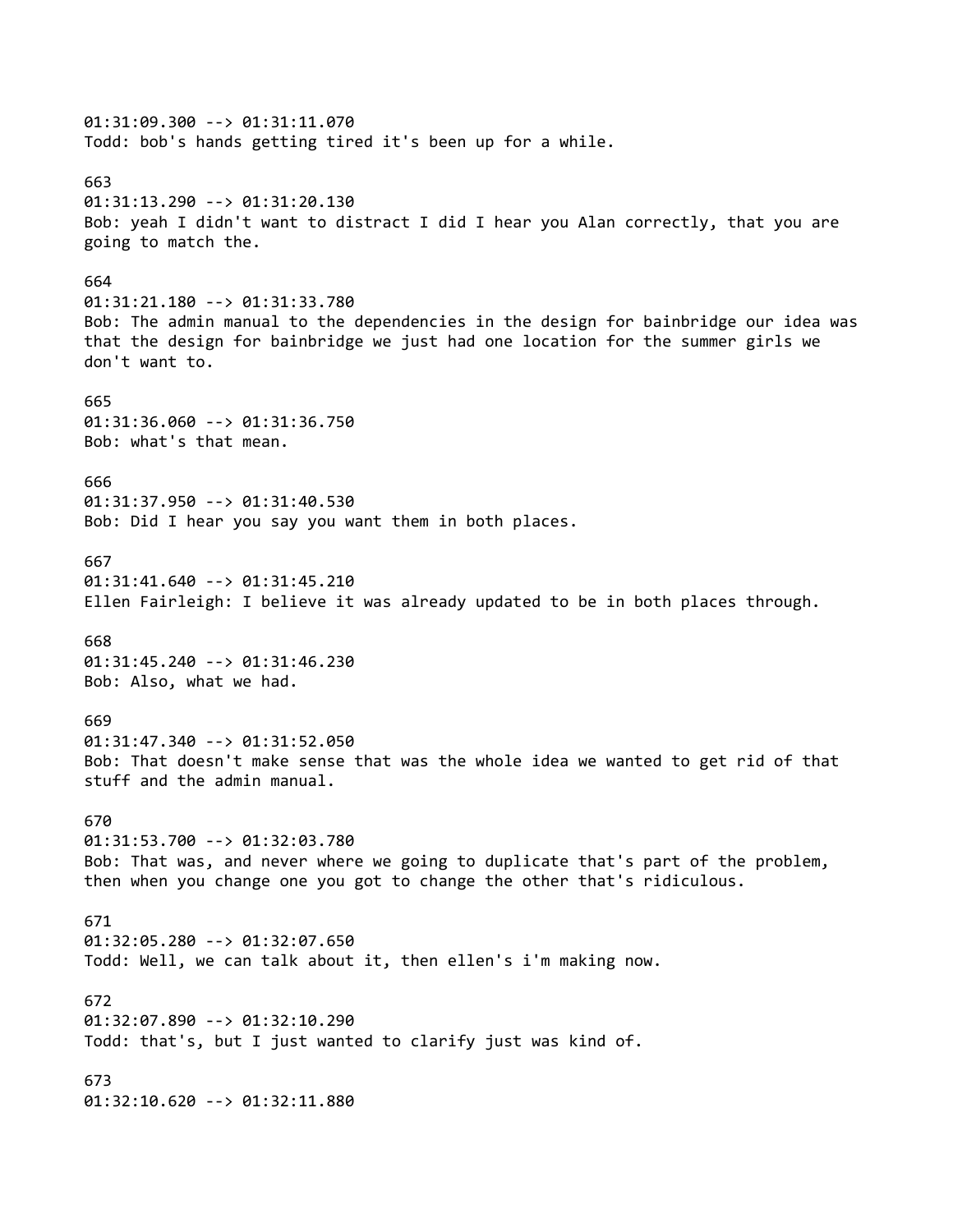01:31:09.300 --> 01:31:11.070
Todd: bob's hands getting tired it's been up for a while.

663
01:31:13.290 --> 01:31:20.130
Bob: yeah I didn't want to distract I did I hear you Alan correctly, that you are going to match the.

664
01:31:21.180 --> 01:31:33.780
Bob: The admin manual to the dependencies in the design for bainbridge our idea was that the design for bainbridge we just had one location for the summer girls we don't want to.

665
01:31:36.060 --> 01:31:36.750
Bob: what's that mean.

666
01:31:37.950 --> 01:31:40.530
Bob: Did I hear you say you want them in both places.

667
01:31:41.640 --> 01:31:45.210
Ellen Fairleigh: I believe it was already updated to be in both places through.

668
01:31:45.240 --> 01:31:46.230
Bob: Also, what we had.

669
01:31:47.340 --> 01:31:52.050
Bob: That doesn't make sense that was the whole idea we wanted to get rid of that stuff and the admin manual.

670
01:31:53.700 --> 01:32:03.780
Bob: That was, and never where we going to duplicate that's part of the problem, then when you change one you got to change the other that's ridiculous.

671
01:32:05.280 --> 01:32:07.650
Todd: Well, we can talk about it, then ellen's i'm making now.

672
01:32:07.890 --> 01:32:10.290
Todd: that's, but I just wanted to clarify just was kind of.

673
01:32:10.620 --> 01:32:11.880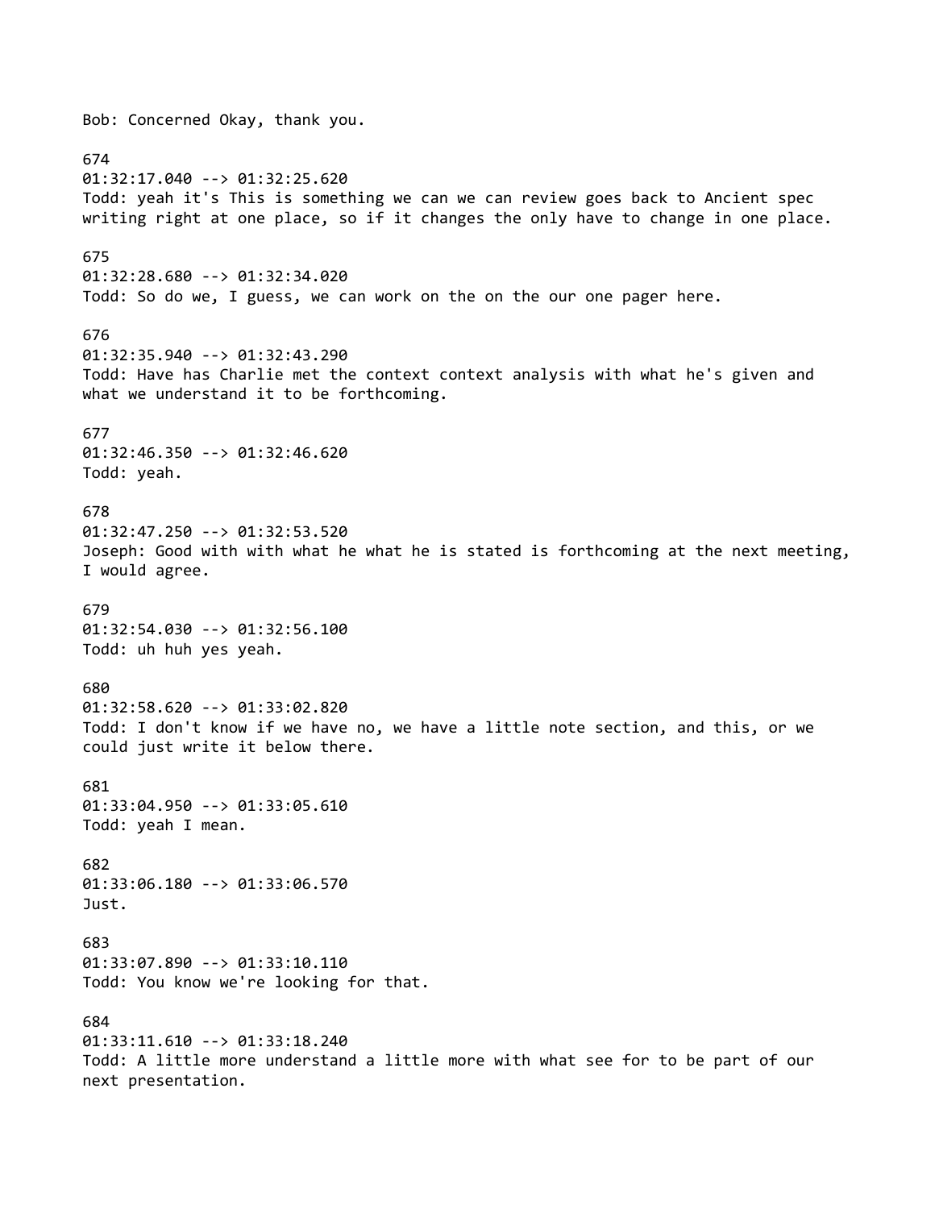Bob: Concerned Okay, thank you.

674
01:32:17.040 --> 01:32:25.620
Todd: yeah it's This is something we can we can review goes back to Ancient spec writing right at one place, so if it changes the only have to change in one place.

675
01:32:28.680 --> 01:32:34.020
Todd: So do we, I guess, we can work on the on the our one pager here.

676
01:32:35.940 --> 01:32:43.290
Todd: Have has Charlie met the context context analysis with what he's given and what we understand it to be forthcoming.

677
01:32:46.350 --> 01:32:46.620
Todd: yeah.

678
01:32:47.250 --> 01:32:53.520
Joseph: Good with with what he what he is stated is forthcoming at the next meeting, I would agree.

679
01:32:54.030 --> 01:32:56.100
Todd: uh huh yes yeah.

680
01:32:58.620 --> 01:33:02.820
Todd: I don't know if we have no, we have a little note section, and this, or we could just write it below there.

681
01:33:04.950 --> 01:33:05.610
Todd: yeah I mean.

682
01:33:06.180 --> 01:33:06.570
Just.

683
01:33:07.890 --> 01:33:10.110
Todd: You know we're looking for that.

684
01:33:11.610 --> 01:33:18.240
Todd: A little more understand a little more with what see for to be part of our next presentation.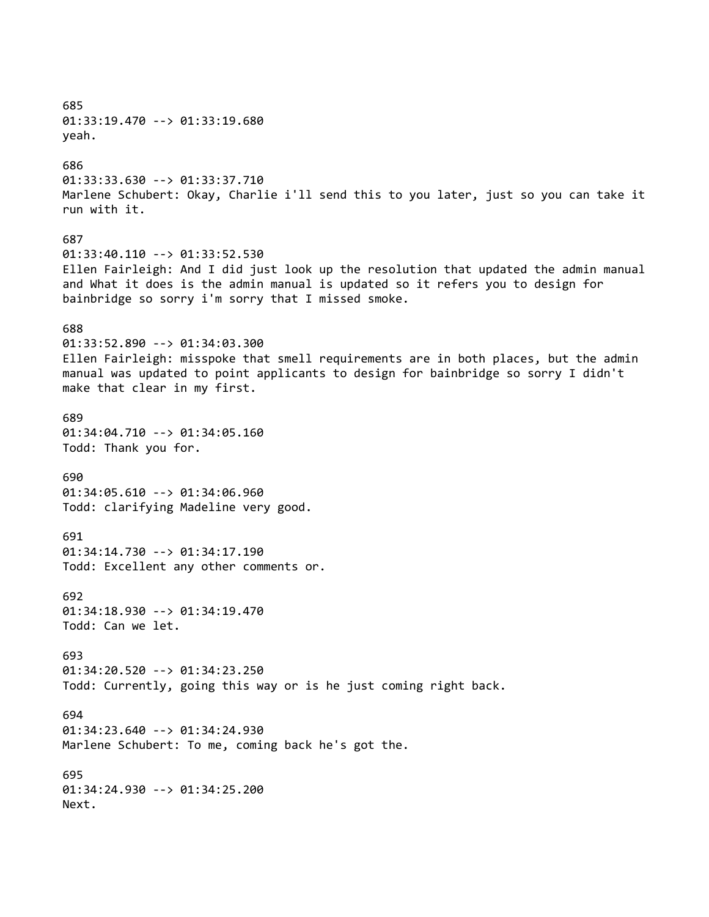685
01:33:19.470 --> 01:33:19.680
yeah.

686
01:33:33.630 --> 01:33:37.710
Marlene Schubert: Okay, Charlie i'll send this to you later, just so you can take it run with it.

687
01:33:40.110 --> 01:33:52.530
Ellen Fairleigh: And I did just look up the resolution that updated the admin manual and What it does is the admin manual is updated so it refers you to design for bainbridge so sorry i'm sorry that I missed smoke.

688
01:33:52.890 --> 01:34:03.300
Ellen Fairleigh: misspoke that smell requirements are in both places, but the admin manual was updated to point applicants to design for bainbridge so sorry I didn't make that clear in my first.

689
01:34:04.710 --> 01:34:05.160
Todd: Thank you for.

690
01:34:05.610 --> 01:34:06.960
Todd: clarifying Madeline very good.

691
01:34:14.730 --> 01:34:17.190
Todd: Excellent any other comments or.

692
01:34:18.930 --> 01:34:19.470
Todd: Can we let.

693
01:34:20.520 --> 01:34:23.250
Todd: Currently, going this way or is he just coming right back.

694
01:34:23.640 --> 01:34:24.930
Marlene Schubert: To me, coming back he's got the.

695
01:34:24.930 --> 01:34:25.200
Next.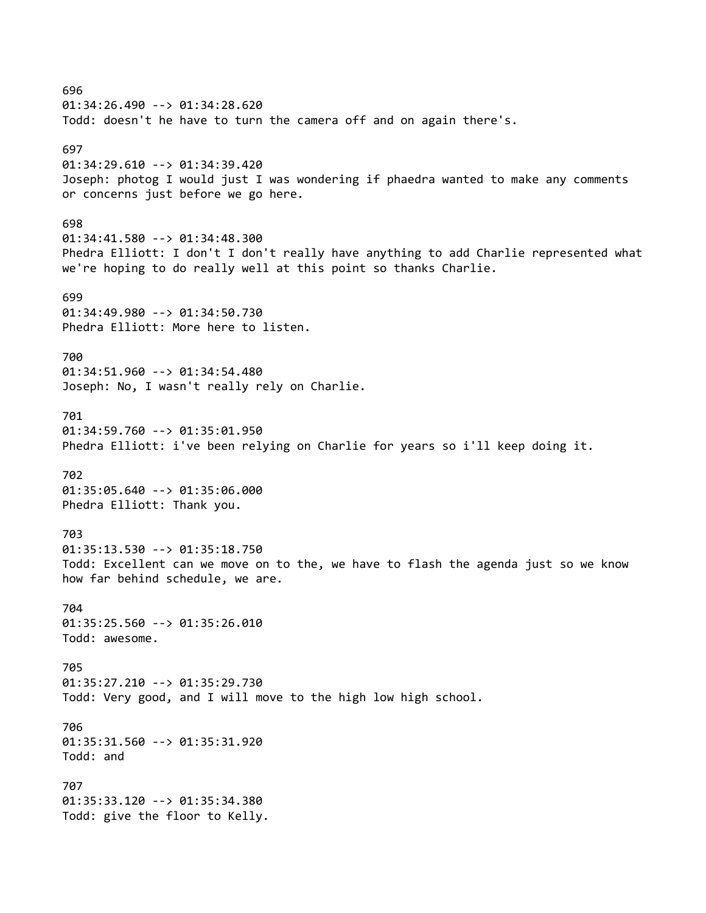696
01:34:26.490 --> 01:34:28.620
Todd: doesn't he have to turn the camera off and on again there's.

697
01:34:29.610 --> 01:34:39.420
Joseph: photog I would just I was wondering if phaedra wanted to make any comments or concerns just before we go here.

698
01:34:41.580 --> 01:34:48.300
Phedra Elliott: I don't I don't really have anything to add Charlie represented what we're hoping to do really well at this point so thanks Charlie.

699
01:34:49.980 --> 01:34:50.730
Phedra Elliott: More here to listen.

700
01:34:51.960 --> 01:34:54.480
Joseph: No, I wasn't really rely on Charlie.

701
01:34:59.760 --> 01:35:01.950
Phedra Elliott: i've been relying on Charlie for years so i'll keep doing it.

702
01:35:05.640 --> 01:35:06.000
Phedra Elliott: Thank you.

703
01:35:13.530 --> 01:35:18.750
Todd: Excellent can we move on to the, we have to flash the agenda just so we know how far behind schedule, we are.

704
01:35:25.560 --> 01:35:26.010
Todd: awesome.

705
01:35:27.210 --> 01:35:29.730
Todd: Very good, and I will move to the high low high school.

706
01:35:31.560 --> 01:35:31.920
Todd: and

707
01:35:33.120 --> 01:35:34.380
Todd: give the floor to Kelly.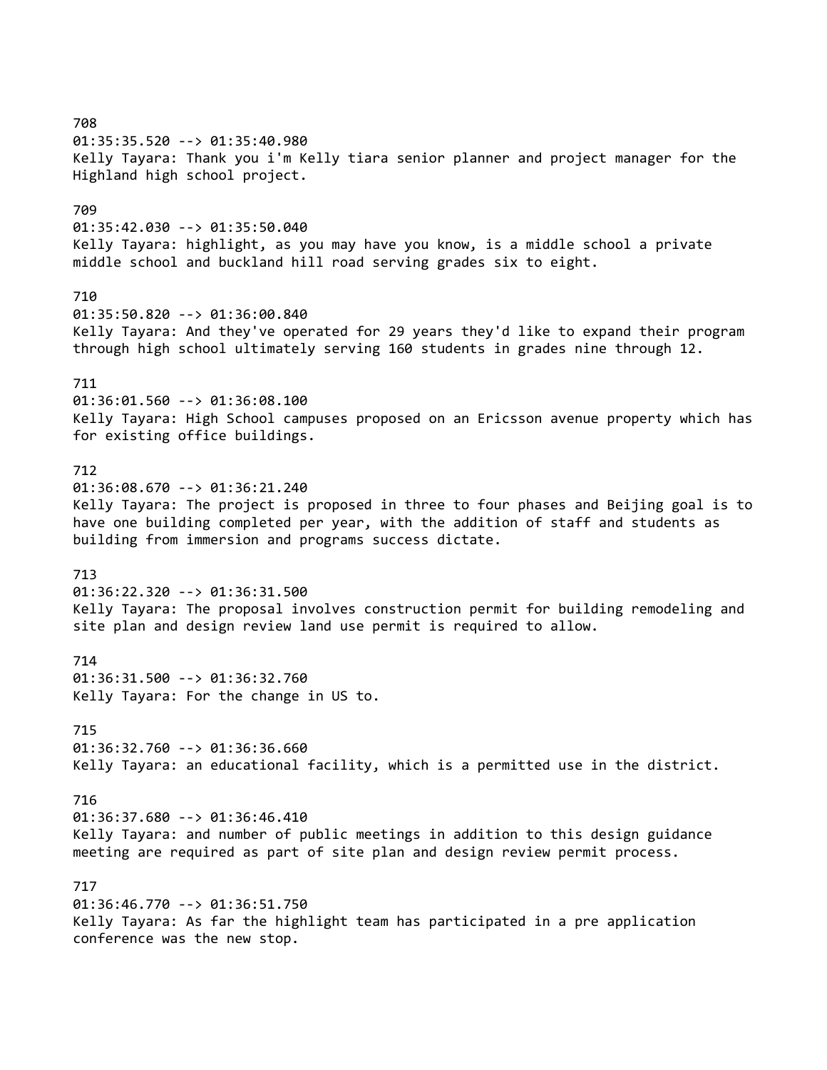708
01:35:35.520 --> 01:35:40.980
Kelly Tayara: Thank you i'm Kelly tiara senior planner and project manager for the Highland high school project.

709
01:35:42.030 --> 01:35:50.040
Kelly Tayara: highlight, as you may have you know, is a middle school a private middle school and buckland hill road serving grades six to eight.

710
01:35:50.820 --> 01:36:00.840
Kelly Tayara: And they've operated for 29 years they'd like to expand their program through high school ultimately serving 160 students in grades nine through 12.

711
01:36:01.560 --> 01:36:08.100
Kelly Tayara: High School campuses proposed on an Ericsson avenue property which has for existing office buildings.

712
01:36:08.670 --> 01:36:21.240
Kelly Tayara: The project is proposed in three to four phases and Beijing goal is to have one building completed per year, with the addition of staff and students as building from immersion and programs success dictate.

713
01:36:22.320 --> 01:36:31.500
Kelly Tayara: The proposal involves construction permit for building remodeling and site plan and design review land use permit is required to allow.

714
01:36:31.500 --> 01:36:32.760
Kelly Tayara: For the change in US to.

715
01:36:32.760 --> 01:36:36.660
Kelly Tayara: an educational facility, which is a permitted use in the district.

716
01:36:37.680 --> 01:36:46.410
Kelly Tayara: and number of public meetings in addition to this design guidance meeting are required as part of site plan and design review permit process.

717
01:36:46.770 --> 01:36:51.750
Kelly Tayara: As far the highlight team has participated in a pre application conference was the new stop.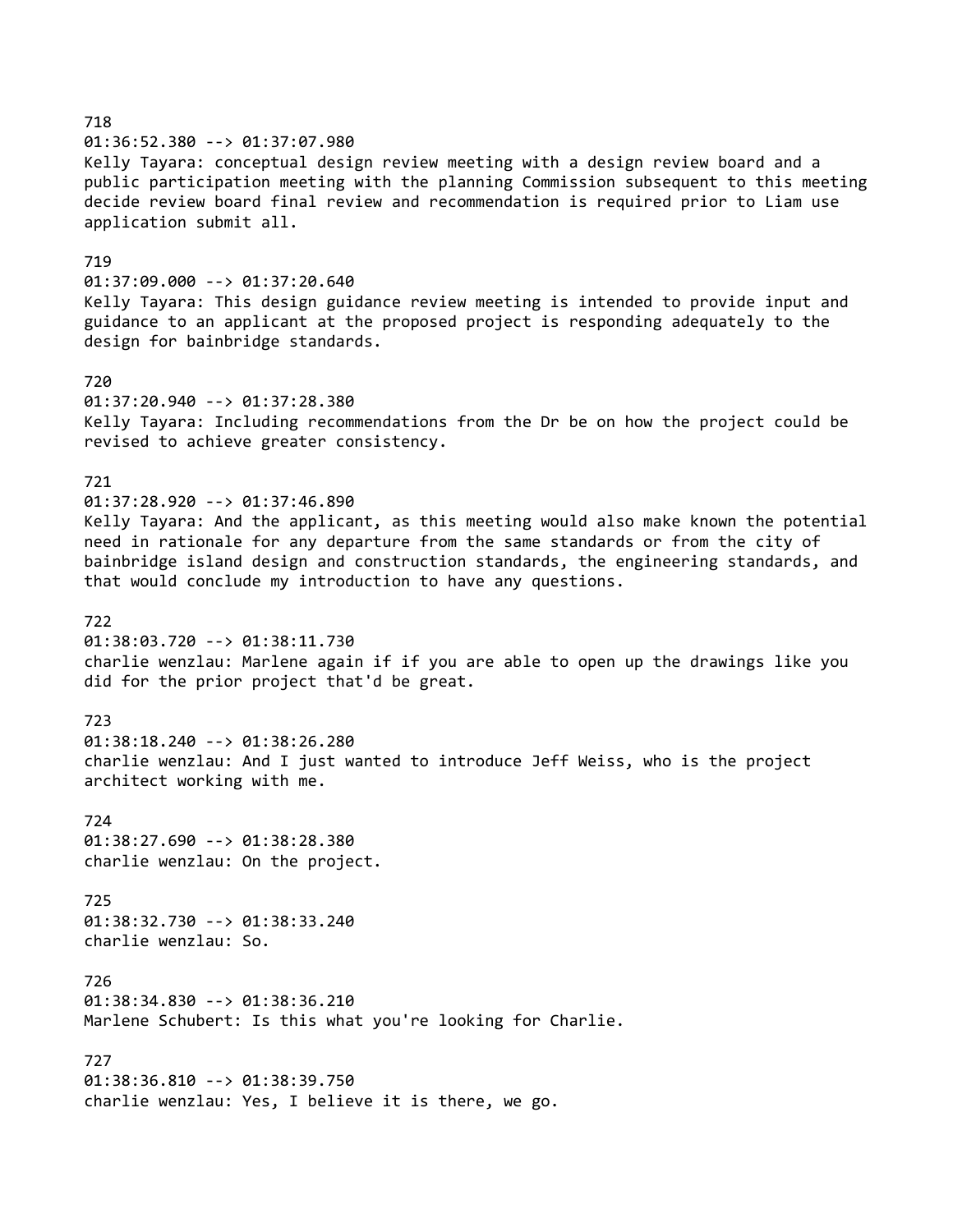718
01:36:52.380 --> 01:37:07.980
Kelly Tayara: conceptual design review meeting with a design review board and a public participation meeting with the planning Commission subsequent to this meeting decide review board final review and recommendation is required prior to Liam use application submit all.

719
01:37:09.000 --> 01:37:20.640
Kelly Tayara: This design guidance review meeting is intended to provide input and guidance to an applicant at the proposed project is responding adequately to the design for bainbridge standards.

720
01:37:20.940 --> 01:37:28.380
Kelly Tayara: Including recommendations from the Dr be on how the project could be revised to achieve greater consistency.

721
01:37:28.920 --> 01:37:46.890
Kelly Tayara: And the applicant, as this meeting would also make known the potential need in rationale for any departure from the same standards or from the city of bainbridge island design and construction standards, the engineering standards, and that would conclude my introduction to have any questions.

722
01:38:03.720 --> 01:38:11.730
charlie wenzlau: Marlene again if if you are able to open up the drawings like you did for the prior project that'd be great.

723
01:38:18.240 --> 01:38:26.280
charlie wenzlau: And I just wanted to introduce Jeff Weiss, who is the project architect working with me.

724
01:38:27.690 --> 01:38:28.380
charlie wenzlau: On the project.

725
01:38:32.730 --> 01:38:33.240
charlie wenzlau: So.

726
01:38:34.830 --> 01:38:36.210
Marlene Schubert: Is this what you're looking for Charlie.

727
01:38:36.810 --> 01:38:39.750
charlie wenzlau: Yes, I believe it is there, we go.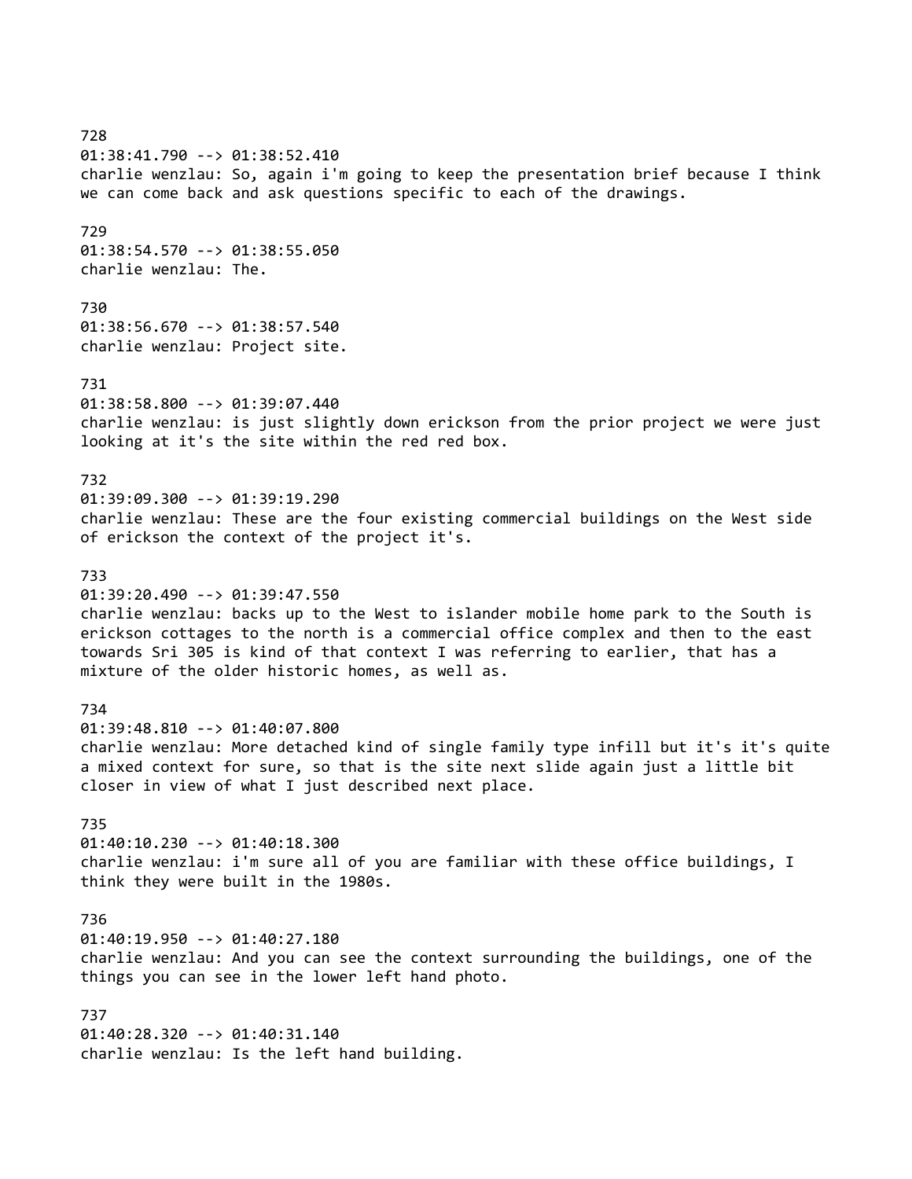728
01:38:41.790 --> 01:38:52.410
charlie wenzlau: So, again i'm going to keep the presentation brief because I think we can come back and ask questions specific to each of the drawings.

729
01:38:54.570 --> 01:38:55.050
charlie wenzlau: The.

730
01:38:56.670 --> 01:38:57.540
charlie wenzlau: Project site.

731
01:38:58.800 --> 01:39:07.440
charlie wenzlau: is just slightly down erickson from the prior project we were just looking at it's the site within the red red box.

732
01:39:09.300 --> 01:39:19.290
charlie wenzlau: These are the four existing commercial buildings on the West side of erickson the context of the project it's.

733
01:39:20.490 --> 01:39:47.550
charlie wenzlau: backs up to the West to islander mobile home park to the South is erickson cottages to the north is a commercial office complex and then to the east towards Sri 305 is kind of that context I was referring to earlier, that has a mixture of the older historic homes, as well as.

734
01:39:48.810 --> 01:40:07.800
charlie wenzlau: More detached kind of single family type infill but it's it's quite a mixed context for sure, so that is the site next slide again just a little bit closer in view of what I just described next place.

735
01:40:10.230 --> 01:40:18.300
charlie wenzlau: i'm sure all of you are familiar with these office buildings, I think they were built in the 1980s.

736
01:40:19.950 --> 01:40:27.180
charlie wenzlau: And you can see the context surrounding the buildings, one of the things you can see in the lower left hand photo.

737
01:40:28.320 --> 01:40:31.140
charlie wenzlau: Is the left hand building.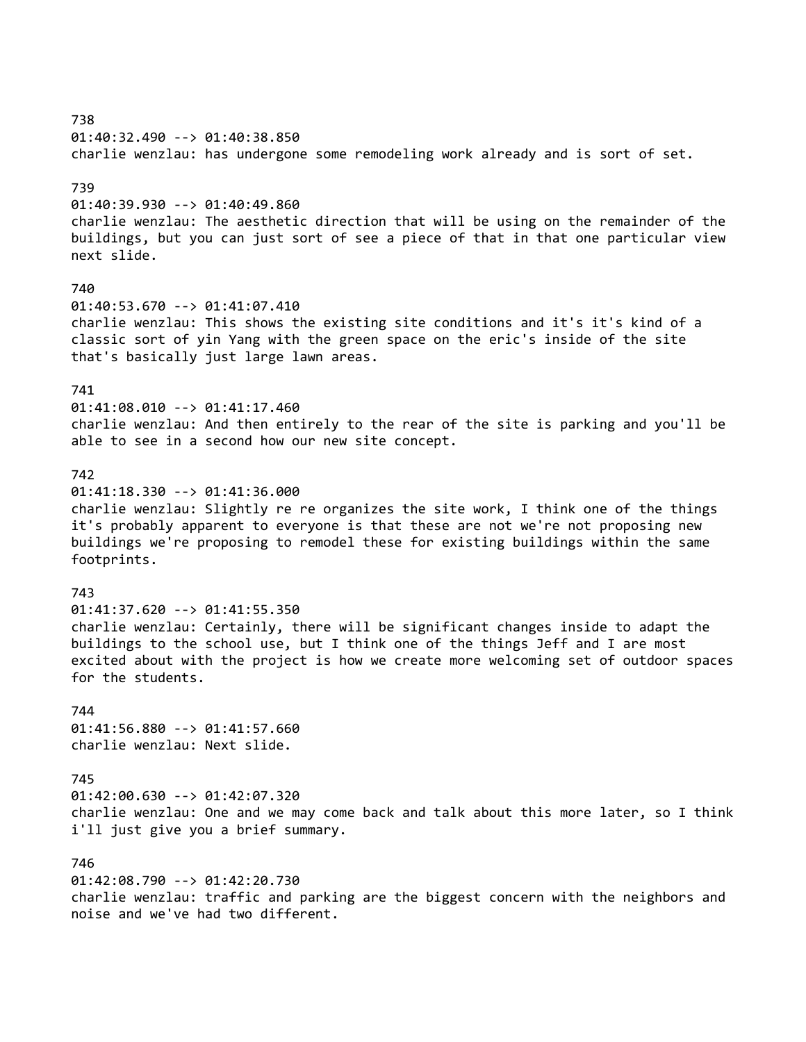738
01:40:32.490 --> 01:40:38.850
charlie wenzlau: has undergone some remodeling work already and is sort of set.

739
01:40:39.930 --> 01:40:49.860
charlie wenzlau: The aesthetic direction that will be using on the remainder of the buildings, but you can just sort of see a piece of that in that one particular view next slide.

740
01:40:53.670 --> 01:41:07.410
charlie wenzlau: This shows the existing site conditions and it's it's kind of a classic sort of yin Yang with the green space on the eric's inside of the site that's basically just large lawn areas.

741
01:41:08.010 --> 01:41:17.460
charlie wenzlau: And then entirely to the rear of the site is parking and you'll be able to see in a second how our new site concept.

742
01:41:18.330 --> 01:41:36.000
charlie wenzlau: Slightly re re organizes the site work, I think one of the things it's probably apparent to everyone is that these are not we're not proposing new buildings we're proposing to remodel these for existing buildings within the same footprints.

743
01:41:37.620 --> 01:41:55.350
charlie wenzlau: Certainly, there will be significant changes inside to adapt the buildings to the school use, but I think one of the things Jeff and I are most excited about with the project is how we create more welcoming set of outdoor spaces for the students.

744
01:41:56.880 --> 01:41:57.660
charlie wenzlau: Next slide.

745
01:42:00.630 --> 01:42:07.320
charlie wenzlau: One and we may come back and talk about this more later, so I think i'll just give you a brief summary.

746
01:42:08.790 --> 01:42:20.730
charlie wenzlau: traffic and parking are the biggest concern with the neighbors and noise and we've had two different.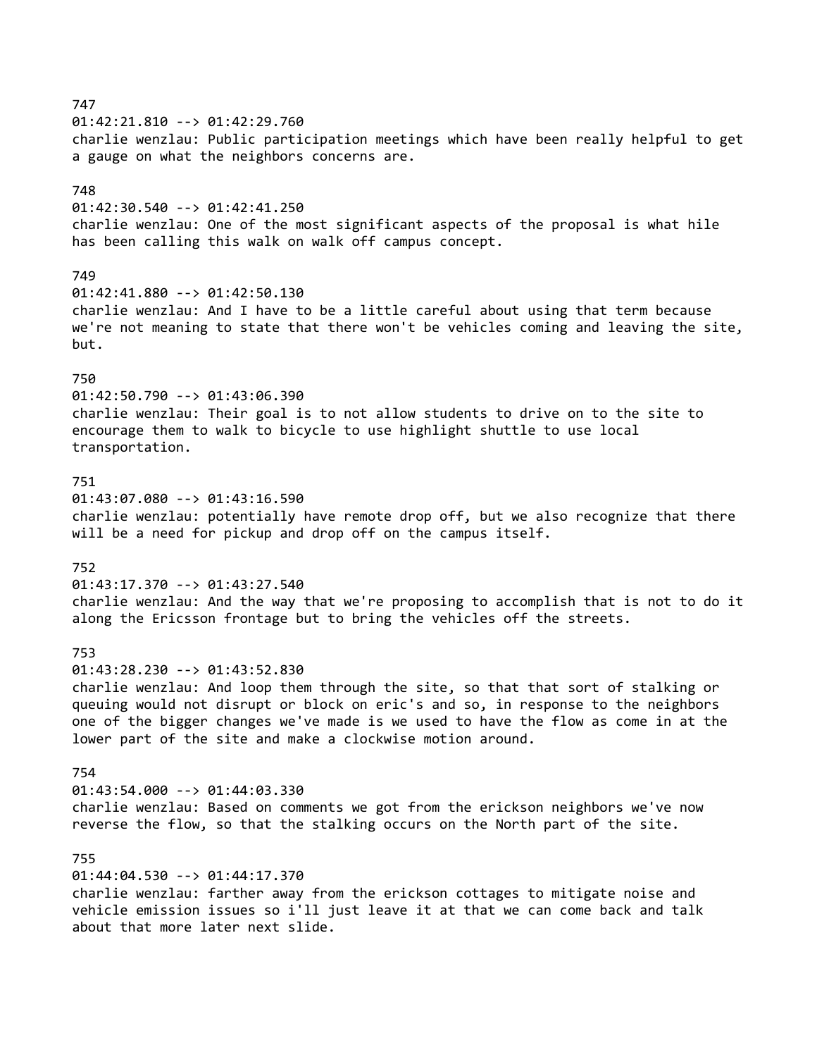747
01:42:21.810 --> 01:42:29.760
charlie wenzlau: Public participation meetings which have been really helpful to get a gauge on what the neighbors concerns are.

748
01:42:30.540 --> 01:42:41.250
charlie wenzlau: One of the most significant aspects of the proposal is what hile has been calling this walk on walk off campus concept.

749
01:42:41.880 --> 01:42:50.130
charlie wenzlau: And I have to be a little careful about using that term because we're not meaning to state that there won't be vehicles coming and leaving the site, but.

750
01:42:50.790 --> 01:43:06.390
charlie wenzlau: Their goal is to not allow students to drive on to the site to encourage them to walk to bicycle to use highlight shuttle to use local transportation.

751
01:43:07.080 --> 01:43:16.590
charlie wenzlau: potentially have remote drop off, but we also recognize that there will be a need for pickup and drop off on the campus itself.

752
01:43:17.370 --> 01:43:27.540
charlie wenzlau: And the way that we're proposing to accomplish that is not to do it along the Ericsson frontage but to bring the vehicles off the streets.

753
01:43:28.230 --> 01:43:52.830
charlie wenzlau: And loop them through the site, so that that sort of stalking or queuing would not disrupt or block on eric's and so, in response to the neighbors one of the bigger changes we've made is we used to have the flow as come in at the lower part of the site and make a clockwise motion around.

754
01:43:54.000 --> 01:44:03.330
charlie wenzlau: Based on comments we got from the erickson neighbors we've now reverse the flow, so that the stalking occurs on the North part of the site.

755
01:44:04.530 --> 01:44:17.370
charlie wenzlau: farther away from the erickson cottages to mitigate noise and vehicle emission issues so i'll just leave it at that we can come back and talk about that more later next slide.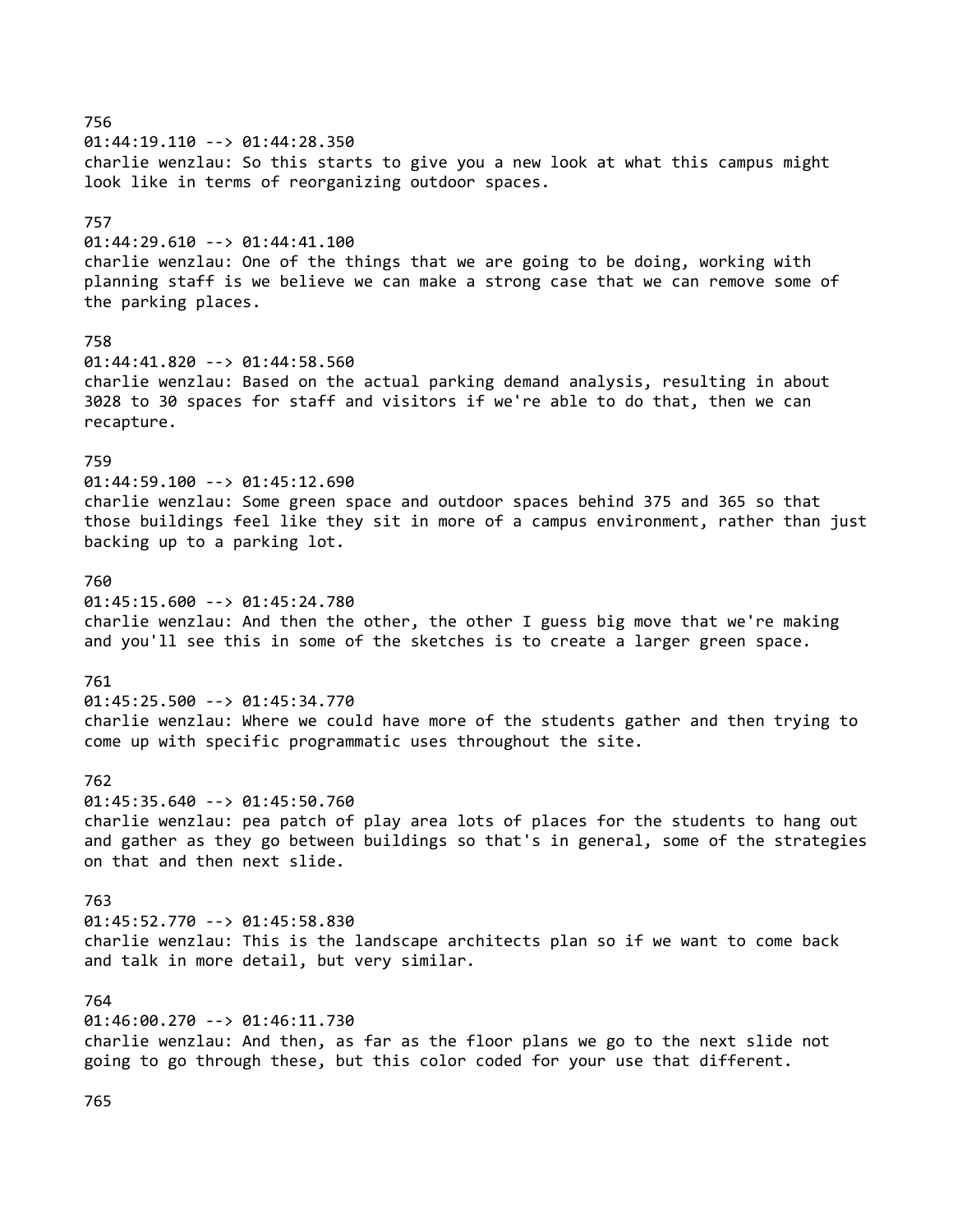756
01:44:19.110 --> 01:44:28.350
charlie wenzlau: So this starts to give you a new look at what this campus might look like in terms of reorganizing outdoor spaces.

757
01:44:29.610 --> 01:44:41.100
charlie wenzlau: One of the things that we are going to be doing, working with planning staff is we believe we can make a strong case that we can remove some of the parking places.

758
01:44:41.820 --> 01:44:58.560
charlie wenzlau: Based on the actual parking demand analysis, resulting in about 3028 to 30 spaces for staff and visitors if we're able to do that, then we can recapture.

759
01:44:59.100 --> 01:45:12.690
charlie wenzlau: Some green space and outdoor spaces behind 375 and 365 so that those buildings feel like they sit in more of a campus environment, rather than just backing up to a parking lot.

760
01:45:15.600 --> 01:45:24.780
charlie wenzlau: And then the other, the other I guess big move that we're making and you'll see this in some of the sketches is to create a larger green space.

761
01:45:25.500 --> 01:45:34.770
charlie wenzlau: Where we could have more of the students gather and then trying to come up with specific programmatic uses throughout the site.

762
01:45:35.640 --> 01:45:50.760
charlie wenzlau: pea patch of play area lots of places for the students to hang out and gather as they go between buildings so that's in general, some of the strategies on that and then next slide.

763
01:45:52.770 --> 01:45:58.830
charlie wenzlau: This is the landscape architects plan so if we want to come back and talk in more detail, but very similar.

764
01:46:00.270 --> 01:46:11.730
charlie wenzlau: And then, as far as the floor plans we go to the next slide not going to go through these, but this color coded for your use that different.

765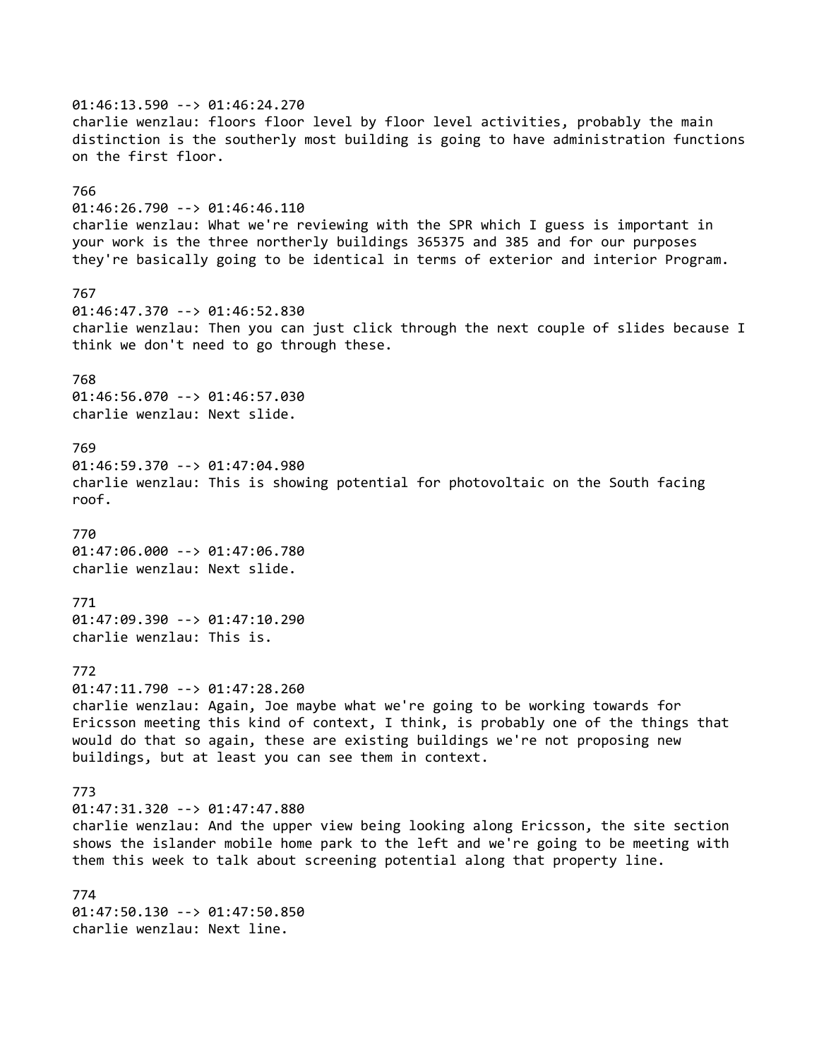01:46:13.590 --> 01:46:24.270
charlie wenzlau: floors floor level by floor level activities, probably the main distinction is the southerly most building is going to have administration functions on the first floor.

766
01:46:26.790 --> 01:46:46.110
charlie wenzlau: What we're reviewing with the SPR which I guess is important in your work is the three northerly buildings 365375 and 385 and for our purposes they're basically going to be identical in terms of exterior and interior Program.

767
01:46:47.370 --> 01:46:52.830
charlie wenzlau: Then you can just click through the next couple of slides because I think we don't need to go through these.

768
01:46:56.070 --> 01:46:57.030
charlie wenzlau: Next slide.

769
01:46:59.370 --> 01:47:04.980
charlie wenzlau: This is showing potential for photovoltaic on the South facing roof.

770
01:47:06.000 --> 01:47:06.780
charlie wenzlau: Next slide.

771
01:47:09.390 --> 01:47:10.290
charlie wenzlau: This is.

772
01:47:11.790 --> 01:47:28.260
charlie wenzlau: Again, Joe maybe what we're going to be working towards for Ericsson meeting this kind of context, I think, is probably one of the things that would do that so again, these are existing buildings we're not proposing new buildings, but at least you can see them in context.

773
01:47:31.320 --> 01:47:47.880
charlie wenzlau: And the upper view being looking along Ericsson, the site section shows the islander mobile home park to the left and we're going to be meeting with them this week to talk about screening potential along that property line.

774
01:47:50.130 --> 01:47:50.850
charlie wenzlau: Next line.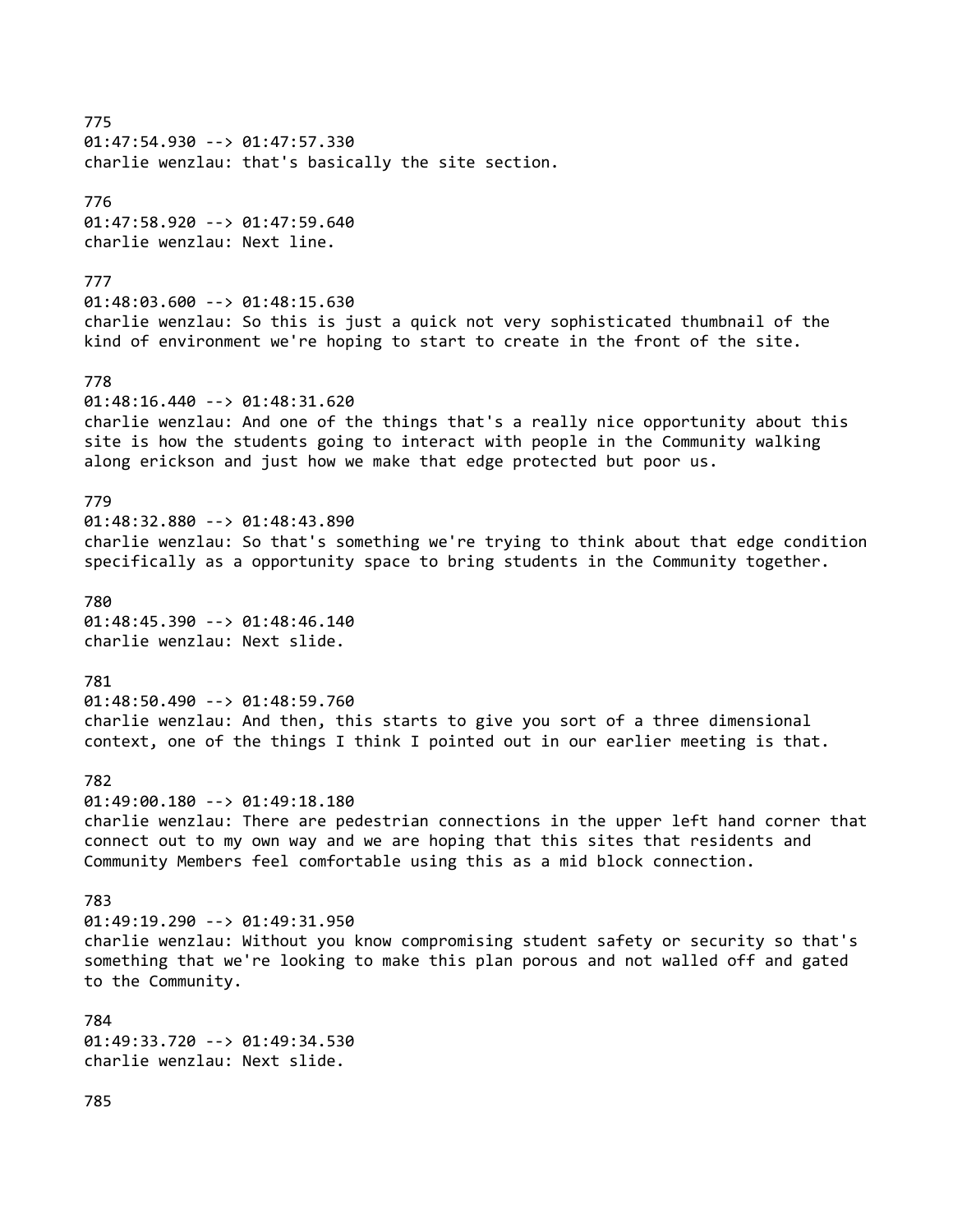775
01:47:54.930 --> 01:47:57.330
charlie wenzlau: that's basically the site section.

776
01:47:58.920 --> 01:47:59.640
charlie wenzlau: Next line.

777
01:48:03.600 --> 01:48:15.630
charlie wenzlau: So this is just a quick not very sophisticated thumbnail of the kind of environment we're hoping to start to create in the front of the site.

778
01:48:16.440 --> 01:48:31.620
charlie wenzlau: And one of the things that's a really nice opportunity about this site is how the students going to interact with people in the Community walking along erickson and just how we make that edge protected but poor us.

779
01:48:32.880 --> 01:48:43.890
charlie wenzlau: So that's something we're trying to think about that edge condition specifically as a opportunity space to bring students in the Community together.

780
01:48:45.390 --> 01:48:46.140
charlie wenzlau: Next slide.

781
01:48:50.490 --> 01:48:59.760
charlie wenzlau: And then, this starts to give you sort of a three dimensional context, one of the things I think I pointed out in our earlier meeting is that.

782
01:49:00.180 --> 01:49:18.180
charlie wenzlau: There are pedestrian connections in the upper left hand corner that connect out to my own way and we are hoping that this sites that residents and Community Members feel comfortable using this as a mid block connection.

783
01:49:19.290 --> 01:49:31.950
charlie wenzlau: Without you know compromising student safety or security so that's something that we're looking to make this plan porous and not walled off and gated to the Community.

784
01:49:33.720 --> 01:49:34.530
charlie wenzlau: Next slide.

785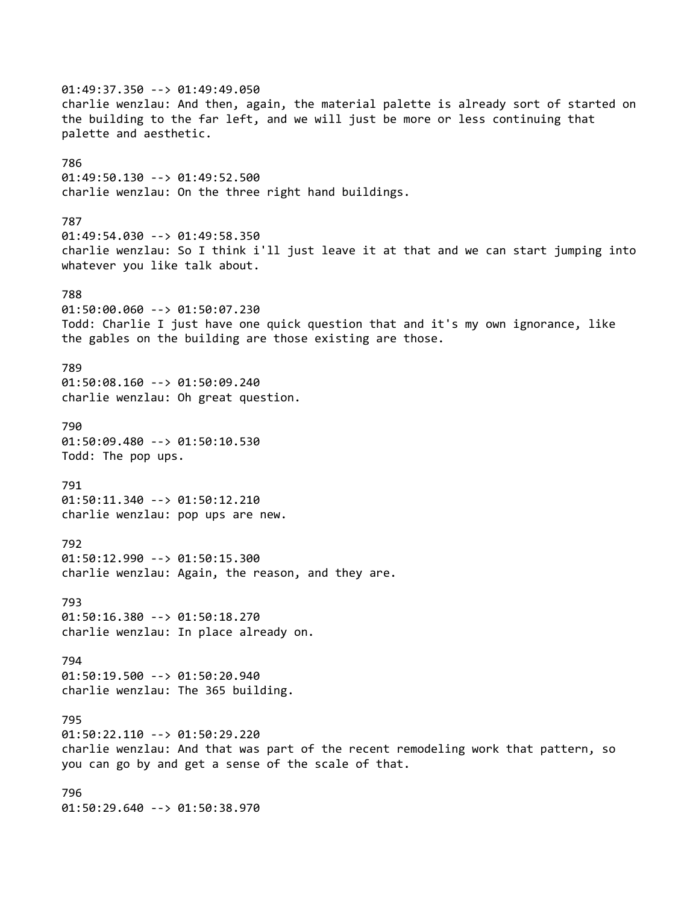01:49:37.350 --> 01:49:49.050
charlie wenzlau: And then, again, the material palette is already sort of started on the building to the far left, and we will just be more or less continuing that palette and aesthetic.

786
01:49:50.130 --> 01:49:52.500
charlie wenzlau: On the three right hand buildings.

787
01:49:54.030 --> 01:49:58.350
charlie wenzlau: So I think i'll just leave it at that and we can start jumping into whatever you like talk about.

788
01:50:00.060 --> 01:50:07.230
Todd: Charlie I just have one quick question that and it's my own ignorance, like the gables on the building are those existing are those.

789
01:50:08.160 --> 01:50:09.240
charlie wenzlau: Oh great question.

790
01:50:09.480 --> 01:50:10.530
Todd: The pop ups.

791
01:50:11.340 --> 01:50:12.210
charlie wenzlau: pop ups are new.

792
01:50:12.990 --> 01:50:15.300
charlie wenzlau: Again, the reason, and they are.

793
01:50:16.380 --> 01:50:18.270
charlie wenzlau: In place already on.

794
01:50:19.500 --> 01:50:20.940
charlie wenzlau: The 365 building.

795
01:50:22.110 --> 01:50:29.220
charlie wenzlau: And that was part of the recent remodeling work that pattern, so you can go by and get a sense of the scale of that.

796
01:50:29.640 --> 01:50:38.970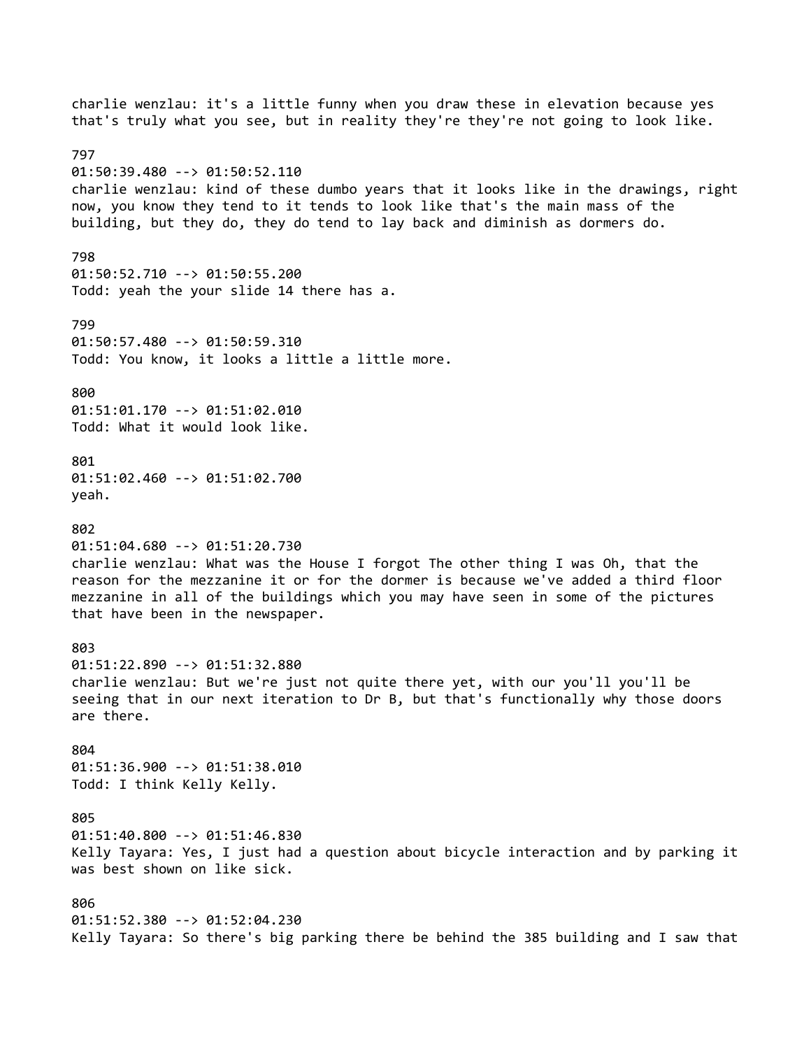charlie wenzlau: it's a little funny when you draw these in elevation because yes that's truly what you see, but in reality they're they're not going to look like.

797
01:50:39.480 --> 01:50:52.110
charlie wenzlau: kind of these dumbo years that it looks like in the drawings, right now, you know they tend to it tends to look like that's the main mass of the building, but they do, they do tend to lay back and diminish as dormers do.

798
01:50:52.710 --> 01:50:55.200
Todd: yeah the your slide 14 there has a.

799
01:50:57.480 --> 01:50:59.310
Todd: You know, it looks a little a little more.

800
01:51:01.170 --> 01:51:02.010
Todd: What it would look like.

801
01:51:02.460 --> 01:51:02.700
yeah.

802
01:51:04.680 --> 01:51:20.730
charlie wenzlau: What was the House I forgot The other thing I was Oh, that the reason for the mezzanine it or for the dormer is because we've added a third floor mezzanine in all of the buildings which you may have seen in some of the pictures that have been in the newspaper.

803
01:51:22.890 --> 01:51:32.880
charlie wenzlau: But we're just not quite there yet, with our you'll you'll be seeing that in our next iteration to Dr B, but that's functionally why those doors are there.

804
01:51:36.900 --> 01:51:38.010
Todd: I think Kelly Kelly.

805
01:51:40.800 --> 01:51:46.830
Kelly Tayara: Yes, I just had a question about bicycle interaction and by parking it was best shown on like sick.

806
01:51:52.380 --> 01:52:04.230
Kelly Tayara: So there's big parking there be behind the 385 building and I saw that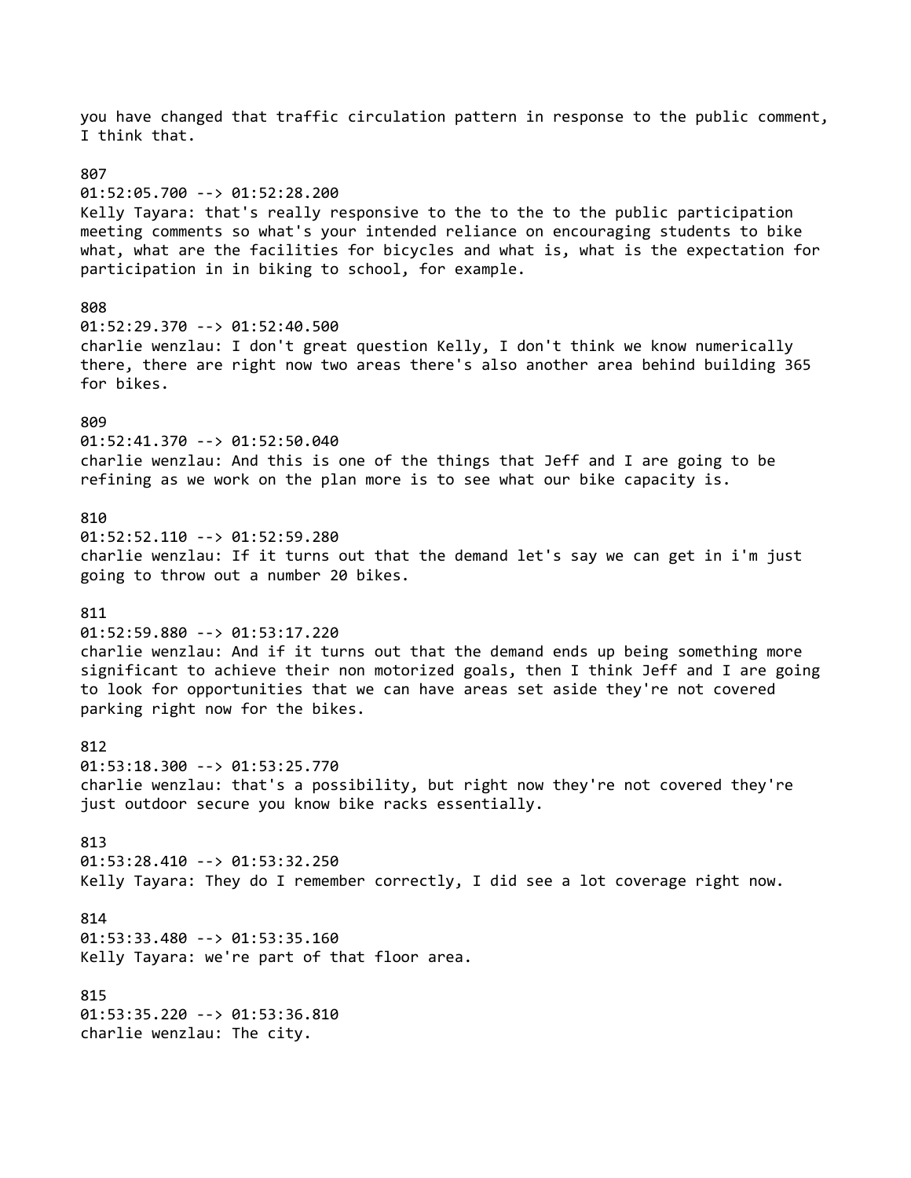you have changed that traffic circulation pattern in response to the public comment, I think that.

807
01:52:05.700 --> 01:52:28.200
Kelly Tayara: that's really responsive to the to the to the public participation meeting comments so what's your intended reliance on encouraging students to bike what, what are the facilities for bicycles and what is, what is the expectation for participation in in biking to school, for example.

808
01:52:29.370 --> 01:52:40.500
charlie wenzlau: I don't great question Kelly, I don't think we know numerically there, there are right now two areas there's also another area behind building 365 for bikes.

809
01:52:41.370 --> 01:52:50.040
charlie wenzlau: And this is one of the things that Jeff and I are going to be refining as we work on the plan more is to see what our bike capacity is.

810
01:52:52.110 --> 01:52:59.280
charlie wenzlau: If it turns out that the demand let's say we can get in i'm just going to throw out a number 20 bikes.

811
01:52:59.880 --> 01:53:17.220
charlie wenzlau: And if it turns out that the demand ends up being something more significant to achieve their non motorized goals, then I think Jeff and I are going to look for opportunities that we can have areas set aside they're not covered parking right now for the bikes.

812
01:53:18.300 --> 01:53:25.770
charlie wenzlau: that's a possibility, but right now they're not covered they're just outdoor secure you know bike racks essentially.

813
01:53:28.410 --> 01:53:32.250
Kelly Tayara: They do I remember correctly, I did see a lot coverage right now.

814
01:53:33.480 --> 01:53:35.160
Kelly Tayara: we're part of that floor area.

815
01:53:35.220 --> 01:53:36.810
charlie wenzlau: The city.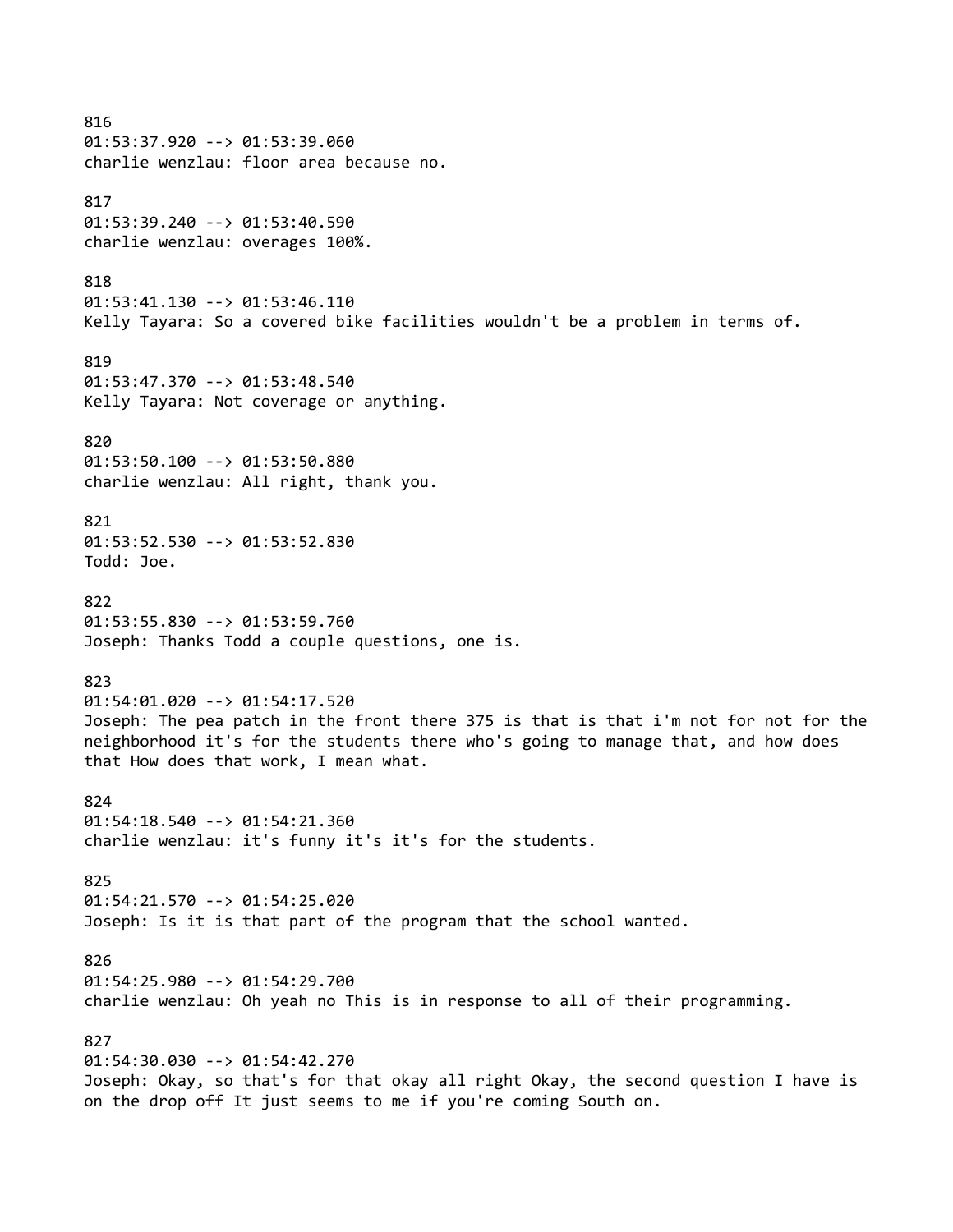816
01:53:37.920 --> 01:53:39.060
charlie wenzlau: floor area because no.

817
01:53:39.240 --> 01:53:40.590
charlie wenzlau: overages 100%.

818
01:53:41.130 --> 01:53:46.110
Kelly Tayara: So a covered bike facilities wouldn't be a problem in terms of.

819
01:53:47.370 --> 01:53:48.540
Kelly Tayara: Not coverage or anything.

820
01:53:50.100 --> 01:53:50.880
charlie wenzlau: All right, thank you.

821
01:53:52.530 --> 01:53:52.830
Todd: Joe.

822
01:53:55.830 --> 01:53:59.760
Joseph: Thanks Todd a couple questions, one is.

823
01:54:01.020 --> 01:54:17.520
Joseph: The pea patch in the front there 375 is that is that i'm not for not for the neighborhood it's for the students there who's going to manage that, and how does that How does that work, I mean what.

824
01:54:18.540 --> 01:54:21.360
charlie wenzlau: it's funny it's it's for the students.

825
01:54:21.570 --> 01:54:25.020
Joseph: Is it is that part of the program that the school wanted.

826
01:54:25.980 --> 01:54:29.700
charlie wenzlau: Oh yeah no This is in response to all of their programming.

827
01:54:30.030 --> 01:54:42.270
Joseph: Okay, so that's for that okay all right Okay, the second question I have is on the drop off It just seems to me if you're coming South on.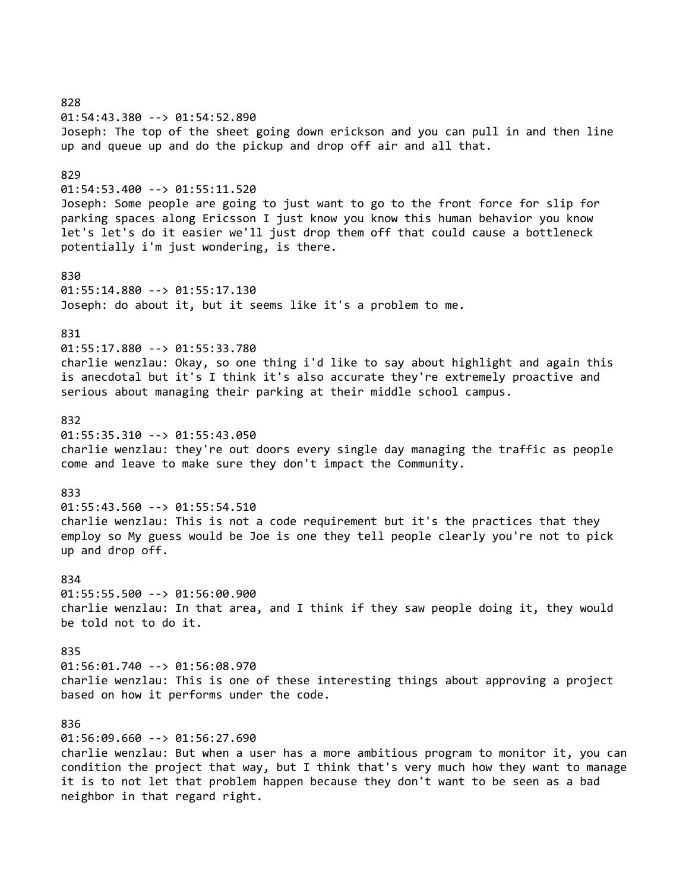828
01:54:43.380 --> 01:54:52.890
Joseph: The top of the sheet going down erickson and you can pull in and then line up and queue up and do the pickup and drop off air and all that.

829
01:54:53.400 --> 01:55:11.520
Joseph: Some people are going to just want to go to the front force for slip for parking spaces along Ericsson I just know you know this human behavior you know let's let's do it easier we'll just drop them off that could cause a bottleneck potentially i'm just wondering, is there.

830
01:55:14.880 --> 01:55:17.130
Joseph: do about it, but it seems like it's a problem to me.

831
01:55:17.880 --> 01:55:33.780
charlie wenzlau: Okay, so one thing i'd like to say about highlight and again this is anecdotal but it's I think it's also accurate they're extremely proactive and serious about managing their parking at their middle school campus.

832
01:55:35.310 --> 01:55:43.050
charlie wenzlau: they're out doors every single day managing the traffic as people come and leave to make sure they don't impact the Community.

833
01:55:43.560 --> 01:55:54.510
charlie wenzlau: This is not a code requirement but it's the practices that they employ so My guess would be Joe is one they tell people clearly you're not to pick up and drop off.

834
01:55:55.500 --> 01:56:00.900
charlie wenzlau: In that area, and I think if they saw people doing it, they would be told not to do it.

835
01:56:01.740 --> 01:56:08.970
charlie wenzlau: This is one of these interesting things about approving a project based on how it performs under the code.

836
01:56:09.660 --> 01:56:27.690
charlie wenzlau: But when a user has a more ambitious program to monitor it, you can condition the project that way, but I think that's very much how they want to manage it is to not let that problem happen because they don't want to be seen as a bad neighbor in that regard right.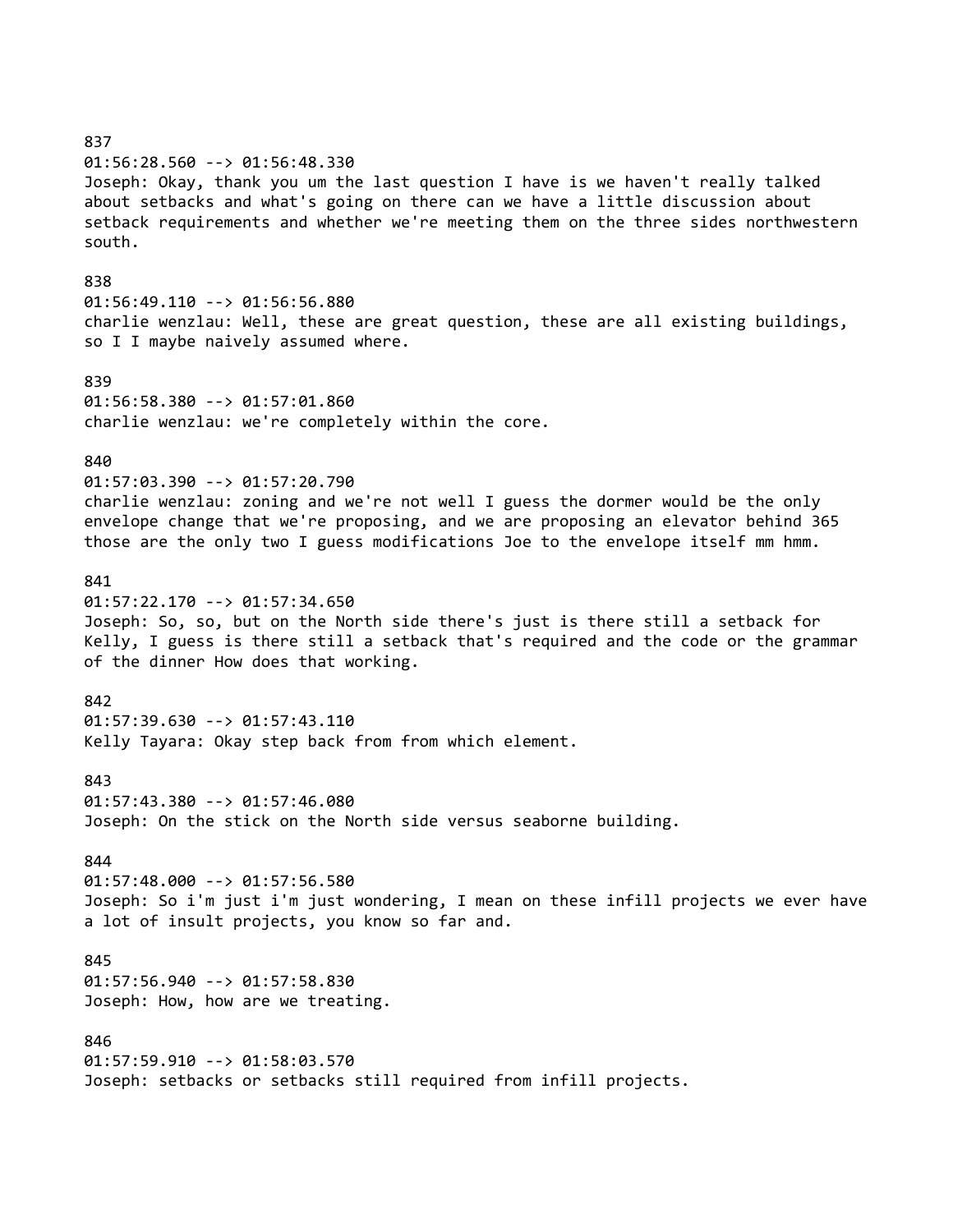837
01:56:28.560 --> 01:56:48.330
Joseph: Okay, thank you um the last question I have is we haven't really talked about setbacks and what's going on there can we have a little discussion about setback requirements and whether we're meeting them on the three sides northwestern south.

838
01:56:49.110 --> 01:56:56.880
charlie wenzlau: Well, these are great question, these are all existing buildings, so I I maybe naively assumed where.

839
01:56:58.380 --> 01:57:01.860
charlie wenzlau: we're completely within the core.

840
01:57:03.390 --> 01:57:20.790
charlie wenzlau: zoning and we're not well I guess the dormer would be the only envelope change that we're proposing, and we are proposing an elevator behind 365 those are the only two I guess modifications Joe to the envelope itself mm hmm.

841
01:57:22.170 --> 01:57:34.650
Joseph: So, so, but on the North side there's just is there still a setback for Kelly, I guess is there still a setback that's required and the code or the grammar of the dinner How does that working.

842
01:57:39.630 --> 01:57:43.110
Kelly Tayara: Okay step back from from which element.

843
01:57:43.380 --> 01:57:46.080
Joseph: On the stick on the North side versus seaborne building.

844
01:57:48.000 --> 01:57:56.580
Joseph: So i'm just i'm just wondering, I mean on these infill projects we ever have a lot of insult projects, you know so far and.

845
01:57:56.940 --> 01:57:58.830
Joseph: How, how are we treating.

846
01:57:59.910 --> 01:58:03.570
Joseph: setbacks or setbacks still required from infill projects.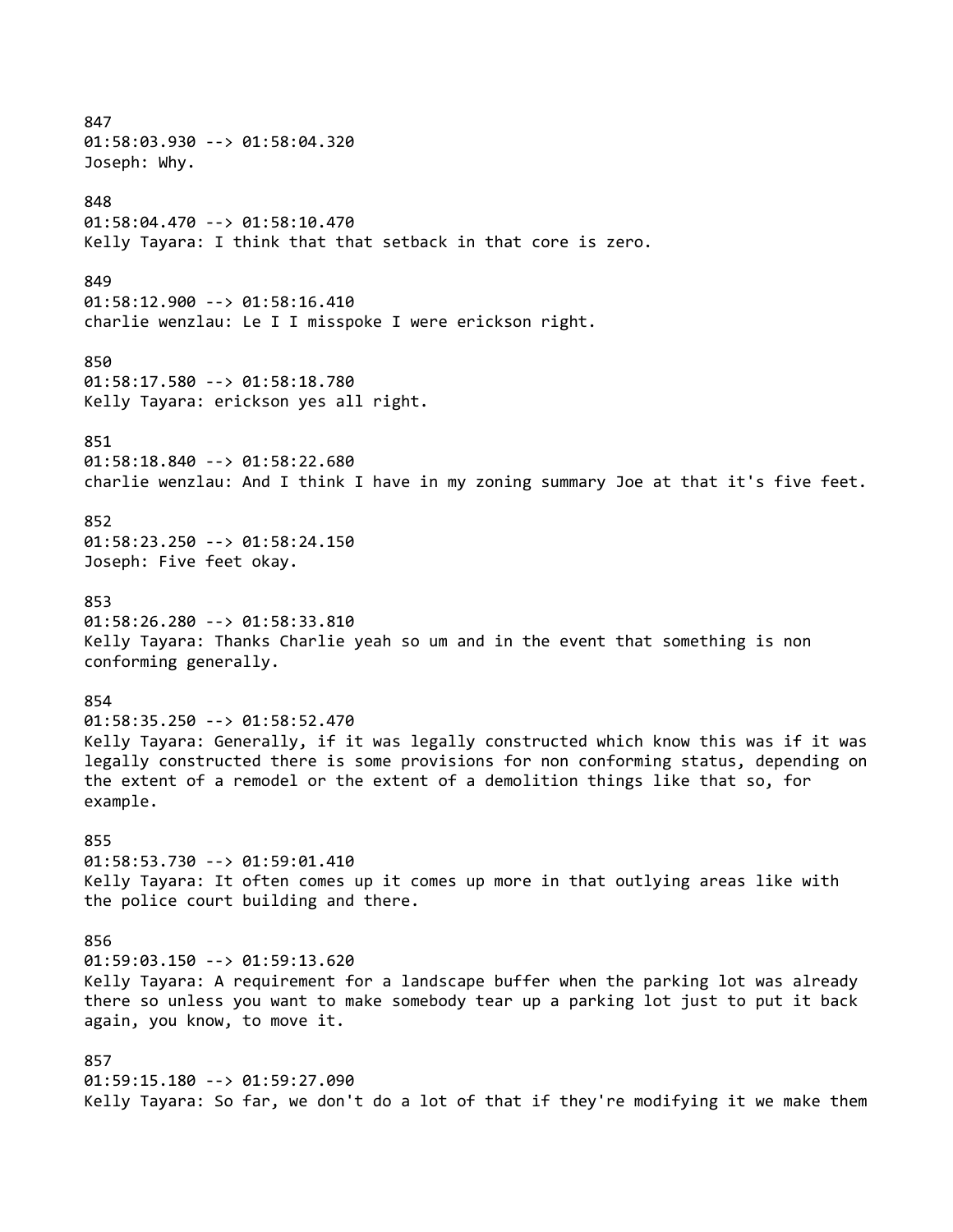847
01:58:03.930 --> 01:58:04.320
Joseph: Why.

848
01:58:04.470 --> 01:58:10.470
Kelly Tayara: I think that that setback in that core is zero.

849
01:58:12.900 --> 01:58:16.410
charlie wenzlau: Le I I misspoke I were erickson right.

850
01:58:17.580 --> 01:58:18.780
Kelly Tayara: erickson yes all right.

851
01:58:18.840 --> 01:58:22.680
charlie wenzlau: And I think I have in my zoning summary Joe at that it's five feet.

852
01:58:23.250 --> 01:58:24.150
Joseph: Five feet okay.

853
01:58:26.280 --> 01:58:33.810
Kelly Tayara: Thanks Charlie yeah so um and in the event that something is non conforming generally.

854
01:58:35.250 --> 01:58:52.470
Kelly Tayara: Generally, if it was legally constructed which know this was if it was legally constructed there is some provisions for non conforming status, depending on the extent of a remodel or the extent of a demolition things like that so, for example.

855
01:58:53.730 --> 01:59:01.410
Kelly Tayara: It often comes up it comes up more in that outlying areas like with the police court building and there.

856
01:59:03.150 --> 01:59:13.620
Kelly Tayara: A requirement for a landscape buffer when the parking lot was already there so unless you want to make somebody tear up a parking lot just to put it back again, you know, to move it.

857
01:59:15.180 --> 01:59:27.090
Kelly Tayara: So far, we don't do a lot of that if they're modifying it we make them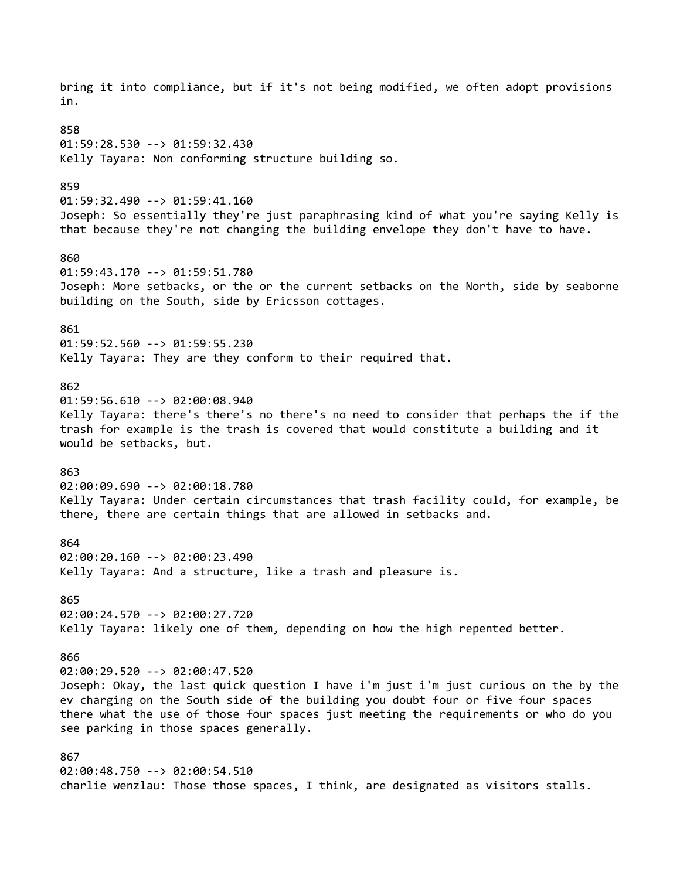bring it into compliance, but if it's not being modified, we often adopt provisions in.

858
01:59:28.530 --> 01:59:32.430
Kelly Tayara: Non conforming structure building so.

859
01:59:32.490 --> 01:59:41.160
Joseph: So essentially they're just paraphrasing kind of what you're saying Kelly is that because they're not changing the building envelope they don't have to have.

860
01:59:43.170 --> 01:59:51.780
Joseph: More setbacks, or the or the current setbacks on the North, side by seaborne building on the South, side by Ericsson cottages.

861
01:59:52.560 --> 01:59:55.230
Kelly Tayara: They are they conform to their required that.

862
01:59:56.610 --> 02:00:08.940
Kelly Tayara: there's there's no there's no need to consider that perhaps the if the trash for example is the trash is covered that would constitute a building and it would be setbacks, but.

863
02:00:09.690 --> 02:00:18.780
Kelly Tayara: Under certain circumstances that trash facility could, for example, be there, there are certain things that are allowed in setbacks and.

864
02:00:20.160 --> 02:00:23.490
Kelly Tayara: And a structure, like a trash and pleasure is.

865
02:00:24.570 --> 02:00:27.720
Kelly Tayara: likely one of them, depending on how the high repented better.

866
02:00:29.520 --> 02:00:47.520
Joseph: Okay, the last quick question I have i'm just i'm just curious on the by the ev charging on the South side of the building you doubt four or five four spaces there what the use of those four spaces just meeting the requirements or who do you see parking in those spaces generally.

867
02:00:48.750 --> 02:00:54.510
charlie wenzlau: Those those spaces, I think, are designated as visitors stalls.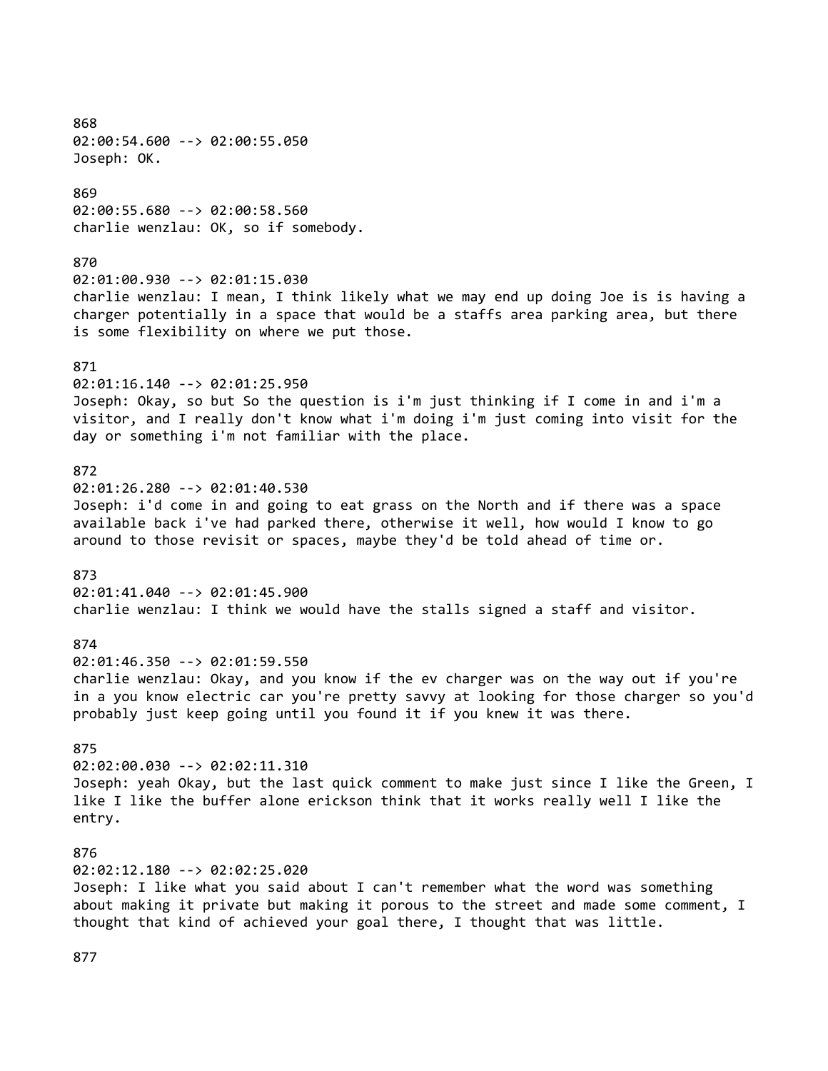868
02:00:54.600 --> 02:00:55.050
Joseph: OK.

869
02:00:55.680 --> 02:00:58.560
charlie wenzlau: OK, so if somebody.

870
02:01:00.930 --> 02:01:15.030
charlie wenzlau: I mean, I think likely what we may end up doing Joe is is having a charger potentially in a space that would be a staffs area parking area, but there is some flexibility on where we put those.

871
02:01:16.140 --> 02:01:25.950
Joseph: Okay, so but So the question is i'm just thinking if I come in and i'm a visitor, and I really don't know what i'm doing i'm just coming into visit for the day or something i'm not familiar with the place.

872
02:01:26.280 --> 02:01:40.530
Joseph: i'd come in and going to eat grass on the North and if there was a space available back i've had parked there, otherwise it well, how would I know to go around to those revisit or spaces, maybe they'd be told ahead of time or.

873
02:01:41.040 --> 02:01:45.900
charlie wenzlau: I think we would have the stalls signed a staff and visitor.

874
02:01:46.350 --> 02:01:59.550
charlie wenzlau: Okay, and you know if the ev charger was on the way out if you're in a you know electric car you're pretty savvy at looking for those charger so you'd probably just keep going until you found it if you knew it was there.

875
02:02:00.030 --> 02:02:11.310
Joseph: yeah Okay, but the last quick comment to make just since I like the Green, I like I like the buffer alone erickson think that it works really well I like the entry.

876
02:02:12.180 --> 02:02:25.020
Joseph: I like what you said about I can't remember what the word was something about making it private but making it porous to the street and made some comment, I thought that kind of achieved your goal there, I thought that was little.

877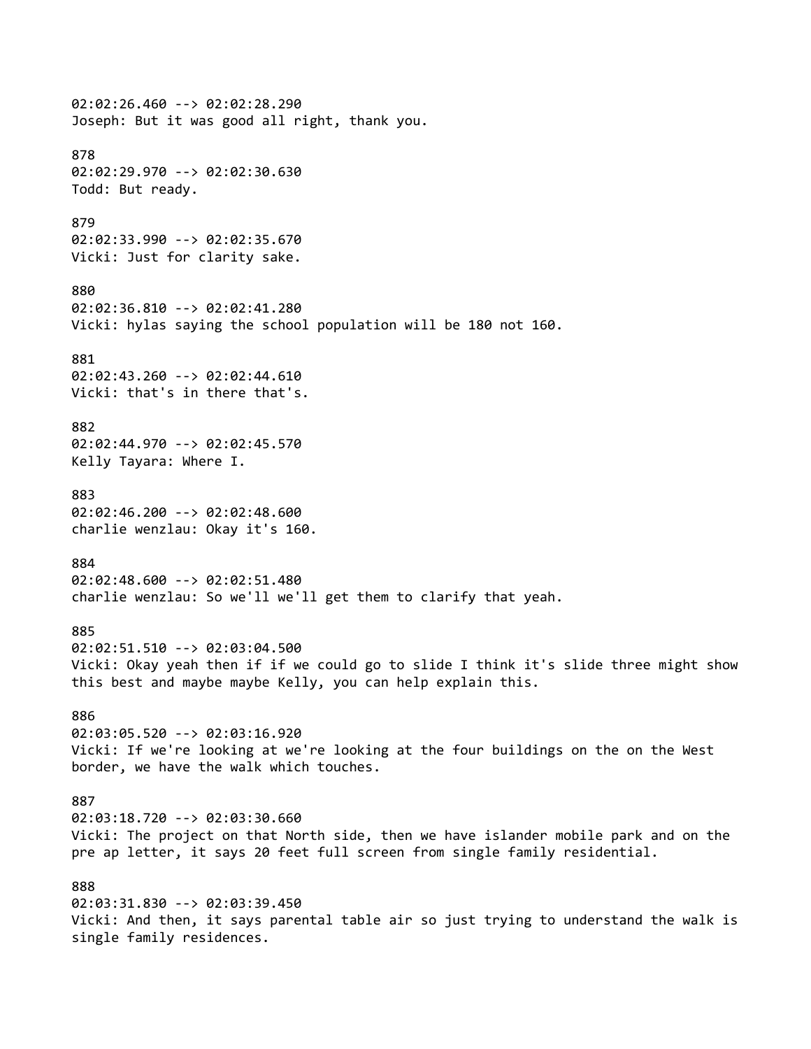02:02:26.460 --> 02:02:28.290
Joseph: But it was good all right, thank you.

878
02:02:29.970 --> 02:02:30.630
Todd: But ready.

879
02:02:33.990 --> 02:02:35.670
Vicki: Just for clarity sake.

880
02:02:36.810 --> 02:02:41.280
Vicki: hylas saying the school population will be 180 not 160.

881
02:02:43.260 --> 02:02:44.610
Vicki: that's in there that's.

882
02:02:44.970 --> 02:02:45.570
Kelly Tayara: Where I.

883
02:02:46.200 --> 02:02:48.600
charlie wenzlau: Okay it's 160.

884
02:02:48.600 --> 02:02:51.480
charlie wenzlau: So we'll we'll get them to clarify that yeah.

885
02:02:51.510 --> 02:03:04.500
Vicki: Okay yeah then if if we could go to slide I think it's slide three might show this best and maybe maybe Kelly, you can help explain this.

886
02:03:05.520 --> 02:03:16.920
Vicki: If we're looking at we're looking at the four buildings on the on the West border, we have the walk which touches.

887
02:03:18.720 --> 02:03:30.660
Vicki: The project on that North side, then we have islander mobile park and on the pre ap letter, it says 20 feet full screen from single family residential.

888
02:03:31.830 --> 02:03:39.450
Vicki: And then, it says parental table air so just trying to understand the walk is single family residences.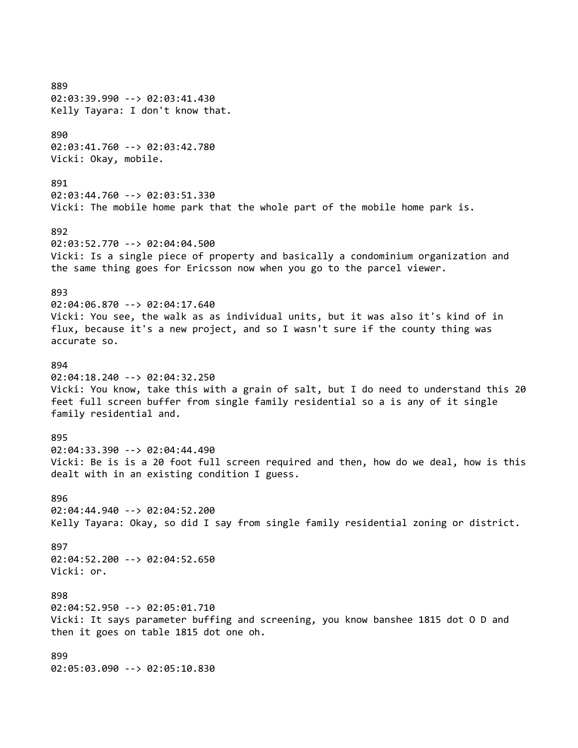889
02:03:39.990 --> 02:03:41.430
Kelly Tayara: I don't know that.

890
02:03:41.760 --> 02:03:42.780
Vicki: Okay, mobile.

891
02:03:44.760 --> 02:03:51.330
Vicki: The mobile home park that the whole part of the mobile home park is.

892
02:03:52.770 --> 02:04:04.500
Vicki: Is a single piece of property and basically a condominium organization and the same thing goes for Ericsson now when you go to the parcel viewer.

893
02:04:06.870 --> 02:04:17.640
Vicki: You see, the walk as as individual units, but it was also it's kind of in flux, because it's a new project, and so I wasn't sure if the county thing was accurate so.

894
02:04:18.240 --> 02:04:32.250
Vicki: You know, take this with a grain of salt, but I do need to understand this 20 feet full screen buffer from single family residential so a is any of it single family residential and.

895
02:04:33.390 --> 02:04:44.490
Vicki: Be is is a 20 foot full screen required and then, how do we deal, how is this dealt with in an existing condition I guess.

896
02:04:44.940 --> 02:04:52.200
Kelly Tayara: Okay, so did I say from single family residential zoning or district.

897
02:04:52.200 --> 02:04:52.650
Vicki: or.

898
02:04:52.950 --> 02:05:01.710
Vicki: It says parameter buffing and screening, you know banshee 1815 dot O D and then it goes on table 1815 dot one oh.

899
02:05:03.090 --> 02:05:10.830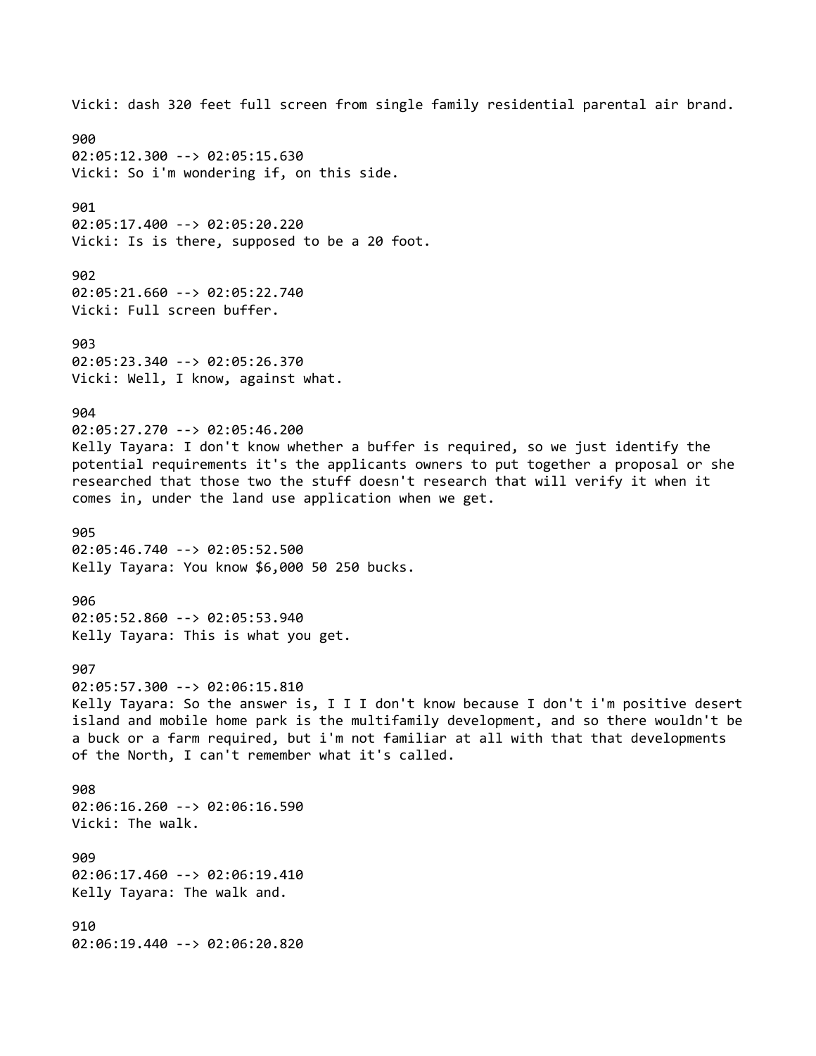Vicki: dash 320 feet full screen from single family residential parental air brand.

900
02:05:12.300 --> 02:05:15.630
Vicki: So i'm wondering if, on this side.

901
02:05:17.400 --> 02:05:20.220
Vicki: Is is there, supposed to be a 20 foot.

902
02:05:21.660 --> 02:05:22.740
Vicki: Full screen buffer.

903
02:05:23.340 --> 02:05:26.370
Vicki: Well, I know, against what.

904
02:05:27.270 --> 02:05:46.200
Kelly Tayara: I don't know whether a buffer is required, so we just identify the potential requirements it's the applicants owners to put together a proposal or she researched that those two the stuff doesn't research that will verify it when it comes in, under the land use application when we get.

905
02:05:46.740 --> 02:05:52.500
Kelly Tayara: You know $6,000 50 250 bucks.

906
02:05:52.860 --> 02:05:53.940
Kelly Tayara: This is what you get.

907
02:05:57.300 --> 02:06:15.810
Kelly Tayara: So the answer is, I I I don't know because I don't i'm positive desert island and mobile home park is the multifamily development, and so there wouldn't be a buck or a farm required, but i'm not familiar at all with that that developments of the North, I can't remember what it's called.

908
02:06:16.260 --> 02:06:16.590
Vicki: The walk.

909
02:06:17.460 --> 02:06:19.410
Kelly Tayara: The walk and.

910
02:06:19.440 --> 02:06:20.820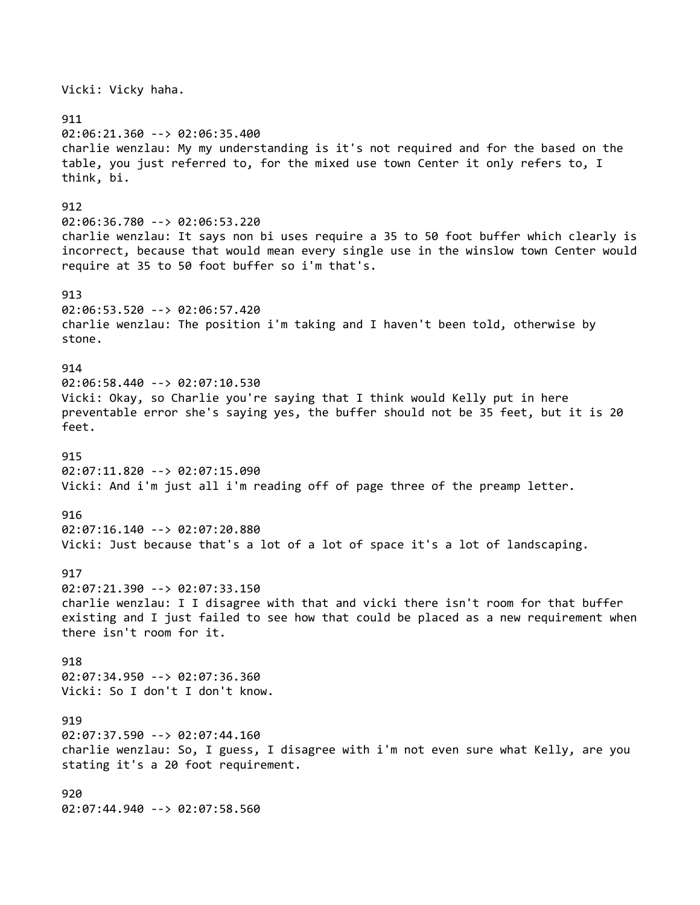Vicki: Vicky haha.

911
02:06:21.360 --> 02:06:35.400
charlie wenzlau: My my understanding is it's not required and for the based on the table, you just referred to, for the mixed use town Center it only refers to, I think, bi.

912
02:06:36.780 --> 02:06:53.220
charlie wenzlau: It says non bi uses require a 35 to 50 foot buffer which clearly is incorrect, because that would mean every single use in the winslow town Center would require at 35 to 50 foot buffer so i'm that's.

913
02:06:53.520 --> 02:06:57.420
charlie wenzlau: The position i'm taking and I haven't been told, otherwise by stone.

914
02:06:58.440 --> 02:07:10.530
Vicki: Okay, so Charlie you're saying that I think would Kelly put in here preventable error she's saying yes, the buffer should not be 35 feet, but it is 20 feet.

915
02:07:11.820 --> 02:07:15.090
Vicki: And i'm just all i'm reading off of page three of the preamp letter.

916
02:07:16.140 --> 02:07:20.880
Vicki: Just because that's a lot of a lot of space it's a lot of landscaping.

917
02:07:21.390 --> 02:07:33.150
charlie wenzlau: I I disagree with that and vicki there isn't room for that buffer existing and I just failed to see how that could be placed as a new requirement when there isn't room for it.

918
02:07:34.950 --> 02:07:36.360
Vicki: So I don't I don't know.

919
02:07:37.590 --> 02:07:44.160
charlie wenzlau: So, I guess, I disagree with i'm not even sure what Kelly, are you stating it's a 20 foot requirement.

920
02:07:44.940 --> 02:07:58.560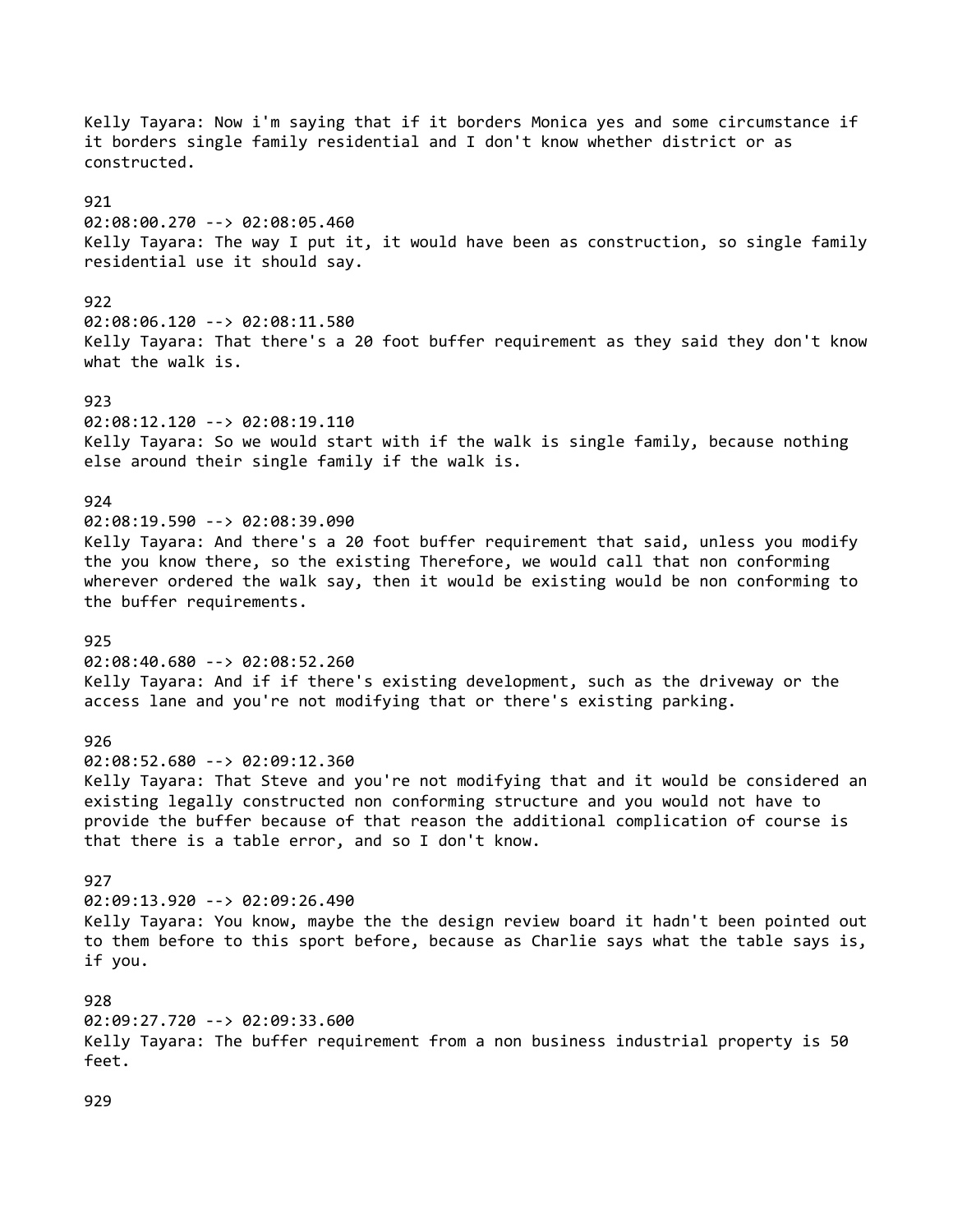Kelly Tayara: Now i'm saying that if it borders Monica yes and some circumstance if it borders single family residential and I don't know whether district or as constructed.

921
02:08:00.270 --> 02:08:05.460
Kelly Tayara: The way I put it, it would have been as construction, so single family residential use it should say.

922
02:08:06.120 --> 02:08:11.580
Kelly Tayara: That there's a 20 foot buffer requirement as they said they don't know what the walk is.

923
02:08:12.120 --> 02:08:19.110
Kelly Tayara: So we would start with if the walk is single family, because nothing else around their single family if the walk is.

924
02:08:19.590 --> 02:08:39.090
Kelly Tayara: And there's a 20 foot buffer requirement that said, unless you modify the you know there, so the existing Therefore, we would call that non conforming wherever ordered the walk say, then it would be existing would be non conforming to the buffer requirements.

925
02:08:40.680 --> 02:08:52.260
Kelly Tayara: And if if there's existing development, such as the driveway or the access lane and you're not modifying that or there's existing parking.

926
02:08:52.680 --> 02:09:12.360
Kelly Tayara: That Steve and you're not modifying that and it would be considered an existing legally constructed non conforming structure and you would not have to provide the buffer because of that reason the additional complication of course is that there is a table error, and so I don't know.

927
02:09:13.920 --> 02:09:26.490
Kelly Tayara: You know, maybe the the design review board it hadn't been pointed out to them before to this sport before, because as Charlie says what the table says is, if you.

928
02:09:27.720 --> 02:09:33.600
Kelly Tayara: The buffer requirement from a non business industrial property is 50 feet.

929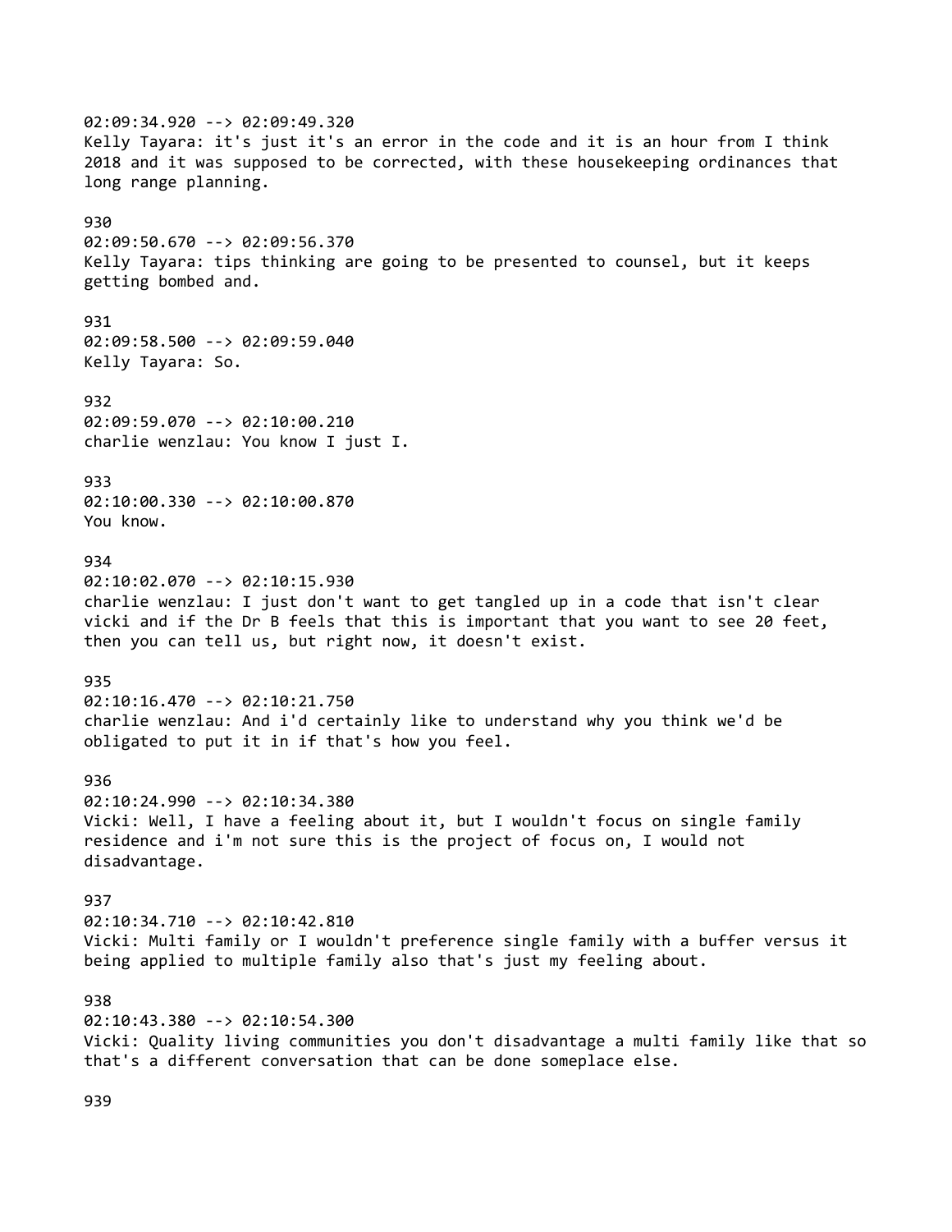02:09:34.920 --> 02:09:49.320
Kelly Tayara: it's just it's an error in the code and it is an hour from I think 2018 and it was supposed to be corrected, with these housekeeping ordinances that long range planning.

930
02:09:50.670 --> 02:09:56.370
Kelly Tayara: tips thinking are going to be presented to counsel, but it keeps getting bombed and.

931
02:09:58.500 --> 02:09:59.040
Kelly Tayara: So.

932
02:09:59.070 --> 02:10:00.210
charlie wenzlau: You know I just I.

933
02:10:00.330 --> 02:10:00.870
You know.

934
02:10:02.070 --> 02:10:15.930
charlie wenzlau: I just don't want to get tangled up in a code that isn't clear vicki and if the Dr B feels that this is important that you want to see 20 feet, then you can tell us, but right now, it doesn't exist.

935
02:10:16.470 --> 02:10:21.750
charlie wenzlau: And i'd certainly like to understand why you think we'd be obligated to put it in if that's how you feel.

936
02:10:24.990 --> 02:10:34.380
Vicki: Well, I have a feeling about it, but I wouldn't focus on single family residence and i'm not sure this is the project of focus on, I would not disadvantage.

937
02:10:34.710 --> 02:10:42.810
Vicki: Multi family or I wouldn't preference single family with a buffer versus it being applied to multiple family also that's just my feeling about.

938
02:10:43.380 --> 02:10:54.300
Vicki: Quality living communities you don't disadvantage a multi family like that so that's a different conversation that can be done someplace else.

939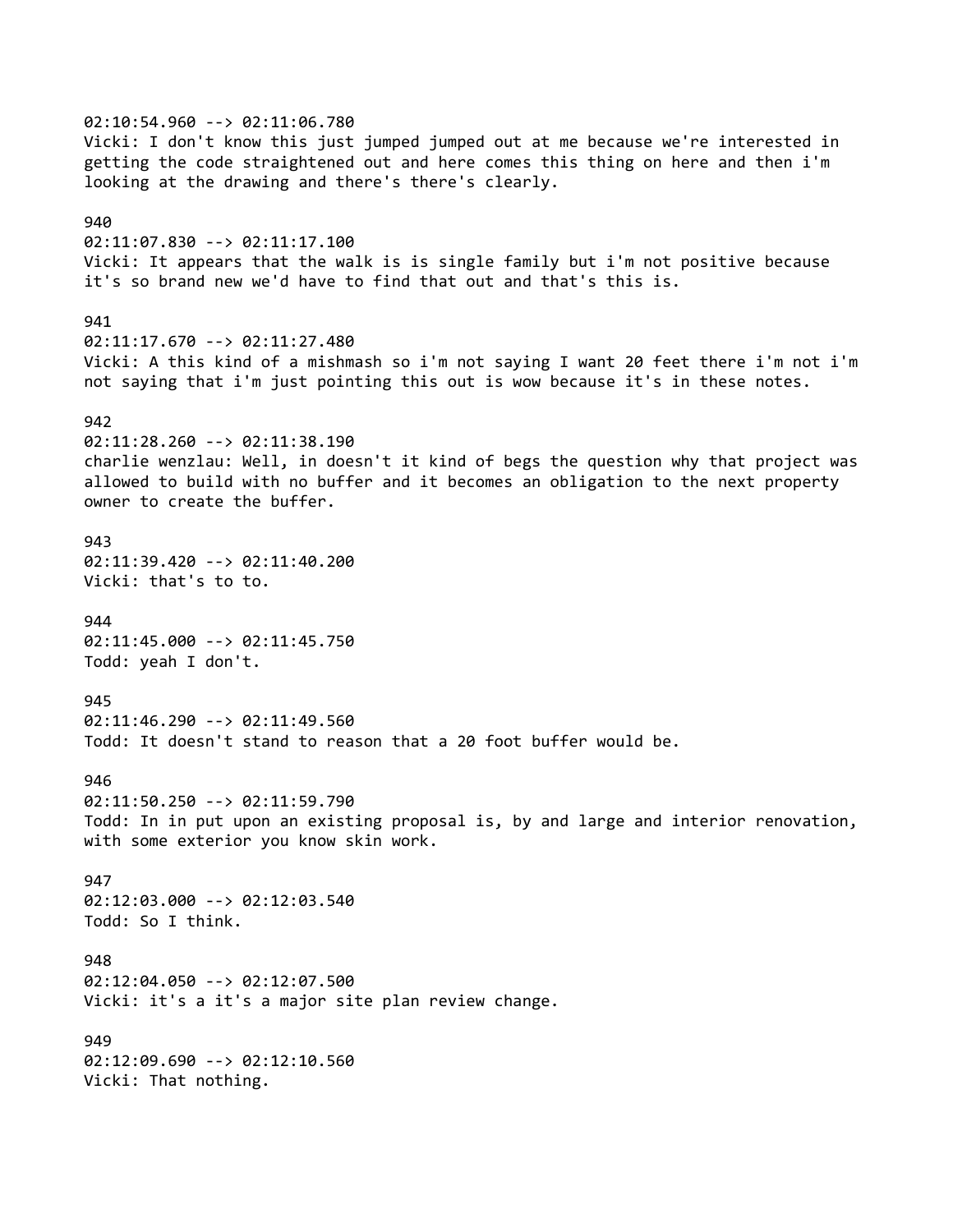02:10:54.960 --> 02:11:06.780
Vicki: I don't know this just jumped jumped out at me because we're interested in getting the code straightened out and here comes this thing on here and then i'm looking at the drawing and there's there's clearly.

940
02:11:07.830 --> 02:11:17.100
Vicki: It appears that the walk is is single family but i'm not positive because it's so brand new we'd have to find that out and that's this is.

941
02:11:17.670 --> 02:11:27.480
Vicki: A this kind of a mishmash so i'm not saying I want 20 feet there i'm not i'm not saying that i'm just pointing this out is wow because it's in these notes.

942
02:11:28.260 --> 02:11:38.190
charlie wenzlau: Well, in doesn't it kind of begs the question why that project was allowed to build with no buffer and it becomes an obligation to the next property owner to create the buffer.

943
02:11:39.420 --> 02:11:40.200
Vicki: that's to to.

944
02:11:45.000 --> 02:11:45.750
Todd: yeah I don't.

945
02:11:46.290 --> 02:11:49.560
Todd: It doesn't stand to reason that a 20 foot buffer would be.

946
02:11:50.250 --> 02:11:59.790
Todd: In in put upon an existing proposal is, by and large and interior renovation, with some exterior you know skin work.

947
02:12:03.000 --> 02:12:03.540
Todd: So I think.

948
02:12:04.050 --> 02:12:07.500
Vicki: it's a it's a major site plan review change.

949
02:12:09.690 --> 02:12:10.560
Vicki: That nothing.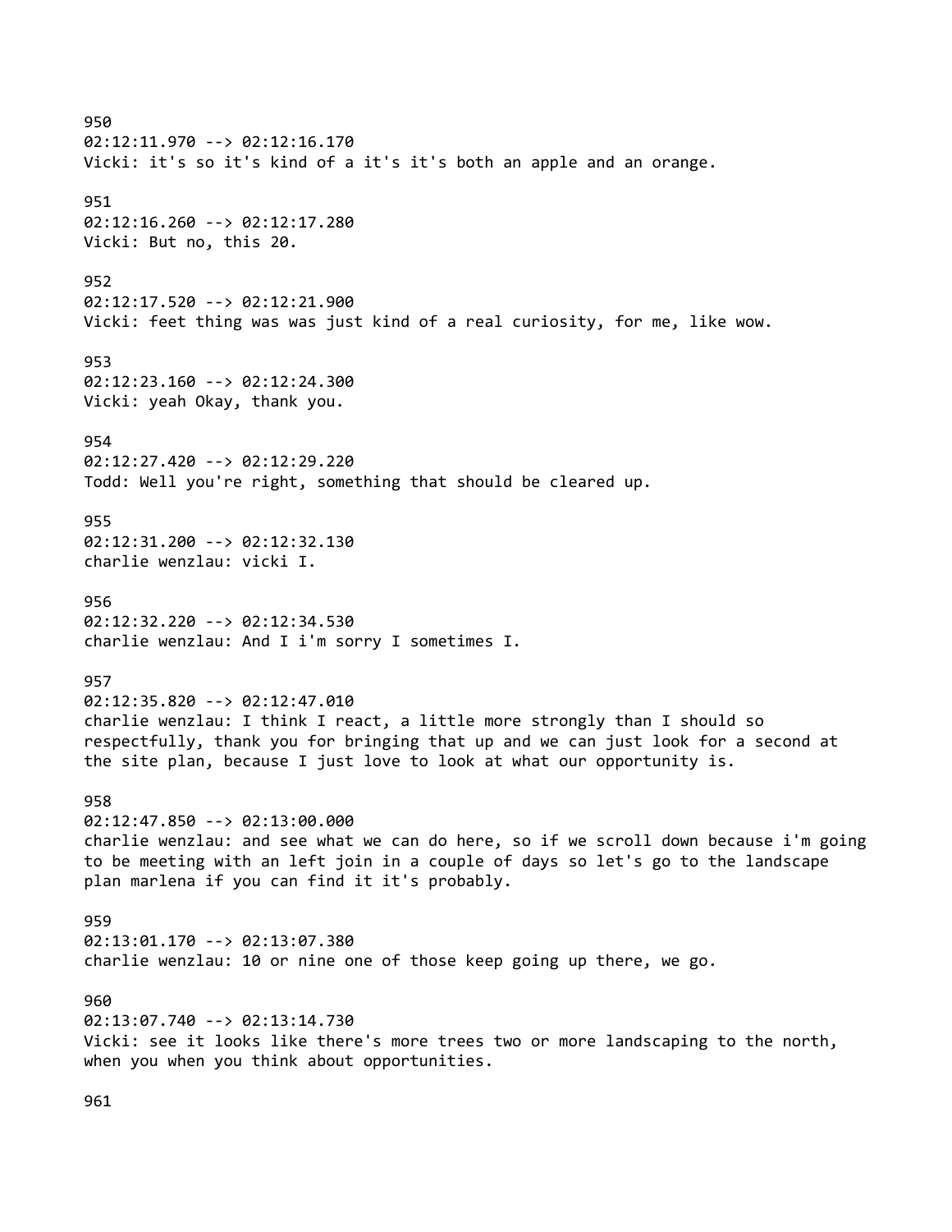950
02:12:11.970 --> 02:12:16.170
Vicki: it's so it's kind of a it's it's both an apple and an orange.

951
02:12:16.260 --> 02:12:17.280
Vicki: But no, this 20.

952
02:12:17.520 --> 02:12:21.900
Vicki: feet thing was was just kind of a real curiosity, for me, like wow.

953
02:12:23.160 --> 02:12:24.300
Vicki: yeah Okay, thank you.

954
02:12:27.420 --> 02:12:29.220
Todd: Well you're right, something that should be cleared up.

955
02:12:31.200 --> 02:12:32.130
charlie wenzlau: vicki I.

956
02:12:32.220 --> 02:12:34.530
charlie wenzlau: And I i'm sorry I sometimes I.

957
02:12:35.820 --> 02:12:47.010
charlie wenzlau: I think I react, a little more strongly than I should so respectfully, thank you for bringing that up and we can just look for a second at the site plan, because I just love to look at what our opportunity is.

958
02:12:47.850 --> 02:13:00.000
charlie wenzlau: and see what we can do here, so if we scroll down because i'm going to be meeting with an left join in a couple of days so let's go to the landscape plan marlena if you can find it it's probably.

959
02:13:01.170 --> 02:13:07.380
charlie wenzlau: 10 or nine one of those keep going up there, we go.

960
02:13:07.740 --> 02:13:14.730
Vicki: see it looks like there's more trees two or more landscaping to the north, when you when you think about opportunities.

961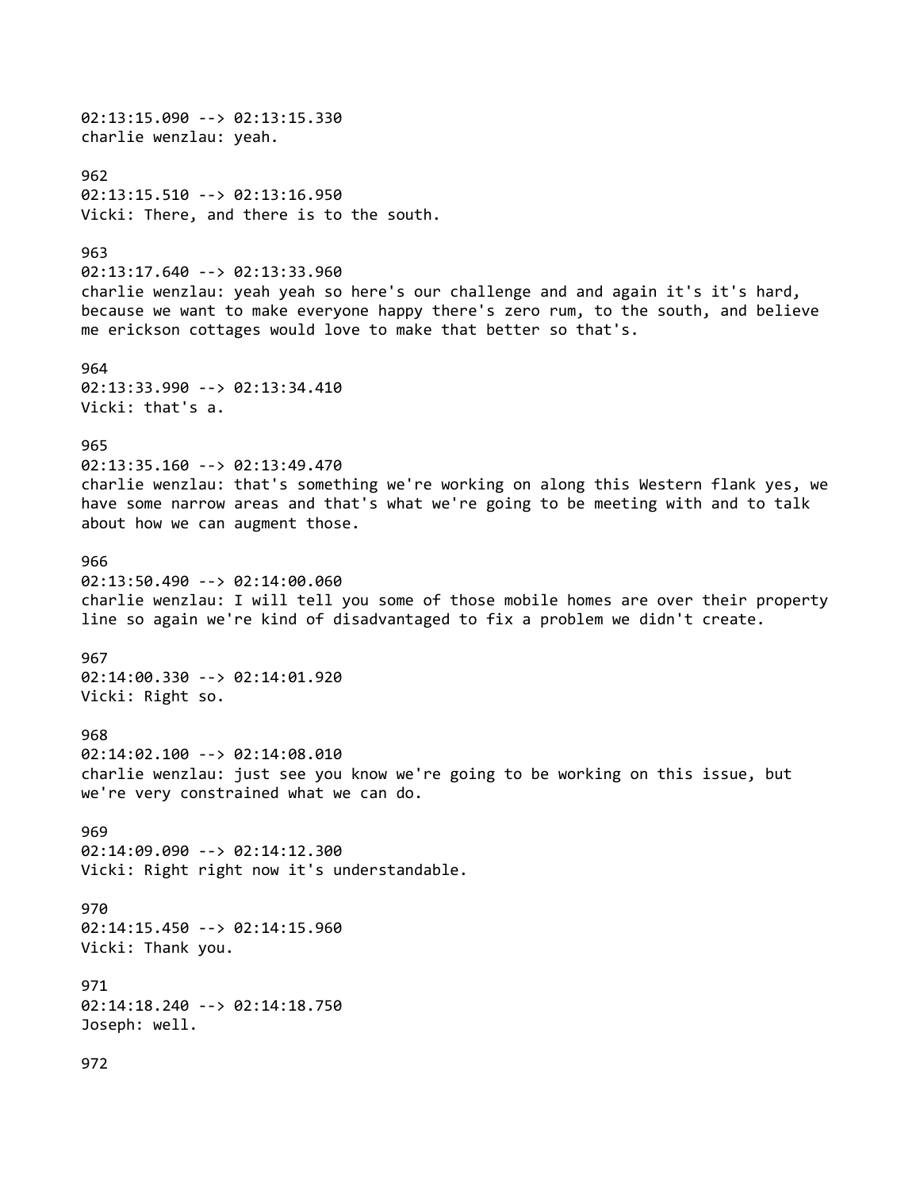02:13:15.090 --> 02:13:15.330
charlie wenzlau: yeah.

962
02:13:15.510 --> 02:13:16.950
Vicki: There, and there is to the south.

963
02:13:17.640 --> 02:13:33.960
charlie wenzlau: yeah yeah so here's our challenge and and again it's it's hard, because we want to make everyone happy there's zero rum, to the south, and believe me erickson cottages would love to make that better so that's.

964
02:13:33.990 --> 02:13:34.410
Vicki: that's a.

965
02:13:35.160 --> 02:13:49.470
charlie wenzlau: that's something we're working on along this Western flank yes, we have some narrow areas and that's what we're going to be meeting with and to talk about how we can augment those.

966
02:13:50.490 --> 02:14:00.060
charlie wenzlau: I will tell you some of those mobile homes are over their property line so again we're kind of disadvantaged to fix a problem we didn't create.

967
02:14:00.330 --> 02:14:01.920
Vicki: Right so.

968
02:14:02.100 --> 02:14:08.010
charlie wenzlau: just see you know we're going to be working on this issue, but we're very constrained what we can do.

969
02:14:09.090 --> 02:14:12.300
Vicki: Right right now it's understandable.

970
02:14:15.450 --> 02:14:15.960
Vicki: Thank you.

971
02:14:18.240 --> 02:14:18.750
Joseph: well.

972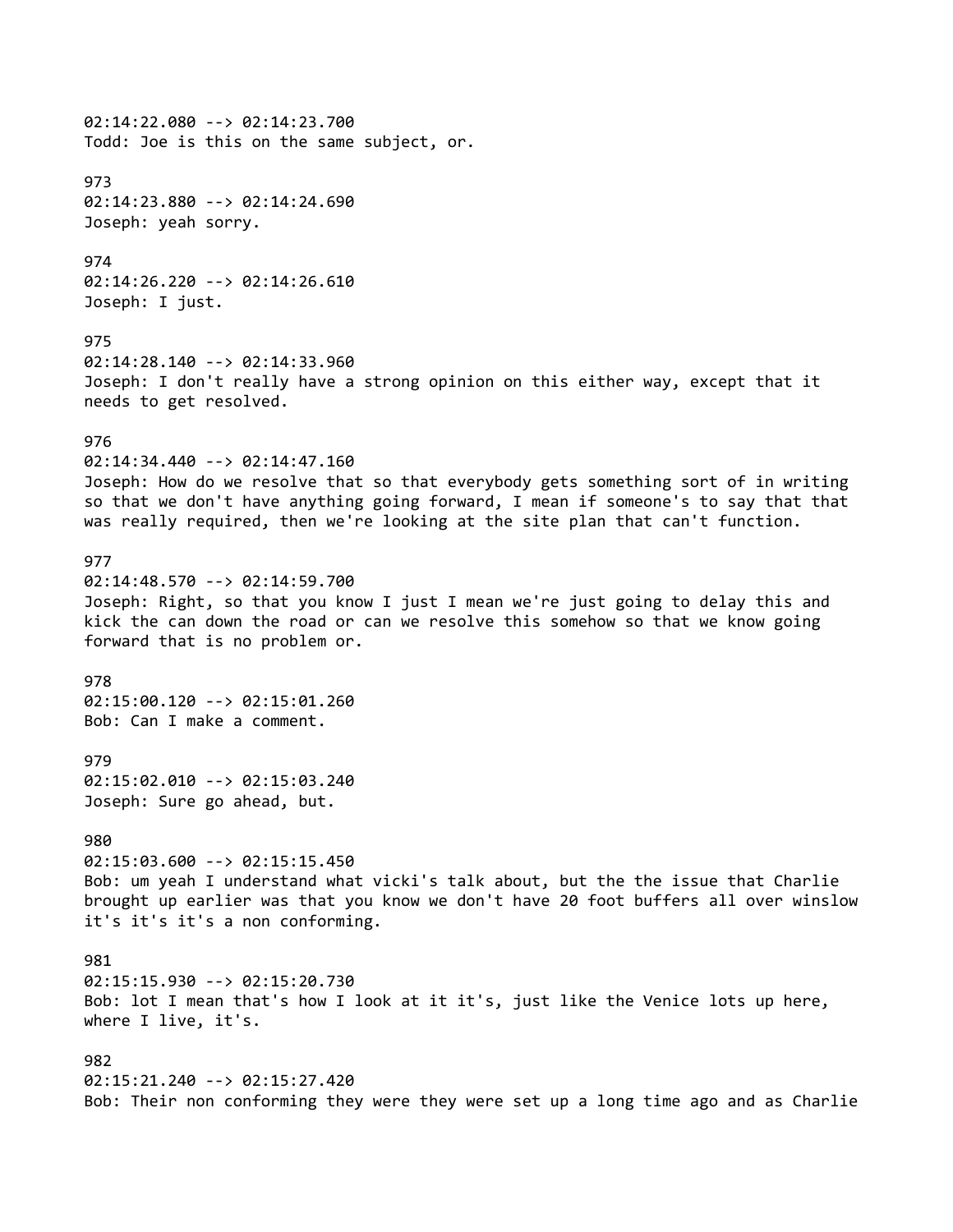02:14:22.080 --> 02:14:23.700
Todd: Joe is this on the same subject, or.

973
02:14:23.880 --> 02:14:24.690
Joseph: yeah sorry.

974
02:14:26.220 --> 02:14:26.610
Joseph: I just.

975
02:14:28.140 --> 02:14:33.960
Joseph: I don't really have a strong opinion on this either way, except that it needs to get resolved.

976
02:14:34.440 --> 02:14:47.160
Joseph: How do we resolve that so that everybody gets something sort of in writing so that we don't have anything going forward, I mean if someone's to say that that was really required, then we're looking at the site plan that can't function.

977
02:14:48.570 --> 02:14:59.700
Joseph: Right, so that you know I just I mean we're just going to delay this and kick the can down the road or can we resolve this somehow so that we know going forward that is no problem or.

978
02:15:00.120 --> 02:15:01.260
Bob: Can I make a comment.

979
02:15:02.010 --> 02:15:03.240
Joseph: Sure go ahead, but.

980
02:15:03.600 --> 02:15:15.450
Bob: um yeah I understand what vicki's talk about, but the the issue that Charlie brought up earlier was that you know we don't have 20 foot buffers all over winslow it's it's it's a non conforming.

981
02:15:15.930 --> 02:15:20.730
Bob: lot I mean that's how I look at it it's, just like the Venice lots up here, where I live, it's.

982
02:15:21.240 --> 02:15:27.420
Bob: Their non conforming they were they were set up a long time ago and as Charlie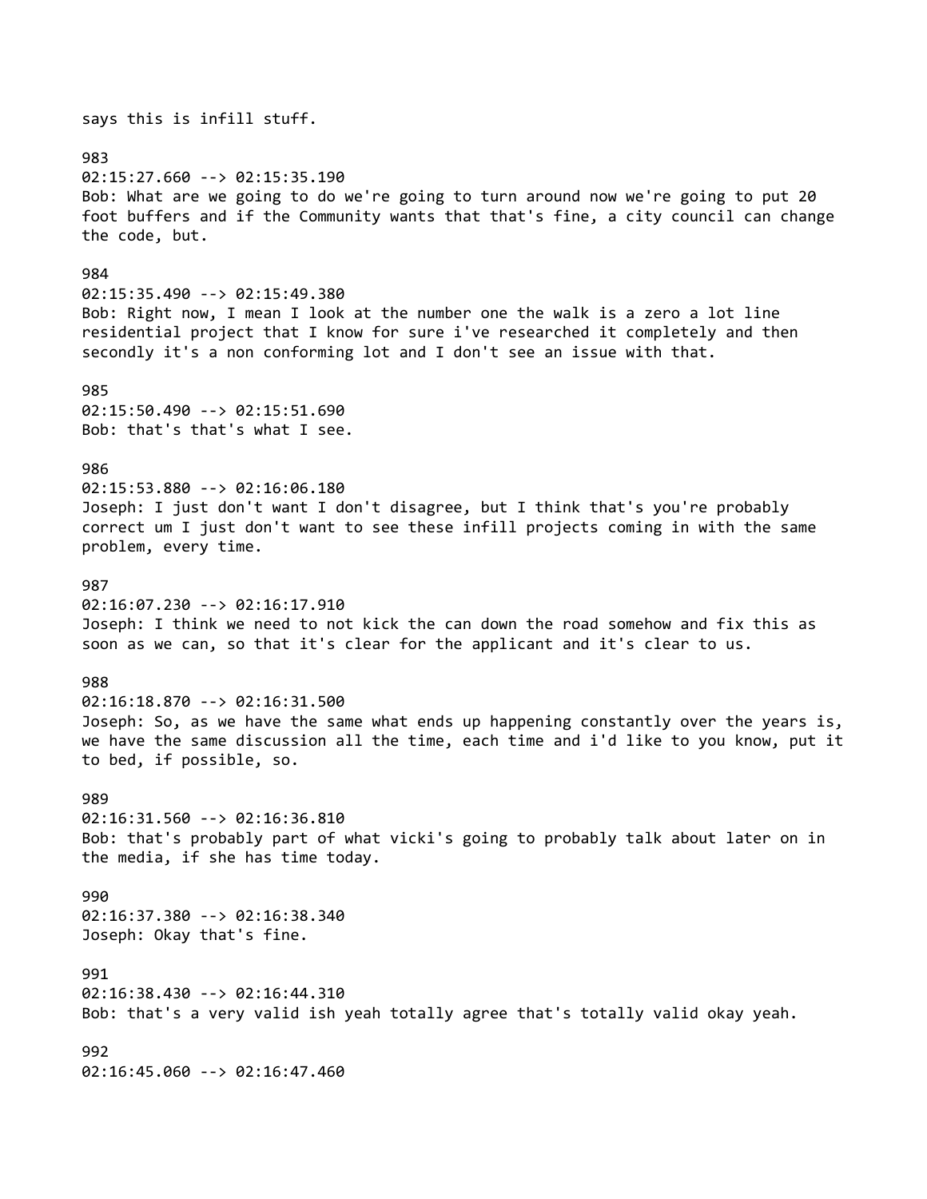says this is infill stuff.

983
02:15:27.660 --> 02:15:35.190
Bob: What are we going to do we're going to turn around now we're going to put 20 foot buffers and if the Community wants that that's fine, a city council can change the code, but.

984
02:15:35.490 --> 02:15:49.380
Bob: Right now, I mean I look at the number one the walk is a zero a lot line residential project that I know for sure i've researched it completely and then secondly it's a non conforming lot and I don't see an issue with that.

985
02:15:50.490 --> 02:15:51.690
Bob: that's that's what I see.

986
02:15:53.880 --> 02:16:06.180
Joseph: I just don't want I don't disagree, but I think that's you're probably correct um I just don't want to see these infill projects coming in with the same problem, every time.

987
02:16:07.230 --> 02:16:17.910
Joseph: I think we need to not kick the can down the road somehow and fix this as soon as we can, so that it's clear for the applicant and it's clear to us.

988
02:16:18.870 --> 02:16:31.500
Joseph: So, as we have the same what ends up happening constantly over the years is, we have the same discussion all the time, each time and i'd like to you know, put it to bed, if possible, so.

989
02:16:31.560 --> 02:16:36.810
Bob: that's probably part of what vicki's going to probably talk about later on in the media, if she has time today.

990
02:16:37.380 --> 02:16:38.340
Joseph: Okay that's fine.

991
02:16:38.430 --> 02:16:44.310
Bob: that's a very valid ish yeah totally agree that's totally valid okay yeah.

992
02:16:45.060 --> 02:16:47.460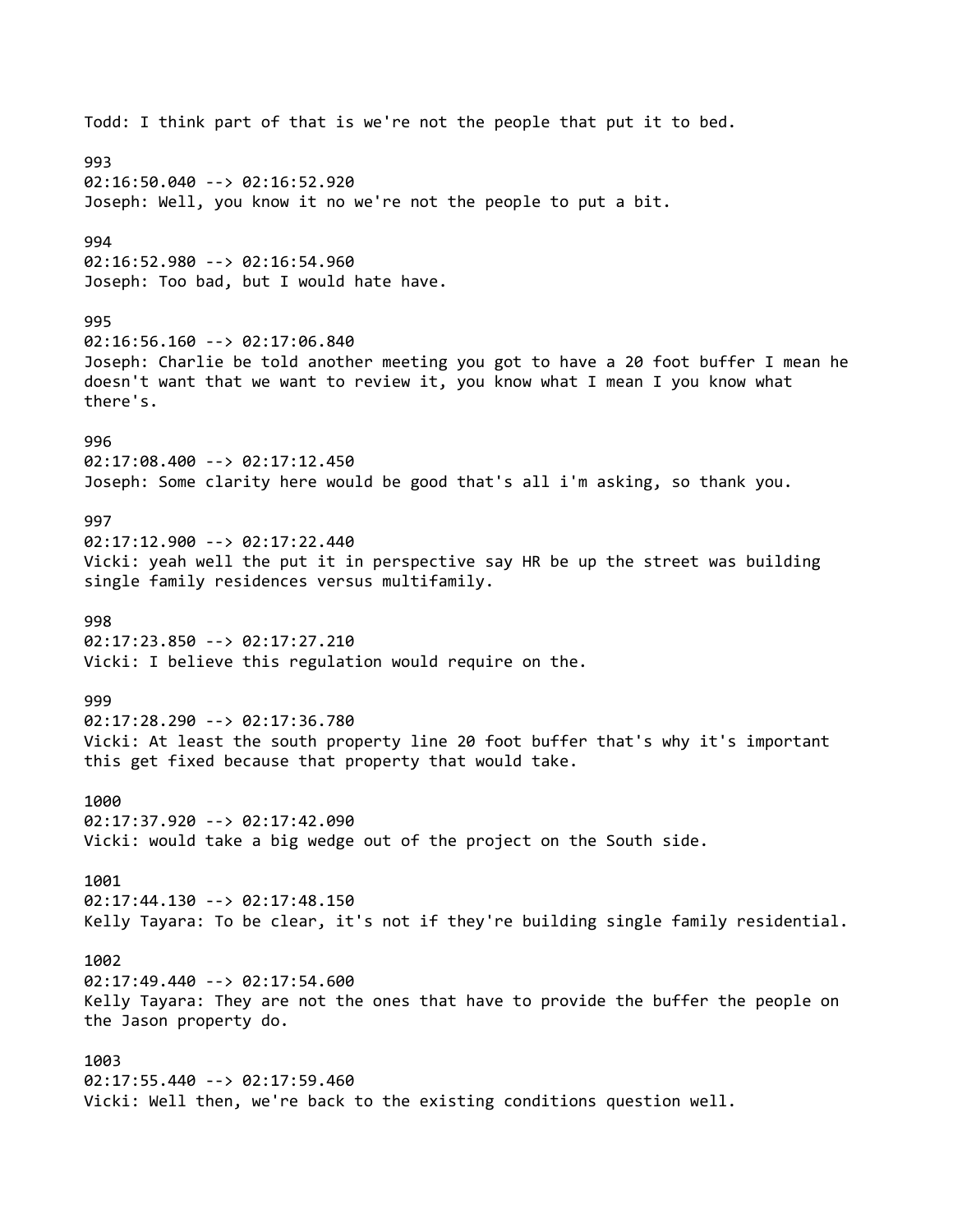Todd: I think part of that is we're not the people that put it to bed.

993
02:16:50.040 --> 02:16:52.920
Joseph: Well, you know it no we're not the people to put a bit.

994
02:16:52.980 --> 02:16:54.960
Joseph: Too bad, but I would hate have.

995
02:16:56.160 --> 02:17:06.840
Joseph: Charlie be told another meeting you got to have a 20 foot buffer I mean he doesn't want that we want to review it, you know what I mean I you know what there's.

996
02:17:08.400 --> 02:17:12.450
Joseph: Some clarity here would be good that's all i'm asking, so thank you.

997
02:17:12.900 --> 02:17:22.440
Vicki: yeah well the put it in perspective say HR be up the street was building single family residences versus multifamily.

998
02:17:23.850 --> 02:17:27.210
Vicki: I believe this regulation would require on the.

999
02:17:28.290 --> 02:17:36.780
Vicki: At least the south property line 20 foot buffer that's why it's important this get fixed because that property that would take.

1000
02:17:37.920 --> 02:17:42.090
Vicki: would take a big wedge out of the project on the South side.

1001
02:17:44.130 --> 02:17:48.150
Kelly Tayara: To be clear, it's not if they're building single family residential.

1002
02:17:49.440 --> 02:17:54.600
Kelly Tayara: They are not the ones that have to provide the buffer the people on the Jason property do.

1003
02:17:55.440 --> 02:17:59.460
Vicki: Well then, we're back to the existing conditions question well.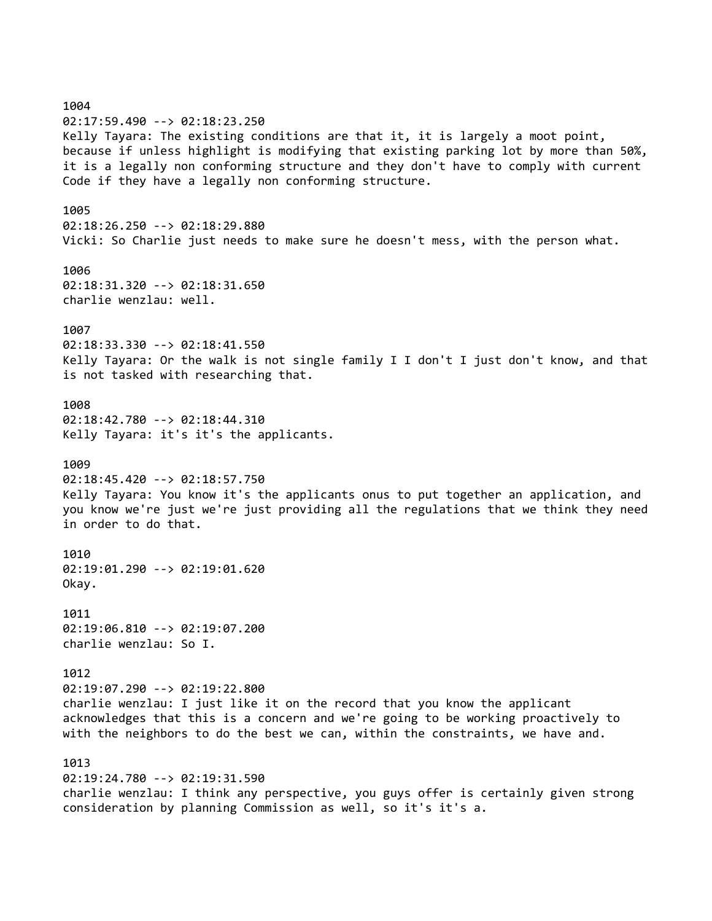1004
02:17:59.490 --> 02:18:23.250
Kelly Tayara: The existing conditions are that it, it is largely a moot point, because if unless highlight is modifying that existing parking lot by more than 50%, it is a legally non conforming structure and they don't have to comply with current Code if they have a legally non conforming structure.

1005
02:18:26.250 --> 02:18:29.880
Vicki: So Charlie just needs to make sure he doesn't mess, with the person what.

1006
02:18:31.320 --> 02:18:31.650
charlie wenzlau: well.

1007
02:18:33.330 --> 02:18:41.550
Kelly Tayara: Or the walk is not single family I I don't I just don't know, and that is not tasked with researching that.

1008
02:18:42.780 --> 02:18:44.310
Kelly Tayara: it's it's the applicants.

1009
02:18:45.420 --> 02:18:57.750
Kelly Tayara: You know it's the applicants onus to put together an application, and you know we're just we're just providing all the regulations that we think they need in order to do that.

1010
02:19:01.290 --> 02:19:01.620
Okay.

1011
02:19:06.810 --> 02:19:07.200
charlie wenzlau: So I.

1012
02:19:07.290 --> 02:19:22.800
charlie wenzlau: I just like it on the record that you know the applicant acknowledges that this is a concern and we're going to be working proactively to with the neighbors to do the best we can, within the constraints, we have and.

1013
02:19:24.780 --> 02:19:31.590
charlie wenzlau: I think any perspective, you guys offer is certainly given strong consideration by planning Commission as well, so it's it's a.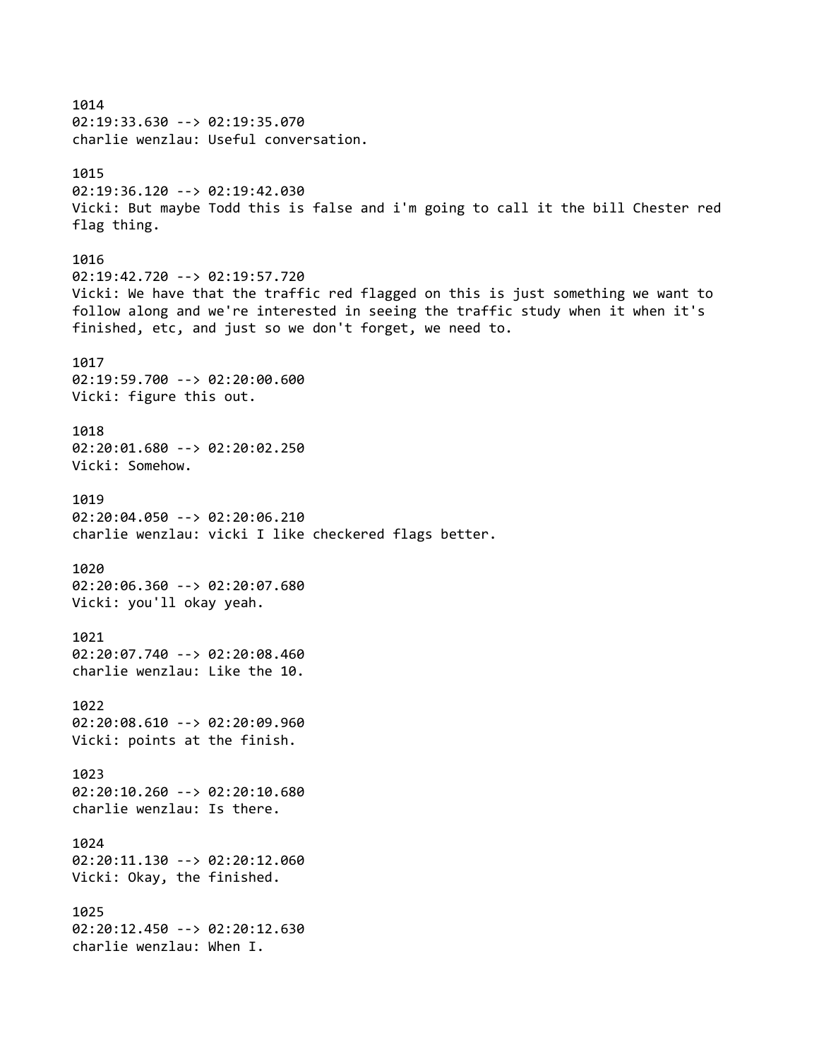1014
02:19:33.630 --> 02:19:35.070
charlie wenzlau: Useful conversation.

1015
02:19:36.120 --> 02:19:42.030
Vicki: But maybe Todd this is false and i'm going to call it the bill Chester red flag thing.

1016
02:19:42.720 --> 02:19:57.720
Vicki: We have that the traffic red flagged on this is just something we want to follow along and we're interested in seeing the traffic study when it when it's finished, etc, and just so we don't forget, we need to.

1017
02:19:59.700 --> 02:20:00.600
Vicki: figure this out.

1018
02:20:01.680 --> 02:20:02.250
Vicki: Somehow.

1019
02:20:04.050 --> 02:20:06.210
charlie wenzlau: vicki I like checkered flags better.

1020
02:20:06.360 --> 02:20:07.680
Vicki: you'll okay yeah.

1021
02:20:07.740 --> 02:20:08.460
charlie wenzlau: Like the 10.

1022
02:20:08.610 --> 02:20:09.960
Vicki: points at the finish.

1023
02:20:10.260 --> 02:20:10.680
charlie wenzlau: Is there.

1024
02:20:11.130 --> 02:20:12.060
Vicki: Okay, the finished.

1025
02:20:12.450 --> 02:20:12.630
charlie wenzlau: When I.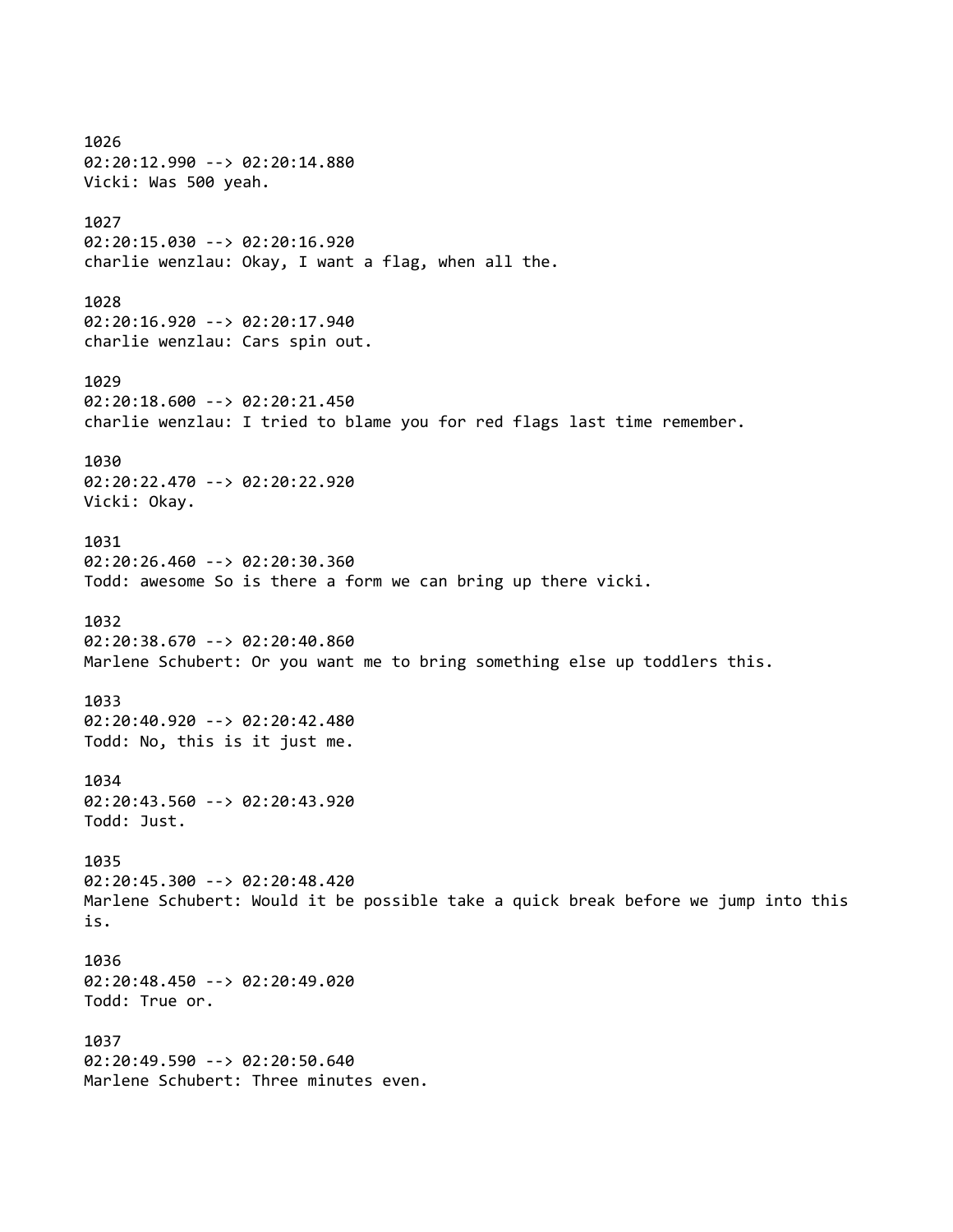1026
02:20:12.990 --> 02:20:14.880
Vicki: Was 500 yeah.

1027
02:20:15.030 --> 02:20:16.920
charlie wenzlau: Okay, I want a flag, when all the.

1028
02:20:16.920 --> 02:20:17.940
charlie wenzlau: Cars spin out.

1029
02:20:18.600 --> 02:20:21.450
charlie wenzlau: I tried to blame you for red flags last time remember.

1030
02:20:22.470 --> 02:20:22.920
Vicki: Okay.

1031
02:20:26.460 --> 02:20:30.360
Todd: awesome So is there a form we can bring up there vicki.

1032
02:20:38.670 --> 02:20:40.860
Marlene Schubert: Or you want me to bring something else up toddlers this.

1033
02:20:40.920 --> 02:20:42.480
Todd: No, this is it just me.

1034
02:20:43.560 --> 02:20:43.920
Todd: Just.

1035
02:20:45.300 --> 02:20:48.420
Marlene Schubert: Would it be possible take a quick break before we jump into this is.

1036
02:20:48.450 --> 02:20:49.020
Todd: True or.

1037
02:20:49.590 --> 02:20:50.640
Marlene Schubert: Three minutes even.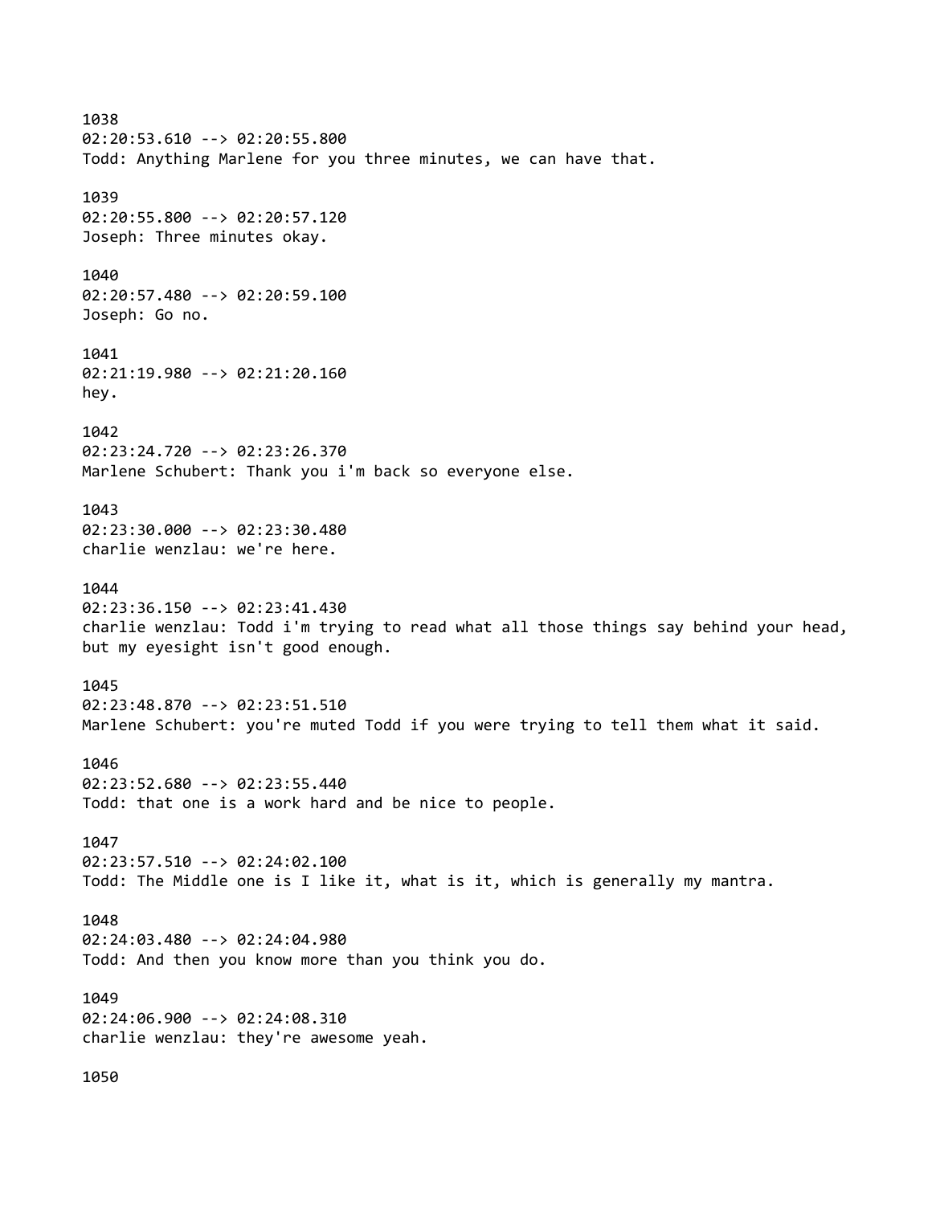1038
02:20:53.610 --> 02:20:55.800
Todd: Anything Marlene for you three minutes, we can have that.

1039
02:20:55.800 --> 02:20:57.120
Joseph: Three minutes okay.

1040
02:20:57.480 --> 02:20:59.100
Joseph: Go no.

1041
02:21:19.980 --> 02:21:20.160
hey.

1042
02:23:24.720 --> 02:23:26.370
Marlene Schubert: Thank you i'm back so everyone else.

1043
02:23:30.000 --> 02:23:30.480
charlie wenzlau: we're here.

1044
02:23:36.150 --> 02:23:41.430
charlie wenzlau: Todd i'm trying to read what all those things say behind your head, but my eyesight isn't good enough.

1045
02:23:48.870 --> 02:23:51.510
Marlene Schubert: you're muted Todd if you were trying to tell them what it said.

1046
02:23:52.680 --> 02:23:55.440
Todd: that one is a work hard and be nice to people.

1047
02:23:57.510 --> 02:24:02.100
Todd: The Middle one is I like it, what is it, which is generally my mantra.

1048
02:24:03.480 --> 02:24:04.980
Todd: And then you know more than you think you do.

1049
02:24:06.900 --> 02:24:08.310
charlie wenzlau: they're awesome yeah.

1050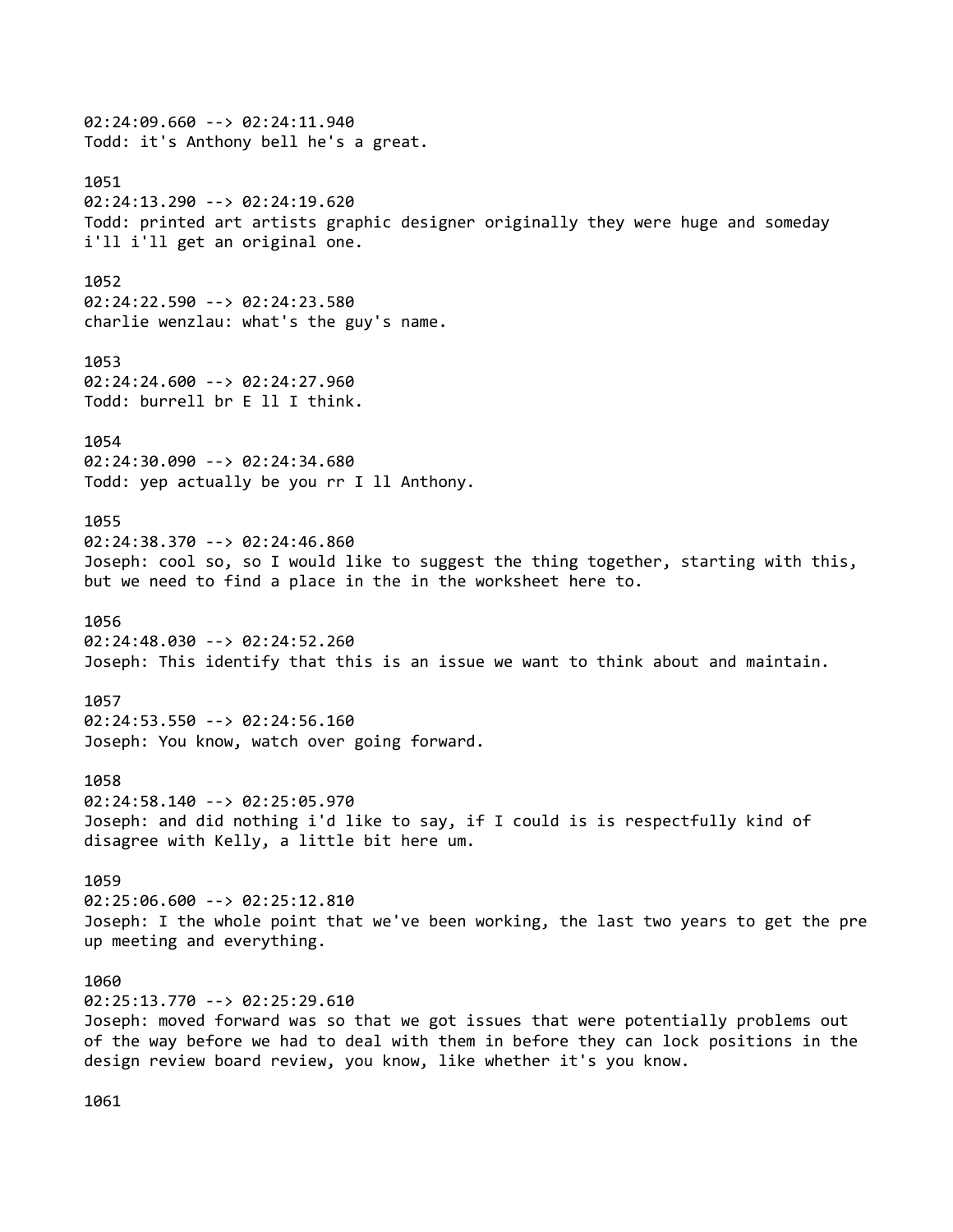02:24:09.660 --> 02:24:11.940
Todd: it's Anthony bell he's a great.

1051
02:24:13.290 --> 02:24:19.620
Todd: printed art artists graphic designer originally they were huge and someday i'll i'll get an original one.

1052
02:24:22.590 --> 02:24:23.580
charlie wenzlau: what's the guy's name.

1053
02:24:24.600 --> 02:24:27.960
Todd: burrell br E ll I think.

1054
02:24:30.090 --> 02:24:34.680
Todd: yep actually be you rr I ll Anthony.

1055
02:24:38.370 --> 02:24:46.860
Joseph: cool so, so I would like to suggest the thing together, starting with this, but we need to find a place in the in the worksheet here to.

1056
02:24:48.030 --> 02:24:52.260
Joseph: This identify that this is an issue we want to think about and maintain.

1057
02:24:53.550 --> 02:24:56.160
Joseph: You know, watch over going forward.

1058
02:24:58.140 --> 02:25:05.970
Joseph: and did nothing i'd like to say, if I could is is respectfully kind of disagree with Kelly, a little bit here um.

1059
02:25:06.600 --> 02:25:12.810
Joseph: I the whole point that we've been working, the last two years to get the pre up meeting and everything.

1060
02:25:13.770 --> 02:25:29.610
Joseph: moved forward was so that we got issues that were potentially problems out of the way before we had to deal with them in before they can lock positions in the design review board review, you know, like whether it's you know.

1061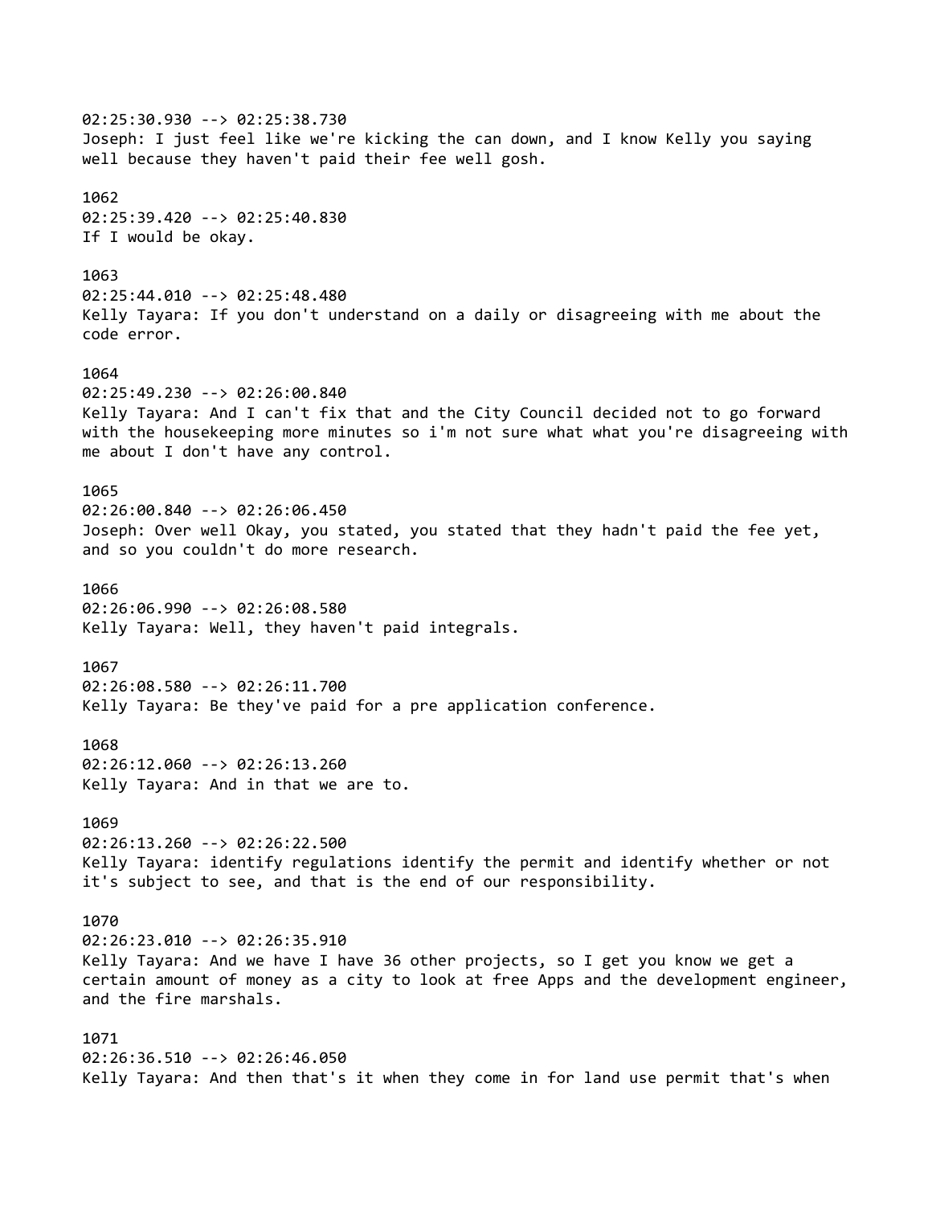02:25:30.930 --> 02:25:38.730
Joseph: I just feel like we're kicking the can down, and I know Kelly you saying well because they haven't paid their fee well gosh.

1062
02:25:39.420 --> 02:25:40.830
If I would be okay.

1063
02:25:44.010 --> 02:25:48.480
Kelly Tayara: If you don't understand on a daily or disagreeing with me about the code error.

1064
02:25:49.230 --> 02:26:00.840
Kelly Tayara: And I can't fix that and the City Council decided not to go forward with the housekeeping more minutes so i'm not sure what what you're disagreeing with me about I don't have any control.

1065
02:26:00.840 --> 02:26:06.450
Joseph: Over well Okay, you stated, you stated that they hadn't paid the fee yet, and so you couldn't do more research.

1066
02:26:06.990 --> 02:26:08.580
Kelly Tayara: Well, they haven't paid integrals.

1067
02:26:08.580 --> 02:26:11.700
Kelly Tayara: Be they've paid for a pre application conference.

1068
02:26:12.060 --> 02:26:13.260
Kelly Tayara: And in that we are to.

1069
02:26:13.260 --> 02:26:22.500
Kelly Tayara: identify regulations identify the permit and identify whether or not it's subject to see, and that is the end of our responsibility.

1070
02:26:23.010 --> 02:26:35.910
Kelly Tayara: And we have I have 36 other projects, so I get you know we get a certain amount of money as a city to look at free Apps and the development engineer, and the fire marshals.

1071
02:26:36.510 --> 02:26:46.050
Kelly Tayara: And then that's it when they come in for land use permit that's when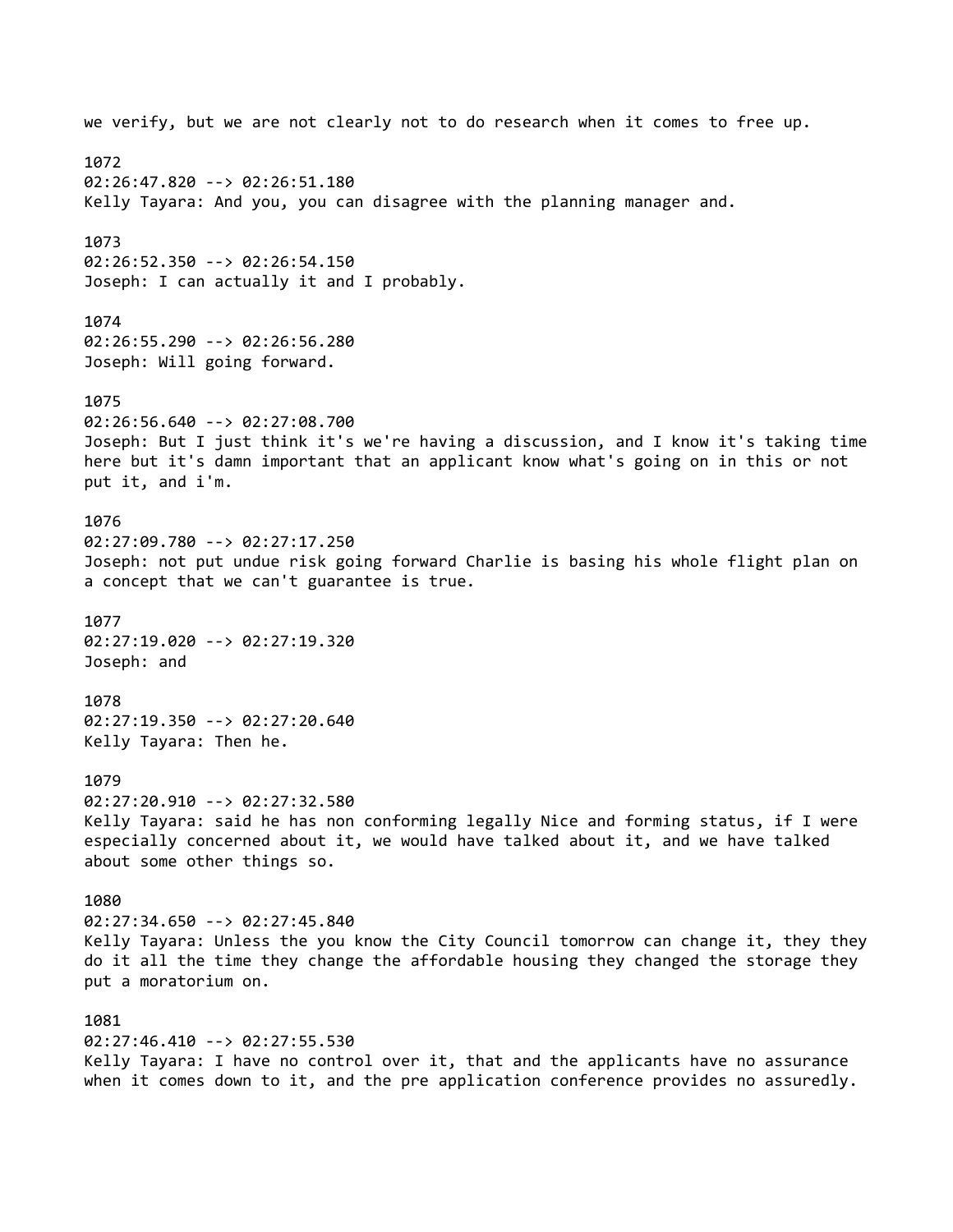we verify, but we are not clearly not to do research when it comes to free up.

1072
02:26:47.820 --> 02:26:51.180
Kelly Tayara: And you, you can disagree with the planning manager and.

1073
02:26:52.350 --> 02:26:54.150
Joseph: I can actually it and I probably.

1074
02:26:55.290 --> 02:26:56.280
Joseph: Will going forward.

1075
02:26:56.640 --> 02:27:08.700
Joseph: But I just think it's we're having a discussion, and I know it's taking time here but it's damn important that an applicant know what's going on in this or not put it, and i'm.

1076
02:27:09.780 --> 02:27:17.250
Joseph: not put undue risk going forward Charlie is basing his whole flight plan on a concept that we can't guarantee is true.

1077
02:27:19.020 --> 02:27:19.320
Joseph: and

1078
02:27:19.350 --> 02:27:20.640
Kelly Tayara: Then he.

1079
02:27:20.910 --> 02:27:32.580
Kelly Tayara: said he has non conforming legally Nice and forming status, if I were especially concerned about it, we would have talked about it, and we have talked about some other things so.

1080
02:27:34.650 --> 02:27:45.840
Kelly Tayara: Unless the you know the City Council tomorrow can change it, they they do it all the time they change the affordable housing they changed the storage they put a moratorium on.

1081
02:27:46.410 --> 02:27:55.530
Kelly Tayara: I have no control over it, that and the applicants have no assurance when it comes down to it, and the pre application conference provides no assuredly.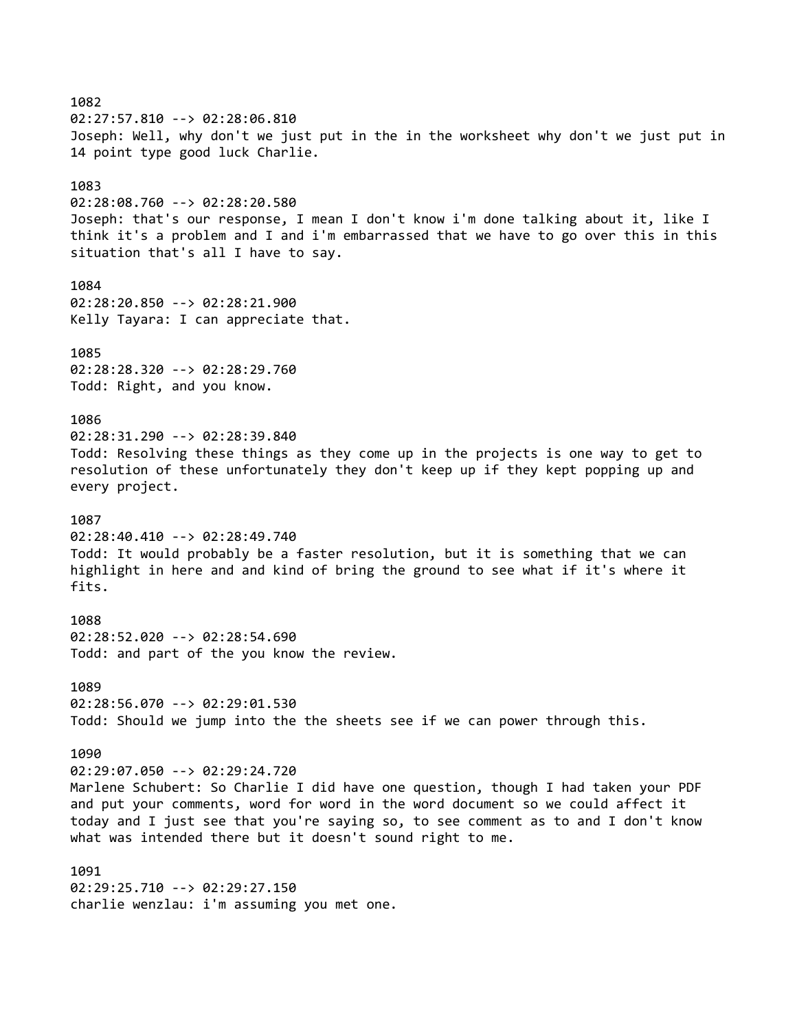1082
02:27:57.810 --> 02:28:06.810
Joseph: Well, why don't we just put in the in the worksheet why don't we just put in 14 point type good luck Charlie.

1083
02:28:08.760 --> 02:28:20.580
Joseph: that's our response, I mean I don't know i'm done talking about it, like I think it's a problem and I and i'm embarrassed that we have to go over this in this situation that's all I have to say.

1084
02:28:20.850 --> 02:28:21.900
Kelly Tayara: I can appreciate that.

1085
02:28:28.320 --> 02:28:29.760
Todd: Right, and you know.

1086
02:28:31.290 --> 02:28:39.840
Todd: Resolving these things as they come up in the projects is one way to get to resolution of these unfortunately they don't keep up if they kept popping up and every project.

1087
02:28:40.410 --> 02:28:49.740
Todd: It would probably be a faster resolution, but it is something that we can highlight in here and and kind of bring the ground to see what if it's where it fits.

1088
02:28:52.020 --> 02:28:54.690
Todd: and part of the you know the review.

1089
02:28:56.070 --> 02:29:01.530
Todd: Should we jump into the the sheets see if we can power through this.

1090
02:29:07.050 --> 02:29:24.720
Marlene Schubert: So Charlie I did have one question, though I had taken your PDF and put your comments, word for word in the word document so we could affect it today and I just see that you're saying so, to see comment as to and I don't know what was intended there but it doesn't sound right to me.

1091
02:29:25.710 --> 02:29:27.150
charlie wenzlau: i'm assuming you met one.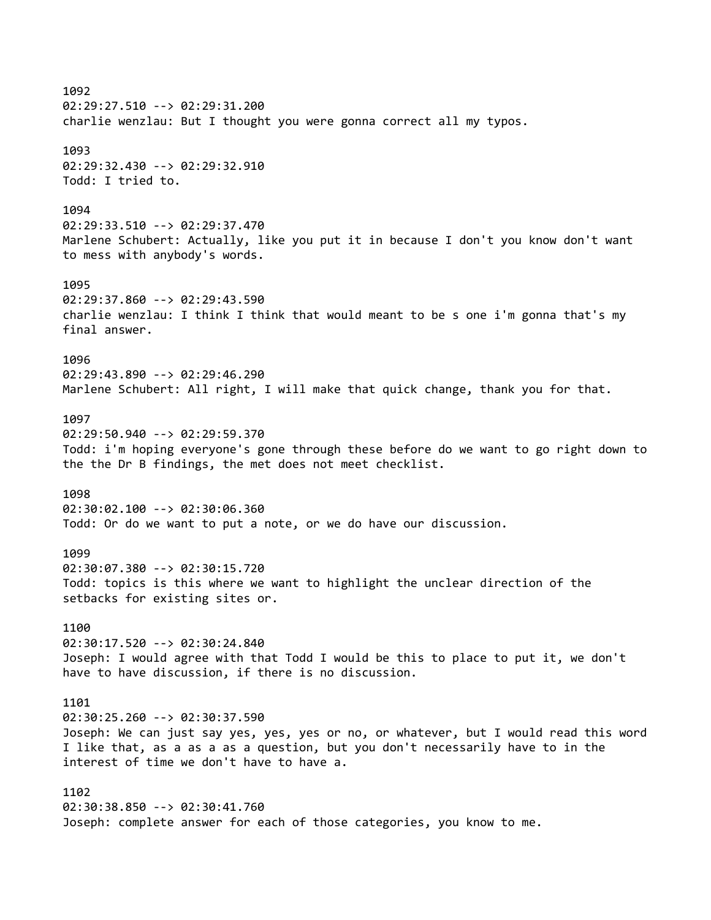1092
02:29:27.510 --> 02:29:31.200
charlie wenzlau: But I thought you were gonna correct all my typos.

1093
02:29:32.430 --> 02:29:32.910
Todd: I tried to.

1094
02:29:33.510 --> 02:29:37.470
Marlene Schubert: Actually, like you put it in because I don't you know don't want to mess with anybody's words.

1095
02:29:37.860 --> 02:29:43.590
charlie wenzlau: I think I think that would meant to be s one i'm gonna that's my final answer.

1096
02:29:43.890 --> 02:29:46.290
Marlene Schubert: All right, I will make that quick change, thank you for that.

1097
02:29:50.940 --> 02:29:59.370
Todd: i'm hoping everyone's gone through these before do we want to go right down to the the Dr B findings, the met does not meet checklist.

1098
02:30:02.100 --> 02:30:06.360
Todd: Or do we want to put a note, or we do have our discussion.

1099
02:30:07.380 --> 02:30:15.720
Todd: topics is this where we want to highlight the unclear direction of the setbacks for existing sites or.

1100
02:30:17.520 --> 02:30:24.840
Joseph: I would agree with that Todd I would be this to place to put it, we don't have to have discussion, if there is no discussion.

1101
02:30:25.260 --> 02:30:37.590
Joseph: We can just say yes, yes, yes or no, or whatever, but I would read this word I like that, as a as a as a question, but you don't necessarily have to in the interest of time we don't have to have a.

1102
02:30:38.850 --> 02:30:41.760
Joseph: complete answer for each of those categories, you know to me.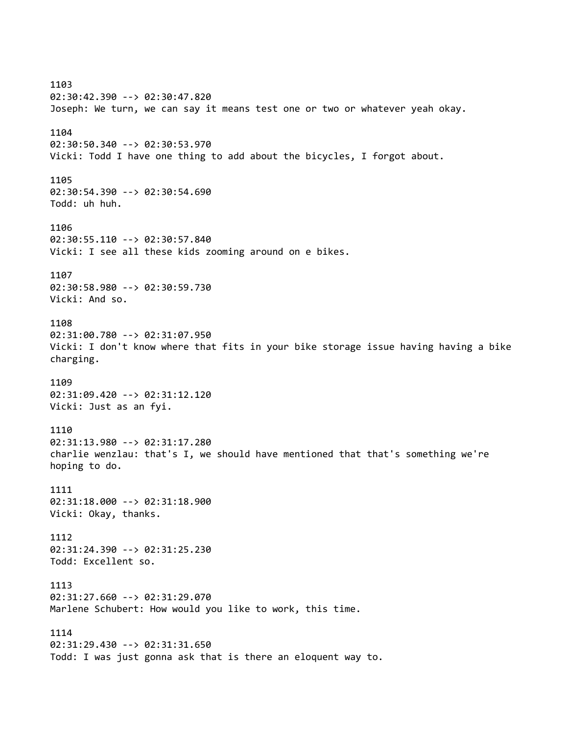1103
02:30:42.390 --> 02:30:47.820
Joseph: We turn, we can say it means test one or two or whatever yeah okay.

1104
02:30:50.340 --> 02:30:53.970
Vicki: Todd I have one thing to add about the bicycles, I forgot about.

1105
02:30:54.390 --> 02:30:54.690
Todd: uh huh.

1106
02:30:55.110 --> 02:30:57.840
Vicki: I see all these kids zooming around on e bikes.

1107
02:30:58.980 --> 02:30:59.730
Vicki: And so.

1108
02:31:00.780 --> 02:31:07.950
Vicki: I don't know where that fits in your bike storage issue having having a bike charging.

1109
02:31:09.420 --> 02:31:12.120
Vicki: Just as an fyi.

1110
02:31:13.980 --> 02:31:17.280
charlie wenzlau: that's I, we should have mentioned that that's something we're hoping to do.

1111
02:31:18.000 --> 02:31:18.900
Vicki: Okay, thanks.

1112
02:31:24.390 --> 02:31:25.230
Todd: Excellent so.

1113
02:31:27.660 --> 02:31:29.070
Marlene Schubert: How would you like to work, this time.

1114
02:31:29.430 --> 02:31:31.650
Todd: I was just gonna ask that is there an eloquent way to.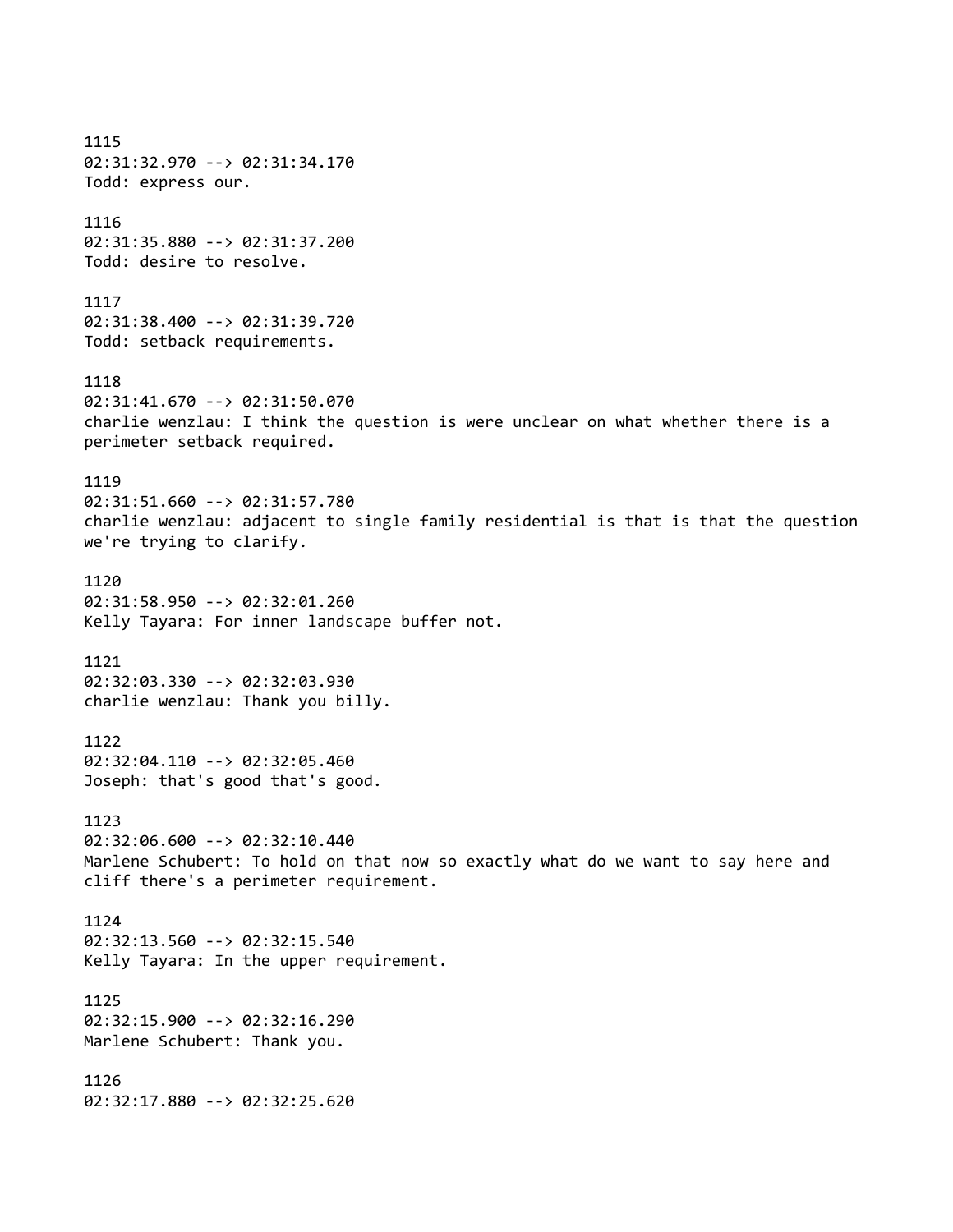1115
02:31:32.970 --> 02:31:34.170
Todd: express our.

1116
02:31:35.880 --> 02:31:37.200
Todd: desire to resolve.

1117
02:31:38.400 --> 02:31:39.720
Todd: setback requirements.

1118
02:31:41.670 --> 02:31:50.070
charlie wenzlau: I think the question is were unclear on what whether there is a perimeter setback required.

1119
02:31:51.660 --> 02:31:57.780
charlie wenzlau: adjacent to single family residential is that is that the question we're trying to clarify.

1120
02:31:58.950 --> 02:32:01.260
Kelly Tayara: For inner landscape buffer not.

1121
02:32:03.330 --> 02:32:03.930
charlie wenzlau: Thank you billy.

1122
02:32:04.110 --> 02:32:05.460
Joseph: that's good that's good.

1123
02:32:06.600 --> 02:32:10.440
Marlene Schubert: To hold on that now so exactly what do we want to say here and cliff there's a perimeter requirement.

1124
02:32:13.560 --> 02:32:15.540
Kelly Tayara: In the upper requirement.

1125
02:32:15.900 --> 02:32:16.290
Marlene Schubert: Thank you.

1126
02:32:17.880 --> 02:32:25.620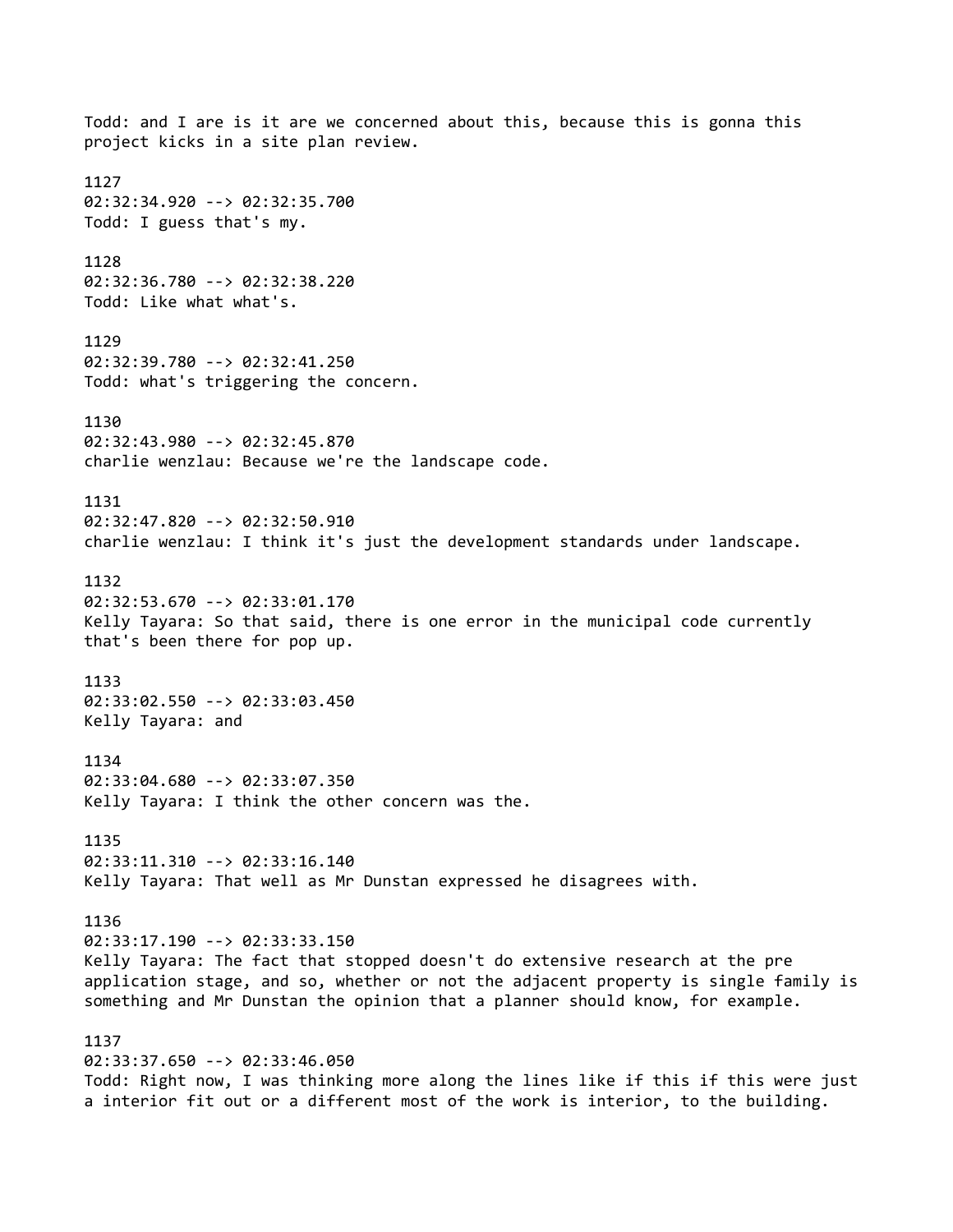Todd: and I are is it are we concerned about this, because this is gonna this project kicks in a site plan review.

1127
02:32:34.920 --> 02:32:35.700
Todd: I guess that's my.

1128
02:32:36.780 --> 02:32:38.220
Todd: Like what what's.

1129
02:32:39.780 --> 02:32:41.250
Todd: what's triggering the concern.

1130
02:32:43.980 --> 02:32:45.870
charlie wenzlau: Because we're the landscape code.

1131
02:32:47.820 --> 02:32:50.910
charlie wenzlau: I think it's just the development standards under landscape.

1132
02:32:53.670 --> 02:33:01.170
Kelly Tayara: So that said, there is one error in the municipal code currently that's been there for pop up.

1133
02:33:02.550 --> 02:33:03.450
Kelly Tayara: and

1134
02:33:04.680 --> 02:33:07.350
Kelly Tayara: I think the other concern was the.

1135
02:33:11.310 --> 02:33:16.140
Kelly Tayara: That well as Mr Dunstan expressed he disagrees with.

1136
02:33:17.190 --> 02:33:33.150
Kelly Tayara: The fact that stopped doesn't do extensive research at the pre application stage, and so, whether or not the adjacent property is single family is something and Mr Dunstan the opinion that a planner should know, for example.

1137
02:33:37.650 --> 02:33:46.050
Todd: Right now, I was thinking more along the lines like if this if this were just a interior fit out or a different most of the work is interior, to the building.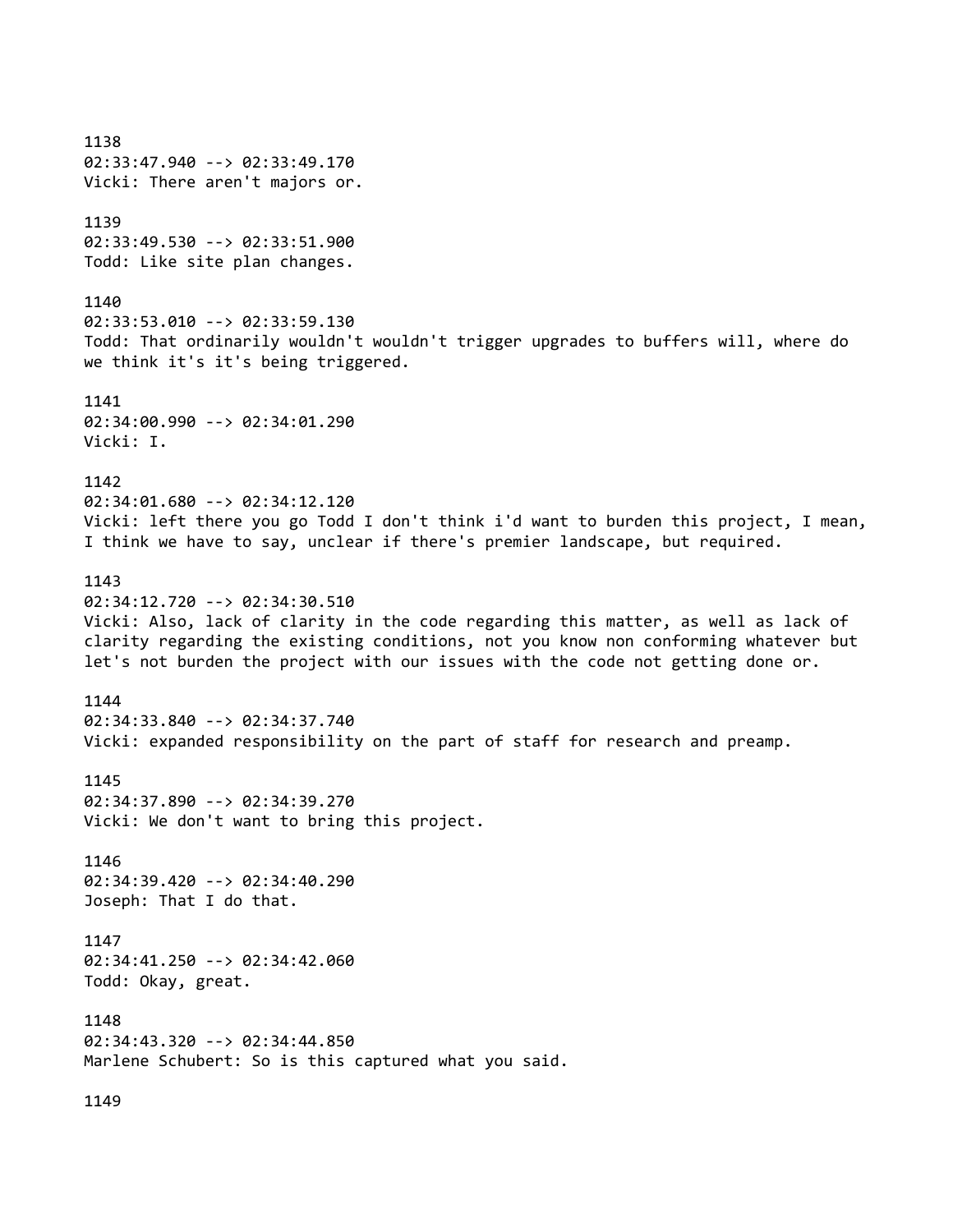1138
02:33:47.940 --> 02:33:49.170
Vicki: There aren't majors or.

1139
02:33:49.530 --> 02:33:51.900
Todd: Like site plan changes.

1140
02:33:53.010 --> 02:33:59.130
Todd: That ordinarily wouldn't wouldn't trigger upgrades to buffers will, where do we think it's it's being triggered.

1141
02:34:00.990 --> 02:34:01.290
Vicki: I.

1142
02:34:01.680 --> 02:34:12.120
Vicki: left there you go Todd I don't think i'd want to burden this project, I mean, I think we have to say, unclear if there's premier landscape, but required.

1143
02:34:12.720 --> 02:34:30.510
Vicki: Also, lack of clarity in the code regarding this matter, as well as lack of clarity regarding the existing conditions, not you know non conforming whatever but let's not burden the project with our issues with the code not getting done or.

1144
02:34:33.840 --> 02:34:37.740
Vicki: expanded responsibility on the part of staff for research and preamp.

1145
02:34:37.890 --> 02:34:39.270
Vicki: We don't want to bring this project.

1146
02:34:39.420 --> 02:34:40.290
Joseph: That I do that.

1147
02:34:41.250 --> 02:34:42.060
Todd: Okay, great.

1148
02:34:43.320 --> 02:34:44.850
Marlene Schubert: So is this captured what you said.

1149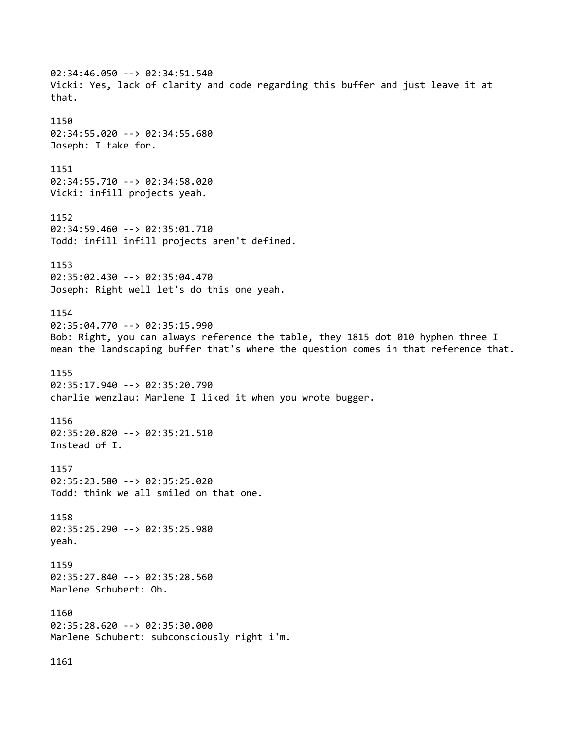02:34:46.050 --> 02:34:51.540
Vicki: Yes, lack of clarity and code regarding this buffer and just leave it at that.

1150
02:34:55.020 --> 02:34:55.680
Joseph: I take for.

1151
02:34:55.710 --> 02:34:58.020
Vicki: infill projects yeah.

1152
02:34:59.460 --> 02:35:01.710
Todd: infill infill projects aren't defined.

1153
02:35:02.430 --> 02:35:04.470
Joseph: Right well let's do this one yeah.

1154
02:35:04.770 --> 02:35:15.990
Bob: Right, you can always reference the table, they 1815 dot 010 hyphen three I mean the landscaping buffer that's where the question comes in that reference that.

1155
02:35:17.940 --> 02:35:20.790
charlie wenzlau: Marlene I liked it when you wrote bugger.

1156
02:35:20.820 --> 02:35:21.510
Instead of I.

1157
02:35:23.580 --> 02:35:25.020
Todd: think we all smiled on that one.

1158
02:35:25.290 --> 02:35:25.980
yeah.

1159
02:35:27.840 --> 02:35:28.560
Marlene Schubert: Oh.

1160
02:35:28.620 --> 02:35:30.000
Marlene Schubert: subconsciously right i'm.

1161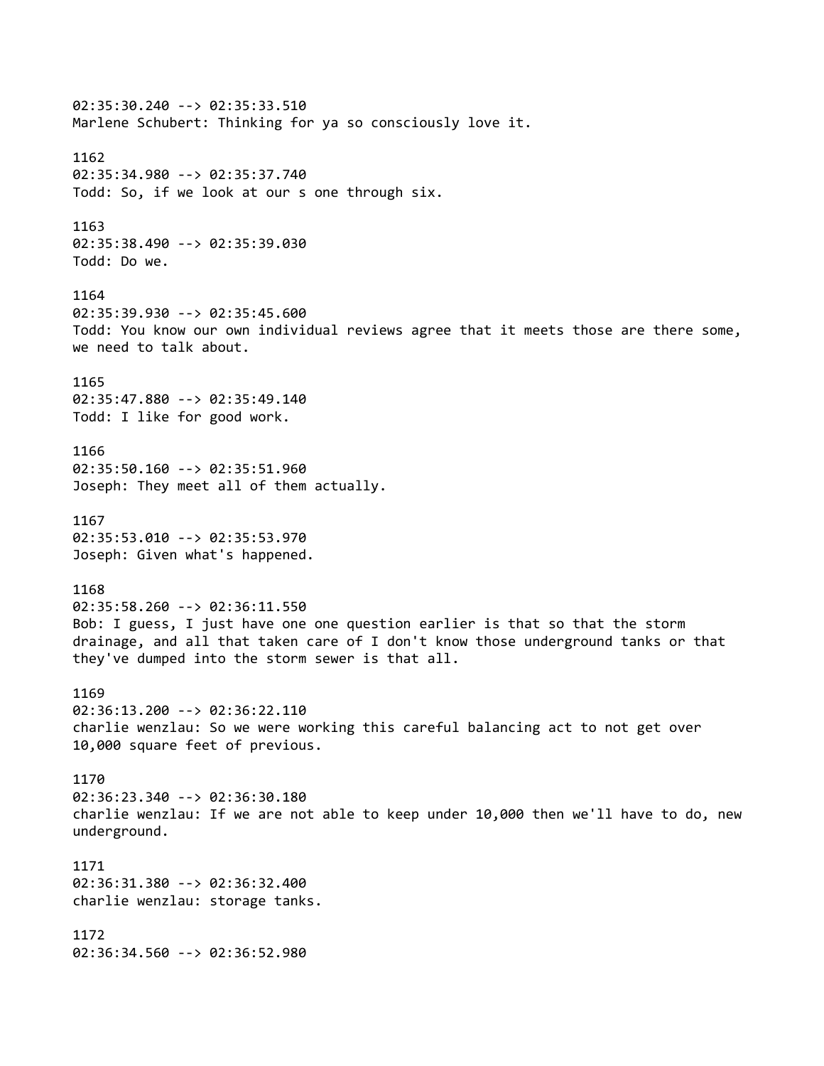02:35:30.240 --> 02:35:33.510
Marlene Schubert: Thinking for ya so consciously love it.

1162
02:35:34.980 --> 02:35:37.740
Todd: So, if we look at our s one through six.

1163
02:35:38.490 --> 02:35:39.030
Todd: Do we.

1164
02:35:39.930 --> 02:35:45.600
Todd: You know our own individual reviews agree that it meets those are there some, we need to talk about.

1165
02:35:47.880 --> 02:35:49.140
Todd: I like for good work.

1166
02:35:50.160 --> 02:35:51.960
Joseph: They meet all of them actually.

1167
02:35:53.010 --> 02:35:53.970
Joseph: Given what's happened.

1168
02:35:58.260 --> 02:36:11.550
Bob: I guess, I just have one one question earlier is that so that the storm drainage, and all that taken care of I don't know those underground tanks or that they've dumped into the storm sewer is that all.

1169
02:36:13.200 --> 02:36:22.110
charlie wenzlau: So we were working this careful balancing act to not get over 10,000 square feet of previous.

1170
02:36:23.340 --> 02:36:30.180
charlie wenzlau: If we are not able to keep under 10,000 then we'll have to do, new underground.

1171
02:36:31.380 --> 02:36:32.400
charlie wenzlau: storage tanks.

1172
02:36:34.560 --> 02:36:52.980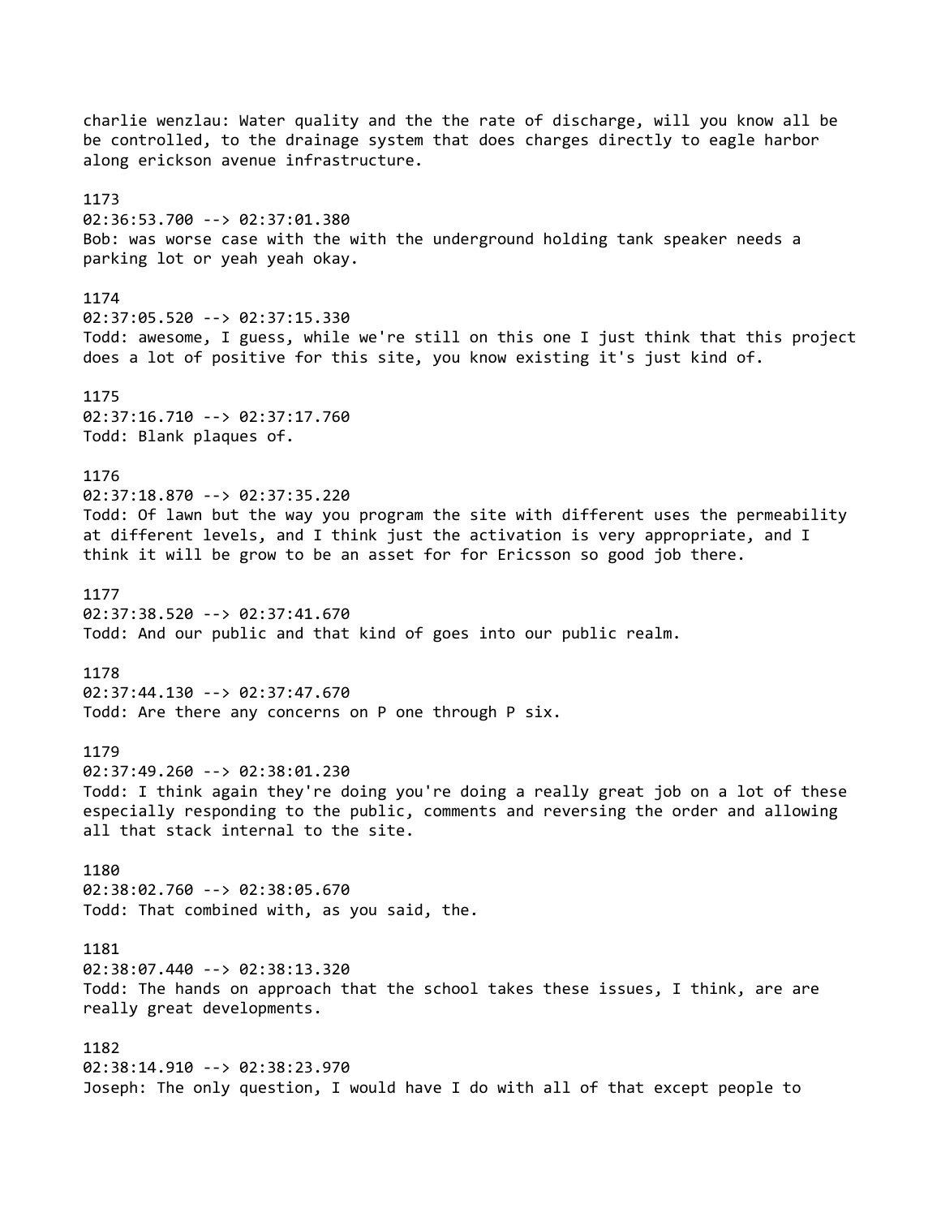charlie wenzlau: Water quality and the the rate of discharge, will you know all be be controlled, to the drainage system that does charges directly to eagle harbor along erickson avenue infrastructure.

1173
02:36:53.700 --> 02:37:01.380
Bob: was worse case with the with the underground holding tank speaker needs a parking lot or yeah yeah okay.

1174
02:37:05.520 --> 02:37:15.330
Todd: awesome, I guess, while we're still on this one I just think that this project does a lot of positive for this site, you know existing it's just kind of.

1175
02:37:16.710 --> 02:37:17.760
Todd: Blank plaques of.

1176
02:37:18.870 --> 02:37:35.220
Todd: Of lawn but the way you program the site with different uses the permeability at different levels, and I think just the activation is very appropriate, and I think it will be grow to be an asset for for Ericsson so good job there.

1177
02:37:38.520 --> 02:37:41.670
Todd: And our public and that kind of goes into our public realm.

1178
02:37:44.130 --> 02:37:47.670
Todd: Are there any concerns on P one through P six.

1179
02:37:49.260 --> 02:38:01.230
Todd: I think again they're doing you're doing a really great job on a lot of these especially responding to the public, comments and reversing the order and allowing all that stack internal to the site.

1180
02:38:02.760 --> 02:38:05.670
Todd: That combined with, as you said, the.

1181
02:38:07.440 --> 02:38:13.320
Todd: The hands on approach that the school takes these issues, I think, are are really great developments.

1182
02:38:14.910 --> 02:38:23.970
Joseph: The only question, I would have I do with all of that except people to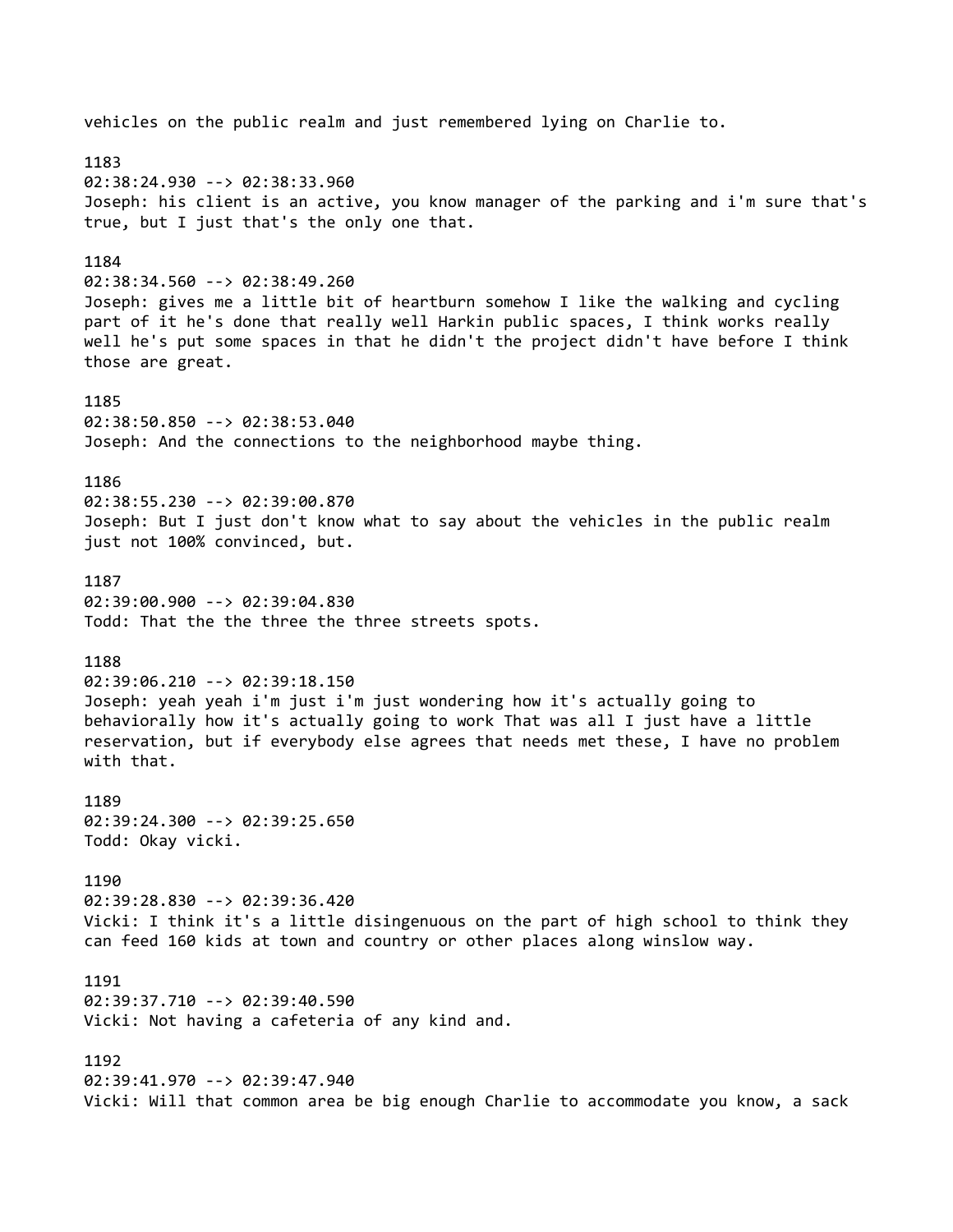vehicles on the public realm and just remembered lying on Charlie to.

1183
02:38:24.930 --> 02:38:33.960
Joseph: his client is an active, you know manager of the parking and i'm sure that's true, but I just that's the only one that.

1184
02:38:34.560 --> 02:38:49.260
Joseph: gives me a little bit of heartburn somehow I like the walking and cycling part of it he's done that really well Harkin public spaces, I think works really well he's put some spaces in that he didn't the project didn't have before I think those are great.

1185
02:38:50.850 --> 02:38:53.040
Joseph: And the connections to the neighborhood maybe thing.

1186
02:38:55.230 --> 02:39:00.870
Joseph: But I just don't know what to say about the vehicles in the public realm just not 100% convinced, but.

1187
02:39:00.900 --> 02:39:04.830
Todd: That the the three the three streets spots.

1188
02:39:06.210 --> 02:39:18.150
Joseph: yeah yeah i'm just i'm just wondering how it's actually going to behaviorally how it's actually going to work That was all I just have a little reservation, but if everybody else agrees that needs met these, I have no problem with that.

1189
02:39:24.300 --> 02:39:25.650
Todd: Okay vicki.

1190
02:39:28.830 --> 02:39:36.420
Vicki: I think it's a little disingenuous on the part of high school to think they can feed 160 kids at town and country or other places along winslow way.

1191
02:39:37.710 --> 02:39:40.590
Vicki: Not having a cafeteria of any kind and.

1192
02:39:41.970 --> 02:39:47.940
Vicki: Will that common area be big enough Charlie to accommodate you know, a sack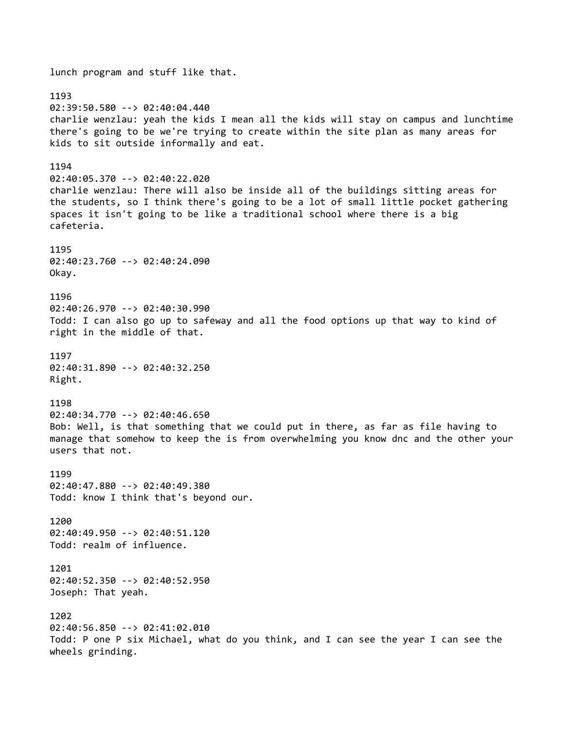lunch program and stuff like that.

1193
02:39:50.580 --> 02:40:04.440
charlie wenzlau: yeah the kids I mean all the kids will stay on campus and lunchtime there's going to be we're trying to create within the site plan as many areas for kids to sit outside informally and eat.

1194
02:40:05.370 --> 02:40:22.020
charlie wenzlau: There will also be inside all of the buildings sitting areas for the students, so I think there's going to be a lot of small little pocket gathering spaces it isn't going to be like a traditional school where there is a big cafeteria.

1195
02:40:23.760 --> 02:40:24.090
Okay.

1196
02:40:26.970 --> 02:40:30.990
Todd: I can also go up to safeway and all the food options up that way to kind of right in the middle of that.

1197
02:40:31.890 --> 02:40:32.250
Right.

1198
02:40:34.770 --> 02:40:46.650
Bob: Well, is that something that we could put in there, as far as file having to manage that somehow to keep the is from overwhelming you know dnc and the other your users that not.

1199
02:40:47.880 --> 02:40:49.380
Todd: know I think that's beyond our.

1200
02:40:49.950 --> 02:40:51.120
Todd: realm of influence.

1201
02:40:52.350 --> 02:40:52.950
Joseph: That yeah.

1202
02:40:56.850 --> 02:41:02.010
Todd: P one P six Michael, what do you think, and I can see the year I can see the wheels grinding.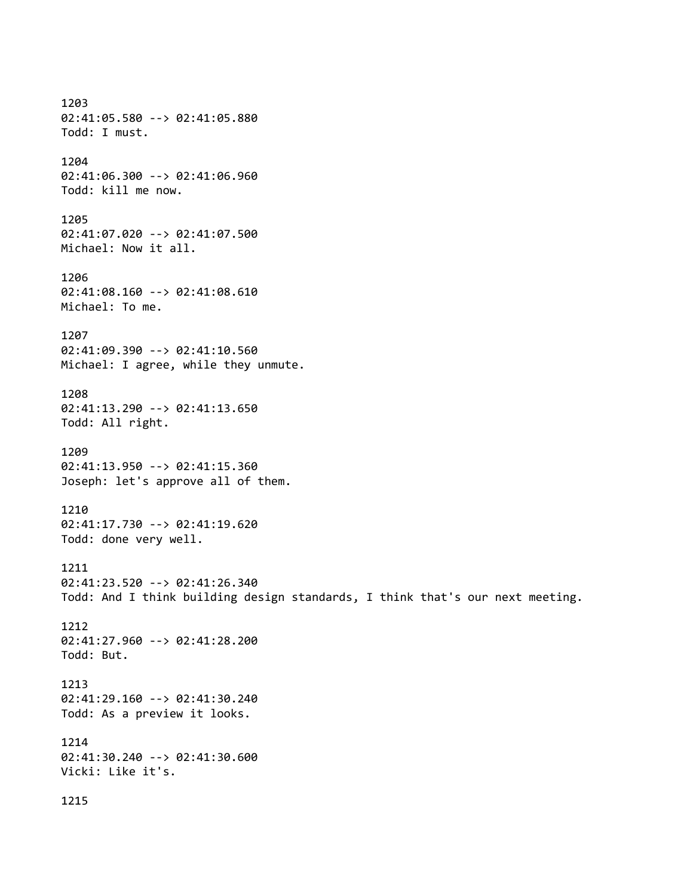1203
02:41:05.580 --> 02:41:05.880
Todd: I must.

1204
02:41:06.300 --> 02:41:06.960
Todd: kill me now.

1205
02:41:07.020 --> 02:41:07.500
Michael: Now it all.

1206
02:41:08.160 --> 02:41:08.610
Michael: To me.

1207
02:41:09.390 --> 02:41:10.560
Michael: I agree, while they unmute.

1208
02:41:13.290 --> 02:41:13.650
Todd: All right.

1209
02:41:13.950 --> 02:41:15.360
Joseph: let's approve all of them.

1210
02:41:17.730 --> 02:41:19.620
Todd: done very well.

1211
02:41:23.520 --> 02:41:26.340
Todd: And I think building design standards, I think that's our next meeting.

1212
02:41:27.960 --> 02:41:28.200
Todd: But.

1213
02:41:29.160 --> 02:41:30.240
Todd: As a preview it looks.

1214
02:41:30.240 --> 02:41:30.600
Vicki: Like it's.

1215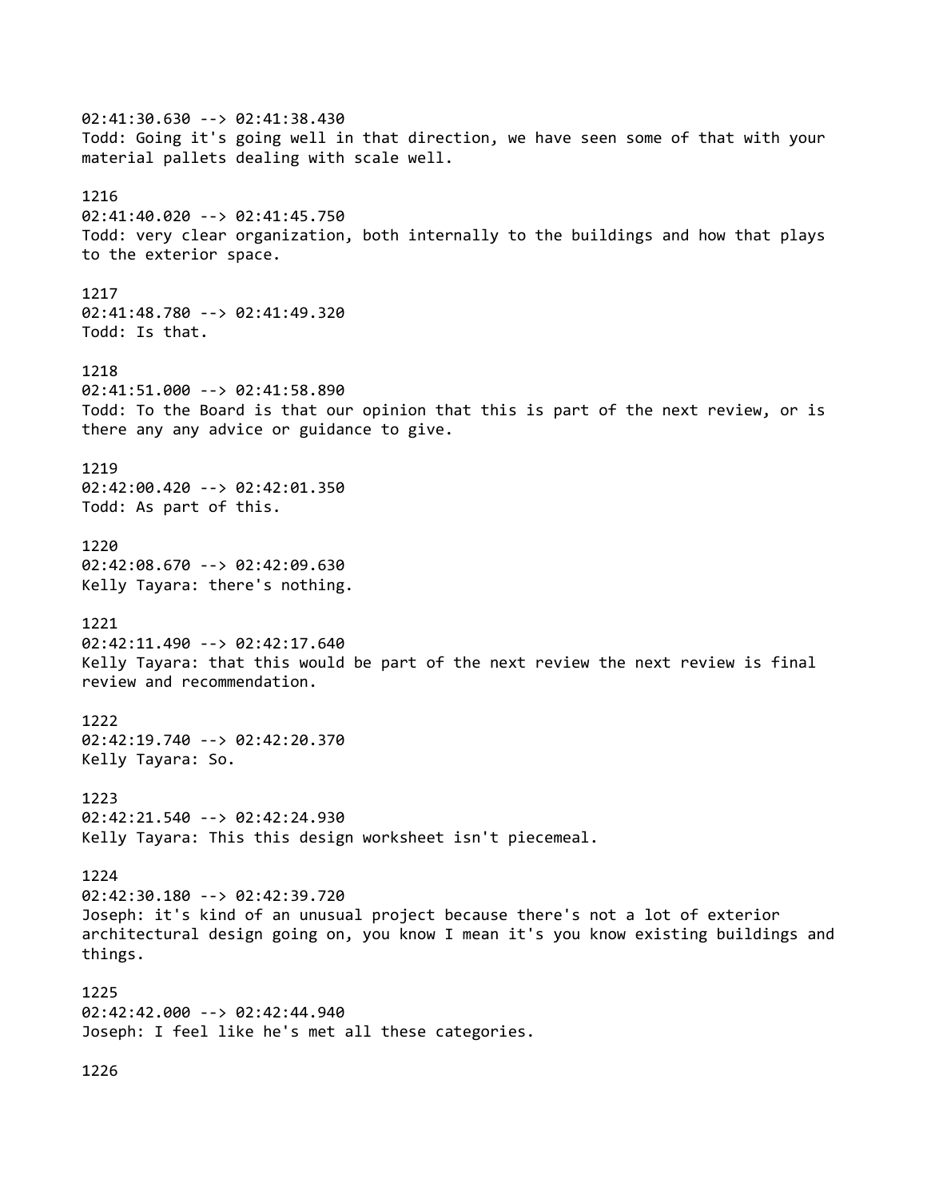02:41:30.630 --> 02:41:38.430
Todd: Going it's going well in that direction, we have seen some of that with your material pallets dealing with scale well.

1216
02:41:40.020 --> 02:41:45.750
Todd: very clear organization, both internally to the buildings and how that plays to the exterior space.

1217
02:41:48.780 --> 02:41:49.320
Todd: Is that.

1218
02:41:51.000 --> 02:41:58.890
Todd: To the Board is that our opinion that this is part of the next review, or is there any any advice or guidance to give.

1219
02:42:00.420 --> 02:42:01.350
Todd: As part of this.

1220
02:42:08.670 --> 02:42:09.630
Kelly Tayara: there's nothing.

1221
02:42:11.490 --> 02:42:17.640
Kelly Tayara: that this would be part of the next review the next review is final review and recommendation.

1222
02:42:19.740 --> 02:42:20.370
Kelly Tayara: So.

1223
02:42:21.540 --> 02:42:24.930
Kelly Tayara: This this design worksheet isn't piecemeal.

1224
02:42:30.180 --> 02:42:39.720
Joseph: it's kind of an unusual project because there's not a lot of exterior architectural design going on, you know I mean it's you know existing buildings and things.

1225
02:42:42.000 --> 02:42:44.940
Joseph: I feel like he's met all these categories.

1226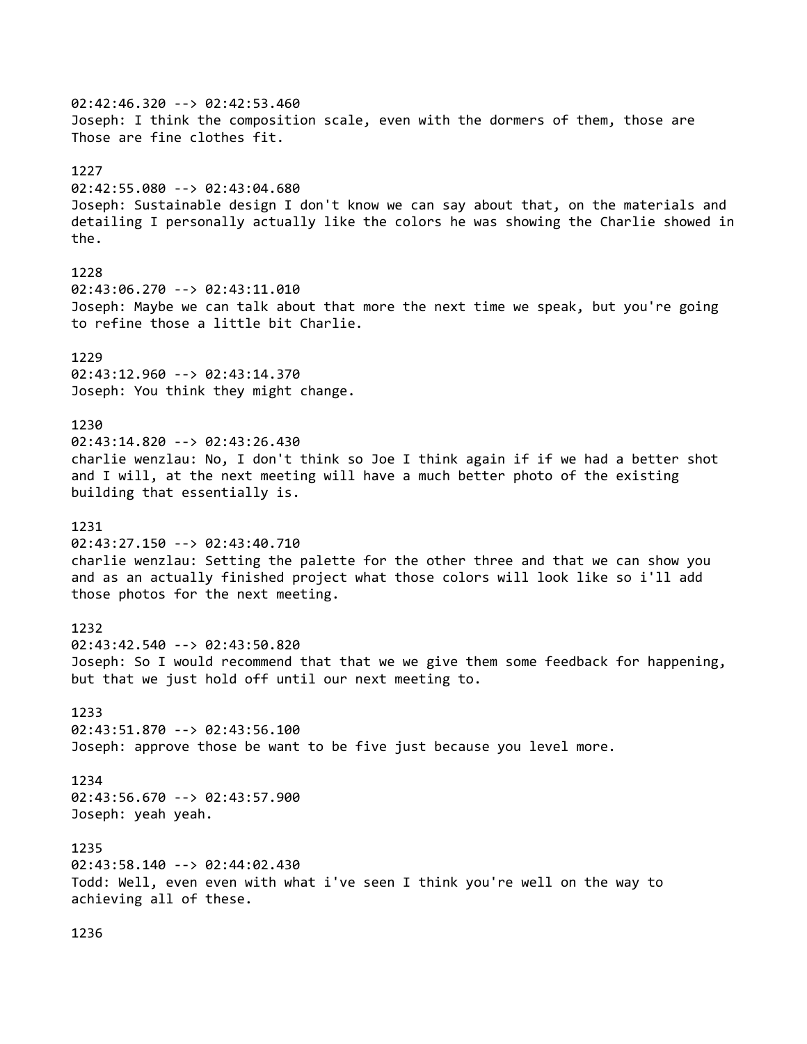02:42:46.320 --> 02:42:53.460
Joseph: I think the composition scale, even with the dormers of them, those are Those are fine clothes fit.

1227
02:42:55.080 --> 02:43:04.680
Joseph: Sustainable design I don't know we can say about that, on the materials and detailing I personally actually like the colors he was showing the Charlie showed in the.

1228
02:43:06.270 --> 02:43:11.010
Joseph: Maybe we can talk about that more the next time we speak, but you're going to refine those a little bit Charlie.

1229
02:43:12.960 --> 02:43:14.370
Joseph: You think they might change.

1230
02:43:14.820 --> 02:43:26.430
charlie wenzlau: No, I don't think so Joe I think again if if we had a better shot and I will, at the next meeting will have a much better photo of the existing building that essentially is.

1231
02:43:27.150 --> 02:43:40.710
charlie wenzlau: Setting the palette for the other three and that we can show you and as an actually finished project what those colors will look like so i'll add those photos for the next meeting.

1232
02:43:42.540 --> 02:43:50.820
Joseph: So I would recommend that that we we give them some feedback for happening, but that we just hold off until our next meeting to.

1233
02:43:51.870 --> 02:43:56.100
Joseph: approve those be want to be five just because you level more.

1234
02:43:56.670 --> 02:43:57.900
Joseph: yeah yeah.

1235
02:43:58.140 --> 02:44:02.430
Todd: Well, even even with what i've seen I think you're well on the way to achieving all of these.

1236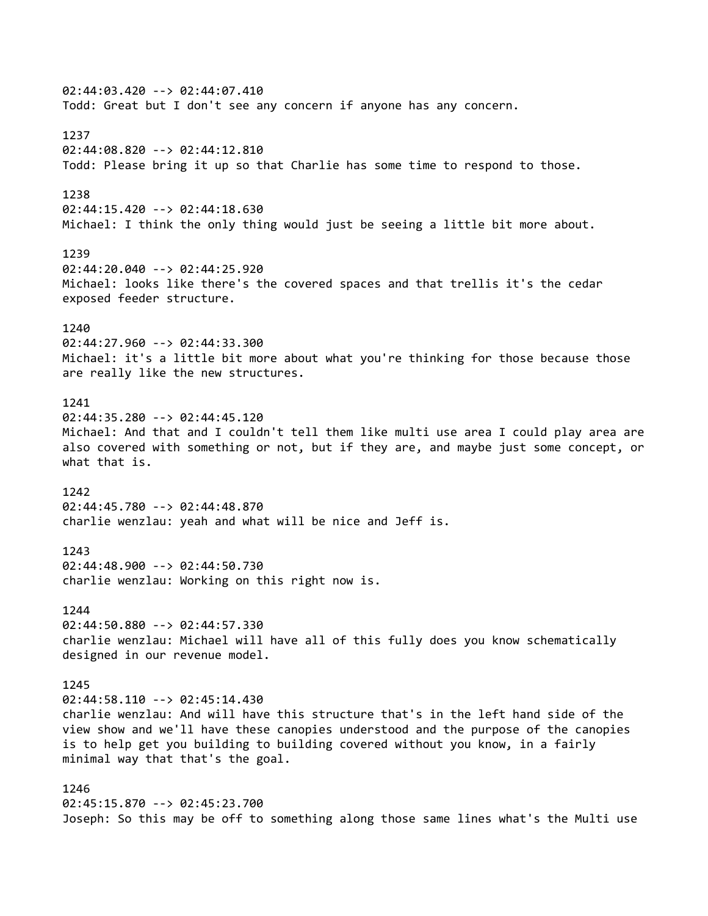02:44:03.420 --> 02:44:07.410
Todd: Great but I don't see any concern if anyone has any concern.

1237
02:44:08.820 --> 02:44:12.810
Todd: Please bring it up so that Charlie has some time to respond to those.

1238
02:44:15.420 --> 02:44:18.630
Michael: I think the only thing would just be seeing a little bit more about.

1239
02:44:20.040 --> 02:44:25.920
Michael: looks like there's the covered spaces and that trellis it's the cedar exposed feeder structure.

1240
02:44:27.960 --> 02:44:33.300
Michael: it's a little bit more about what you're thinking for those because those are really like the new structures.

1241
02:44:35.280 --> 02:44:45.120
Michael: And that and I couldn't tell them like multi use area I could play area are also covered with something or not, but if they are, and maybe just some concept, or what that is.

1242
02:44:45.780 --> 02:44:48.870
charlie wenzlau: yeah and what will be nice and Jeff is.

1243
02:44:48.900 --> 02:44:50.730
charlie wenzlau: Working on this right now is.

1244
02:44:50.880 --> 02:44:57.330
charlie wenzlau: Michael will have all of this fully does you know schematically designed in our revenue model.

1245
02:44:58.110 --> 02:45:14.430
charlie wenzlau: And will have this structure that's in the left hand side of the view show and we'll have these canopies understood and the purpose of the canopies is to help get you building to building covered without you know, in a fairly minimal way that that's the goal.

1246
02:45:15.870 --> 02:45:23.700
Joseph: So this may be off to something along those same lines what's the Multi use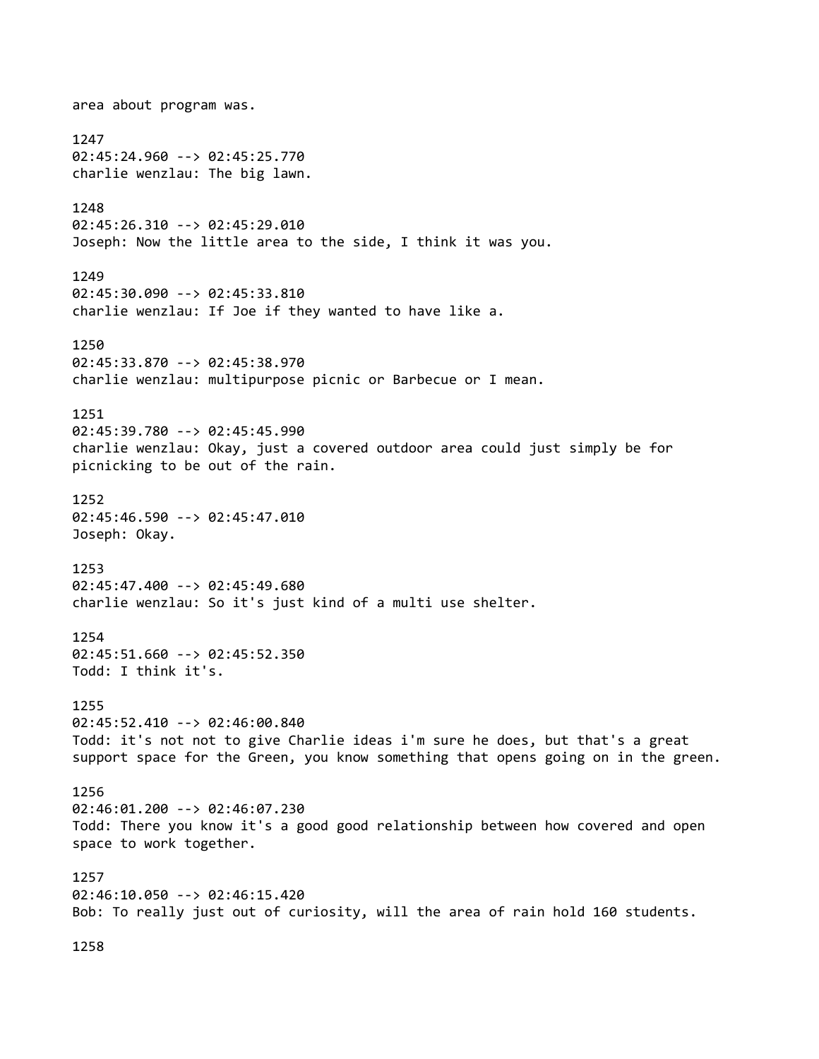area about program was.

1247
02:45:24.960 --> 02:45:25.770
charlie wenzlau: The big lawn.

1248
02:45:26.310 --> 02:45:29.010
Joseph: Now the little area to the side, I think it was you.

1249
02:45:30.090 --> 02:45:33.810
charlie wenzlau: If Joe if they wanted to have like a.

1250
02:45:33.870 --> 02:45:38.970
charlie wenzlau: multipurpose picnic or Barbecue or I mean.

1251
02:45:39.780 --> 02:45:45.990
charlie wenzlau: Okay, just a covered outdoor area could just simply be for picnicking to be out of the rain.

1252
02:45:46.590 --> 02:45:47.010
Joseph: Okay.

1253
02:45:47.400 --> 02:45:49.680
charlie wenzlau: So it's just kind of a multi use shelter.

1254
02:45:51.660 --> 02:45:52.350
Todd: I think it's.

1255
02:45:52.410 --> 02:46:00.840
Todd: it's not not to give Charlie ideas i'm sure he does, but that's a great support space for the Green, you know something that opens going on in the green.

1256
02:46:01.200 --> 02:46:07.230
Todd: There you know it's a good good relationship between how covered and open space to work together.

1257
02:46:10.050 --> 02:46:15.420
Bob: To really just out of curiosity, will the area of rain hold 160 students.

1258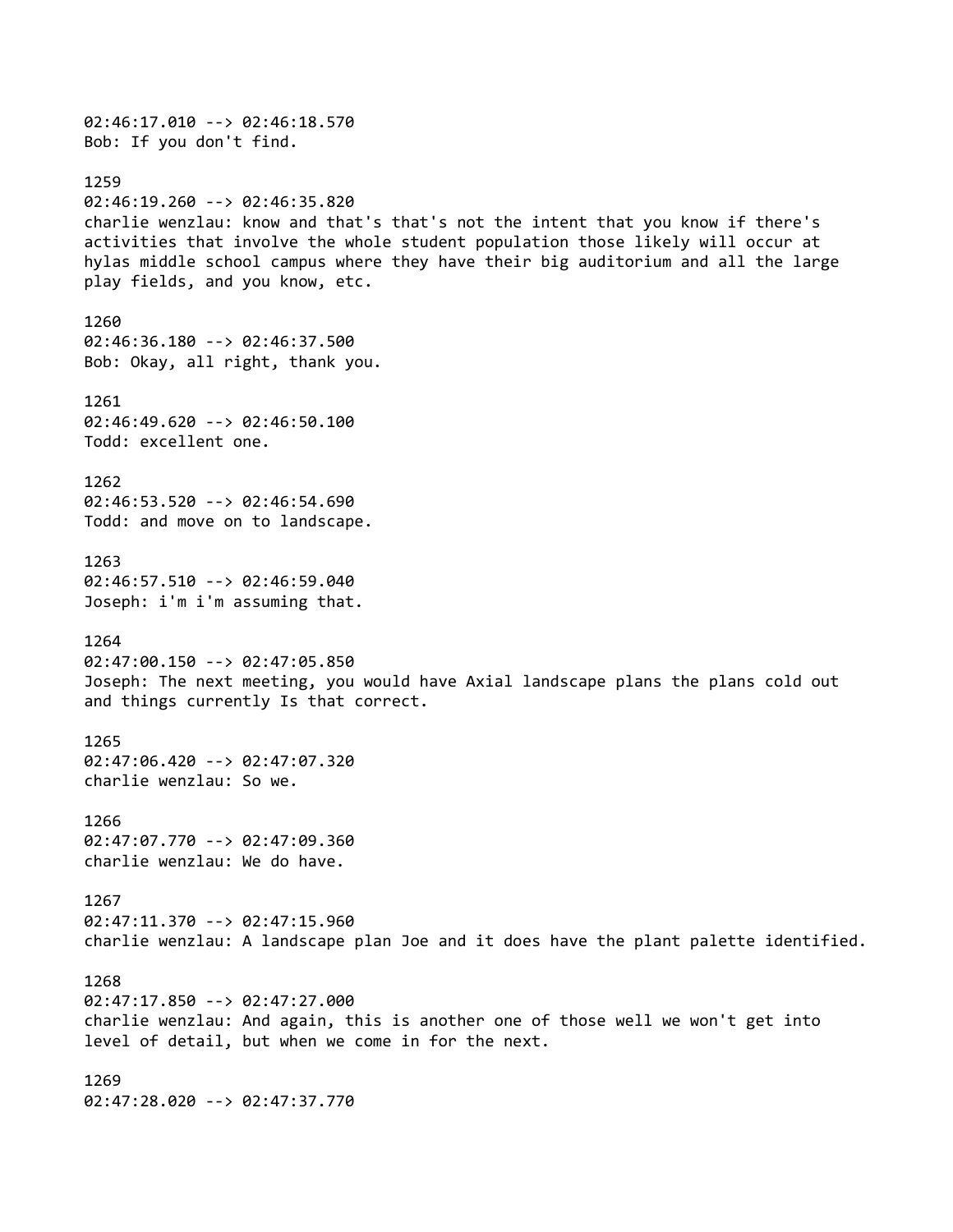02:46:17.010 --> 02:46:18.570
Bob: If you don't find.

1259
02:46:19.260 --> 02:46:35.820
charlie wenzlau: know and that's that's not the intent that you know if there's activities that involve the whole student population those likely will occur at hylas middle school campus where they have their big auditorium and all the large play fields, and you know, etc.

1260
02:46:36.180 --> 02:46:37.500
Bob: Okay, all right, thank you.

1261
02:46:49.620 --> 02:46:50.100
Todd: excellent one.

1262
02:46:53.520 --> 02:46:54.690
Todd: and move on to landscape.

1263
02:46:57.510 --> 02:46:59.040
Joseph: i'm i'm assuming that.

1264
02:47:00.150 --> 02:47:05.850
Joseph: The next meeting, you would have Axial landscape plans the plans cold out and things currently Is that correct.

1265
02:47:06.420 --> 02:47:07.320
charlie wenzlau: So we.

1266
02:47:07.770 --> 02:47:09.360
charlie wenzlau: We do have.

1267
02:47:11.370 --> 02:47:15.960
charlie wenzlau: A landscape plan Joe and it does have the plant palette identified.

1268
02:47:17.850 --> 02:47:27.000
charlie wenzlau: And again, this is another one of those well we won't get into level of detail, but when we come in for the next.

1269
02:47:28.020 --> 02:47:37.770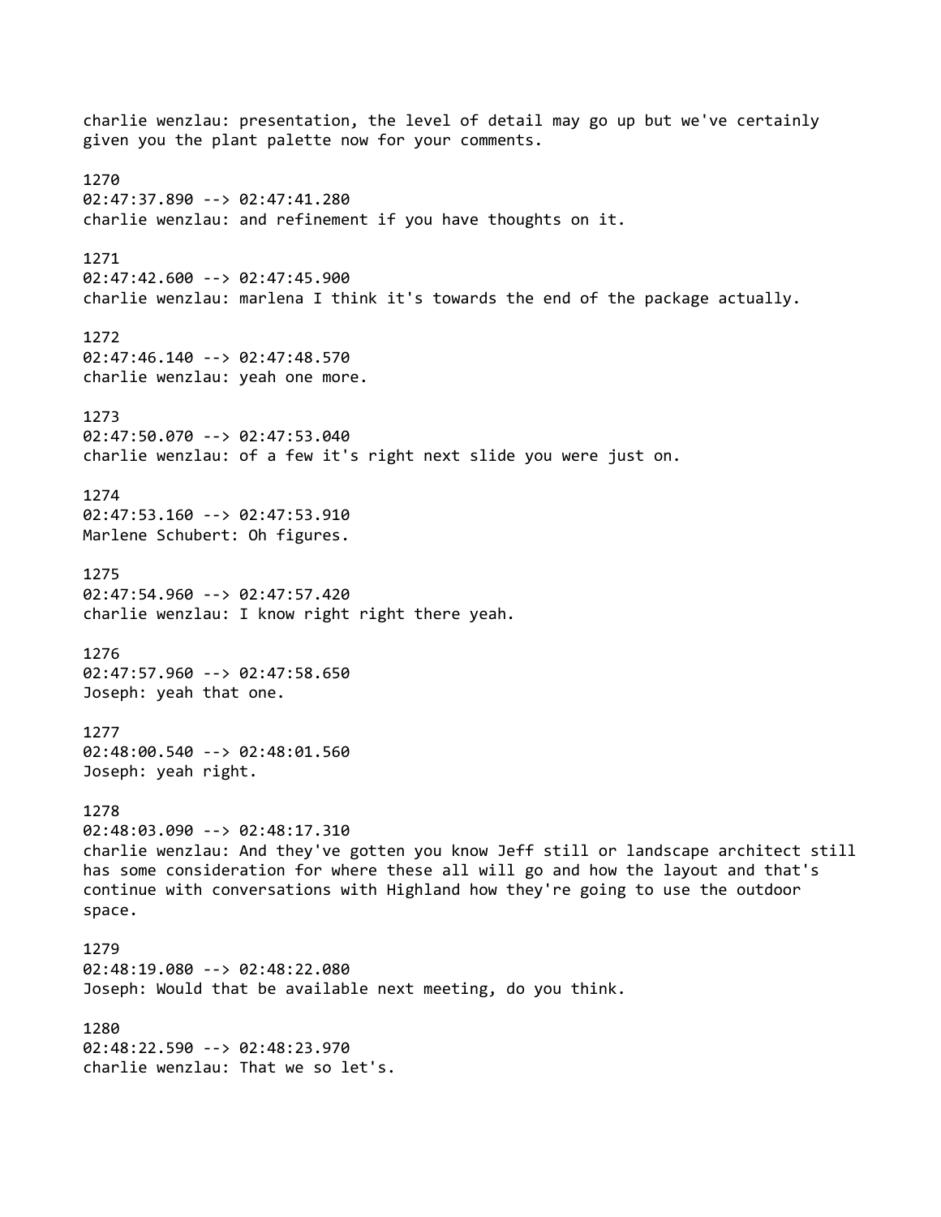charlie wenzlau: presentation, the level of detail may go up but we've certainly given you the plant palette now for your comments.

1270
02:47:37.890 --> 02:47:41.280
charlie wenzlau: and refinement if you have thoughts on it.

1271
02:47:42.600 --> 02:47:45.900
charlie wenzlau: marlena I think it's towards the end of the package actually.

1272
02:47:46.140 --> 02:47:48.570
charlie wenzlau: yeah one more.

1273
02:47:50.070 --> 02:47:53.040
charlie wenzlau: of a few it's right next slide you were just on.

1274
02:47:53.160 --> 02:47:53.910
Marlene Schubert: Oh figures.

1275
02:47:54.960 --> 02:47:57.420
charlie wenzlau: I know right right there yeah.

1276
02:47:57.960 --> 02:47:58.650
Joseph: yeah that one.

1277
02:48:00.540 --> 02:48:01.560
Joseph: yeah right.

1278
02:48:03.090 --> 02:48:17.310
charlie wenzlau: And they've gotten you know Jeff still or landscape architect still has some consideration for where these all will go and how the layout and that's continue with conversations with Highland how they're going to use the outdoor space.

1279
02:48:19.080 --> 02:48:22.080
Joseph: Would that be available next meeting, do you think.

1280
02:48:22.590 --> 02:48:23.970
charlie wenzlau: That we so let's.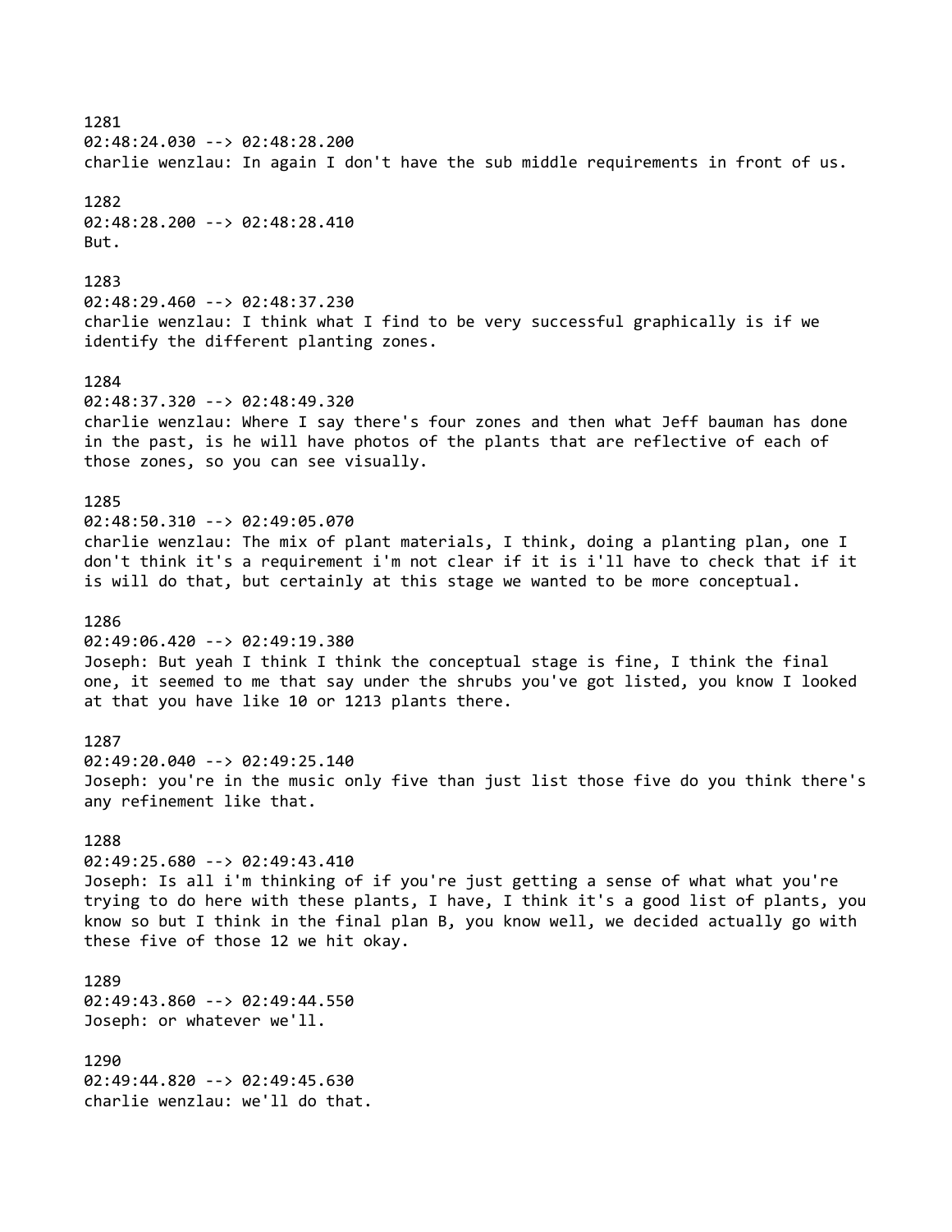1281
02:48:24.030 --> 02:48:28.200
charlie wenzlau: In again I don't have the sub middle requirements in front of us.

1282
02:48:28.200 --> 02:48:28.410
But.

1283
02:48:29.460 --> 02:48:37.230
charlie wenzlau: I think what I find to be very successful graphically is if we identify the different planting zones.

1284
02:48:37.320 --> 02:48:49.320
charlie wenzlau: Where I say there's four zones and then what Jeff bauman has done in the past, is he will have photos of the plants that are reflective of each of those zones, so you can see visually.

1285
02:48:50.310 --> 02:49:05.070
charlie wenzlau: The mix of plant materials, I think, doing a planting plan, one I don't think it's a requirement i'm not clear if it is i'll have to check that if it is will do that, but certainly at this stage we wanted to be more conceptual.

1286
02:49:06.420 --> 02:49:19.380
Joseph: But yeah I think I think the conceptual stage is fine, I think the final one, it seemed to me that say under the shrubs you've got listed, you know I looked at that you have like 10 or 1213 plants there.

1287
02:49:20.040 --> 02:49:25.140
Joseph: you're in the music only five than just list those five do you think there's any refinement like that.

1288
02:49:25.680 --> 02:49:43.410
Joseph: Is all i'm thinking of if you're just getting a sense of what what you're trying to do here with these plants, I have, I think it's a good list of plants, you know so but I think in the final plan B, you know well, we decided actually go with these five of those 12 we hit okay.

1289
02:49:43.860 --> 02:49:44.550
Joseph: or whatever we'll.

1290
02:49:44.820 --> 02:49:45.630
charlie wenzlau: we'll do that.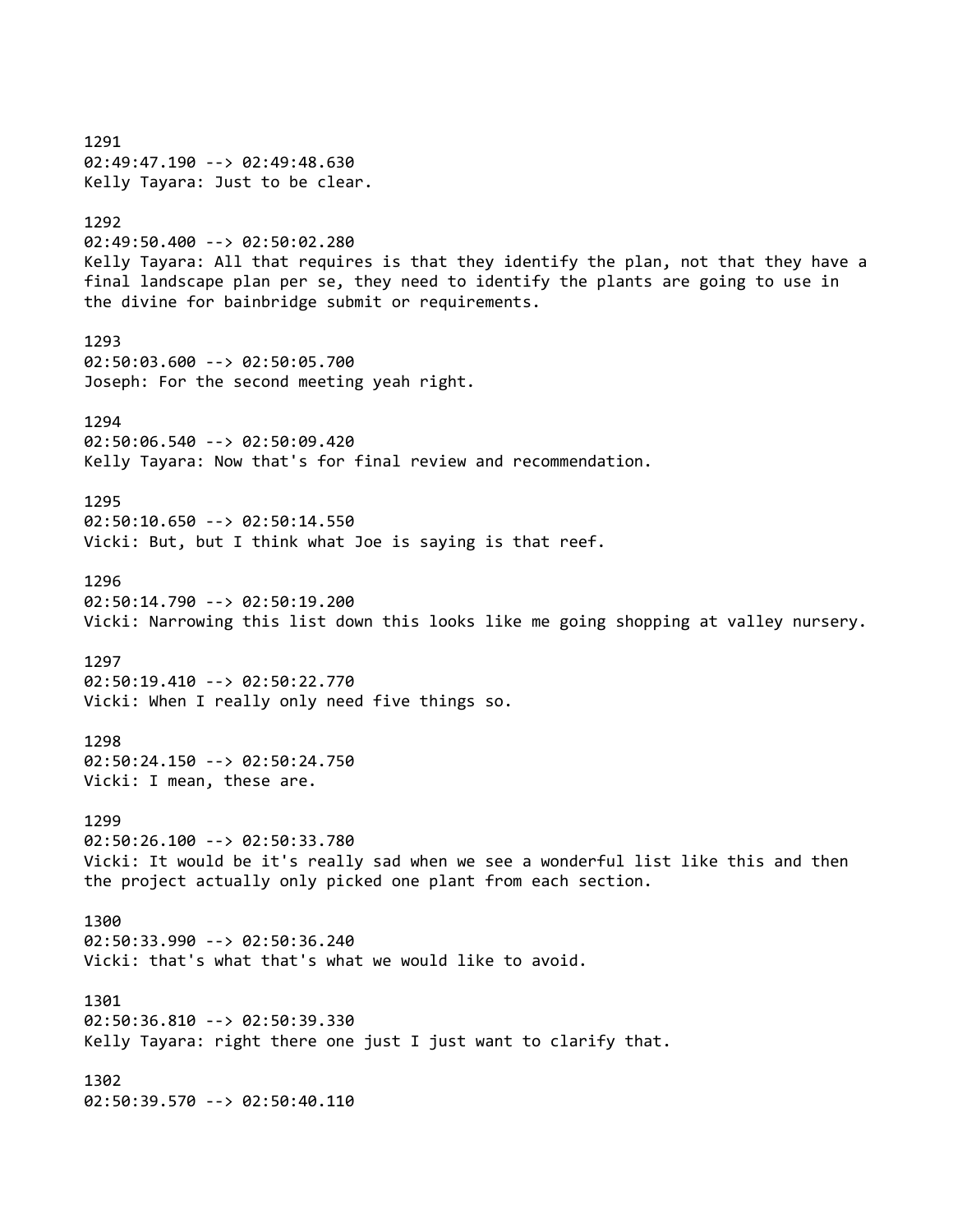1291
02:49:47.190 --> 02:49:48.630
Kelly Tayara: Just to be clear.

1292
02:49:50.400 --> 02:50:02.280
Kelly Tayara: All that requires is that they identify the plan, not that they have a final landscape plan per se, they need to identify the plants are going to use in the divine for bainbridge submit or requirements.

1293
02:50:03.600 --> 02:50:05.700
Joseph: For the second meeting yeah right.

1294
02:50:06.540 --> 02:50:09.420
Kelly Tayara: Now that's for final review and recommendation.

1295
02:50:10.650 --> 02:50:14.550
Vicki: But, but I think what Joe is saying is that reef.

1296
02:50:14.790 --> 02:50:19.200
Vicki: Narrowing this list down this looks like me going shopping at valley nursery.

1297
02:50:19.410 --> 02:50:22.770
Vicki: When I really only need five things so.

1298
02:50:24.150 --> 02:50:24.750
Vicki: I mean, these are.

1299
02:50:26.100 --> 02:50:33.780
Vicki: It would be it's really sad when we see a wonderful list like this and then the project actually only picked one plant from each section.

1300
02:50:33.990 --> 02:50:36.240
Vicki: that's what that's what we would like to avoid.

1301
02:50:36.810 --> 02:50:39.330
Kelly Tayara: right there one just I just want to clarify that.

1302
02:50:39.570 --> 02:50:40.110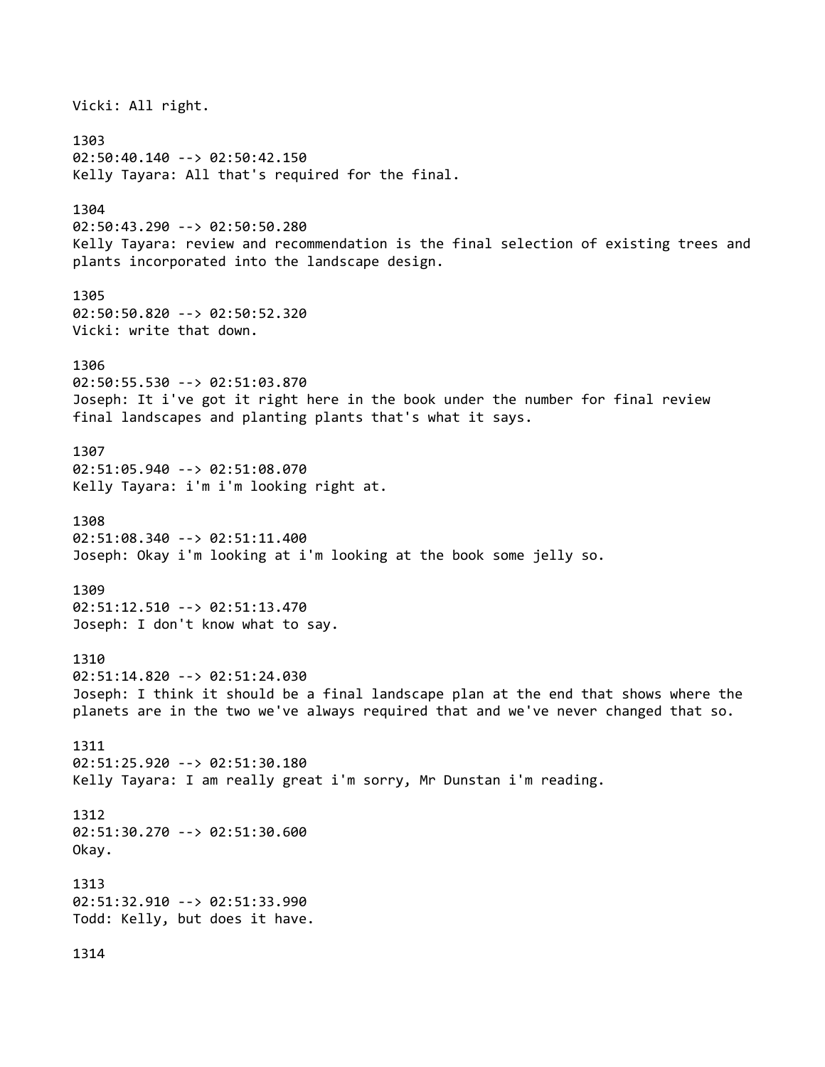Vicki: All right.

1303
02:50:40.140 --> 02:50:42.150
Kelly Tayara: All that's required for the final.

1304
02:50:43.290 --> 02:50:50.280
Kelly Tayara: review and recommendation is the final selection of existing trees and plants incorporated into the landscape design.

1305
02:50:50.820 --> 02:50:52.320
Vicki: write that down.

1306
02:50:55.530 --> 02:51:03.870
Joseph: It i've got it right here in the book under the number for final review final landscapes and planting plants that's what it says.

1307
02:51:05.940 --> 02:51:08.070
Kelly Tayara: i'm i'm looking right at.

1308
02:51:08.340 --> 02:51:11.400
Joseph: Okay i'm looking at i'm looking at the book some jelly so.

1309
02:51:12.510 --> 02:51:13.470
Joseph: I don't know what to say.

1310
02:51:14.820 --> 02:51:24.030
Joseph: I think it should be a final landscape plan at the end that shows where the planets are in the two we've always required that and we've never changed that so.

1311
02:51:25.920 --> 02:51:30.180
Kelly Tayara: I am really great i'm sorry, Mr Dunstan i'm reading.

1312
02:51:30.270 --> 02:51:30.600
Okay.

1313
02:51:32.910 --> 02:51:33.990
Todd: Kelly, but does it have.

1314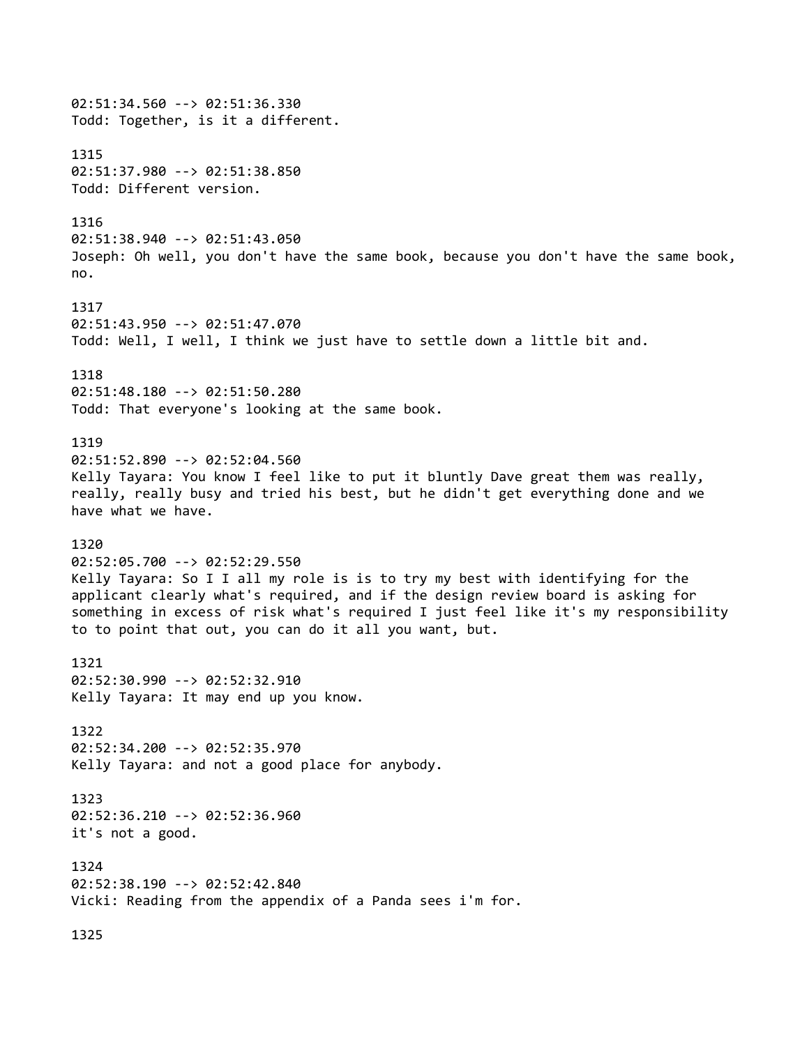02:51:34.560 --> 02:51:36.330
Todd: Together, is it a different.

1315
02:51:37.980 --> 02:51:38.850
Todd: Different version.

1316
02:51:38.940 --> 02:51:43.050
Joseph: Oh well, you don't have the same book, because you don't have the same book, no.

1317
02:51:43.950 --> 02:51:47.070
Todd: Well, I well, I think we just have to settle down a little bit and.

1318
02:51:48.180 --> 02:51:50.280
Todd: That everyone's looking at the same book.

1319
02:51:52.890 --> 02:52:04.560
Kelly Tayara: You know I feel like to put it bluntly Dave great them was really, really, really busy and tried his best, but he didn't get everything done and we have what we have.

1320
02:52:05.700 --> 02:52:29.550
Kelly Tayara: So I I all my role is is to try my best with identifying for the applicant clearly what's required, and if the design review board is asking for something in excess of risk what's required I just feel like it's my responsibility to to point that out, you can do it all you want, but.

1321
02:52:30.990 --> 02:52:32.910
Kelly Tayara: It may end up you know.

1322
02:52:34.200 --> 02:52:35.970
Kelly Tayara: and not a good place for anybody.

1323
02:52:36.210 --> 02:52:36.960
it's not a good.

1324
02:52:38.190 --> 02:52:42.840
Vicki: Reading from the appendix of a Panda sees i'm for.

1325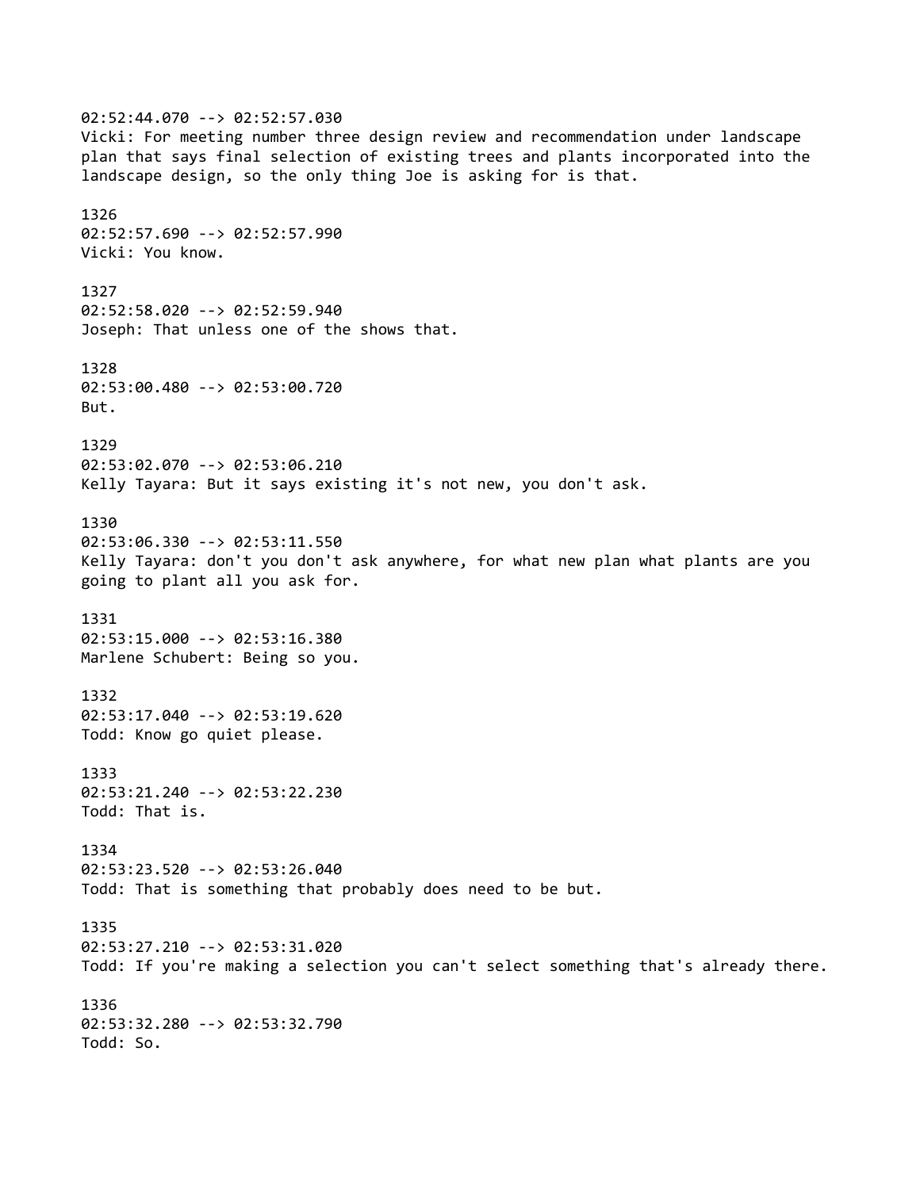02:52:44.070 --> 02:52:57.030
Vicki: For meeting number three design review and recommendation under landscape plan that says final selection of existing trees and plants incorporated into the landscape design, so the only thing Joe is asking for is that.

1326
02:52:57.690 --> 02:52:57.990
Vicki: You know.

1327
02:52:58.020 --> 02:52:59.940
Joseph: That unless one of the shows that.

1328
02:53:00.480 --> 02:53:00.720
But.

1329
02:53:02.070 --> 02:53:06.210
Kelly Tayara: But it says existing it's not new, you don't ask.

1330
02:53:06.330 --> 02:53:11.550
Kelly Tayara: don't you don't ask anywhere, for what new plan what plants are you going to plant all you ask for.

1331
02:53:15.000 --> 02:53:16.380
Marlene Schubert: Being so you.

1332
02:53:17.040 --> 02:53:19.620
Todd: Know go quiet please.

1333
02:53:21.240 --> 02:53:22.230
Todd: That is.

1334
02:53:23.520 --> 02:53:26.040
Todd: That is something that probably does need to be but.

1335
02:53:27.210 --> 02:53:31.020
Todd: If you're making a selection you can't select something that's already there.

1336
02:53:32.280 --> 02:53:32.790
Todd: So.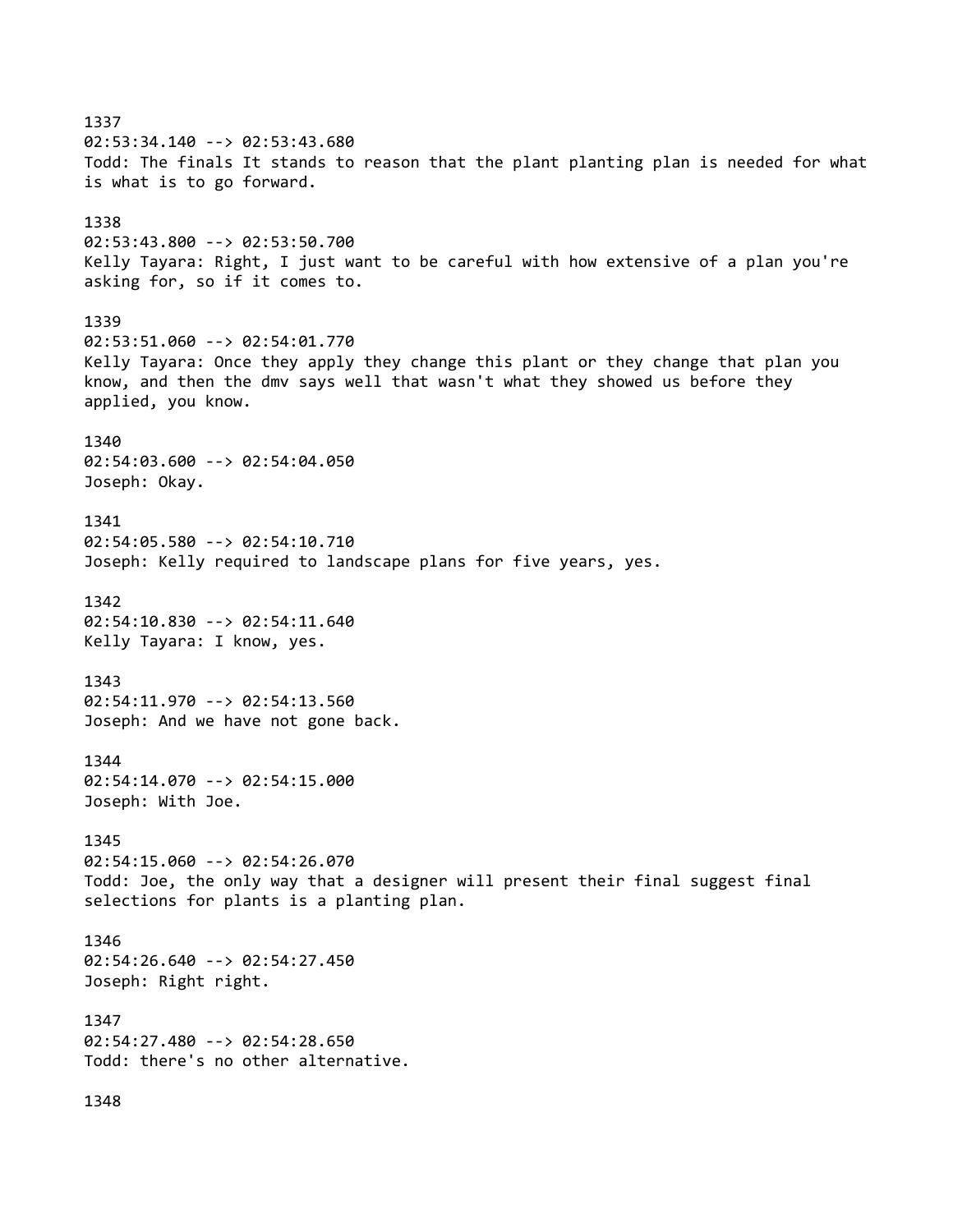1337
02:53:34.140 --> 02:53:43.680
Todd: The finals It stands to reason that the plant planting plan is needed for what is what is to go forward.

1338
02:53:43.800 --> 02:53:50.700
Kelly Tayara: Right, I just want to be careful with how extensive of a plan you're asking for, so if it comes to.

1339
02:53:51.060 --> 02:54:01.770
Kelly Tayara: Once they apply they change this plant or they change that plan you know, and then the dmv says well that wasn't what they showed us before they applied, you know.

1340
02:54:03.600 --> 02:54:04.050
Joseph: Okay.

1341
02:54:05.580 --> 02:54:10.710
Joseph: Kelly required to landscape plans for five years, yes.

1342
02:54:10.830 --> 02:54:11.640
Kelly Tayara: I know, yes.

1343
02:54:11.970 --> 02:54:13.560
Joseph: And we have not gone back.

1344
02:54:14.070 --> 02:54:15.000
Joseph: With Joe.

1345
02:54:15.060 --> 02:54:26.070
Todd: Joe, the only way that a designer will present their final suggest final selections for plants is a planting plan.

1346
02:54:26.640 --> 02:54:27.450
Joseph: Right right.

1347
02:54:27.480 --> 02:54:28.650
Todd: there's no other alternative.

1348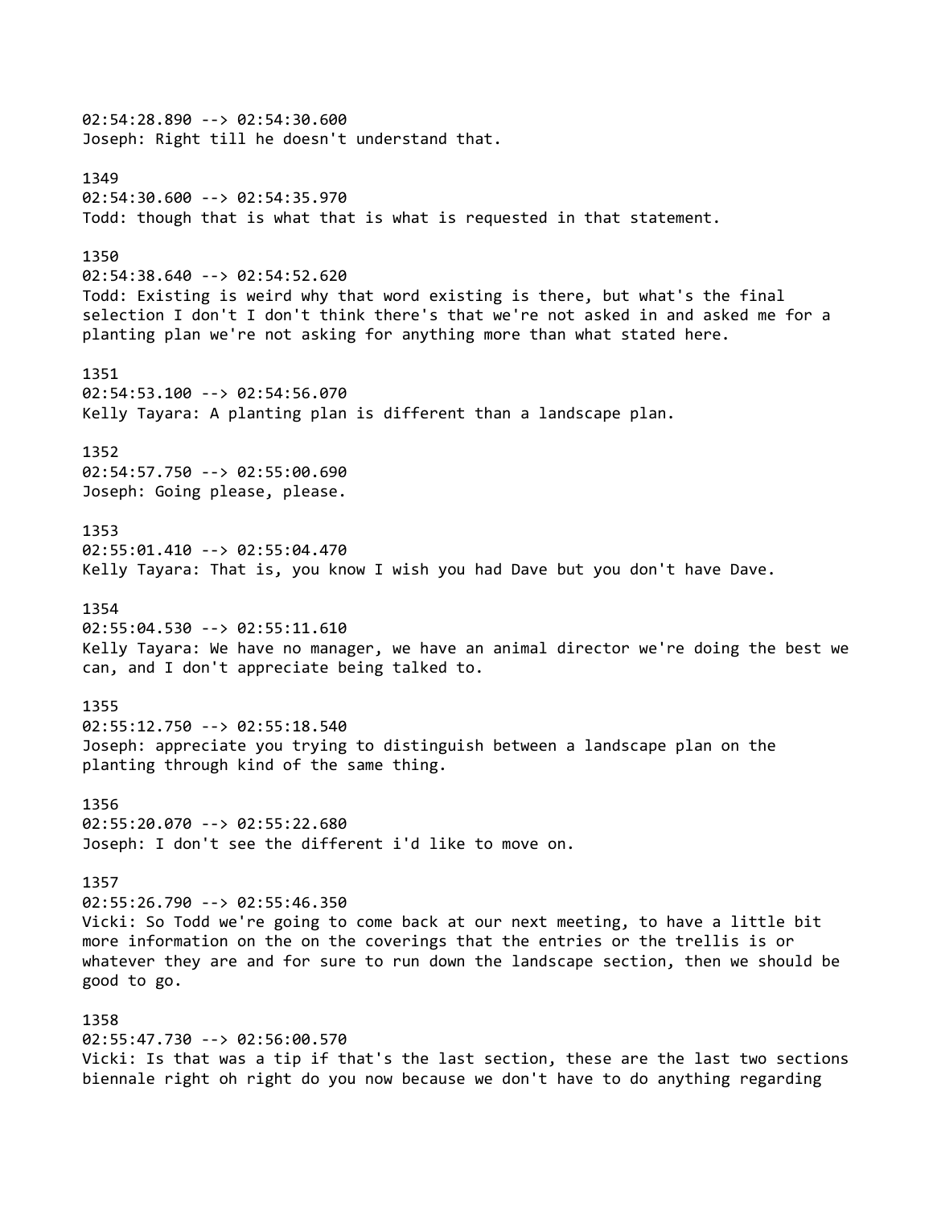02:54:28.890 --> 02:54:30.600
Joseph: Right till he doesn't understand that.

1349
02:54:30.600 --> 02:54:35.970
Todd: though that is what that is what is requested in that statement.

1350
02:54:38.640 --> 02:54:52.620
Todd: Existing is weird why that word existing is there, but what's the final selection I don't I don't think there's that we're not asked in and asked me for a planting plan we're not asking for anything more than what stated here.

1351
02:54:53.100 --> 02:54:56.070
Kelly Tayara: A planting plan is different than a landscape plan.

1352
02:54:57.750 --> 02:55:00.690
Joseph: Going please, please.

1353
02:55:01.410 --> 02:55:04.470
Kelly Tayara: That is, you know I wish you had Dave but you don't have Dave.

1354
02:55:04.530 --> 02:55:11.610
Kelly Tayara: We have no manager, we have an animal director we're doing the best we can, and I don't appreciate being talked to.

1355
02:55:12.750 --> 02:55:18.540
Joseph: appreciate you trying to distinguish between a landscape plan on the planting through kind of the same thing.

1356
02:55:20.070 --> 02:55:22.680
Joseph: I don't see the different i'd like to move on.

1357
02:55:26.790 --> 02:55:46.350
Vicki: So Todd we're going to come back at our next meeting, to have a little bit more information on the on the coverings that the entries or the trellis is or whatever they are and for sure to run down the landscape section, then we should be good to go.

1358
02:55:47.730 --> 02:56:00.570
Vicki: Is that was a tip if that's the last section, these are the last two sections biennale right oh right do you now because we don't have to do anything regarding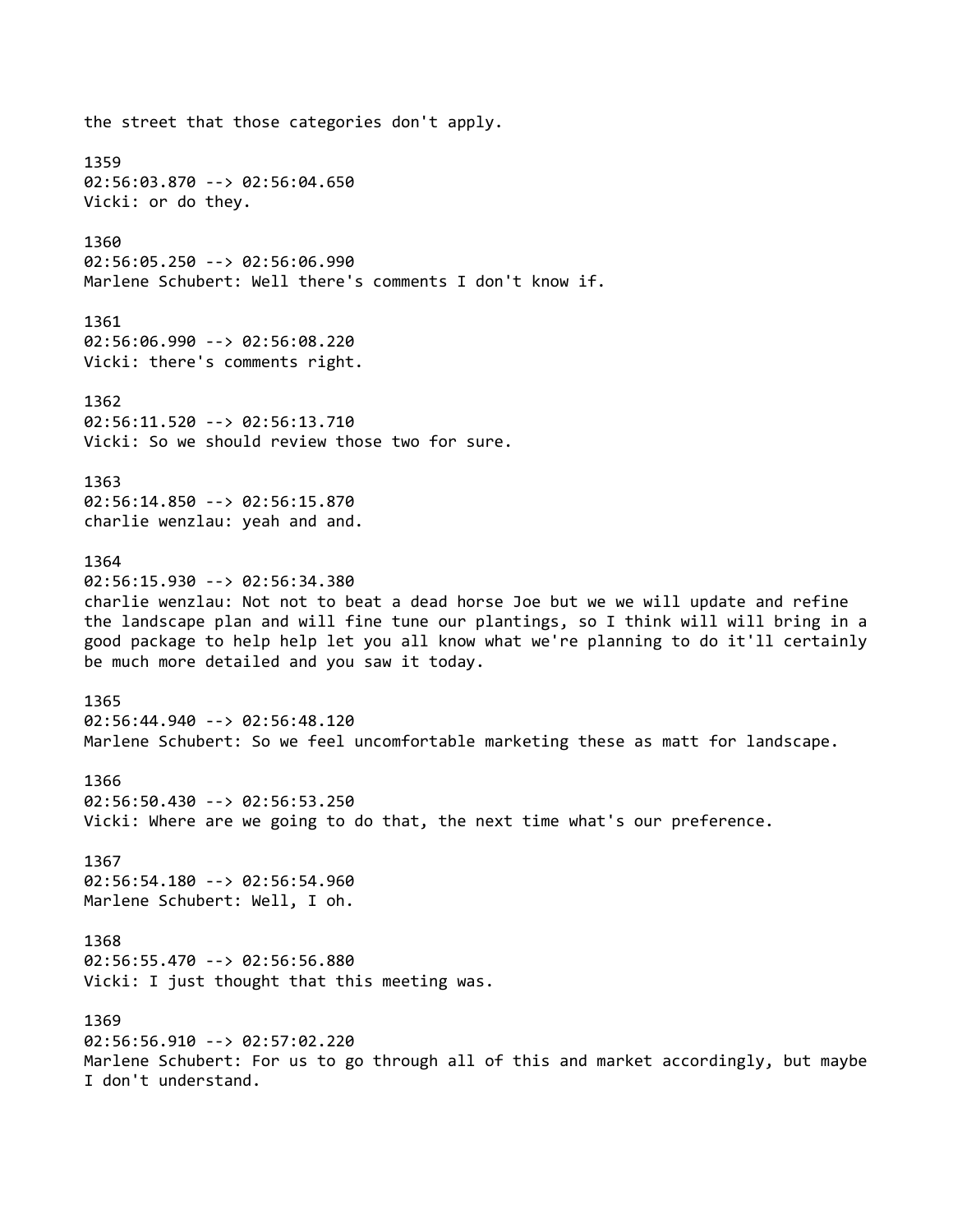the street that those categories don't apply.

1359
02:56:03.870 --> 02:56:04.650
Vicki: or do they.

1360
02:56:05.250 --> 02:56:06.990
Marlene Schubert: Well there's comments I don't know if.

1361
02:56:06.990 --> 02:56:08.220
Vicki: there's comments right.

1362
02:56:11.520 --> 02:56:13.710
Vicki: So we should review those two for sure.

1363
02:56:14.850 --> 02:56:15.870
charlie wenzlau: yeah and and.

1364
02:56:15.930 --> 02:56:34.380
charlie wenzlau: Not not to beat a dead horse Joe but we we will update and refine the landscape plan and will fine tune our plantings, so I think will will bring in a good package to help help let you all know what we're planning to do it'll certainly be much more detailed and you saw it today.

1365
02:56:44.940 --> 02:56:48.120
Marlene Schubert: So we feel uncomfortable marketing these as matt for landscape.

1366
02:56:50.430 --> 02:56:53.250
Vicki: Where are we going to do that, the next time what's our preference.

1367
02:56:54.180 --> 02:56:54.960
Marlene Schubert: Well, I oh.

1368
02:56:55.470 --> 02:56:56.880
Vicki: I just thought that this meeting was.

1369
02:56:56.910 --> 02:57:02.220
Marlene Schubert: For us to go through all of this and market accordingly, but maybe I don't understand.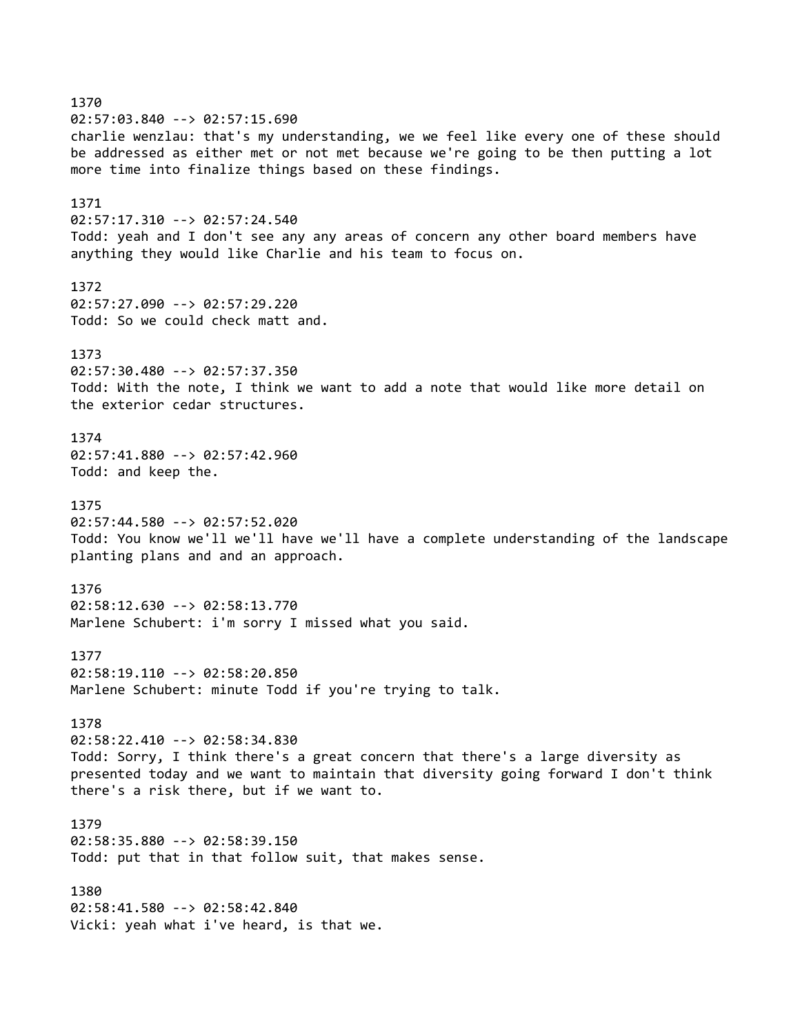1370
02:57:03.840 --> 02:57:15.690
charlie wenzlau: that's my understanding, we we feel like every one of these should be addressed as either met or not met because we're going to be then putting a lot more time into finalize things based on these findings.

1371
02:57:17.310 --> 02:57:24.540
Todd: yeah and I don't see any any areas of concern any other board members have anything they would like Charlie and his team to focus on.

1372
02:57:27.090 --> 02:57:29.220
Todd: So we could check matt and.

1373
02:57:30.480 --> 02:57:37.350
Todd: With the note, I think we want to add a note that would like more detail on the exterior cedar structures.

1374
02:57:41.880 --> 02:57:42.960
Todd: and keep the.

1375
02:57:44.580 --> 02:57:52.020
Todd: You know we'll we'll have we'll have a complete understanding of the landscape planting plans and and an approach.

1376
02:58:12.630 --> 02:58:13.770
Marlene Schubert: i'm sorry I missed what you said.

1377
02:58:19.110 --> 02:58:20.850
Marlene Schubert: minute Todd if you're trying to talk.

1378
02:58:22.410 --> 02:58:34.830
Todd: Sorry, I think there's a great concern that there's a large diversity as presented today and we want to maintain that diversity going forward I don't think there's a risk there, but if we want to.

1379
02:58:35.880 --> 02:58:39.150
Todd: put that in that follow suit, that makes sense.

1380
02:58:41.580 --> 02:58:42.840
Vicki: yeah what i've heard, is that we.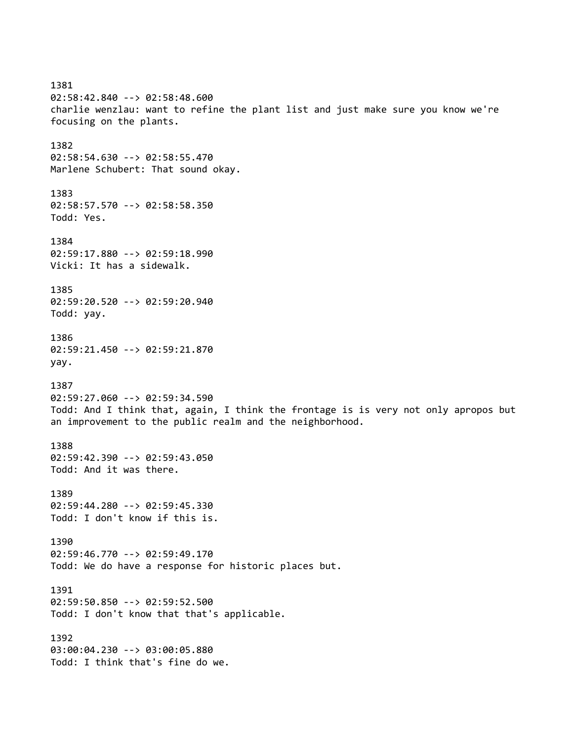1381
02:58:42.840 --> 02:58:48.600
charlie wenzlau: want to refine the plant list and just make sure you know we're focusing on the plants.

1382
02:58:54.630 --> 02:58:55.470
Marlene Schubert: That sound okay.

1383
02:58:57.570 --> 02:58:58.350
Todd: Yes.

1384
02:59:17.880 --> 02:59:18.990
Vicki: It has a sidewalk.

1385
02:59:20.520 --> 02:59:20.940
Todd: yay.

1386
02:59:21.450 --> 02:59:21.870
yay.

1387
02:59:27.060 --> 02:59:34.590
Todd: And I think that, again, I think the frontage is is very not only apropos but an improvement to the public realm and the neighborhood.

1388
02:59:42.390 --> 02:59:43.050
Todd: And it was there.

1389
02:59:44.280 --> 02:59:45.330
Todd: I don't know if this is.

1390
02:59:46.770 --> 02:59:49.170
Todd: We do have a response for historic places but.

1391
02:59:50.850 --> 02:59:52.500
Todd: I don't know that that's applicable.

1392
03:00:04.230 --> 03:00:05.880
Todd: I think that's fine do we.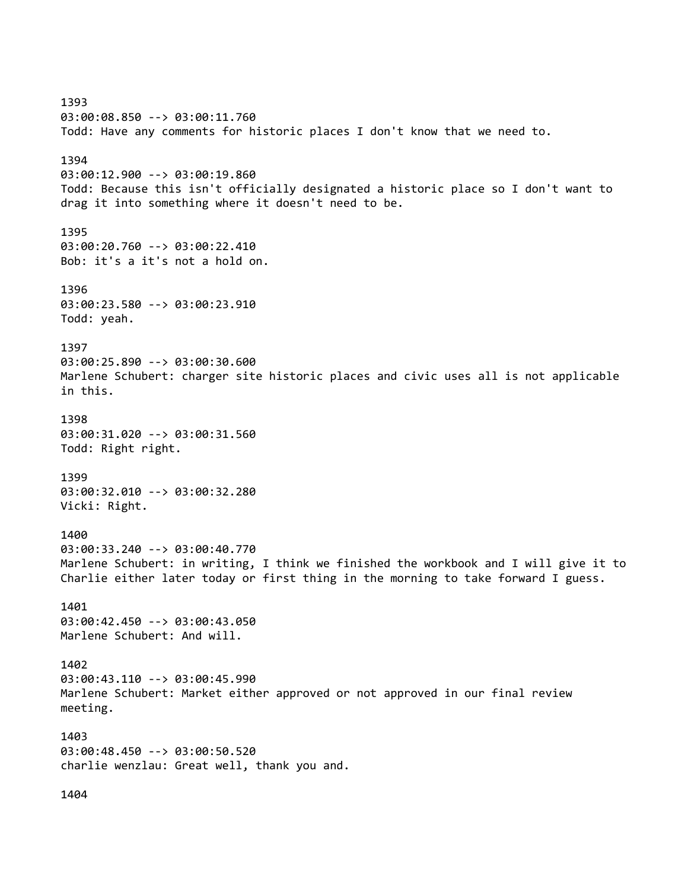1393
03:00:08.850 --> 03:00:11.760
Todd: Have any comments for historic places I don't know that we need to.

1394
03:00:12.900 --> 03:00:19.860
Todd: Because this isn't officially designated a historic place so I don't want to drag it into something where it doesn't need to be.

1395
03:00:20.760 --> 03:00:22.410
Bob: it's a it's not a hold on.

1396
03:00:23.580 --> 03:00:23.910
Todd: yeah.

1397
03:00:25.890 --> 03:00:30.600
Marlene Schubert: charger site historic places and civic uses all is not applicable in this.

1398
03:00:31.020 --> 03:00:31.560
Todd: Right right.

1399
03:00:32.010 --> 03:00:32.280
Vicki: Right.

1400
03:00:33.240 --> 03:00:40.770
Marlene Schubert: in writing, I think we finished the workbook and I will give it to Charlie either later today or first thing in the morning to take forward I guess.

1401
03:00:42.450 --> 03:00:43.050
Marlene Schubert: And will.

1402
03:00:43.110 --> 03:00:45.990
Marlene Schubert: Market either approved or not approved in our final review meeting.

1403
03:00:48.450 --> 03:00:50.520
charlie wenzlau: Great well, thank you and.

1404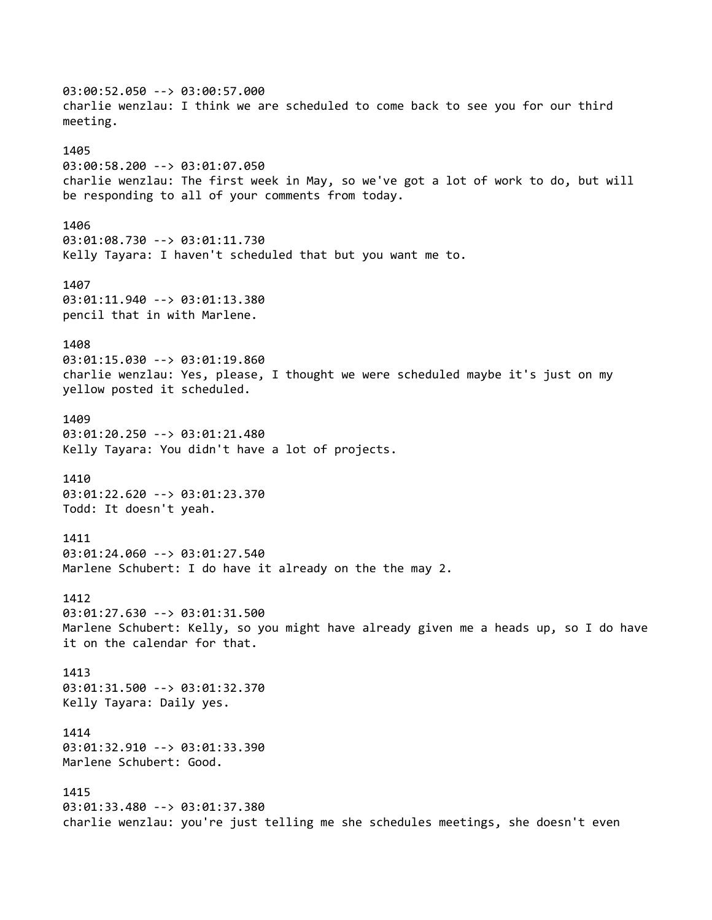03:00:52.050 --> 03:00:57.000
charlie wenzlau: I think we are scheduled to come back to see you for our third meeting.

1405
03:00:58.200 --> 03:01:07.050
charlie wenzlau: The first week in May, so we've got a lot of work to do, but will be responding to all of your comments from today.

1406
03:01:08.730 --> 03:01:11.730
Kelly Tayara: I haven't scheduled that but you want me to.

1407
03:01:11.940 --> 03:01:13.380
pencil that in with Marlene.

1408
03:01:15.030 --> 03:01:19.860
charlie wenzlau: Yes, please, I thought we were scheduled maybe it's just on my yellow posted it scheduled.

1409
03:01:20.250 --> 03:01:21.480
Kelly Tayara: You didn't have a lot of projects.

1410
03:01:22.620 --> 03:01:23.370
Todd: It doesn't yeah.

1411
03:01:24.060 --> 03:01:27.540
Marlene Schubert: I do have it already on the the may 2.

1412
03:01:27.630 --> 03:01:31.500
Marlene Schubert: Kelly, so you might have already given me a heads up, so I do have it on the calendar for that.

1413
03:01:31.500 --> 03:01:32.370
Kelly Tayara: Daily yes.

1414
03:01:32.910 --> 03:01:33.390
Marlene Schubert: Good.

1415
03:01:33.480 --> 03:01:37.380
charlie wenzlau: you're just telling me she schedules meetings, she doesn't even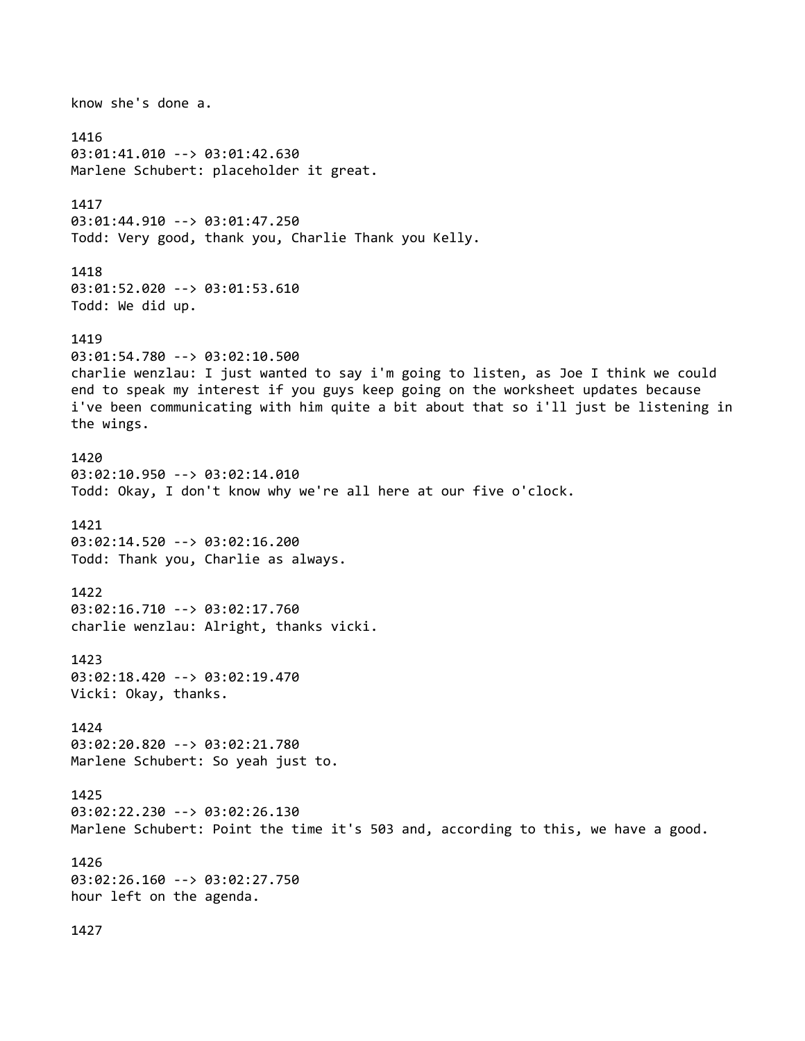know she's done a.

1416
03:01:41.010 --> 03:01:42.630
Marlene Schubert: placeholder it great.

1417
03:01:44.910 --> 03:01:47.250
Todd: Very good, thank you, Charlie Thank you Kelly.

1418
03:01:52.020 --> 03:01:53.610
Todd: We did up.

1419
03:01:54.780 --> 03:02:10.500
charlie wenzlau: I just wanted to say i'm going to listen, as Joe I think we could end to speak my interest if you guys keep going on the worksheet updates because i've been communicating with him quite a bit about that so i'll just be listening in the wings.

1420
03:02:10.950 --> 03:02:14.010
Todd: Okay, I don't know why we're all here at our five o'clock.

1421
03:02:14.520 --> 03:02:16.200
Todd: Thank you, Charlie as always.

1422
03:02:16.710 --> 03:02:17.760
charlie wenzlau: Alright, thanks vicki.

1423
03:02:18.420 --> 03:02:19.470
Vicki: Okay, thanks.

1424
03:02:20.820 --> 03:02:21.780
Marlene Schubert: So yeah just to.

1425
03:02:22.230 --> 03:02:26.130
Marlene Schubert: Point the time it's 503 and, according to this, we have a good.

1426
03:02:26.160 --> 03:02:27.750
hour left on the agenda.

1427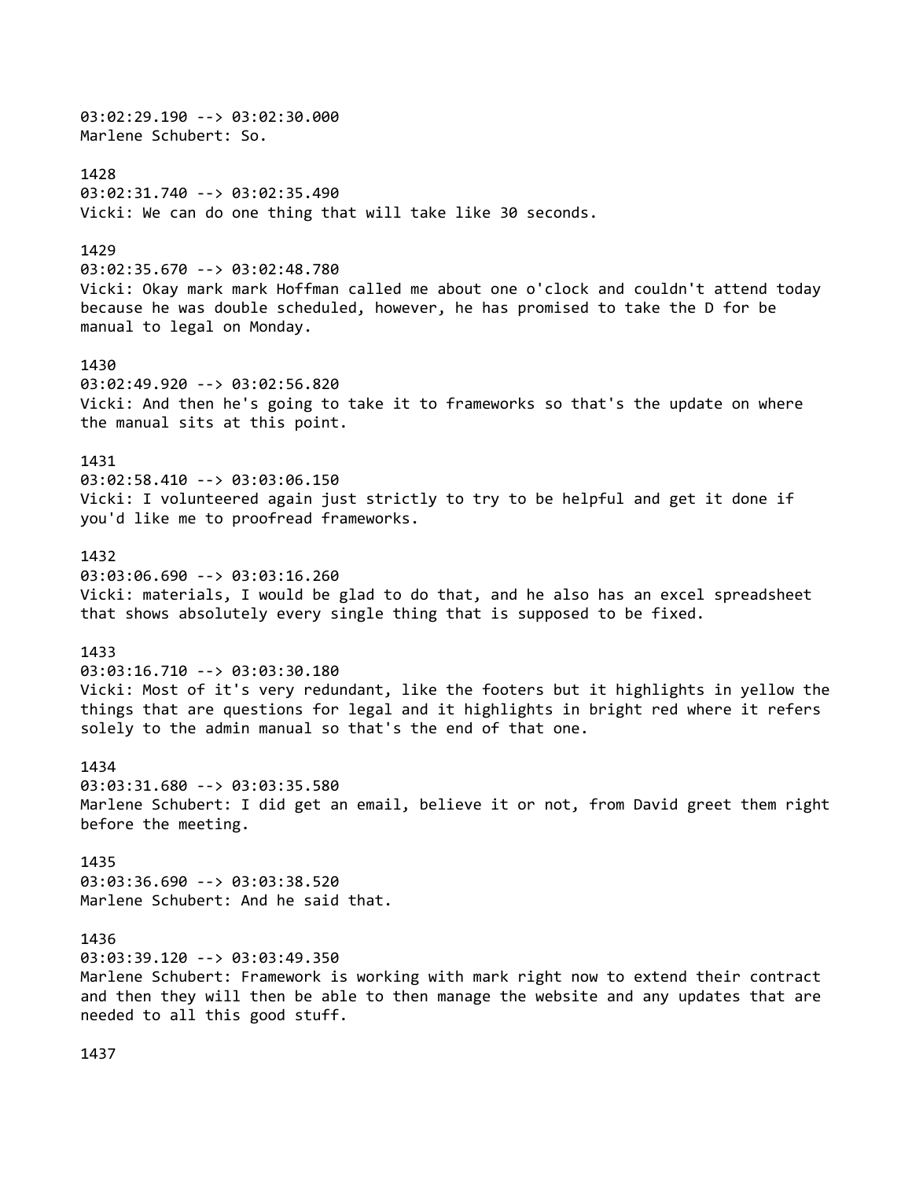03:02:29.190 --> 03:02:30.000
Marlene Schubert: So.

1428
03:02:31.740 --> 03:02:35.490
Vicki: We can do one thing that will take like 30 seconds.

1429
03:02:35.670 --> 03:02:48.780
Vicki: Okay mark mark Hoffman called me about one o'clock and couldn't attend today because he was double scheduled, however, he has promised to take the D for be manual to legal on Monday.

1430
03:02:49.920 --> 03:02:56.820
Vicki: And then he's going to take it to frameworks so that's the update on where the manual sits at this point.

1431
03:02:58.410 --> 03:03:06.150
Vicki: I volunteered again just strictly to try to be helpful and get it done if you'd like me to proofread frameworks.

1432
03:03:06.690 --> 03:03:16.260
Vicki: materials, I would be glad to do that, and he also has an excel spreadsheet that shows absolutely every single thing that is supposed to be fixed.

1433
03:03:16.710 --> 03:03:30.180
Vicki: Most of it's very redundant, like the footers but it highlights in yellow the things that are questions for legal and it highlights in bright red where it refers solely to the admin manual so that's the end of that one.

1434
03:03:31.680 --> 03:03:35.580
Marlene Schubert: I did get an email, believe it or not, from David greet them right before the meeting.

1435
03:03:36.690 --> 03:03:38.520
Marlene Schubert: And he said that.

1436
03:03:39.120 --> 03:03:49.350
Marlene Schubert: Framework is working with mark right now to extend their contract and then they will then be able to then manage the website and any updates that are needed to all this good stuff.

1437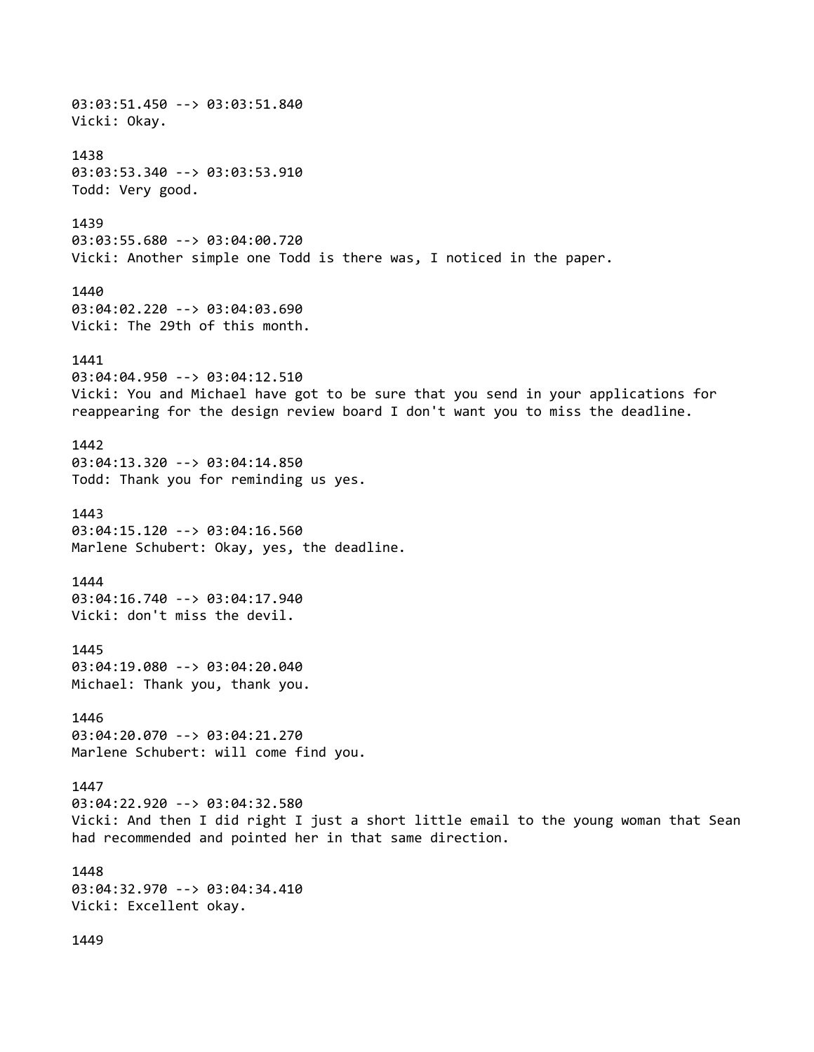03:03:51.450 --> 03:03:51.840
Vicki: Okay.

1438
03:03:53.340 --> 03:03:53.910
Todd: Very good.

1439
03:03:55.680 --> 03:04:00.720
Vicki: Another simple one Todd is there was, I noticed in the paper.

1440
03:04:02.220 --> 03:04:03.690
Vicki: The 29th of this month.

1441
03:04:04.950 --> 03:04:12.510
Vicki: You and Michael have got to be sure that you send in your applications for reappearing for the design review board I don't want you to miss the deadline.

1442
03:04:13.320 --> 03:04:14.850
Todd: Thank you for reminding us yes.

1443
03:04:15.120 --> 03:04:16.560
Marlene Schubert: Okay, yes, the deadline.

1444
03:04:16.740 --> 03:04:17.940
Vicki: don't miss the devil.

1445
03:04:19.080 --> 03:04:20.040
Michael: Thank you, thank you.

1446
03:04:20.070 --> 03:04:21.270
Marlene Schubert: will come find you.

1447
03:04:22.920 --> 03:04:32.580
Vicki: And then I did right I just a short little email to the young woman that Sean had recommended and pointed her in that same direction.

1448
03:04:32.970 --> 03:04:34.410
Vicki: Excellent okay.

1449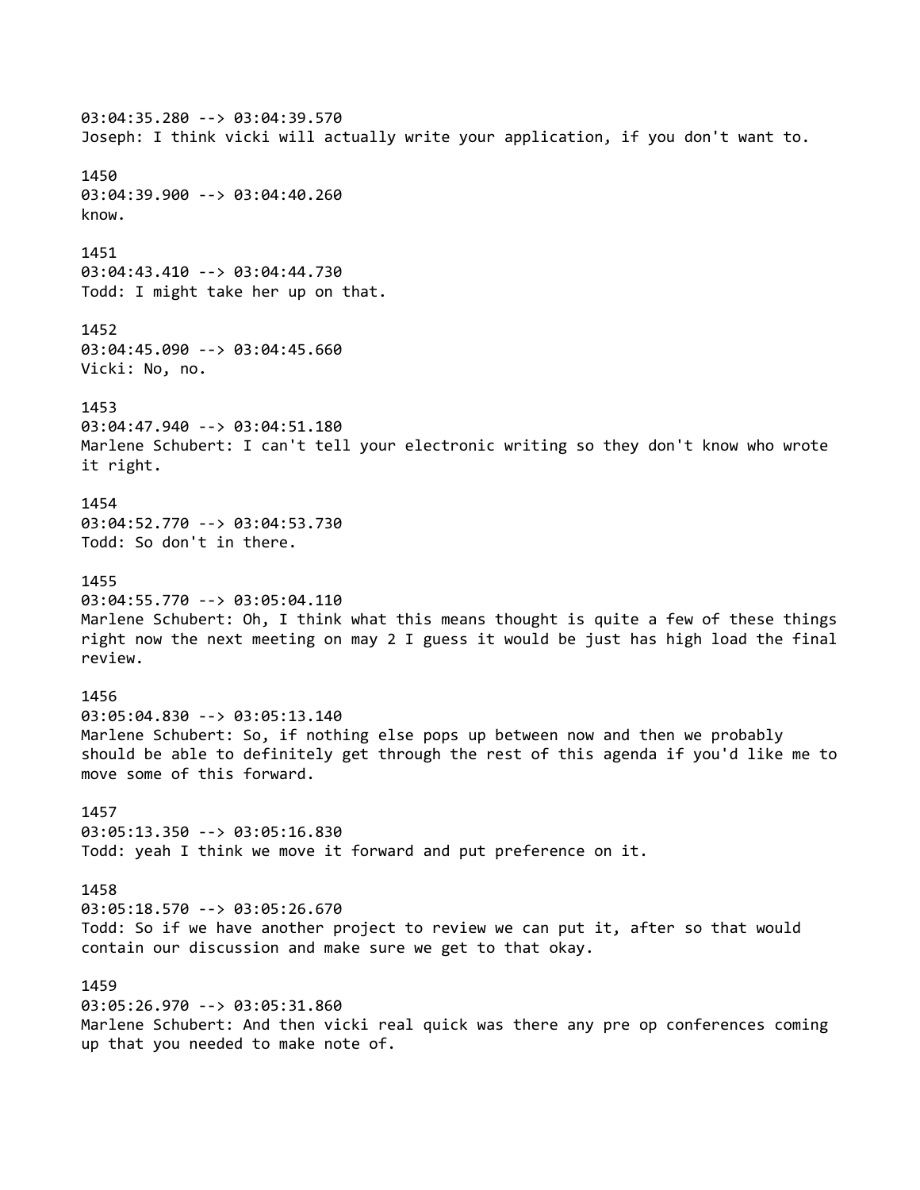03:04:35.280 --> 03:04:39.570
Joseph: I think vicki will actually write your application, if you don't want to.

1450
03:04:39.900 --> 03:04:40.260
know.

1451
03:04:43.410 --> 03:04:44.730
Todd: I might take her up on that.

1452
03:04:45.090 --> 03:04:45.660
Vicki: No, no.

1453
03:04:47.940 --> 03:04:51.180
Marlene Schubert: I can't tell your electronic writing so they don't know who wrote it right.

1454
03:04:52.770 --> 03:04:53.730
Todd: So don't in there.

1455
03:04:55.770 --> 03:05:04.110
Marlene Schubert: Oh, I think what this means thought is quite a few of these things right now the next meeting on may 2 I guess it would be just has high load the final review.

1456
03:05:04.830 --> 03:05:13.140
Marlene Schubert: So, if nothing else pops up between now and then we probably should be able to definitely get through the rest of this agenda if you'd like me to move some of this forward.

1457
03:05:13.350 --> 03:05:16.830
Todd: yeah I think we move it forward and put preference on it.

1458
03:05:18.570 --> 03:05:26.670
Todd: So if we have another project to review we can put it, after so that would contain our discussion and make sure we get to that okay.

1459
03:05:26.970 --> 03:05:31.860
Marlene Schubert: And then vicki real quick was there any pre op conferences coming up that you needed to make note of.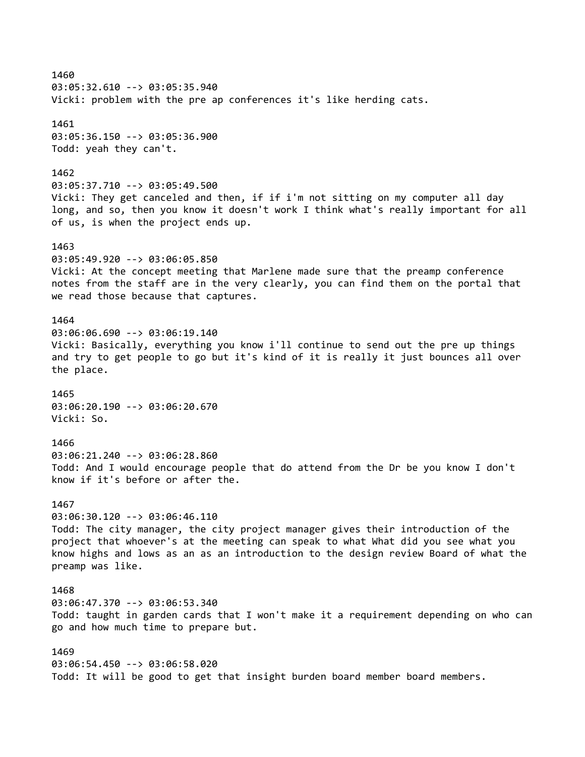1460
03:05:32.610 --> 03:05:35.940
Vicki: problem with the pre ap conferences it's like herding cats.

1461
03:05:36.150 --> 03:05:36.900
Todd: yeah they can't.

1462
03:05:37.710 --> 03:05:49.500
Vicki: They get canceled and then, if if i'm not sitting on my computer all day long, and so, then you know it doesn't work I think what's really important for all of us, is when the project ends up.

1463
03:05:49.920 --> 03:06:05.850
Vicki: At the concept meeting that Marlene made sure that the preamp conference notes from the staff are in the very clearly, you can find them on the portal that we read those because that captures.

1464
03:06:06.690 --> 03:06:19.140
Vicki: Basically, everything you know i'll continue to send out the pre up things and try to get people to go but it's kind of it is really it just bounces all over the place.

1465
03:06:20.190 --> 03:06:20.670
Vicki: So.

1466
03:06:21.240 --> 03:06:28.860
Todd: And I would encourage people that do attend from the Dr be you know I don't know if it's before or after the.

1467
03:06:30.120 --> 03:06:46.110
Todd: The city manager, the city project manager gives their introduction of the project that whoever's at the meeting can speak to what What did you see what you know highs and lows as an as an introduction to the design review Board of what the preamp was like.

1468
03:06:47.370 --> 03:06:53.340
Todd: taught in garden cards that I won't make it a requirement depending on who can go and how much time to prepare but.

1469
03:06:54.450 --> 03:06:58.020
Todd: It will be good to get that insight burden board member board members.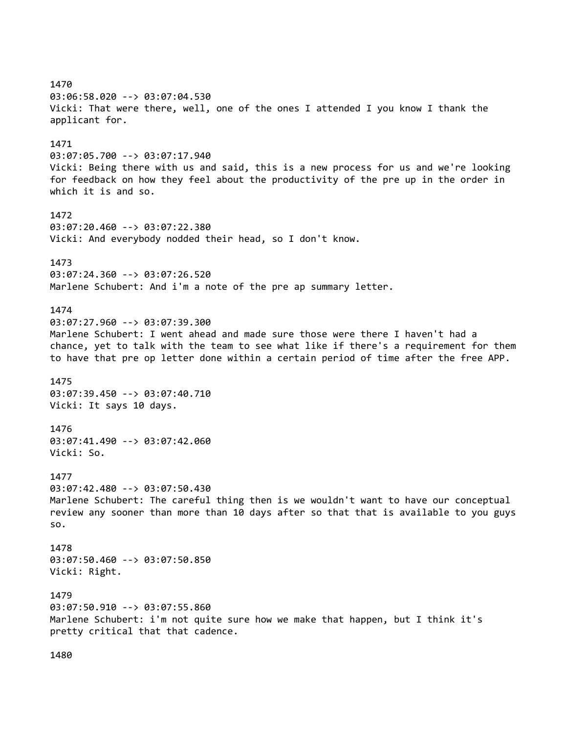1470
03:06:58.020 --> 03:07:04.530
Vicki: That were there, well, one of the ones I attended I you know I thank the applicant for.

1471
03:07:05.700 --> 03:07:17.940
Vicki: Being there with us and said, this is a new process for us and we're looking for feedback on how they feel about the productivity of the pre up in the order in which it is and so.

1472
03:07:20.460 --> 03:07:22.380
Vicki: And everybody nodded their head, so I don't know.

1473
03:07:24.360 --> 03:07:26.520
Marlene Schubert: And i'm a note of the pre ap summary letter.

1474
03:07:27.960 --> 03:07:39.300
Marlene Schubert: I went ahead and made sure those were there I haven't had a chance, yet to talk with the team to see what like if there's a requirement for them to have that pre op letter done within a certain period of time after the free APP.

1475
03:07:39.450 --> 03:07:40.710
Vicki: It says 10 days.

1476
03:07:41.490 --> 03:07:42.060
Vicki: So.

1477
03:07:42.480 --> 03:07:50.430
Marlene Schubert: The careful thing then is we wouldn't want to have our conceptual review any sooner than more than 10 days after so that that is available to you guys so.

1478
03:07:50.460 --> 03:07:50.850
Vicki: Right.

1479
03:07:50.910 --> 03:07:55.860
Marlene Schubert: i'm not quite sure how we make that happen, but I think it's pretty critical that that cadence.

1480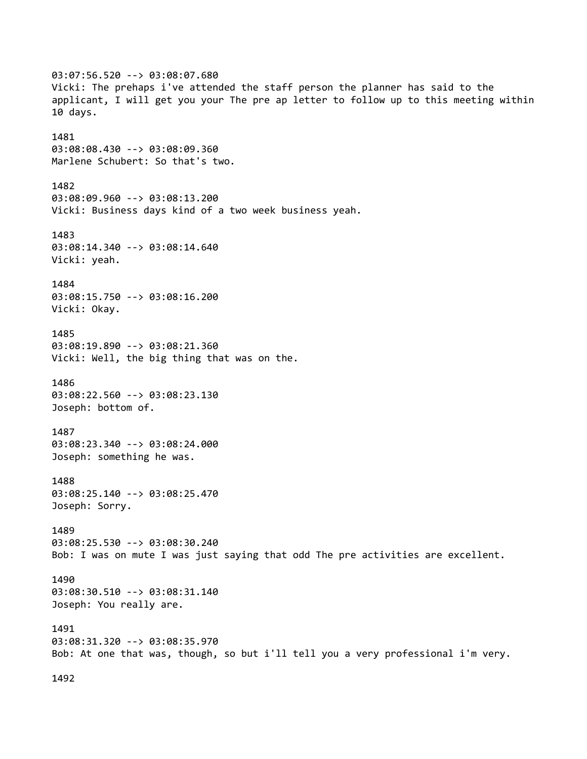03:07:56.520 --> 03:08:07.680
Vicki: The prehaps i've attended the staff person the planner has said to the applicant, I will get you your The pre ap letter to follow up to this meeting within 10 days.

1481
03:08:08.430 --> 03:08:09.360
Marlene Schubert: So that's two.

1482
03:08:09.960 --> 03:08:13.200
Vicki: Business days kind of a two week business yeah.

1483
03:08:14.340 --> 03:08:14.640
Vicki: yeah.

1484
03:08:15.750 --> 03:08:16.200
Vicki: Okay.

1485
03:08:19.890 --> 03:08:21.360
Vicki: Well, the big thing that was on the.

1486
03:08:22.560 --> 03:08:23.130
Joseph: bottom of.

1487
03:08:23.340 --> 03:08:24.000
Joseph: something he was.

1488
03:08:25.140 --> 03:08:25.470
Joseph: Sorry.

1489
03:08:25.530 --> 03:08:30.240
Bob: I was on mute I was just saying that odd The pre activities are excellent.

1490
03:08:30.510 --> 03:08:31.140
Joseph: You really are.

1491
03:08:31.320 --> 03:08:35.970
Bob: At one that was, though, so but i'll tell you a very professional i'm very.

1492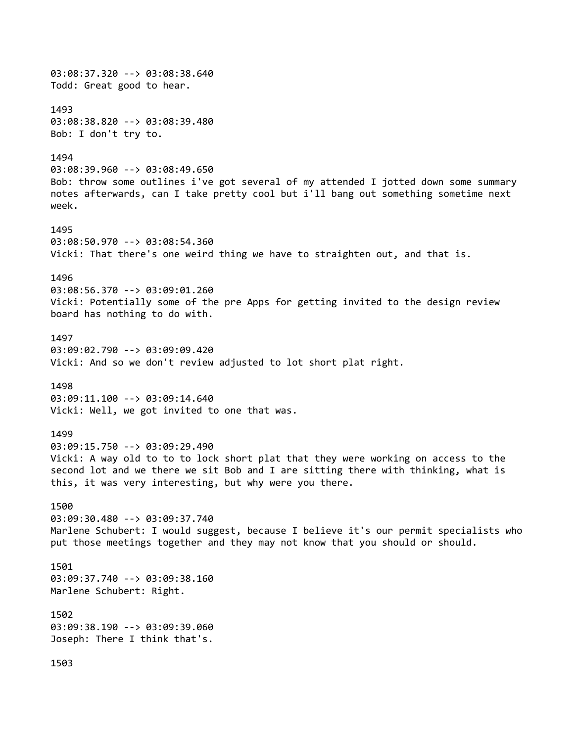03:08:37.320 --> 03:08:38.640
Todd: Great good to hear.

1493
03:08:38.820 --> 03:08:39.480
Bob: I don't try to.

1494
03:08:39.960 --> 03:08:49.650
Bob: throw some outlines i've got several of my attended I jotted down some summary notes afterwards, can I take pretty cool but i'll bang out something sometime next week.

1495
03:08:50.970 --> 03:08:54.360
Vicki: That there's one weird thing we have to straighten out, and that is.

1496
03:08:56.370 --> 03:09:01.260
Vicki: Potentially some of the pre Apps for getting invited to the design review board has nothing to do with.

1497
03:09:02.790 --> 03:09:09.420
Vicki: And so we don't review adjusted to lot short plat right.

1498
03:09:11.100 --> 03:09:14.640
Vicki: Well, we got invited to one that was.

1499
03:09:15.750 --> 03:09:29.490
Vicki: A way old to to to lock short plat that they were working on access to the second lot and we there we sit Bob and I are sitting there with thinking, what is this, it was very interesting, but why were you there.

1500
03:09:30.480 --> 03:09:37.740
Marlene Schubert: I would suggest, because I believe it's our permit specialists who put those meetings together and they may not know that you should or should.

1501
03:09:37.740 --> 03:09:38.160
Marlene Schubert: Right.

1502
03:09:38.190 --> 03:09:39.060
Joseph: There I think that's.

1503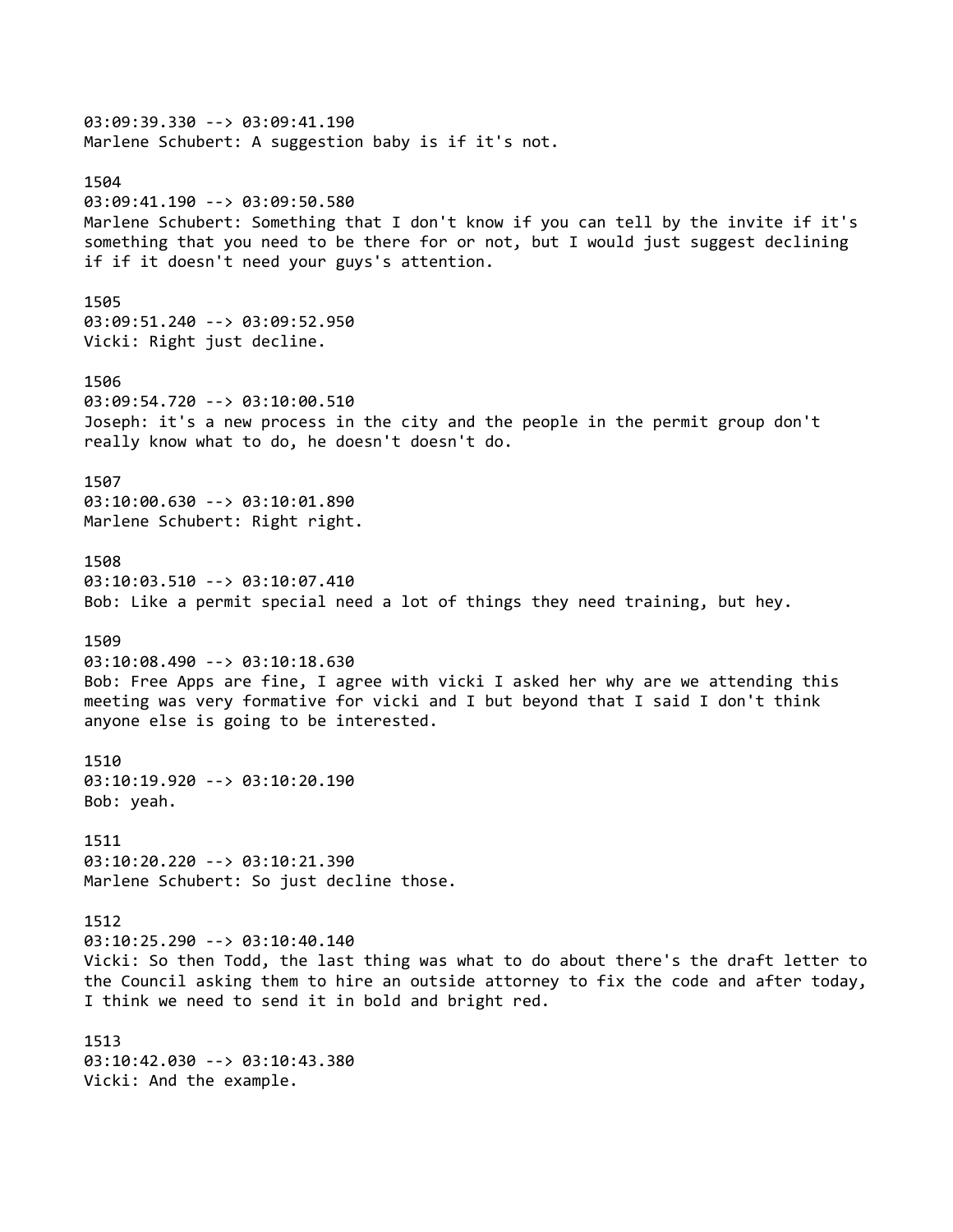03:09:39.330 --> 03:09:41.190
Marlene Schubert: A suggestion baby is if it's not.

1504
03:09:41.190 --> 03:09:50.580
Marlene Schubert: Something that I don't know if you can tell by the invite if it's something that you need to be there for or not, but I would just suggest declining if if it doesn't need your guys's attention.

1505
03:09:51.240 --> 03:09:52.950
Vicki: Right just decline.

1506
03:09:54.720 --> 03:10:00.510
Joseph: it's a new process in the city and the people in the permit group don't really know what to do, he doesn't doesn't do.

1507
03:10:00.630 --> 03:10:01.890
Marlene Schubert: Right right.

1508
03:10:03.510 --> 03:10:07.410
Bob: Like a permit special need a lot of things they need training, but hey.

1509
03:10:08.490 --> 03:10:18.630
Bob: Free Apps are fine, I agree with vicki I asked her why are we attending this meeting was very formative for vicki and I but beyond that I said I don't think anyone else is going to be interested.

1510
03:10:19.920 --> 03:10:20.190
Bob: yeah.

1511
03:10:20.220 --> 03:10:21.390
Marlene Schubert: So just decline those.

1512
03:10:25.290 --> 03:10:40.140
Vicki: So then Todd, the last thing was what to do about there's the draft letter to the Council asking them to hire an outside attorney to fix the code and after today, I think we need to send it in bold and bright red.

1513
03:10:42.030 --> 03:10:43.380
Vicki: And the example.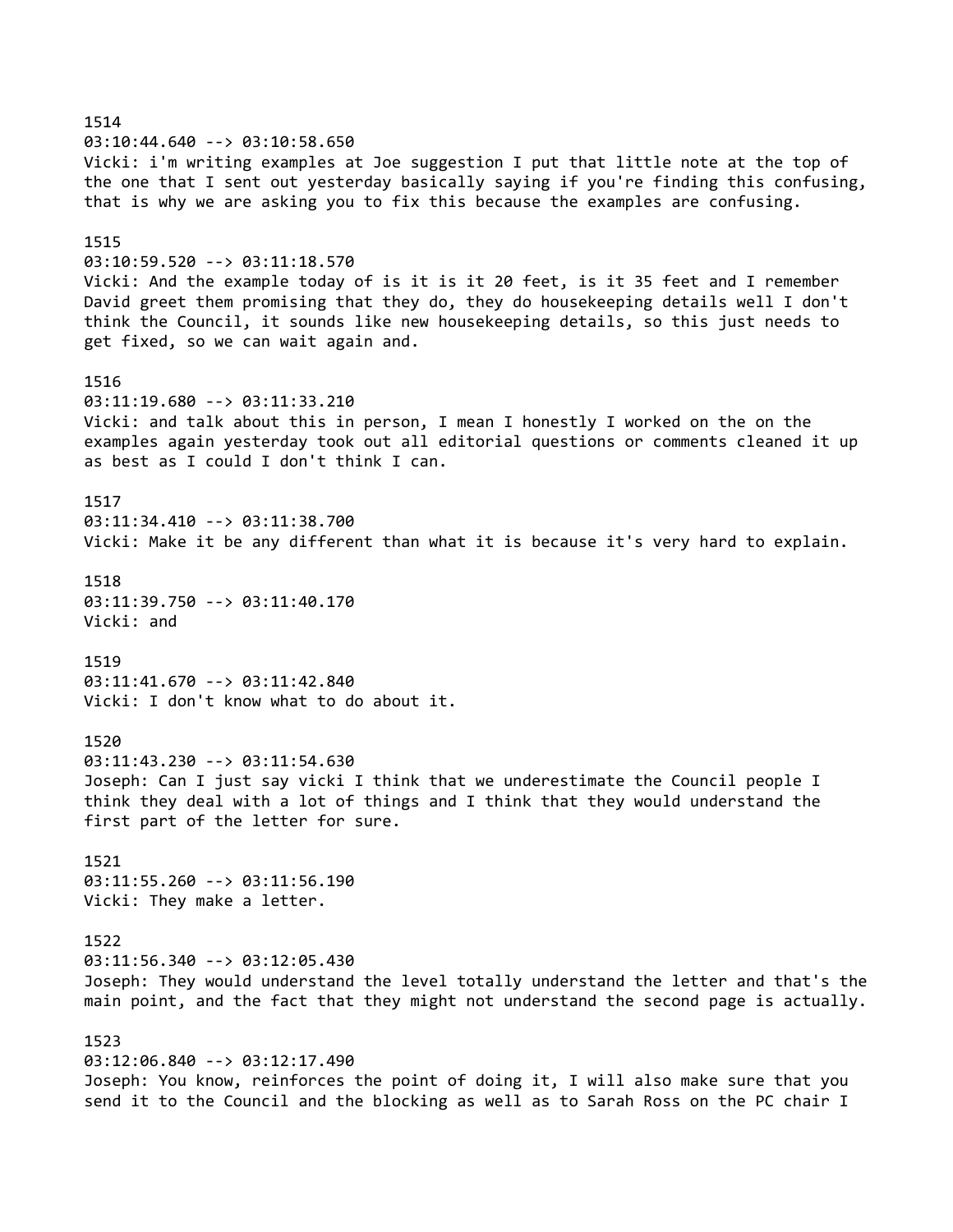1514
03:10:44.640 --> 03:10:58.650
Vicki: i'm writing examples at Joe suggestion I put that little note at the top of the one that I sent out yesterday basically saying if you're finding this confusing, that is why we are asking you to fix this because the examples are confusing.

1515
03:10:59.520 --> 03:11:18.570
Vicki: And the example today of is it is it 20 feet, is it 35 feet and I remember David greet them promising that they do, they do housekeeping details well I don't think the Council, it sounds like new housekeeping details, so this just needs to get fixed, so we can wait again and.

1516
03:11:19.680 --> 03:11:33.210
Vicki: and talk about this in person, I mean I honestly I worked on the on the examples again yesterday took out all editorial questions or comments cleaned it up as best as I could I don't think I can.

1517
03:11:34.410 --> 03:11:38.700
Vicki: Make it be any different than what it is because it's very hard to explain.

1518
03:11:39.750 --> 03:11:40.170
Vicki: and

1519
03:11:41.670 --> 03:11:42.840
Vicki: I don't know what to do about it.

1520
03:11:43.230 --> 03:11:54.630
Joseph: Can I just say vicki I think that we underestimate the Council people I think they deal with a lot of things and I think that they would understand the first part of the letter for sure.

1521
03:11:55.260 --> 03:11:56.190
Vicki: They make a letter.

1522
03:11:56.340 --> 03:12:05.430
Joseph: They would understand the level totally understand the letter and that's the main point, and the fact that they might not understand the second page is actually.

1523
03:12:06.840 --> 03:12:17.490
Joseph: You know, reinforces the point of doing it, I will also make sure that you send it to the Council and the blocking as well as to Sarah Ross on the PC chair I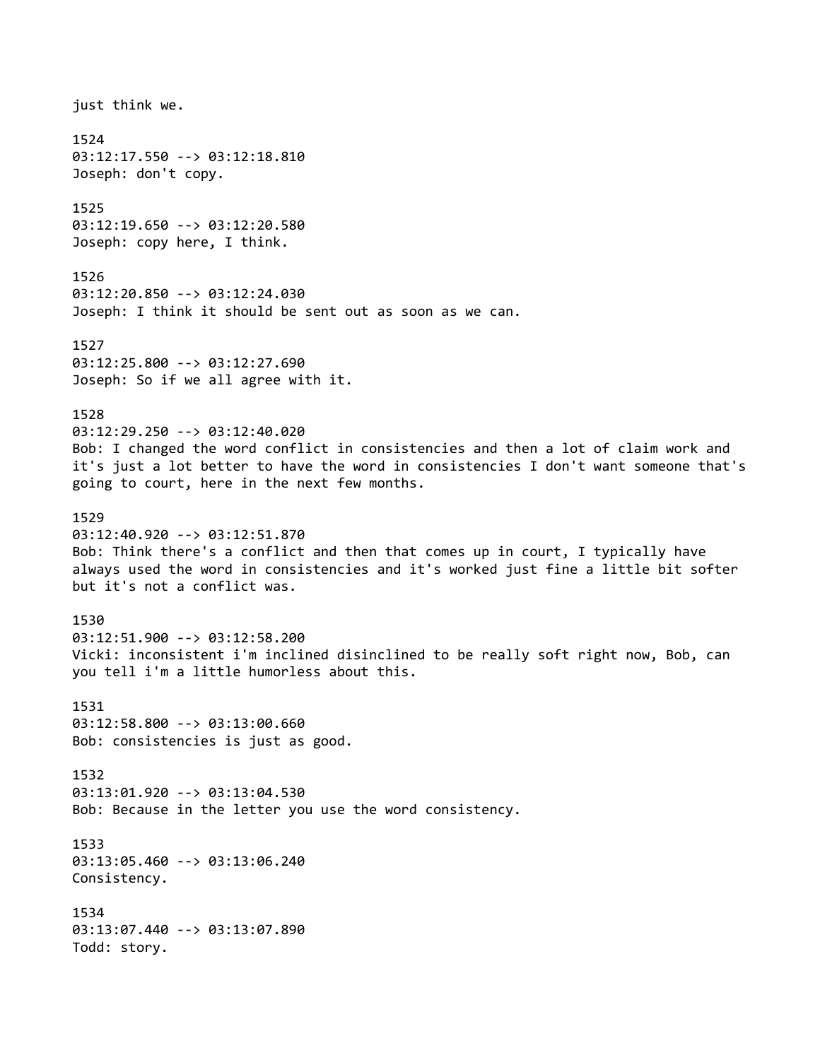just think we.

1524
03:12:17.550 --> 03:12:18.810
Joseph: don't copy.

1525
03:12:19.650 --> 03:12:20.580
Joseph: copy here, I think.

1526
03:12:20.850 --> 03:12:24.030
Joseph: I think it should be sent out as soon as we can.

1527
03:12:25.800 --> 03:12:27.690
Joseph: So if we all agree with it.

1528
03:12:29.250 --> 03:12:40.020
Bob: I changed the word conflict in consistencies and then a lot of claim work and it's just a lot better to have the word in consistencies I don't want someone that's going to court, here in the next few months.

1529
03:12:40.920 --> 03:12:51.870
Bob: Think there's a conflict and then that comes up in court, I typically have always used the word in consistencies and it's worked just fine a little bit softer but it's not a conflict was.

1530
03:12:51.900 --> 03:12:58.200
Vicki: inconsistent i'm inclined disinclined to be really soft right now, Bob, can you tell i'm a little humorless about this.

1531
03:12:58.800 --> 03:13:00.660
Bob: consistencies is just as good.

1532
03:13:01.920 --> 03:13:04.530
Bob: Because in the letter you use the word consistency.

1533
03:13:05.460 --> 03:13:06.240
Consistency.

1534
03:13:07.440 --> 03:13:07.890
Todd: story.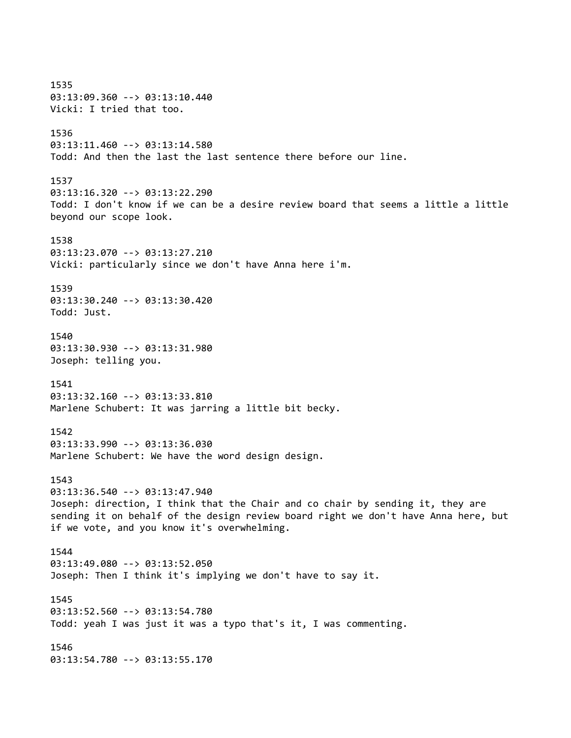1535
03:13:09.360 --> 03:13:10.440
Vicki: I tried that too.

1536
03:13:11.460 --> 03:13:14.580
Todd: And then the last the last sentence there before our line.

1537
03:13:16.320 --> 03:13:22.290
Todd: I don't know if we can be a desire review board that seems a little a little beyond our scope look.

1538
03:13:23.070 --> 03:13:27.210
Vicki: particularly since we don't have Anna here i'm.

1539
03:13:30.240 --> 03:13:30.420
Todd: Just.

1540
03:13:30.930 --> 03:13:31.980
Joseph: telling you.

1541
03:13:32.160 --> 03:13:33.810
Marlene Schubert: It was jarring a little bit becky.

1542
03:13:33.990 --> 03:13:36.030
Marlene Schubert: We have the word design design.

1543
03:13:36.540 --> 03:13:47.940
Joseph: direction, I think that the Chair and co chair by sending it, they are sending it on behalf of the design review board right we don't have Anna here, but if we vote, and you know it's overwhelming.

1544
03:13:49.080 --> 03:13:52.050
Joseph: Then I think it's implying we don't have to say it.

1545
03:13:52.560 --> 03:13:54.780
Todd: yeah I was just it was a typo that's it, I was commenting.

1546
03:13:54.780 --> 03:13:55.170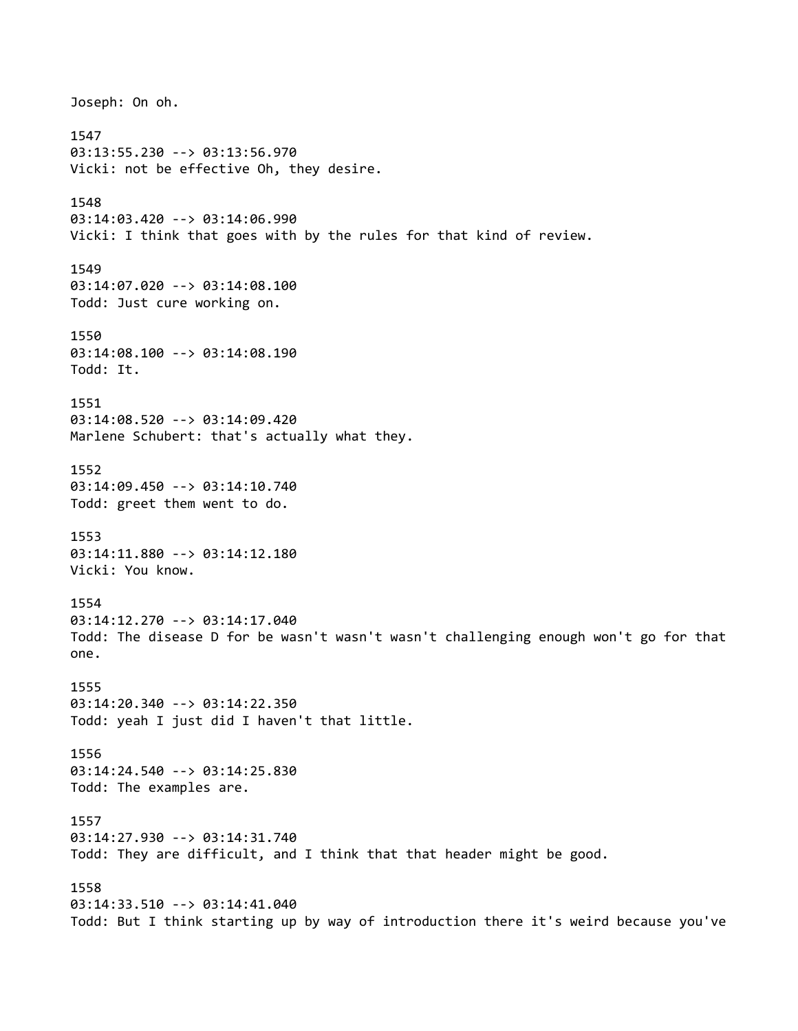Joseph: On oh.

1547
03:13:55.230 --> 03:13:56.970
Vicki: not be effective Oh, they desire.

1548
03:14:03.420 --> 03:14:06.990
Vicki: I think that goes with by the rules for that kind of review.

1549
03:14:07.020 --> 03:14:08.100
Todd: Just cure working on.

1550
03:14:08.100 --> 03:14:08.190
Todd: It.

1551
03:14:08.520 --> 03:14:09.420
Marlene Schubert: that's actually what they.

1552
03:14:09.450 --> 03:14:10.740
Todd: greet them went to do.

1553
03:14:11.880 --> 03:14:12.180
Vicki: You know.

1554
03:14:12.270 --> 03:14:17.040
Todd: The disease D for be wasn't wasn't wasn't challenging enough won't go for that one.

1555
03:14:20.340 --> 03:14:22.350
Todd: yeah I just did I haven't that little.

1556
03:14:24.540 --> 03:14:25.830
Todd: The examples are.

1557
03:14:27.930 --> 03:14:31.740
Todd: They are difficult, and I think that that header might be good.

1558
03:14:33.510 --> 03:14:41.040
Todd: But I think starting up by way of introduction there it's weird because you've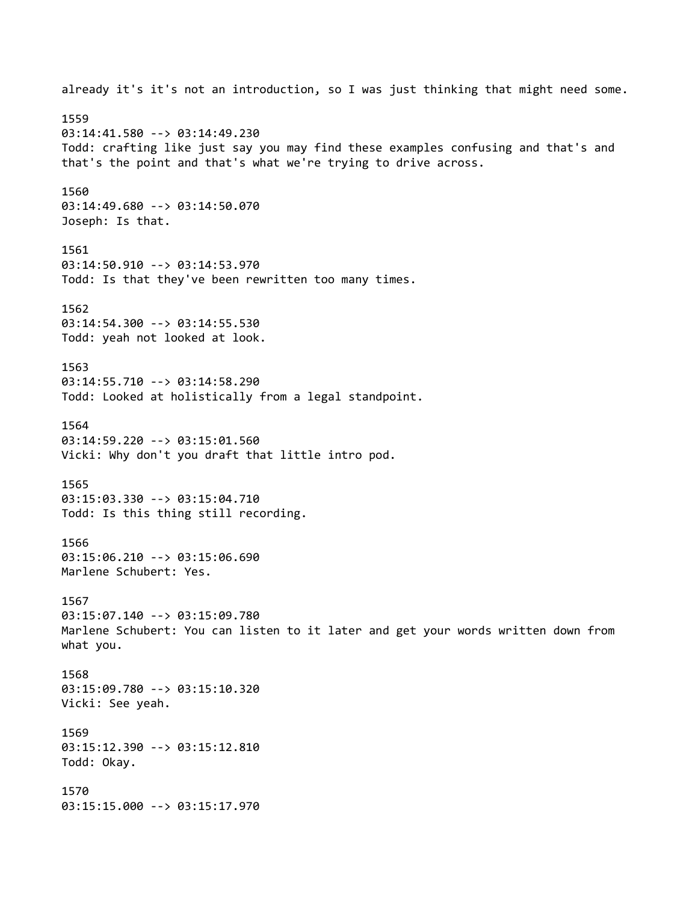already it's it's not an introduction, so I was just thinking that might need some.

1559
03:14:41.580 --> 03:14:49.230
Todd: crafting like just say you may find these examples confusing and that's and that's the point and that's what we're trying to drive across.

1560
03:14:49.680 --> 03:14:50.070
Joseph: Is that.

1561
03:14:50.910 --> 03:14:53.970
Todd: Is that they've been rewritten too many times.

1562
03:14:54.300 --> 03:14:55.530
Todd: yeah not looked at look.

1563
03:14:55.710 --> 03:14:58.290
Todd: Looked at holistically from a legal standpoint.

1564
03:14:59.220 --> 03:15:01.560
Vicki: Why don't you draft that little intro pod.

1565
03:15:03.330 --> 03:15:04.710
Todd: Is this thing still recording.

1566
03:15:06.210 --> 03:15:06.690
Marlene Schubert: Yes.

1567
03:15:07.140 --> 03:15:09.780
Marlene Schubert: You can listen to it later and get your words written down from what you.

1568
03:15:09.780 --> 03:15:10.320
Vicki: See yeah.

1569
03:15:12.390 --> 03:15:12.810
Todd: Okay.

1570
03:15:15.000 --> 03:15:17.970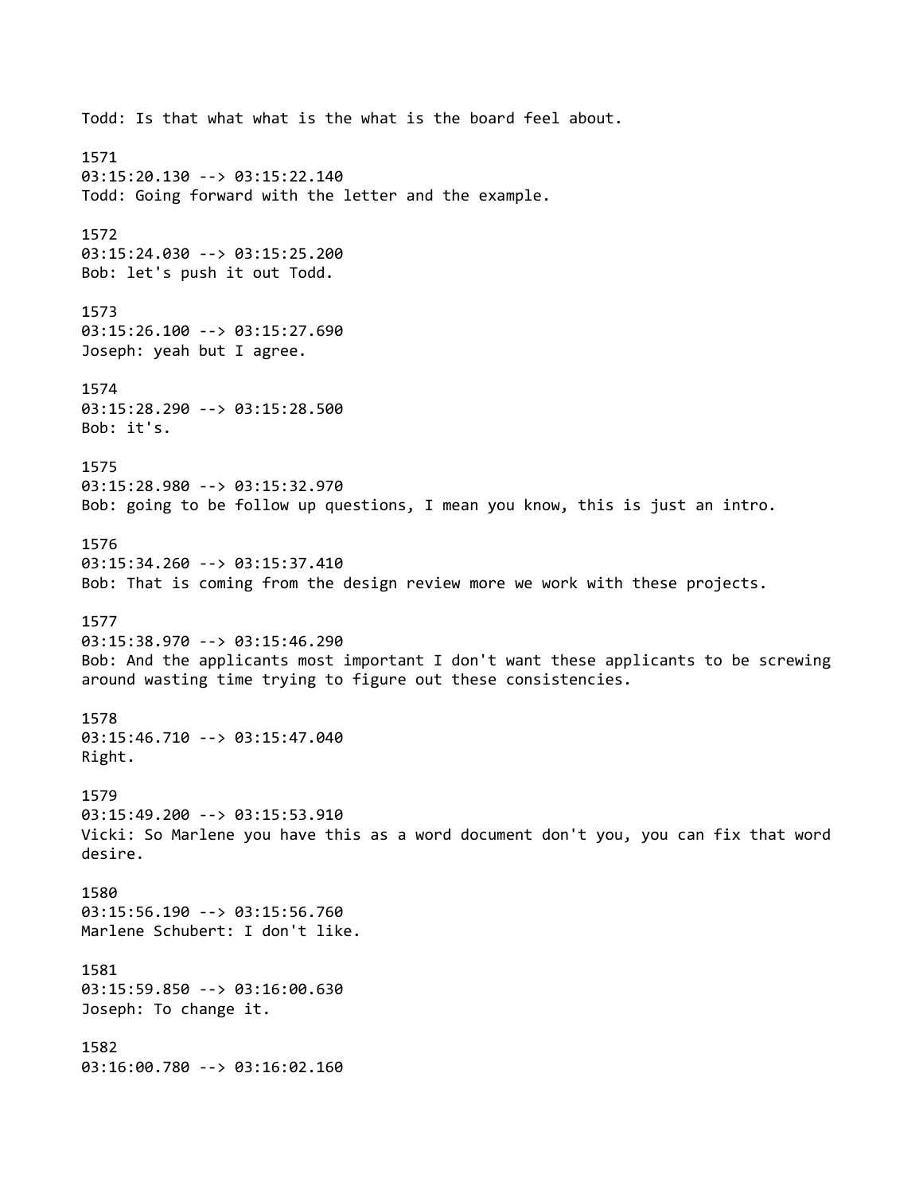Todd: Is that what what is the what is the board feel about.

1571
03:15:20.130 --> 03:15:22.140
Todd: Going forward with the letter and the example.

1572
03:15:24.030 --> 03:15:25.200
Bob: let's push it out Todd.

1573
03:15:26.100 --> 03:15:27.690
Joseph: yeah but I agree.

1574
03:15:28.290 --> 03:15:28.500
Bob: it's.

1575
03:15:28.980 --> 03:15:32.970
Bob: going to be follow up questions, I mean you know, this is just an intro.

1576
03:15:34.260 --> 03:15:37.410
Bob: That is coming from the design review more we work with these projects.

1577
03:15:38.970 --> 03:15:46.290
Bob: And the applicants most important I don't want these applicants to be screwing around wasting time trying to figure out these consistencies.

1578
03:15:46.710 --> 03:15:47.040
Right.

1579
03:15:49.200 --> 03:15:53.910
Vicki: So Marlene you have this as a word document don't you, you can fix that word desire.

1580
03:15:56.190 --> 03:15:56.760
Marlene Schubert: I don't like.

1581
03:15:59.850 --> 03:16:00.630
Joseph: To change it.

1582
03:16:00.780 --> 03:16:02.160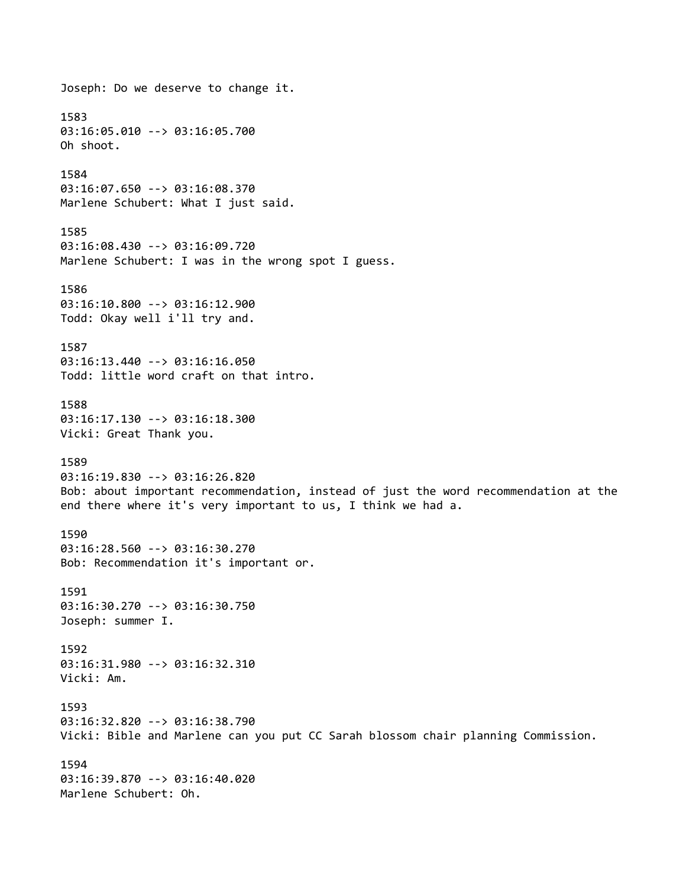Joseph: Do we deserve to change it.

1583
03:16:05.010 --> 03:16:05.700
Oh shoot.

1584
03:16:07.650 --> 03:16:08.370
Marlene Schubert: What I just said.

1585
03:16:08.430 --> 03:16:09.720
Marlene Schubert: I was in the wrong spot I guess.

1586
03:16:10.800 --> 03:16:12.900
Todd: Okay well i'll try and.

1587
03:16:13.440 --> 03:16:16.050
Todd: little word craft on that intro.

1588
03:16:17.130 --> 03:16:18.300
Vicki: Great Thank you.

1589
03:16:19.830 --> 03:16:26.820
Bob: about important recommendation, instead of just the word recommendation at the end there where it's very important to us, I think we had a.

1590
03:16:28.560 --> 03:16:30.270
Bob: Recommendation it's important or.

1591
03:16:30.270 --> 03:16:30.750
Joseph: summer I.

1592
03:16:31.980 --> 03:16:32.310
Vicki: Am.

1593
03:16:32.820 --> 03:16:38.790
Vicki: Bible and Marlene can you put CC Sarah blossom chair planning Commission.

1594
03:16:39.870 --> 03:16:40.020
Marlene Schubert: Oh.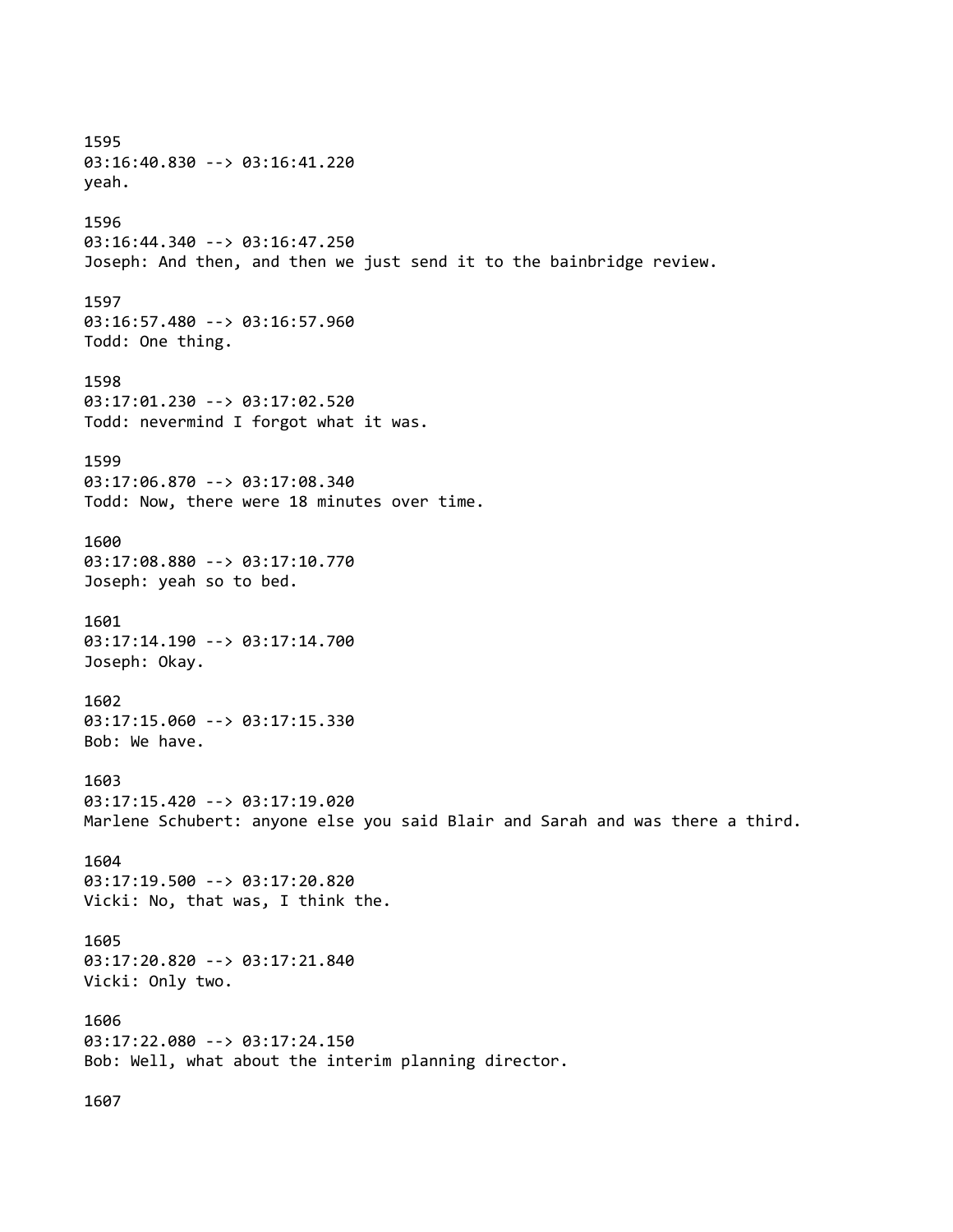1595
03:16:40.830 --> 03:16:41.220
yeah.

1596
03:16:44.340 --> 03:16:47.250
Joseph: And then, and then we just send it to the bainbridge review.

1597
03:16:57.480 --> 03:16:57.960
Todd: One thing.

1598
03:17:01.230 --> 03:17:02.520
Todd: nevermind I forgot what it was.

1599
03:17:06.870 --> 03:17:08.340
Todd: Now, there were 18 minutes over time.

1600
03:17:08.880 --> 03:17:10.770
Joseph: yeah so to bed.

1601
03:17:14.190 --> 03:17:14.700
Joseph: Okay.

1602
03:17:15.060 --> 03:17:15.330
Bob: We have.

1603
03:17:15.420 --> 03:17:19.020
Marlene Schubert: anyone else you said Blair and Sarah and was there a third.

1604
03:17:19.500 --> 03:17:20.820
Vicki: No, that was, I think the.

1605
03:17:20.820 --> 03:17:21.840
Vicki: Only two.

1606
03:17:22.080 --> 03:17:24.150
Bob: Well, what about the interim planning director.

1607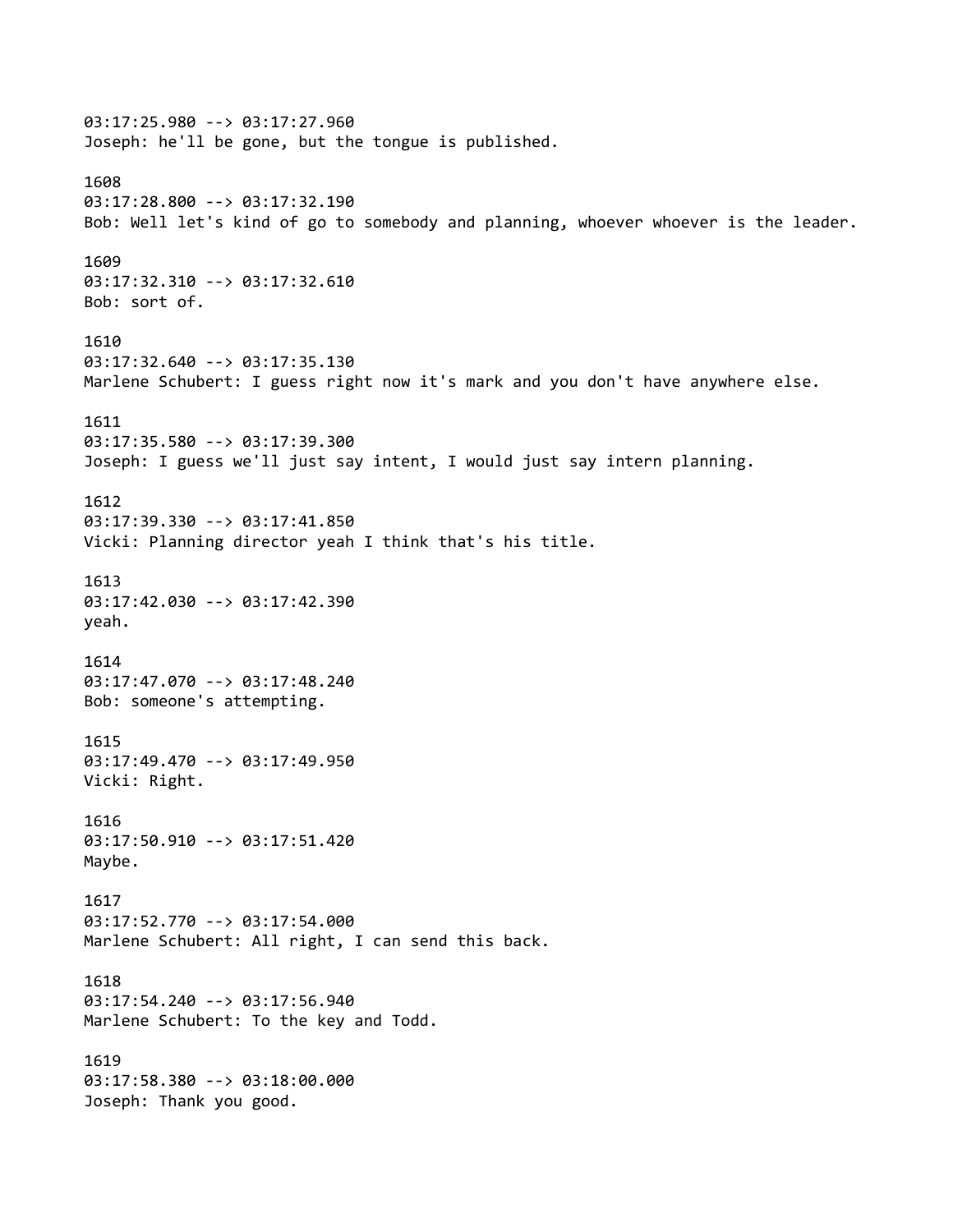03:17:25.980 --> 03:17:27.960
Joseph: he'll be gone, but the tongue is published.

1608
03:17:28.800 --> 03:17:32.190
Bob: Well let's kind of go to somebody and planning, whoever whoever is the leader.

1609
03:17:32.310 --> 03:17:32.610
Bob: sort of.

1610
03:17:32.640 --> 03:17:35.130
Marlene Schubert: I guess right now it's mark and you don't have anywhere else.

1611
03:17:35.580 --> 03:17:39.300
Joseph: I guess we'll just say intent, I would just say intern planning.

1612
03:17:39.330 --> 03:17:41.850
Vicki: Planning director yeah I think that's his title.

1613
03:17:42.030 --> 03:17:42.390
yeah.

1614
03:17:47.070 --> 03:17:48.240
Bob: someone's attempting.

1615
03:17:49.470 --> 03:17:49.950
Vicki: Right.

1616
03:17:50.910 --> 03:17:51.420
Maybe.

1617
03:17:52.770 --> 03:17:54.000
Marlene Schubert: All right, I can send this back.

1618
03:17:54.240 --> 03:17:56.940
Marlene Schubert: To the key and Todd.

1619
03:17:58.380 --> 03:18:00.000
Joseph: Thank you good.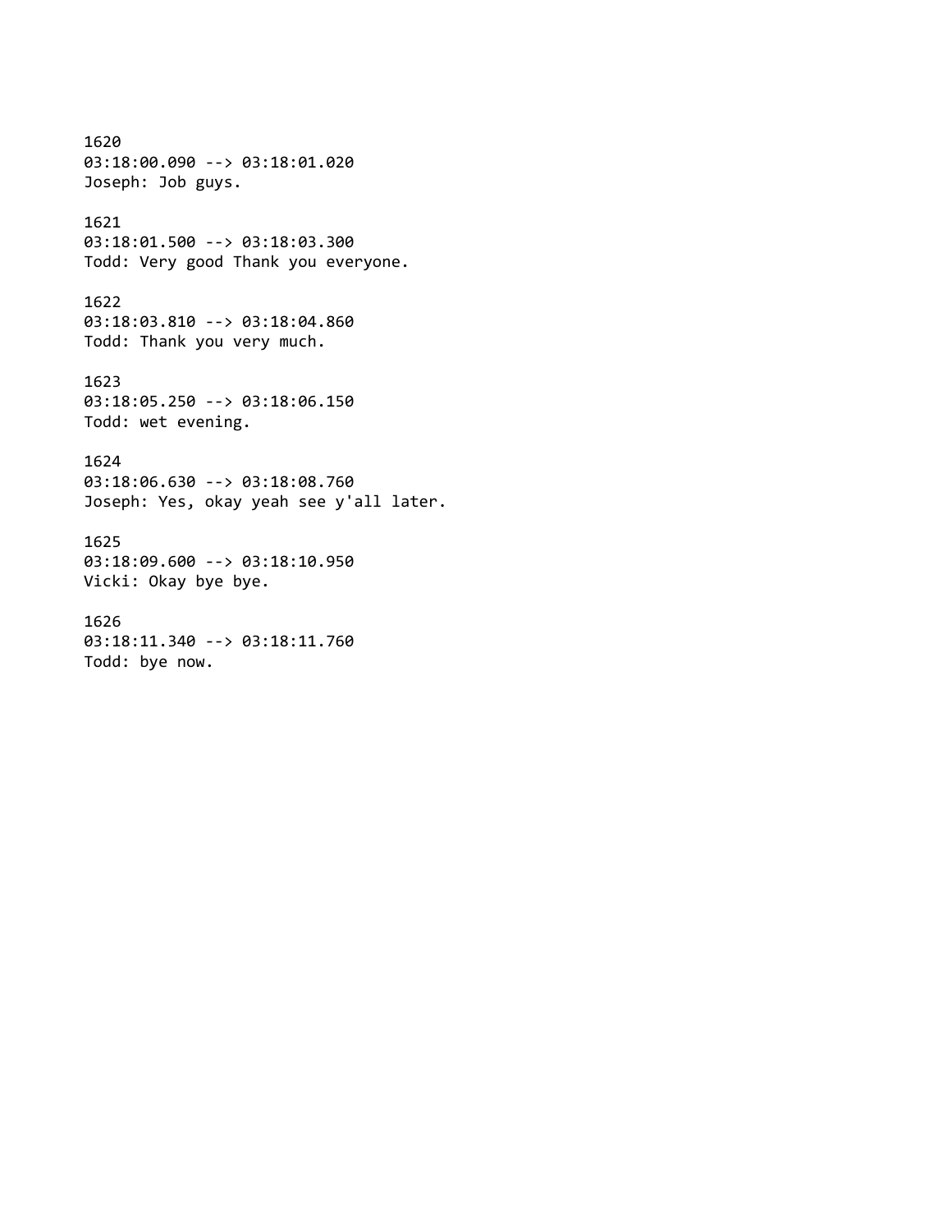1620
03:18:00.090 --> 03:18:01.020
Joseph: Job guys.

1621
03:18:01.500 --> 03:18:03.300
Todd: Very good Thank you everyone.

1622
03:18:03.810 --> 03:18:04.860
Todd: Thank you very much.

1623
03:18:05.250 --> 03:18:06.150
Todd: wet evening.

1624
03:18:06.630 --> 03:18:08.760
Joseph: Yes, okay yeah see y'all later.

1625
03:18:09.600 --> 03:18:10.950
Vicki: Okay bye bye.

1626
03:18:11.340 --> 03:18:11.760
Todd: bye now.